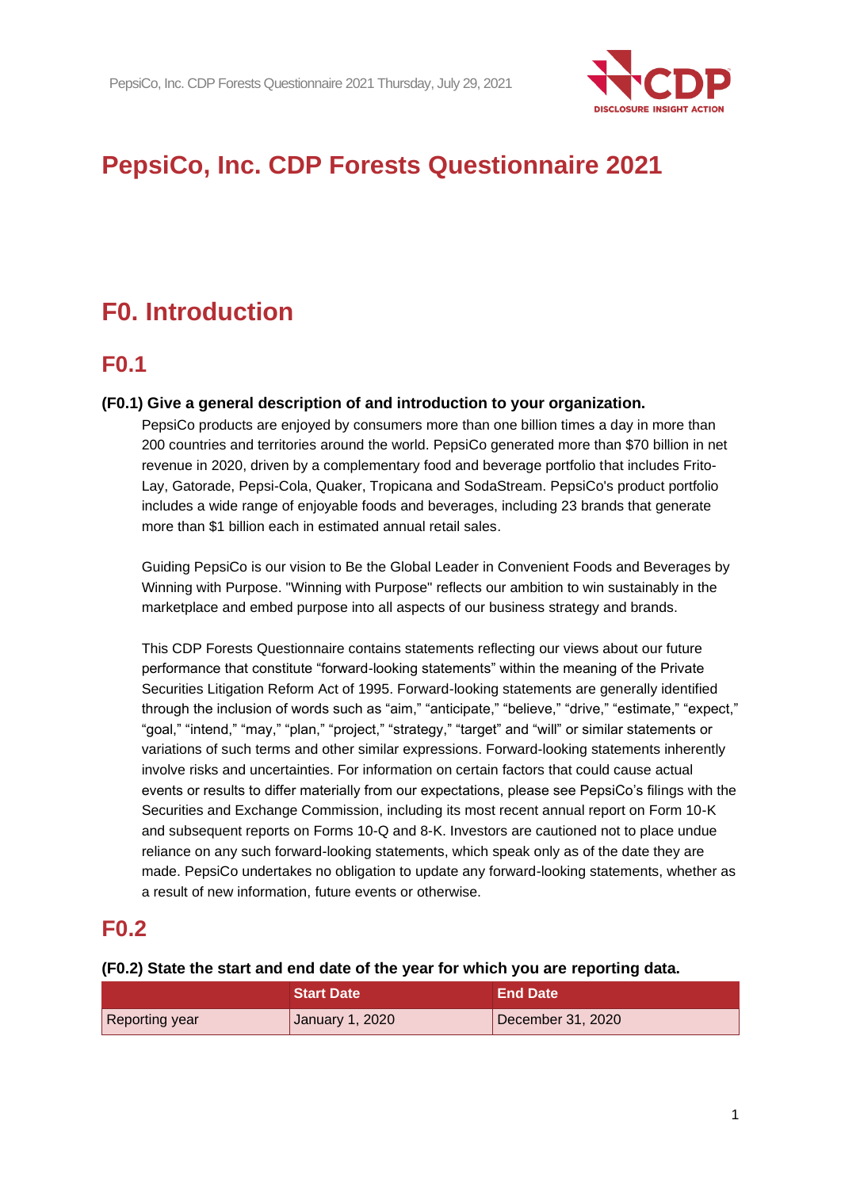# PepsiCo, Inc. CDP Forests Questionnaire 2021

## F0. Introduction

### F0.1

**(F0.1) Give a general description of and introduction to your organization.**

PepsiCo products are enjoyed by consumers more than one billion times a day in more than 200 countries and territories around the world. PepsiCo generated more than $70 billion in net revenue in 2020, driven by a complementary food and beverage portfolio that includes Frito-Lay, Gatorade, Pepsi-Cola, Quaker, Tropicana and SodaStream. PepsiCo's product portfolio includes a wide range of enjoyable foods and beverages, including 23 brands that generate more than $1 billion each in estimated annual retail sales.

Guiding PepsiCo is our vision to Be the Global Leader in Convenient Foods and Beverages by Winning with Purpose. "Winning with Purpose" reflects our ambition to win sustainably in the marketplace and embed purpose into all aspects of our business strategy and brands.

This CDP Forests Questionnaire contains statements reflecting our views about our future performance that constitute "forward-looking statements" within the meaning of the Private Securities Litigation Reform Act of 1995. Forward-looking statements are generally identified through the inclusion of words such as "aim," "anticipate," "believe," "drive," "estimate," "expect," "goal," "intend," "may," "plan," "project," "strategy," "target" and "will" or similar statements or variations of such terms and other similar expressions. Forward-looking statements inherently involve risks and uncertainties. For information on certain factors that could cause actual events or results to differ materially from our expectations, please see PepsiCo's filings with the Securities and Exchange Commission, including its most recent annual report on Form 10-K and subsequent reports on Forms 10-Q and 8-K. Investors are cautioned not to place undue reliance on any such forward-looking statements, which speak only as of the date they are made. PepsiCo undertakes no obligation to update any forward-looking statements, whether as a result of new information, future events or otherwise.

### F0.2

**(F0.2) State the start and end date of the year for which you are reporting data.**

| | Start Date | End Date |
|---|---|---|
| Reporting year | January 1, 2020 | December 31, 2020 |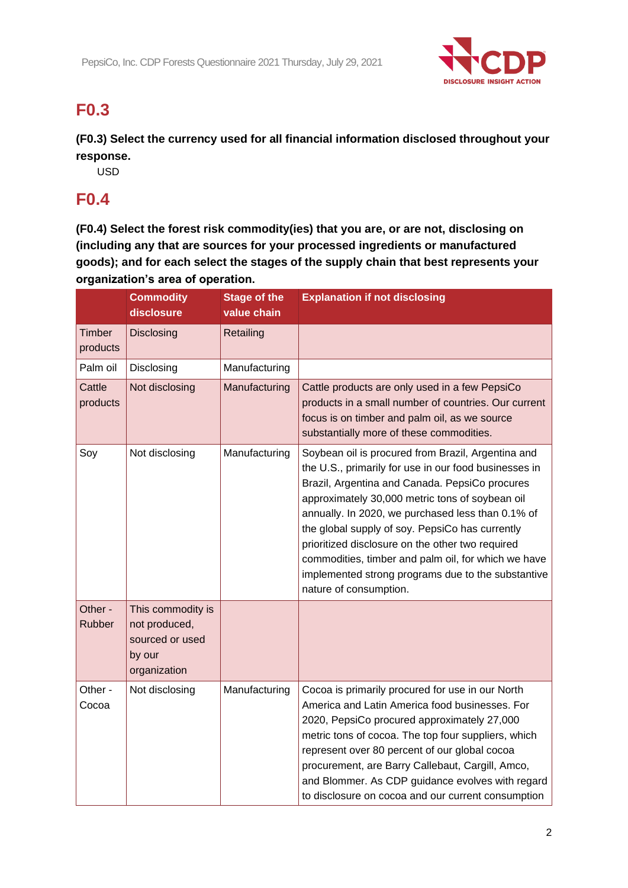## F0.3

**(F0.3) Select the currency used for all financial information disclosed throughout your response.**

USD

## F0.4

**(F0.4) Select the forest risk commodity(ies) that you are, or are not, disclosing on (including any that are sources for your processed ingredients or manufactured goods); and for each select the stages of the supply chain that best represents your organization's area of operation.**

| | Commodity disclosure | Stage of the value chain | Explanation if not disclosing |
|---|---|---|---|
| Timber products | Disclosing | Retailing | |
| Palm oil | Disclosing | Manufacturing | |
| Cattle products | Not disclosing | Manufacturing | Cattle products are only used in a few PepsiCo products in a small number of countries. Our current focus is on timber and palm oil, as we source substantially more of these commodities. |
| Soy | Not disclosing | Manufacturing | Soybean oil is procured from Brazil, Argentina and the U.S., primarily for use in our food businesses in Brazil, Argentina and Canada. PepsiCo procures approximately 30,000 metric tons of soybean oil annually. In 2020, we purchased less than 0.1% of the global supply of soy. PepsiCo has currently prioritized disclosure on the other two required commodities, timber and palm oil, for which we have implemented strong programs due to the substantive nature of consumption. |
| Other - Rubber | This commodity is not produced, sourced or used by our organization | | |
| Other - Cocoa | Not disclosing | Manufacturing | Cocoa is primarily procured for use in our North America and Latin America food businesses. For 2020, PepsiCo procured approximately 27,000 metric tons of cocoa. The top four suppliers, which represent over 80 percent of our global cocoa procurement, are Barry Callebaut, Cargill, Amco, and Blommer. As CDP guidance evolves with regard to disclosure on cocoa and our current consumption |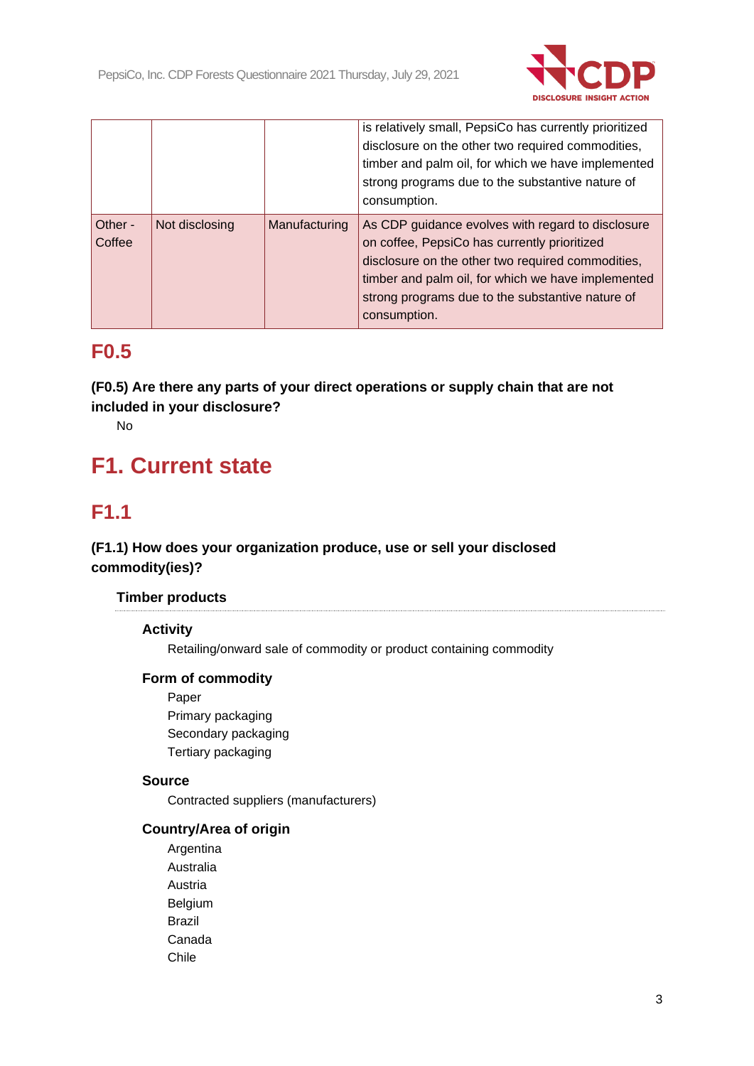| | | | is relatively small, PepsiCo has currently prioritized disclosure on the other two required commodities, timber and palm oil, for which we have implemented strong programs due to the substantive nature of consumption. |
|---|---|---|---|
| Other - Coffee | Not disclosing | Manufacturing | As CDP guidance evolves with regard to disclosure on coffee, PepsiCo has currently prioritized disclosure on the other two required commodities, timber and palm oil, for which we have implemented strong programs due to the substantive nature of consumption. |

## F0.5

**(F0.5) Are there any parts of your direct operations or supply chain that are not included in your disclosure?**

No

# F1. Current state

## F1.1

**(F1.1) How does your organization produce, use or sell your disclosed commodity(ies)?**

### Timber products

**Activity**

Retailing/onward sale of commodity or product containing commodity

**Form of commodity**

Paper
Primary packaging
Secondary packaging
Tertiary packaging

**Source**

Contracted suppliers (manufacturers)

**Country/Area of origin**

Argentina
Australia
Austria
Belgium
Brazil
Canada
Chile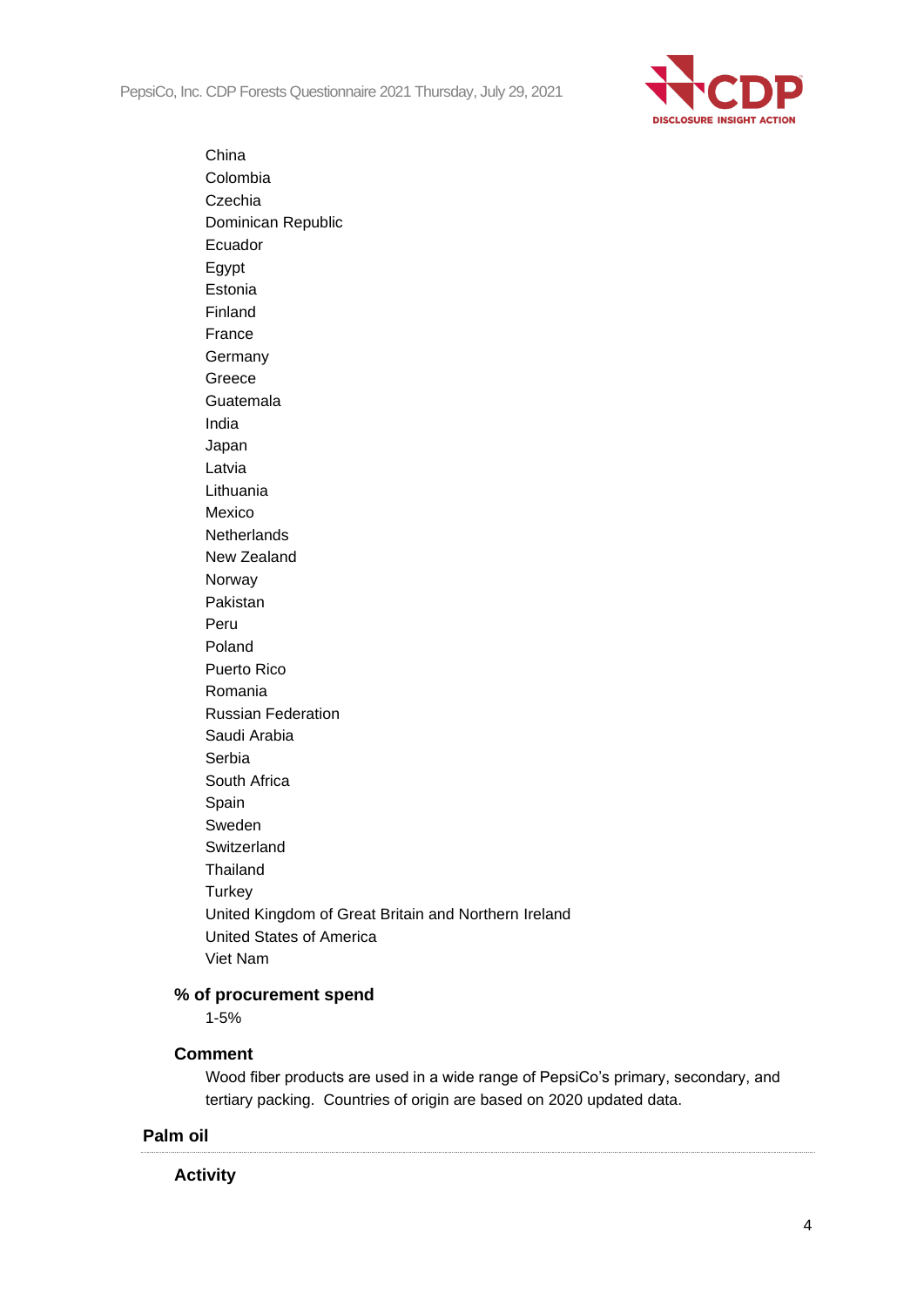China
Colombia
Czechia
Dominican Republic
Ecuador
Egypt
Estonia
Finland
France
Germany
Greece
Guatemala
India
Japan
Latvia
Lithuania
Mexico
Netherlands
New Zealand
Norway
Pakistan
Peru
Poland
Puerto Rico
Romania
Russian Federation
Saudi Arabia
Serbia
South Africa
Spain
Sweden
Switzerland
Thailand
Turkey
United Kingdom of Great Britain and Northern Ireland
United States of America
Viet Nam

**% of procurement spend**

1-5%

**Comment**

Wood fiber products are used in a wide range of PepsiCo's primary, secondary, and tertiary packing.  Countries of origin are based on 2020 updated data.

**Palm oil**

**Activity**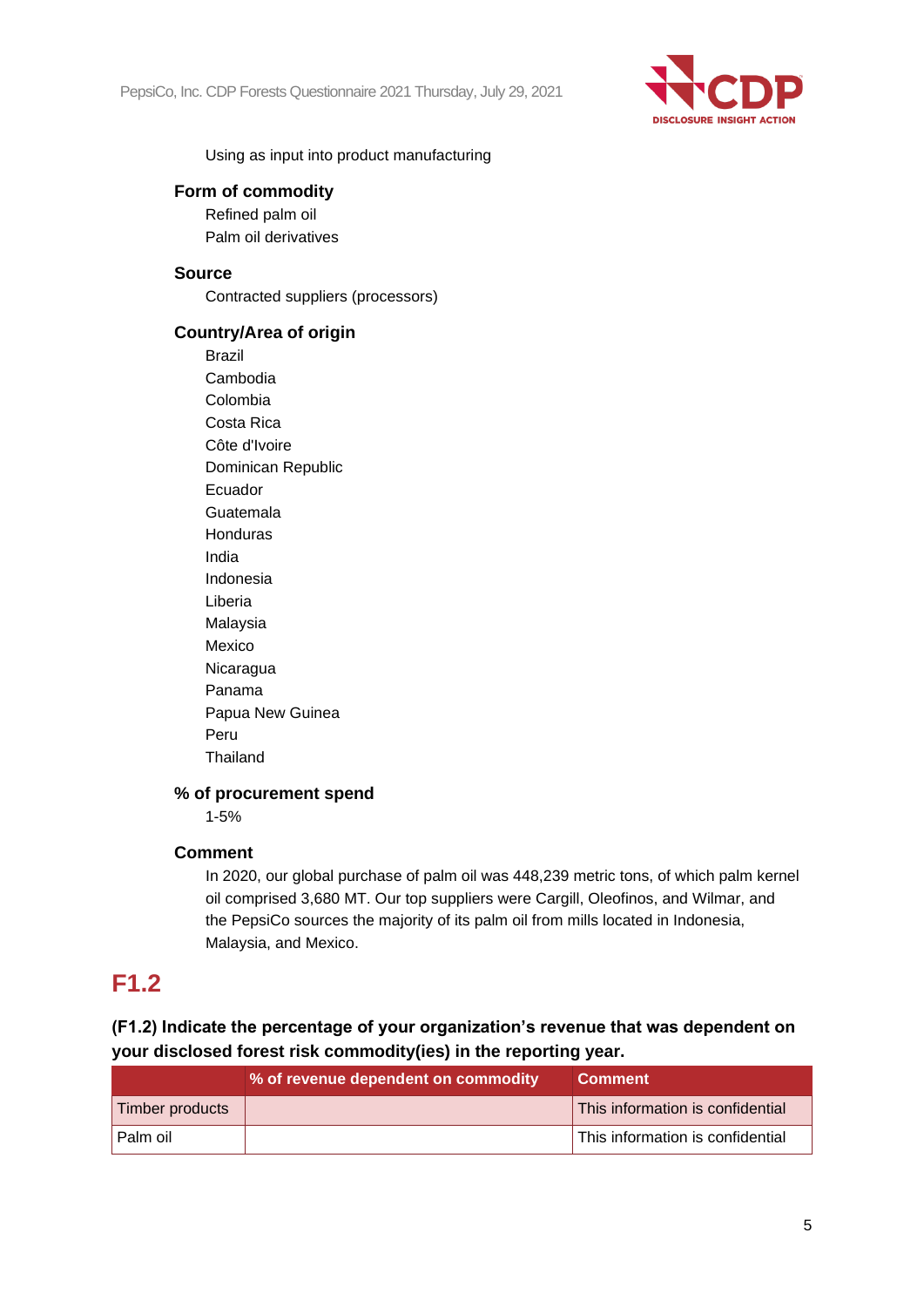Using as input into product manufacturing

**Form of commodity**

Refined palm oil
Palm oil derivatives

**Source**

Contracted suppliers (processors)

**Country/Area of origin**

Brazil
Cambodia
Colombia
Costa Rica
Côte d'Ivoire
Dominican Republic
Ecuador
Guatemala
Honduras
India
Indonesia
Liberia
Malaysia
Mexico
Nicaragua
Panama
Papua New Guinea
Peru
Thailand

**% of procurement spend**

1-5%

**Comment**

In 2020, our global purchase of palm oil was 448,239 metric tons, of which palm kernel oil comprised 3,680 MT. Our top suppliers were Cargill, Oleofinos, and Wilmar, and the PepsiCo sources the majority of its palm oil from mills located in Indonesia, Malaysia, and Mexico.

# F1.2

**(F1.2) Indicate the percentage of your organization's revenue that was dependent on your disclosed forest risk commodity(ies) in the reporting year.**

| | % of revenue dependent on commodity | Comment |
|---|---|---|
| Timber products | | This information is confidential |
| Palm oil | | This information is confidential |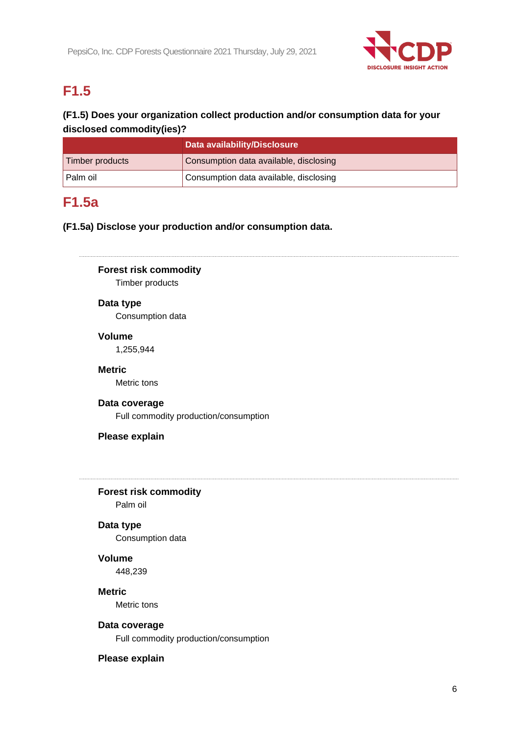## F1.5

**(F1.5) Does your organization collect production and/or consumption data for your disclosed commodity(ies)?**

| | Data availability/Disclosure |
|---|---|
| Timber products | Consumption data available, disclosing |
| Palm oil | Consumption data available, disclosing |

## F1.5a

**(F1.5a) Disclose your production and/or consumption data.**

---

**Forest risk commodity**
Timber products

**Data type**
Consumption data

**Volume**
1,255,944

**Metric**
Metric tons

**Data coverage**
Full commodity production/consumption

**Please explain**

---

**Forest risk commodity**
Palm oil

**Data type**
Consumption data

**Volume**
448,239

**Metric**
Metric tons

**Data coverage**
Full commodity production/consumption

**Please explain**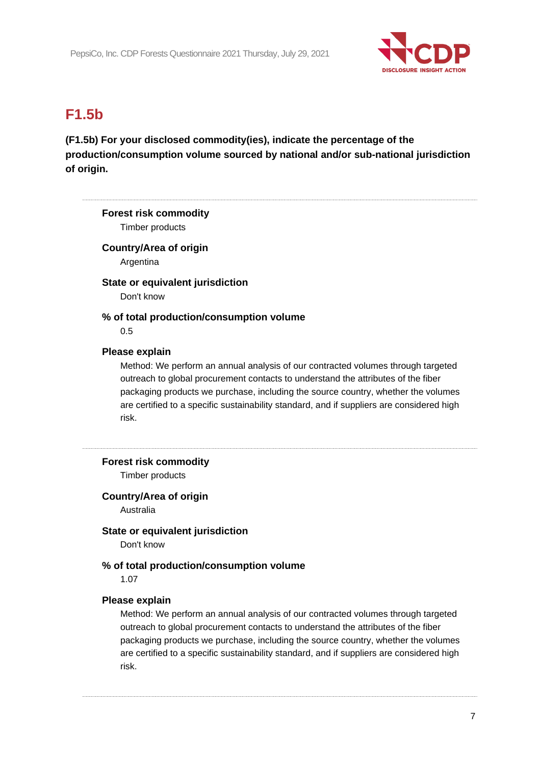## F1.5b

**(F1.5b) For your disclosed commodity(ies), indicate the percentage of the production/consumption volume sourced by national and/or sub-national jurisdiction of origin.**

---

**Forest risk commodity**

Timber products

**Country/Area of origin**

Argentina

**State or equivalent jurisdiction**

Don't know

**% of total production/consumption volume**

0.5

**Please explain**

Method: We perform an annual analysis of our contracted volumes through targeted outreach to global procurement contacts to understand the attributes of the fiber packaging products we purchase, including the source country, whether the volumes are certified to a specific sustainability standard, and if suppliers are considered high risk.

---

**Forest risk commodity**

Timber products

**Country/Area of origin**

Australia

**State or equivalent jurisdiction**

Don't know

**% of total production/consumption volume**

1.07

**Please explain**

Method: We perform an annual analysis of our contracted volumes through targeted outreach to global procurement contacts to understand the attributes of the fiber packaging products we purchase, including the source country, whether the volumes are certified to a specific sustainability standard, and if suppliers are considered high risk.

---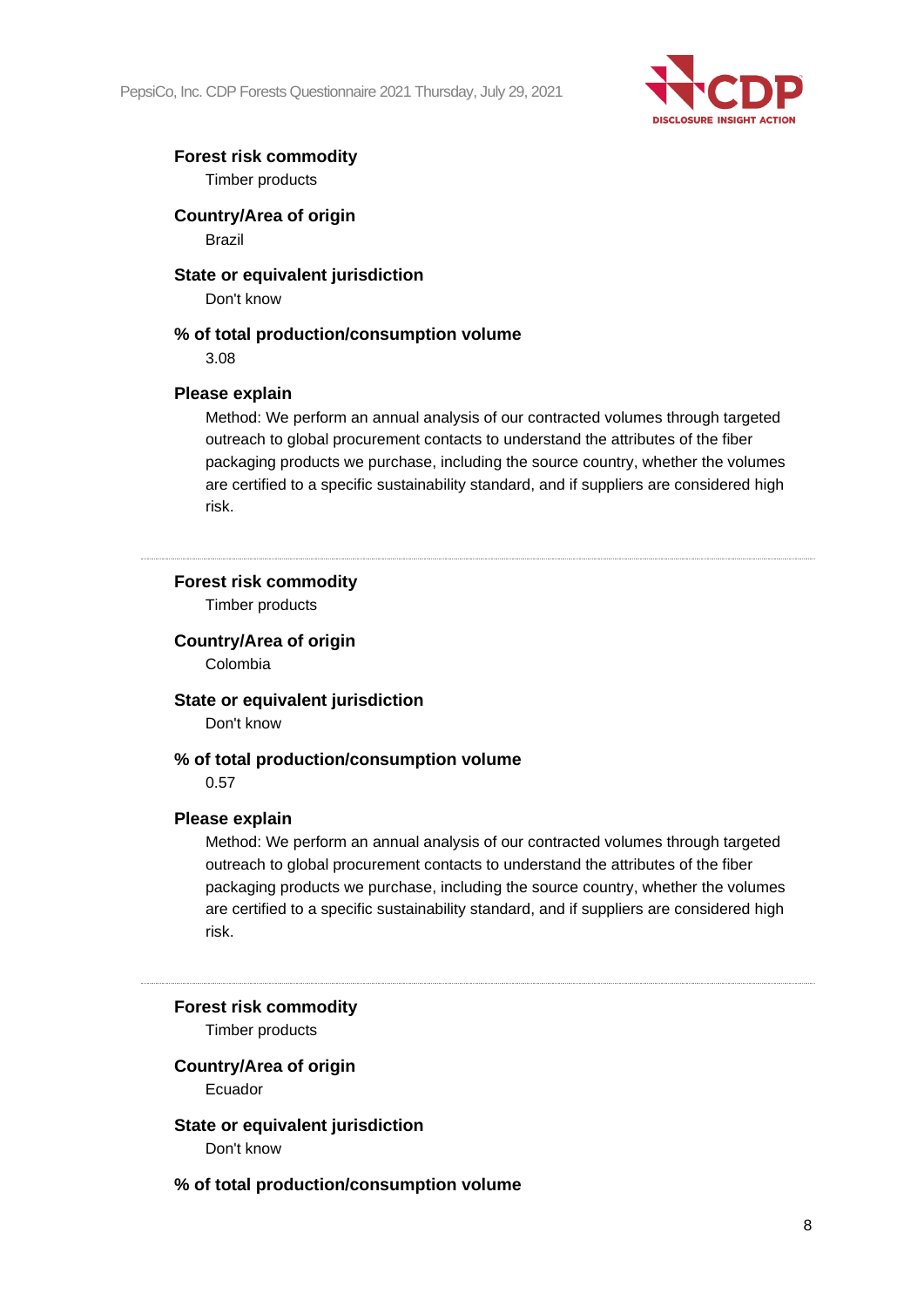**Forest risk commodity**
Timber products

**Country/Area of origin**
Brazil

**State or equivalent jurisdiction**
Don't know

**% of total production/consumption volume**
3.08

**Please explain**
Method: We perform an annual analysis of our contracted volumes through targeted outreach to global procurement contacts to understand the attributes of the fiber packaging products we purchase, including the source country, whether the volumes are certified to a specific sustainability standard, and if suppliers are considered high risk.

---

**Forest risk commodity**
Timber products

**Country/Area of origin**
Colombia

**State or equivalent jurisdiction**
Don't know

**% of total production/consumption volume**
0.57

**Please explain**
Method: We perform an annual analysis of our contracted volumes through targeted outreach to global procurement contacts to understand the attributes of the fiber packaging products we purchase, including the source country, whether the volumes are certified to a specific sustainability standard, and if suppliers are considered high risk.

---

**Forest risk commodity**
Timber products

**Country/Area of origin**
Ecuador

**State or equivalent jurisdiction**
Don't know

**% of total production/consumption volume**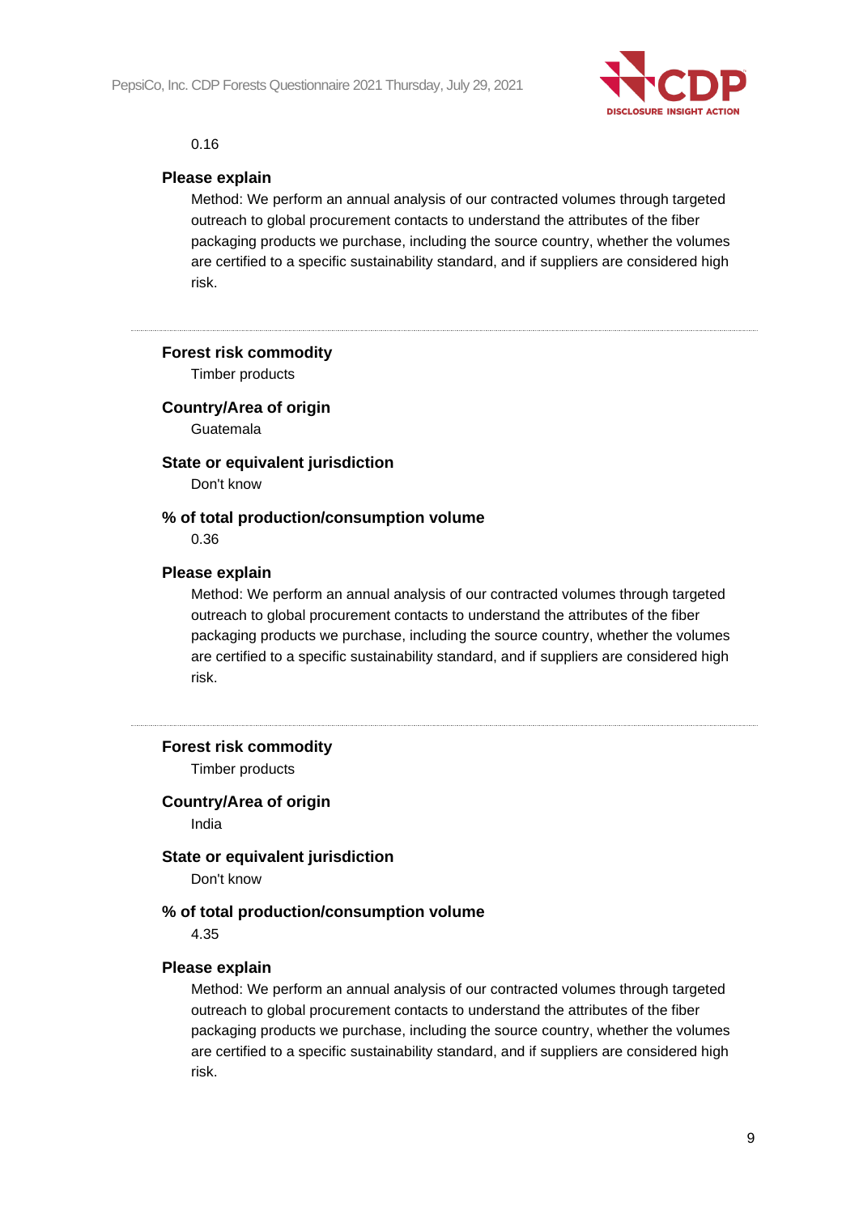0.16

**Please explain**

Method: We perform an annual analysis of our contracted volumes through targeted outreach to global procurement contacts to understand the attributes of the fiber packaging products we purchase, including the source country, whether the volumes are certified to a specific sustainability standard, and if suppliers are considered high risk.

---

**Forest risk commodity**

Timber products

**Country/Area of origin**

Guatemala

**State or equivalent jurisdiction**

Don't know

**% of total production/consumption volume**

0.36

**Please explain**

Method: We perform an annual analysis of our contracted volumes through targeted outreach to global procurement contacts to understand the attributes of the fiber packaging products we purchase, including the source country, whether the volumes are certified to a specific sustainability standard, and if suppliers are considered high risk.

---

**Forest risk commodity**

Timber products

**Country/Area of origin**

India

**State or equivalent jurisdiction**

Don't know

**% of total production/consumption volume**

4.35

**Please explain**

Method: We perform an annual analysis of our contracted volumes through targeted outreach to global procurement contacts to understand the attributes of the fiber packaging products we purchase, including the source country, whether the volumes are certified to a specific sustainability standard, and if suppliers are considered high risk.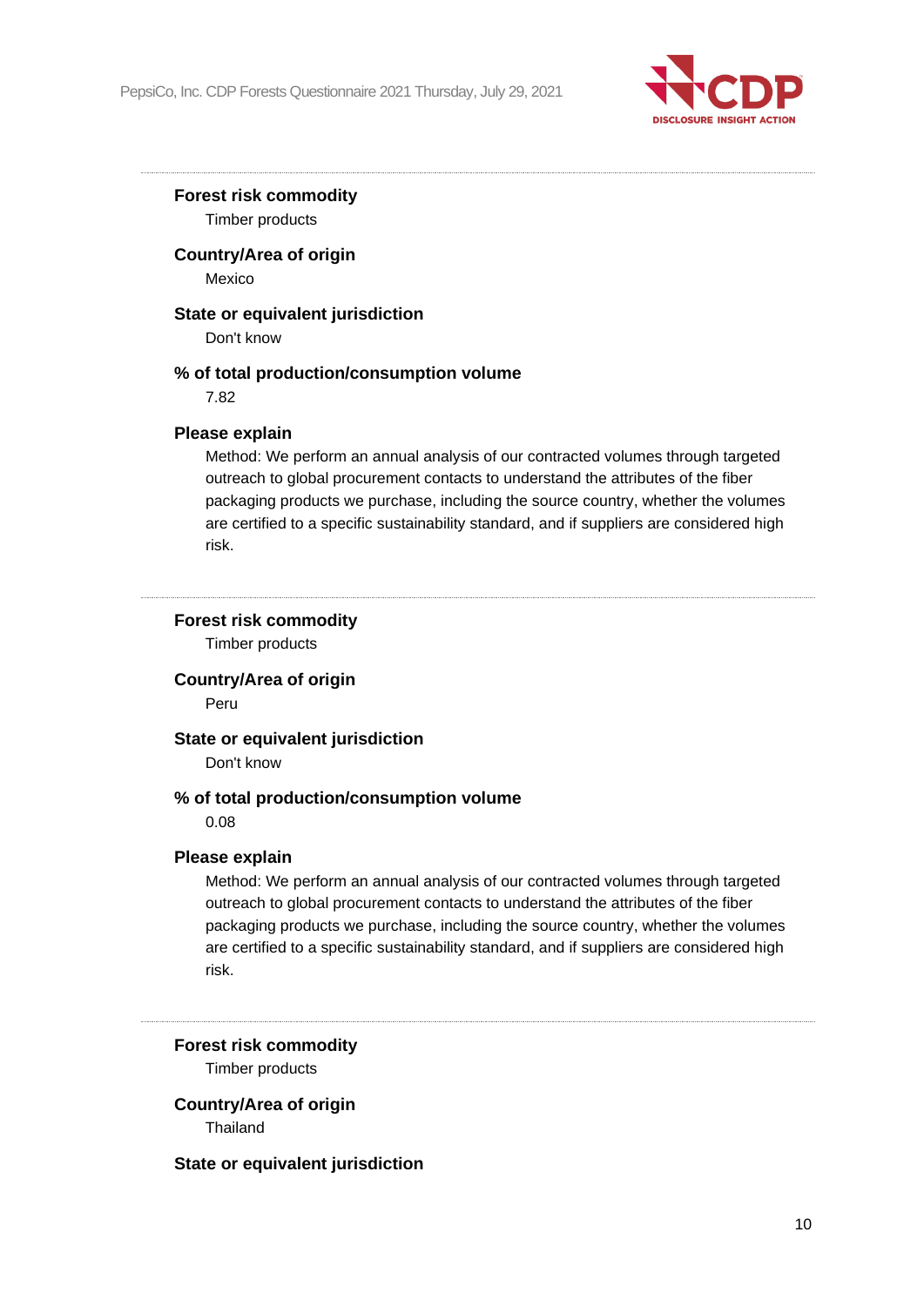**Forest risk commodity**

Timber products

**Country/Area of origin**

Mexico

**State or equivalent jurisdiction**

Don't know

**% of total production/consumption volume**

7.82

**Please explain**

Method: We perform an annual analysis of our contracted volumes through targeted outreach to global procurement contacts to understand the attributes of the fiber packaging products we purchase, including the source country, whether the volumes are certified to a specific sustainability standard, and if suppliers are considered high risk.

---

**Forest risk commodity**

Timber products

**Country/Area of origin**

Peru

**State or equivalent jurisdiction**

Don't know

**% of total production/consumption volume**

0.08

**Please explain**

Method: We perform an annual analysis of our contracted volumes through targeted outreach to global procurement contacts to understand the attributes of the fiber packaging products we purchase, including the source country, whether the volumes are certified to a specific sustainability standard, and if suppliers are considered high risk.

---

**Forest risk commodity**

Timber products

**Country/Area of origin**

Thailand

**State or equivalent jurisdiction**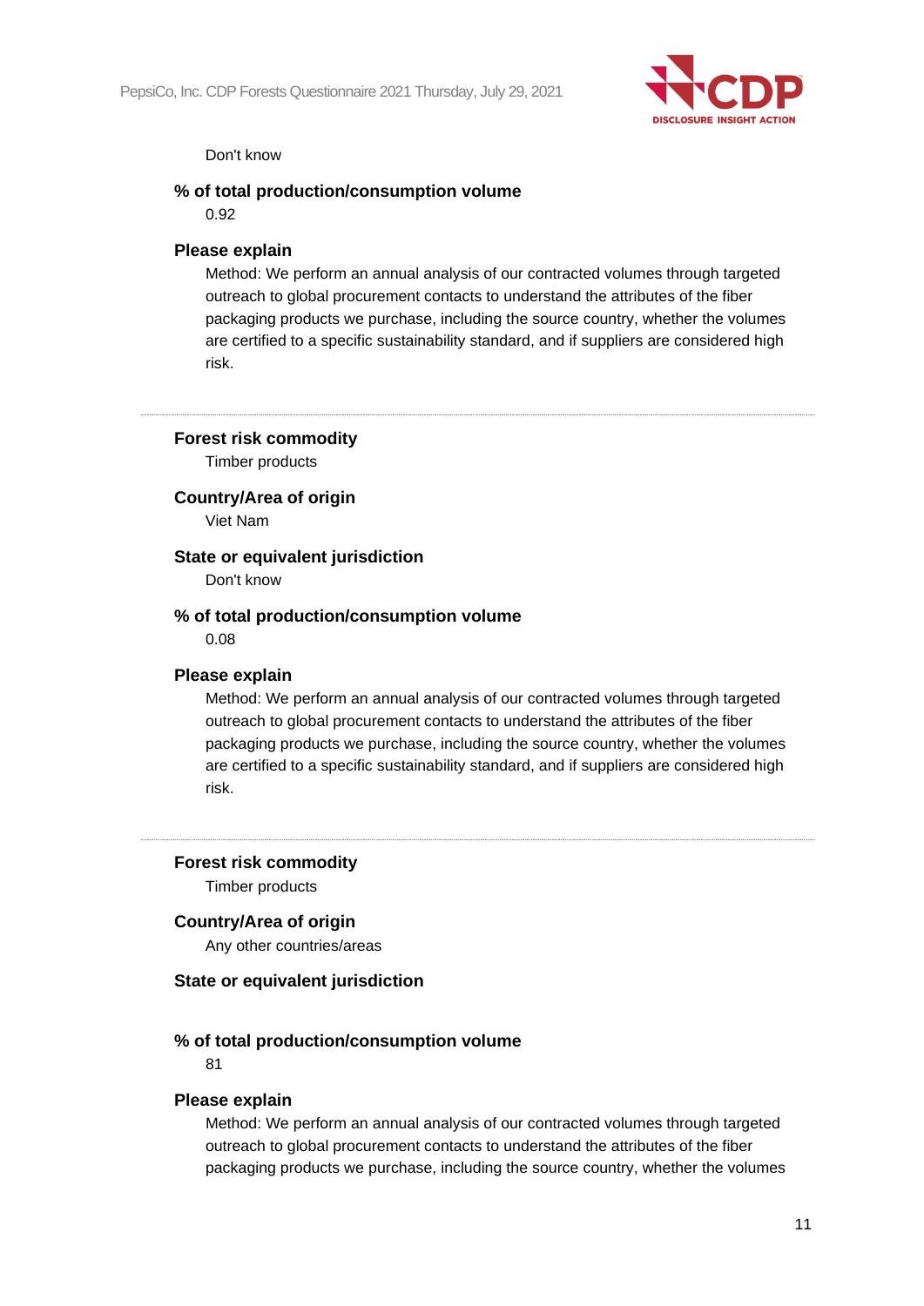Don't know

**% of total production/consumption volume**

0.92

**Please explain**

Method: We perform an annual analysis of our contracted volumes through targeted outreach to global procurement contacts to understand the attributes of the fiber packaging products we purchase, including the source country, whether the volumes are certified to a specific sustainability standard, and if suppliers are considered high risk.

---

**Forest risk commodity**

Timber products

**Country/Area of origin**

Viet Nam

**State or equivalent jurisdiction**

Don't know

**% of total production/consumption volume**

0.08

**Please explain**

Method: We perform an annual analysis of our contracted volumes through targeted outreach to global procurement contacts to understand the attributes of the fiber packaging products we purchase, including the source country, whether the volumes are certified to a specific sustainability standard, and if suppliers are considered high risk.

---

**Forest risk commodity**

Timber products

**Country/Area of origin**

Any other countries/areas

**State or equivalent jurisdiction**

**% of total production/consumption volume**

81

**Please explain**

Method: We perform an annual analysis of our contracted volumes through targeted outreach to global procurement contacts to understand the attributes of the fiber packaging products we purchase, including the source country, whether the volumes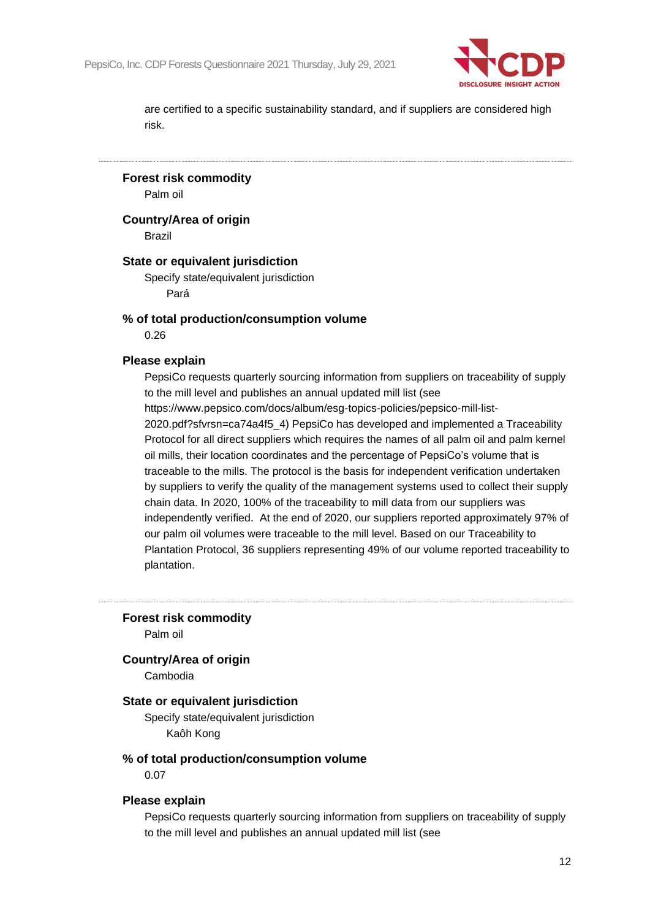are certified to a specific sustainability standard, and if suppliers are considered high risk.

---

**Forest risk commodity**

Palm oil

**Country/Area of origin**

Brazil

**State or equivalent jurisdiction**

Specify state/equivalent jurisdiction

Pará

**% of total production/consumption volume**

0.26

**Please explain**

PepsiCo requests quarterly sourcing information from suppliers on traceability of supply to the mill level and publishes an annual updated mill list (see https://www.pepsico.com/docs/album/esg-topics-policies/pepsico-mill-list-2020.pdf?sfvrsn=ca74a4f5_4) PepsiCo has developed and implemented a Traceability Protocol for all direct suppliers which requires the names of all palm oil and palm kernel oil mills, their location coordinates and the percentage of PepsiCo's volume that is traceable to the mills. The protocol is the basis for independent verification undertaken by suppliers to verify the quality of the management systems used to collect their supply chain data. In 2020, 100% of the traceability to mill data from our suppliers was independently verified. At the end of 2020, our suppliers reported approximately 97% of our palm oil volumes were traceable to the mill level. Based on our Traceability to Plantation Protocol, 36 suppliers representing 49% of our volume reported traceability to plantation.

---

**Forest risk commodity**

Palm oil

**Country/Area of origin**

Cambodia

**State or equivalent jurisdiction**

Specify state/equivalent jurisdiction

Kaôh Kong

**% of total production/consumption volume**

0.07

**Please explain**

PepsiCo requests quarterly sourcing information from suppliers on traceability of supply to the mill level and publishes an annual updated mill list (see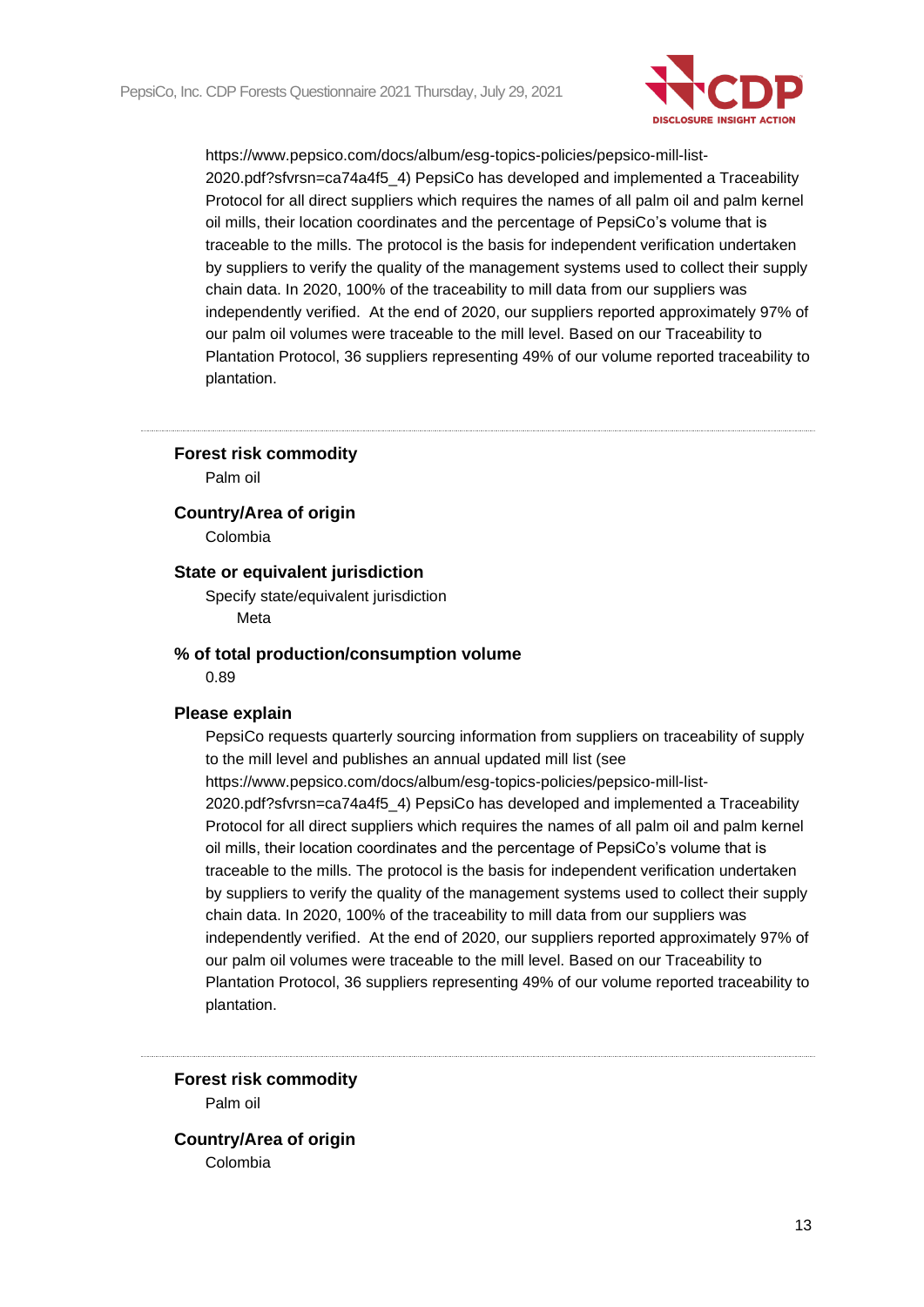https://www.pepsico.com/docs/album/esg-topics-policies/pepsico-mill-list-2020.pdf?sfvrsn=ca74a4f5_4) PepsiCo has developed and implemented a Traceability Protocol for all direct suppliers which requires the names of all palm oil and palm kernel oil mills, their location coordinates and the percentage of PepsiCo's volume that is traceable to the mills. The protocol is the basis for independent verification undertaken by suppliers to verify the quality of the management systems used to collect their supply chain data. In 2020, 100% of the traceability to mill data from our suppliers was independently verified. At the end of 2020, our suppliers reported approximately 97% of our palm oil volumes were traceable to the mill level. Based on our Traceability to Plantation Protocol, 36 suppliers representing 49% of our volume reported traceability to plantation.

---

**Forest risk commodity**

Palm oil

**Country/Area of origin**

Colombia

**State or equivalent jurisdiction**

Specify state/equivalent jurisdiction

Meta

**% of total production/consumption volume**

0.89

**Please explain**

PepsiCo requests quarterly sourcing information from suppliers on traceability of supply to the mill level and publishes an annual updated mill list (see https://www.pepsico.com/docs/album/esg-topics-policies/pepsico-mill-list-2020.pdf?sfvrsn=ca74a4f5_4) PepsiCo has developed and implemented a Traceability Protocol for all direct suppliers which requires the names of all palm oil and palm kernel oil mills, their location coordinates and the percentage of PepsiCo's volume that is traceable to the mills. The protocol is the basis for independent verification undertaken by suppliers to verify the quality of the management systems used to collect their supply chain data. In 2020, 100% of the traceability to mill data from our suppliers was independently verified. At the end of 2020, our suppliers reported approximately 97% of our palm oil volumes were traceable to the mill level. Based on our Traceability to Plantation Protocol, 36 suppliers representing 49% of our volume reported traceability to plantation.

---

**Forest risk commodity**

Palm oil

**Country/Area of origin**

Colombia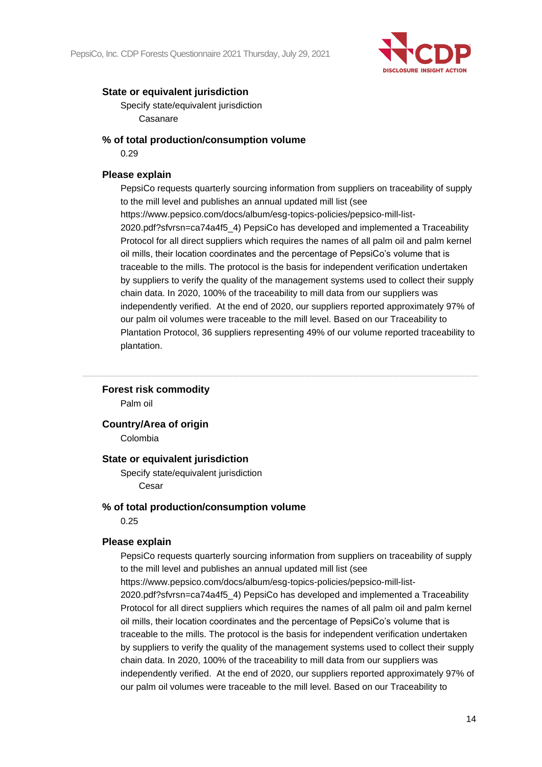**State or equivalent jurisdiction**

Specify state/equivalent jurisdiction

Casanare

**% of total production/consumption volume**

0.29

**Please explain**

PepsiCo requests quarterly sourcing information from suppliers on traceability of supply to the mill level and publishes an annual updated mill list (see https://www.pepsico.com/docs/album/esg-topics-policies/pepsico-mill-list-2020.pdf?sfvrsn=ca74a4f5_4) PepsiCo has developed and implemented a Traceability Protocol for all direct suppliers which requires the names of all palm oil and palm kernel oil mills, their location coordinates and the percentage of PepsiCo's volume that is traceable to the mills. The protocol is the basis for independent verification undertaken by suppliers to verify the quality of the management systems used to collect their supply chain data. In 2020, 100% of the traceability to mill data from our suppliers was independently verified. At the end of 2020, our suppliers reported approximately 97% of our palm oil volumes were traceable to the mill level. Based on our Traceability to Plantation Protocol, 36 suppliers representing 49% of our volume reported traceability to plantation.

---

**Forest risk commodity**

Palm oil

**Country/Area of origin**

Colombia

**State or equivalent jurisdiction**

Specify state/equivalent jurisdiction

Cesar

**% of total production/consumption volume**

0.25

**Please explain**

PepsiCo requests quarterly sourcing information from suppliers on traceability of supply to the mill level and publishes an annual updated mill list (see https://www.pepsico.com/docs/album/esg-topics-policies/pepsico-mill-list-2020.pdf?sfvrsn=ca74a4f5_4) PepsiCo has developed and implemented a Traceability Protocol for all direct suppliers which requires the names of all palm oil and palm kernel oil mills, their location coordinates and the percentage of PepsiCo's volume that is traceable to the mills. The protocol is the basis for independent verification undertaken by suppliers to verify the quality of the management systems used to collect their supply chain data. In 2020, 100% of the traceability to mill data from our suppliers was independently verified. At the end of 2020, our suppliers reported approximately 97% of our palm oil volumes were traceable to the mill level. Based on our Traceability to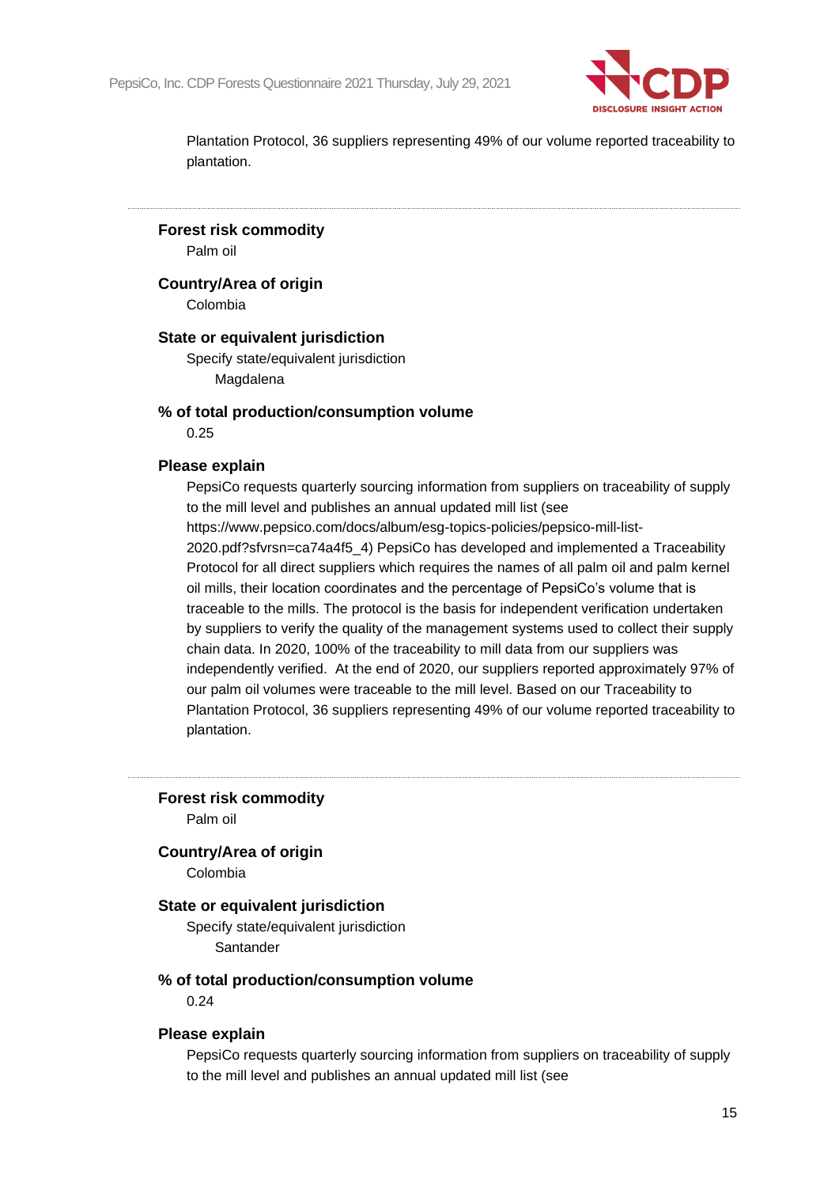Plantation Protocol, 36 suppliers representing 49% of our volume reported traceability to plantation.

---

**Forest risk commodity**

Palm oil

**Country/Area of origin**

Colombia

**State or equivalent jurisdiction**

Specify state/equivalent jurisdiction

Magdalena

**% of total production/consumption volume**

0.25

**Please explain**

PepsiCo requests quarterly sourcing information from suppliers on traceability of supply to the mill level and publishes an annual updated mill list (see https://www.pepsico.com/docs/album/esg-topics-policies/pepsico-mill-list-2020.pdf?sfvrsn=ca74a4f5_4) PepsiCo has developed and implemented a Traceability Protocol for all direct suppliers which requires the names of all palm oil and palm kernel oil mills, their location coordinates and the percentage of PepsiCo's volume that is traceable to the mills. The protocol is the basis for independent verification undertaken by suppliers to verify the quality of the management systems used to collect their supply chain data. In 2020, 100% of the traceability to mill data from our suppliers was independently verified. At the end of 2020, our suppliers reported approximately 97% of our palm oil volumes were traceable to the mill level. Based on our Traceability to Plantation Protocol, 36 suppliers representing 49% of our volume reported traceability to plantation.

---

**Forest risk commodity**

Palm oil

**Country/Area of origin**

Colombia

**State or equivalent jurisdiction**

Specify state/equivalent jurisdiction

Santander

**% of total production/consumption volume**

0.24

**Please explain**

PepsiCo requests quarterly sourcing information from suppliers on traceability of supply to the mill level and publishes an annual updated mill list (see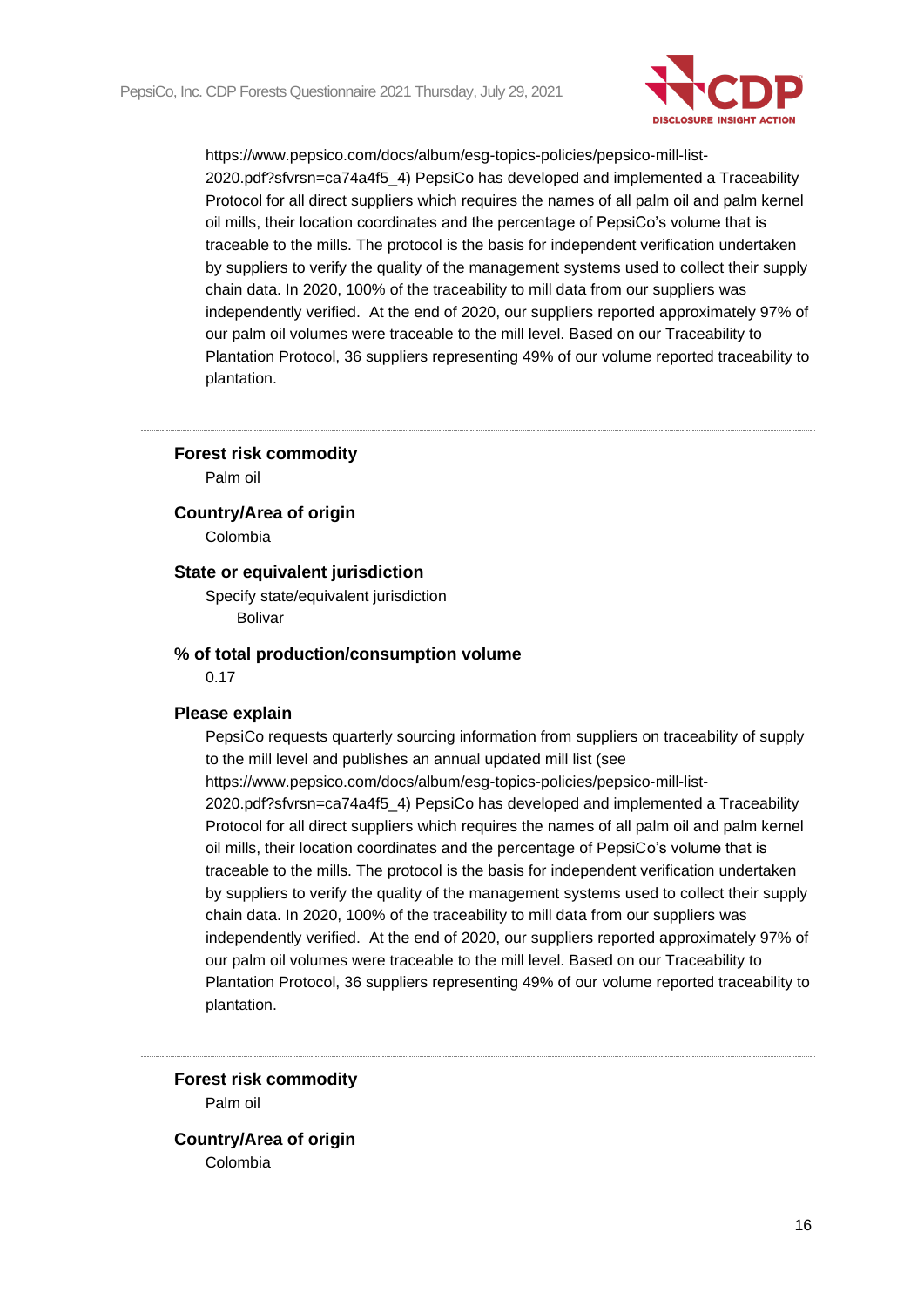https://www.pepsico.com/docs/album/esg-topics-policies/pepsico-mill-list-2020.pdf?sfvrsn=ca74a4f5_4) PepsiCo has developed and implemented a Traceability Protocol for all direct suppliers which requires the names of all palm oil and palm kernel oil mills, their location coordinates and the percentage of PepsiCo's volume that is traceable to the mills. The protocol is the basis for independent verification undertaken by suppliers to verify the quality of the management systems used to collect their supply chain data. In 2020, 100% of the traceability to mill data from our suppliers was independently verified. At the end of 2020, our suppliers reported approximately 97% of our palm oil volumes were traceable to the mill level. Based on our Traceability to Plantation Protocol, 36 suppliers representing 49% of our volume reported traceability to plantation.

---

**Forest risk commodity**

Palm oil

**Country/Area of origin**

Colombia

**State or equivalent jurisdiction**

Specify state/equivalent jurisdiction

Bolivar

**% of total production/consumption volume**

0.17

**Please explain**

PepsiCo requests quarterly sourcing information from suppliers on traceability of supply to the mill level and publishes an annual updated mill list (see https://www.pepsico.com/docs/album/esg-topics-policies/pepsico-mill-list-2020.pdf?sfvrsn=ca74a4f5_4) PepsiCo has developed and implemented a Traceability Protocol for all direct suppliers which requires the names of all palm oil and palm kernel oil mills, their location coordinates and the percentage of PepsiCo's volume that is traceable to the mills. The protocol is the basis for independent verification undertaken by suppliers to verify the quality of the management systems used to collect their supply chain data. In 2020, 100% of the traceability to mill data from our suppliers was independently verified. At the end of 2020, our suppliers reported approximately 97% of our palm oil volumes were traceable to the mill level. Based on our Traceability to Plantation Protocol, 36 suppliers representing 49% of our volume reported traceability to plantation.

---

**Forest risk commodity**

Palm oil

**Country/Area of origin**

Colombia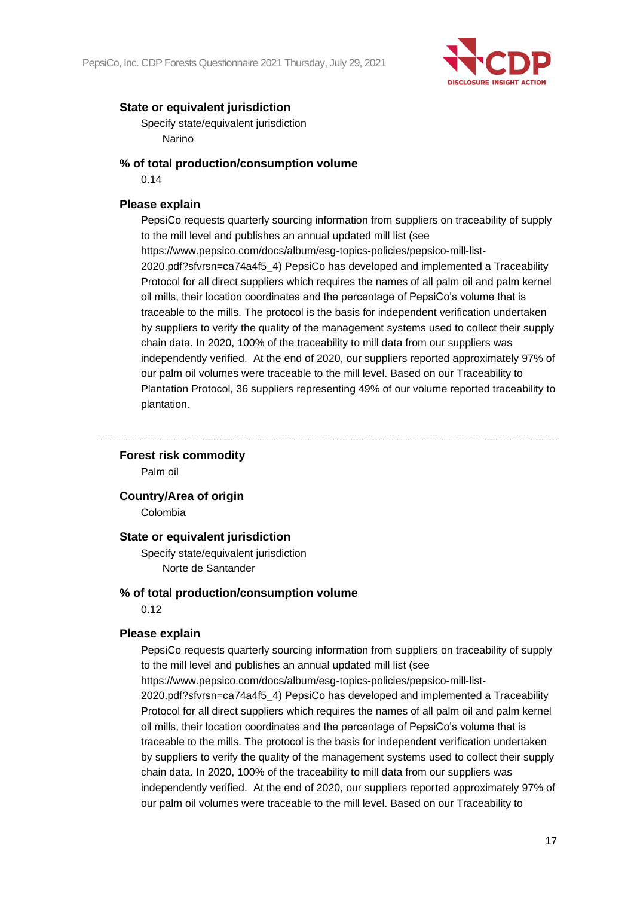**State or equivalent jurisdiction**

Specify state/equivalent jurisdiction

Narino

**% of total production/consumption volume**

0.14

**Please explain**

PepsiCo requests quarterly sourcing information from suppliers on traceability of supply to the mill level and publishes an annual updated mill list (see https://www.pepsico.com/docs/album/esg-topics-policies/pepsico-mill-list-2020.pdf?sfvrsn=ca74a4f5_4) PepsiCo has developed and implemented a Traceability Protocol for all direct suppliers which requires the names of all palm oil and palm kernel oil mills, their location coordinates and the percentage of PepsiCo's volume that is traceable to the mills. The protocol is the basis for independent verification undertaken by suppliers to verify the quality of the management systems used to collect their supply chain data. In 2020, 100% of the traceability to mill data from our suppliers was independently verified. At the end of 2020, our suppliers reported approximately 97% of our palm oil volumes were traceable to the mill level. Based on our Traceability to Plantation Protocol, 36 suppliers representing 49% of our volume reported traceability to plantation.

---

**Forest risk commodity**

Palm oil

**Country/Area of origin**

Colombia

**State or equivalent jurisdiction**

Specify state/equivalent jurisdiction

Norte de Santander

**% of total production/consumption volume**

0.12

**Please explain**

PepsiCo requests quarterly sourcing information from suppliers on traceability of supply to the mill level and publishes an annual updated mill list (see https://www.pepsico.com/docs/album/esg-topics-policies/pepsico-mill-list-2020.pdf?sfvrsn=ca74a4f5_4) PepsiCo has developed and implemented a Traceability Protocol for all direct suppliers which requires the names of all palm oil and palm kernel oil mills, their location coordinates and the percentage of PepsiCo's volume that is traceable to the mills. The protocol is the basis for independent verification undertaken by suppliers to verify the quality of the management systems used to collect their supply chain data. In 2020, 100% of the traceability to mill data from our suppliers was independently verified. At the end of 2020, our suppliers reported approximately 97% of our palm oil volumes were traceable to the mill level. Based on our Traceability to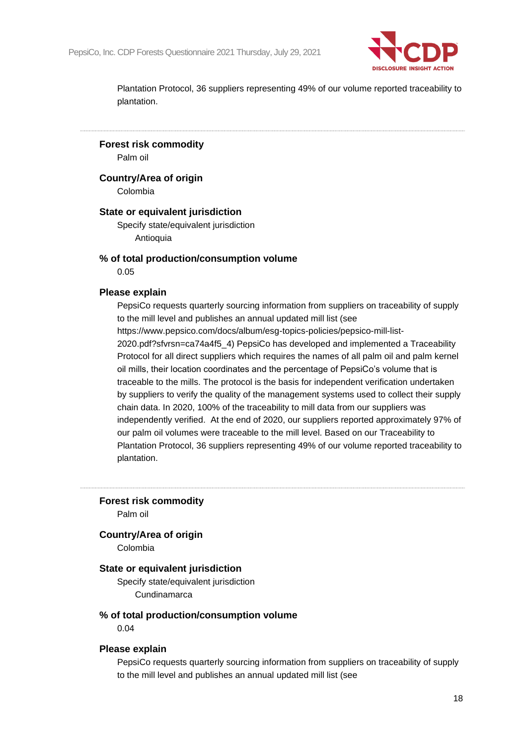Plantation Protocol, 36 suppliers representing 49% of our volume reported traceability to plantation.

---

**Forest risk commodity**

Palm oil

**Country/Area of origin**

Colombia

**State or equivalent jurisdiction**

Specify state/equivalent jurisdiction

Antioquia

**% of total production/consumption volume**

0.05

**Please explain**

PepsiCo requests quarterly sourcing information from suppliers on traceability of supply to the mill level and publishes an annual updated mill list (see https://www.pepsico.com/docs/album/esg-topics-policies/pepsico-mill-list-2020.pdf?sfvrsn=ca74a4f5_4) PepsiCo has developed and implemented a Traceability Protocol for all direct suppliers which requires the names of all palm oil and palm kernel oil mills, their location coordinates and the percentage of PepsiCo's volume that is traceable to the mills. The protocol is the basis for independent verification undertaken by suppliers to verify the quality of the management systems used to collect their supply chain data. In 2020, 100% of the traceability to mill data from our suppliers was independently verified. At the end of 2020, our suppliers reported approximately 97% of our palm oil volumes were traceable to the mill level. Based on our Traceability to Plantation Protocol, 36 suppliers representing 49% of our volume reported traceability to plantation.

---

**Forest risk commodity**

Palm oil

**Country/Area of origin**

Colombia

**State or equivalent jurisdiction**

Specify state/equivalent jurisdiction

Cundinamarca

**% of total production/consumption volume**

0.04

**Please explain**

PepsiCo requests quarterly sourcing information from suppliers on traceability of supply to the mill level and publishes an annual updated mill list (see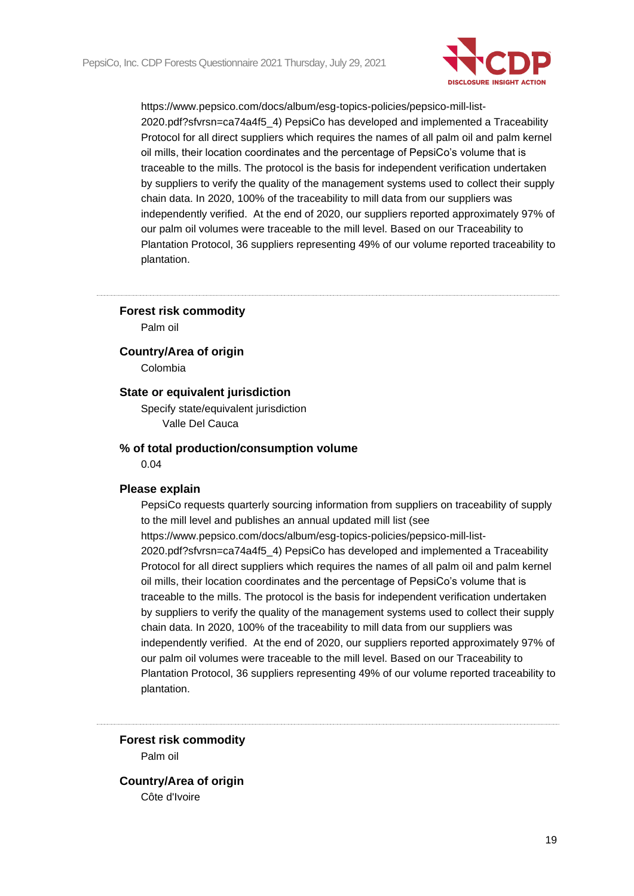https://www.pepsico.com/docs/album/esg-topics-policies/pepsico-mill-list-2020.pdf?sfvrsn=ca74a4f5_4) PepsiCo has developed and implemented a Traceability Protocol for all direct suppliers which requires the names of all palm oil and palm kernel oil mills, their location coordinates and the percentage of PepsiCo's volume that is traceable to the mills. The protocol is the basis for independent verification undertaken by suppliers to verify the quality of the management systems used to collect their supply chain data. In 2020, 100% of the traceability to mill data from our suppliers was independently verified. At the end of 2020, our suppliers reported approximately 97% of our palm oil volumes were traceable to the mill level. Based on our Traceability to Plantation Protocol, 36 suppliers representing 49% of our volume reported traceability to plantation.

---

**Forest risk commodity**

Palm oil

**Country/Area of origin**

Colombia

**State or equivalent jurisdiction**

Specify state/equivalent jurisdiction

Valle Del Cauca

**% of total production/consumption volume**

0.04

**Please explain**

PepsiCo requests quarterly sourcing information from suppliers on traceability of supply to the mill level and publishes an annual updated mill list (see https://www.pepsico.com/docs/album/esg-topics-policies/pepsico-mill-list-2020.pdf?sfvrsn=ca74a4f5_4) PepsiCo has developed and implemented a Traceability Protocol for all direct suppliers which requires the names of all palm oil and palm kernel oil mills, their location coordinates and the percentage of PepsiCo's volume that is traceable to the mills. The protocol is the basis for independent verification undertaken by suppliers to verify the quality of the management systems used to collect their supply chain data. In 2020, 100% of the traceability to mill data from our suppliers was independently verified. At the end of 2020, our suppliers reported approximately 97% of our palm oil volumes were traceable to the mill level. Based on our Traceability to Plantation Protocol, 36 suppliers representing 49% of our volume reported traceability to plantation.

---

**Forest risk commodity**

Palm oil

**Country/Area of origin**

Côte d'Ivoire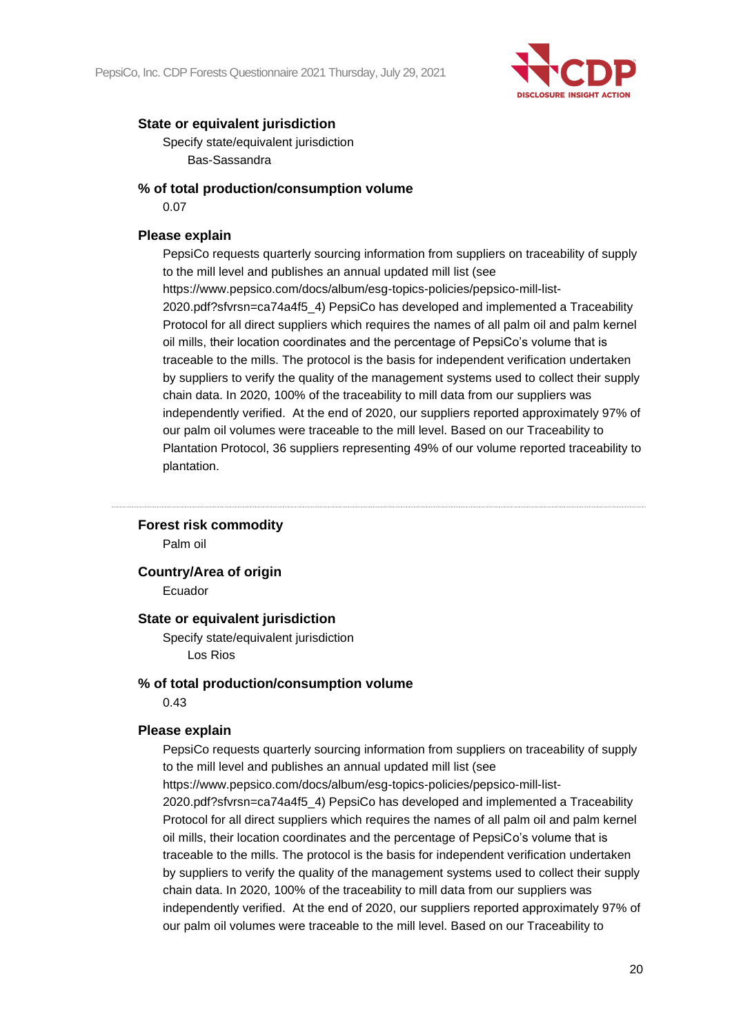**State or equivalent jurisdiction**

Specify state/equivalent jurisdiction

Bas-Sassandra

**% of total production/consumption volume**

0.07

**Please explain**

PepsiCo requests quarterly sourcing information from suppliers on traceability of supply to the mill level and publishes an annual updated mill list (see https://www.pepsico.com/docs/album/esg-topics-policies/pepsico-mill-list-2020.pdf?sfvrsn=ca74a4f5_4) PepsiCo has developed and implemented a Traceability Protocol for all direct suppliers which requires the names of all palm oil and palm kernel oil mills, their location coordinates and the percentage of PepsiCo's volume that is traceable to the mills. The protocol is the basis for independent verification undertaken by suppliers to verify the quality of the management systems used to collect their supply chain data. In 2020, 100% of the traceability to mill data from our suppliers was independently verified. At the end of 2020, our suppliers reported approximately 97% of our palm oil volumes were traceable to the mill level. Based on our Traceability to Plantation Protocol, 36 suppliers representing 49% of our volume reported traceability to plantation.

---

**Forest risk commodity**

Palm oil

**Country/Area of origin**

Ecuador

**State or equivalent jurisdiction**

Specify state/equivalent jurisdiction

Los Rios

**% of total production/consumption volume**

0.43

**Please explain**

PepsiCo requests quarterly sourcing information from suppliers on traceability of supply to the mill level and publishes an annual updated mill list (see https://www.pepsico.com/docs/album/esg-topics-policies/pepsico-mill-list-2020.pdf?sfvrsn=ca74a4f5_4) PepsiCo has developed and implemented a Traceability Protocol for all direct suppliers which requires the names of all palm oil and palm kernel oil mills, their location coordinates and the percentage of PepsiCo's volume that is traceable to the mills. The protocol is the basis for independent verification undertaken by suppliers to verify the quality of the management systems used to collect their supply chain data. In 2020, 100% of the traceability to mill data from our suppliers was independently verified. At the end of 2020, our suppliers reported approximately 97% of our palm oil volumes were traceable to the mill level. Based on our Traceability to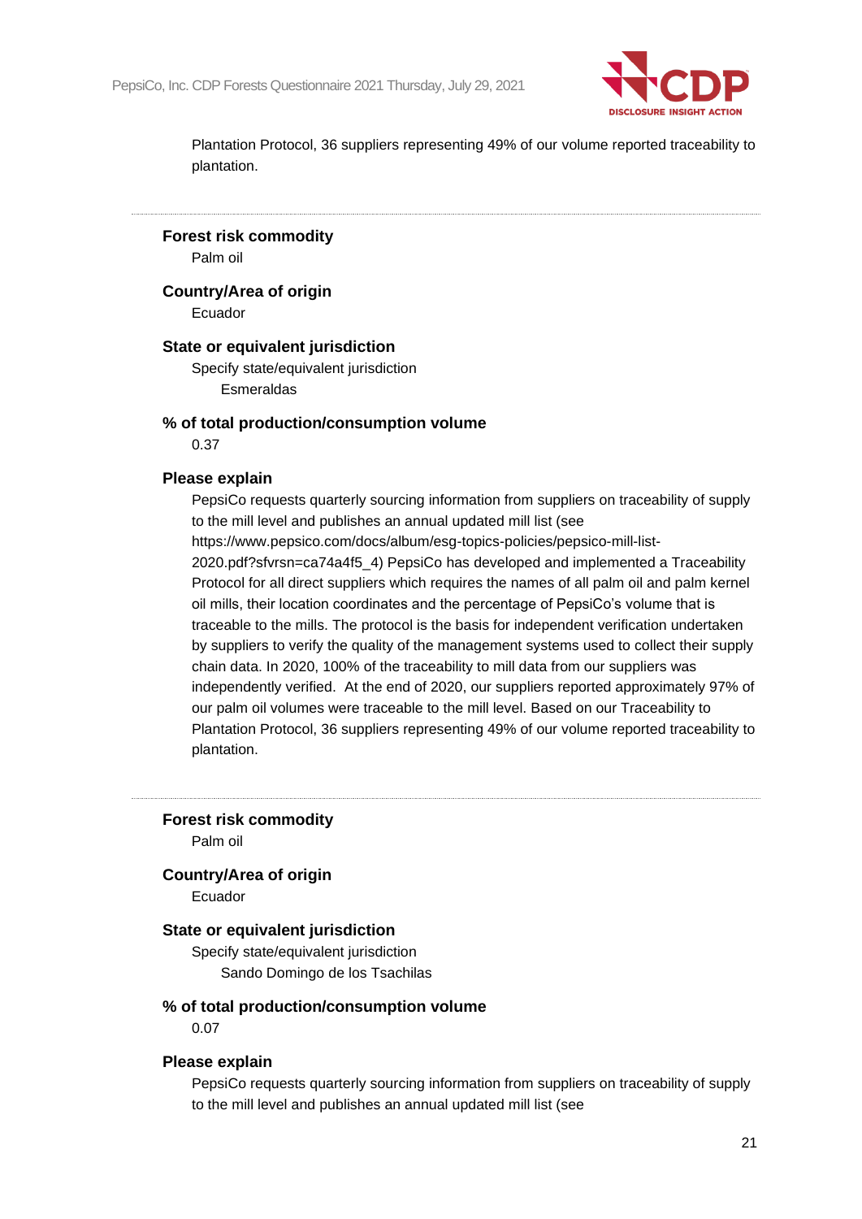Plantation Protocol, 36 suppliers representing 49% of our volume reported traceability to plantation.

---

**Forest risk commodity**

Palm oil

**Country/Area of origin**

Ecuador

**State or equivalent jurisdiction**

Specify state/equivalent jurisdiction

Esmeraldas

**% of total production/consumption volume**

0.37

**Please explain**

PepsiCo requests quarterly sourcing information from suppliers on traceability of supply to the mill level and publishes an annual updated mill list (see https://www.pepsico.com/docs/album/esg-topics-policies/pepsico-mill-list-2020.pdf?sfvrsn=ca74a4f5_4) PepsiCo has developed and implemented a Traceability Protocol for all direct suppliers which requires the names of all palm oil and palm kernel oil mills, their location coordinates and the percentage of PepsiCo's volume that is traceable to the mills. The protocol is the basis for independent verification undertaken by suppliers to verify the quality of the management systems used to collect their supply chain data. In 2020, 100% of the traceability to mill data from our suppliers was independently verified. At the end of 2020, our suppliers reported approximately 97% of our palm oil volumes were traceable to the mill level. Based on our Traceability to Plantation Protocol, 36 suppliers representing 49% of our volume reported traceability to plantation.

---

**Forest risk commodity**

Palm oil

**Country/Area of origin**

Ecuador

**State or equivalent jurisdiction**

Specify state/equivalent jurisdiction

Sando Domingo de los Tsachilas

**% of total production/consumption volume**

0.07

**Please explain**

PepsiCo requests quarterly sourcing information from suppliers on traceability of supply to the mill level and publishes an annual updated mill list (see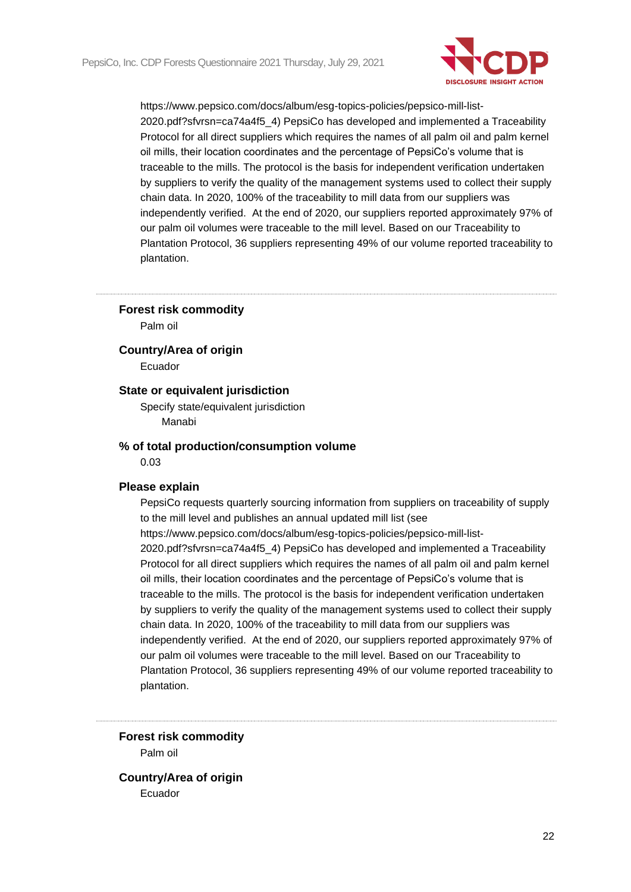https://www.pepsico.com/docs/album/esg-topics-policies/pepsico-mill-list-2020.pdf?sfvrsn=ca74a4f5_4) PepsiCo has developed and implemented a Traceability Protocol for all direct suppliers which requires the names of all palm oil and palm kernel oil mills, their location coordinates and the percentage of PepsiCo's volume that is traceable to the mills. The protocol is the basis for independent verification undertaken by suppliers to verify the quality of the management systems used to collect their supply chain data. In 2020, 100% of the traceability to mill data from our suppliers was independently verified. At the end of 2020, our suppliers reported approximately 97% of our palm oil volumes were traceable to the mill level. Based on our Traceability to Plantation Protocol, 36 suppliers representing 49% of our volume reported traceability to plantation.

---

**Forest risk commodity**

Palm oil

**Country/Area of origin**

Ecuador

**State or equivalent jurisdiction**

Specify state/equivalent jurisdiction

Manabi

**% of total production/consumption volume**

0.03

**Please explain**

PepsiCo requests quarterly sourcing information from suppliers on traceability of supply to the mill level and publishes an annual updated mill list (see https://www.pepsico.com/docs/album/esg-topics-policies/pepsico-mill-list-2020.pdf?sfvrsn=ca74a4f5_4) PepsiCo has developed and implemented a Traceability Protocol for all direct suppliers which requires the names of all palm oil and palm kernel oil mills, their location coordinates and the percentage of PepsiCo's volume that is traceable to the mills. The protocol is the basis for independent verification undertaken by suppliers to verify the quality of the management systems used to collect their supply chain data. In 2020, 100% of the traceability to mill data from our suppliers was independently verified. At the end of 2020, our suppliers reported approximately 97% of our palm oil volumes were traceable to the mill level. Based on our Traceability to Plantation Protocol, 36 suppliers representing 49% of our volume reported traceability to plantation.

---

**Forest risk commodity**

Palm oil

**Country/Area of origin**

Ecuador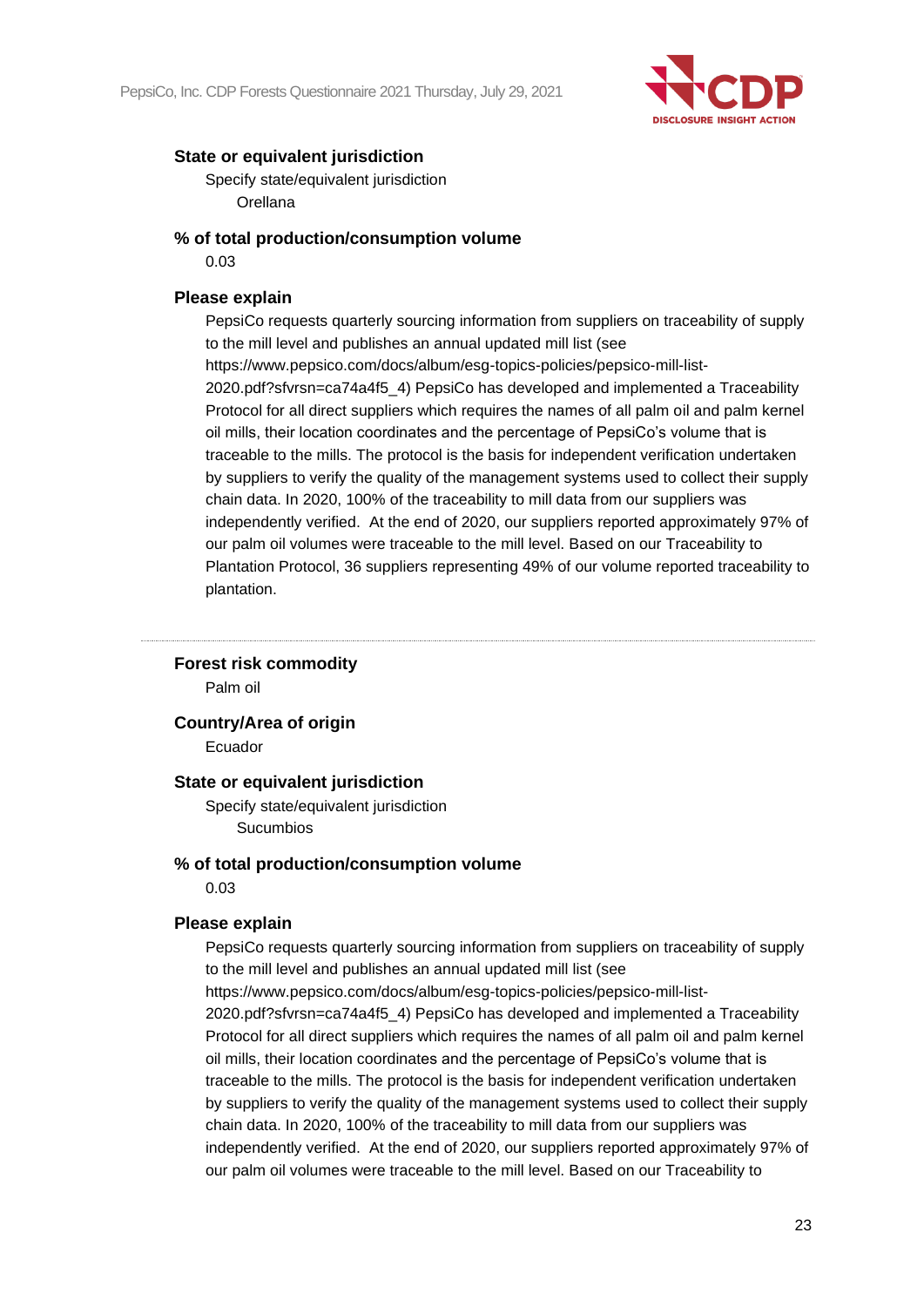**State or equivalent jurisdiction**

Specify state/equivalent jurisdiction

Orellana

**% of total production/consumption volume**

0.03

**Please explain**

PepsiCo requests quarterly sourcing information from suppliers on traceability of supply to the mill level and publishes an annual updated mill list (see https://www.pepsico.com/docs/album/esg-topics-policies/pepsico-mill-list-2020.pdf?sfvrsn=ca74a4f5_4) PepsiCo has developed and implemented a Traceability Protocol for all direct suppliers which requires the names of all palm oil and palm kernel oil mills, their location coordinates and the percentage of PepsiCo's volume that is traceable to the mills. The protocol is the basis for independent verification undertaken by suppliers to verify the quality of the management systems used to collect their supply chain data. In 2020, 100% of the traceability to mill data from our suppliers was independently verified. At the end of 2020, our suppliers reported approximately 97% of our palm oil volumes were traceable to the mill level. Based on our Traceability to Plantation Protocol, 36 suppliers representing 49% of our volume reported traceability to plantation.

---

**Forest risk commodity**

Palm oil

**Country/Area of origin**

Ecuador

**State or equivalent jurisdiction**

Specify state/equivalent jurisdiction

Sucumbios

**% of total production/consumption volume**

0.03

**Please explain**

PepsiCo requests quarterly sourcing information from suppliers on traceability of supply to the mill level and publishes an annual updated mill list (see https://www.pepsico.com/docs/album/esg-topics-policies/pepsico-mill-list-2020.pdf?sfvrsn=ca74a4f5_4) PepsiCo has developed and implemented a Traceability Protocol for all direct suppliers which requires the names of all palm oil and palm kernel oil mills, their location coordinates and the percentage of PepsiCo's volume that is traceable to the mills. The protocol is the basis for independent verification undertaken by suppliers to verify the quality of the management systems used to collect their supply chain data. In 2020, 100% of the traceability to mill data from our suppliers was independently verified. At the end of 2020, our suppliers reported approximately 97% of our palm oil volumes were traceable to the mill level. Based on our Traceability to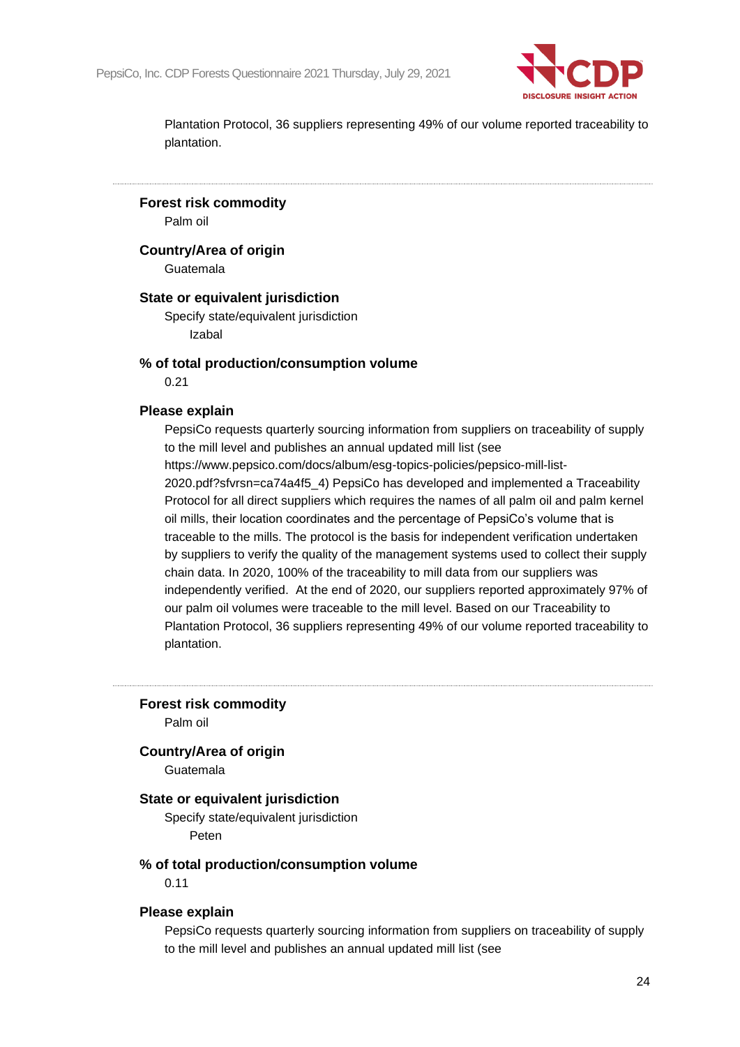Plantation Protocol, 36 suppliers representing 49% of our volume reported traceability to plantation.

---

**Forest risk commodity**

Palm oil

**Country/Area of origin**

Guatemala

**State or equivalent jurisdiction**

Specify state/equivalent jurisdiction

Izabal

**% of total production/consumption volume**

0.21

**Please explain**

PepsiCo requests quarterly sourcing information from suppliers on traceability of supply to the mill level and publishes an annual updated mill list (see https://www.pepsico.com/docs/album/esg-topics-policies/pepsico-mill-list-2020.pdf?sfvrsn=ca74a4f5_4) PepsiCo has developed and implemented a Traceability Protocol for all direct suppliers which requires the names of all palm oil and palm kernel oil mills, their location coordinates and the percentage of PepsiCo's volume that is traceable to the mills. The protocol is the basis for independent verification undertaken by suppliers to verify the quality of the management systems used to collect their supply chain data. In 2020, 100% of the traceability to mill data from our suppliers was independently verified. At the end of 2020, our suppliers reported approximately 97% of our palm oil volumes were traceable to the mill level. Based on our Traceability to Plantation Protocol, 36 suppliers representing 49% of our volume reported traceability to plantation.

---

**Forest risk commodity**

Palm oil

**Country/Area of origin**

Guatemala

**State or equivalent jurisdiction**

Specify state/equivalent jurisdiction

Peten

**% of total production/consumption volume**

0.11

**Please explain**

PepsiCo requests quarterly sourcing information from suppliers on traceability of supply to the mill level and publishes an annual updated mill list (see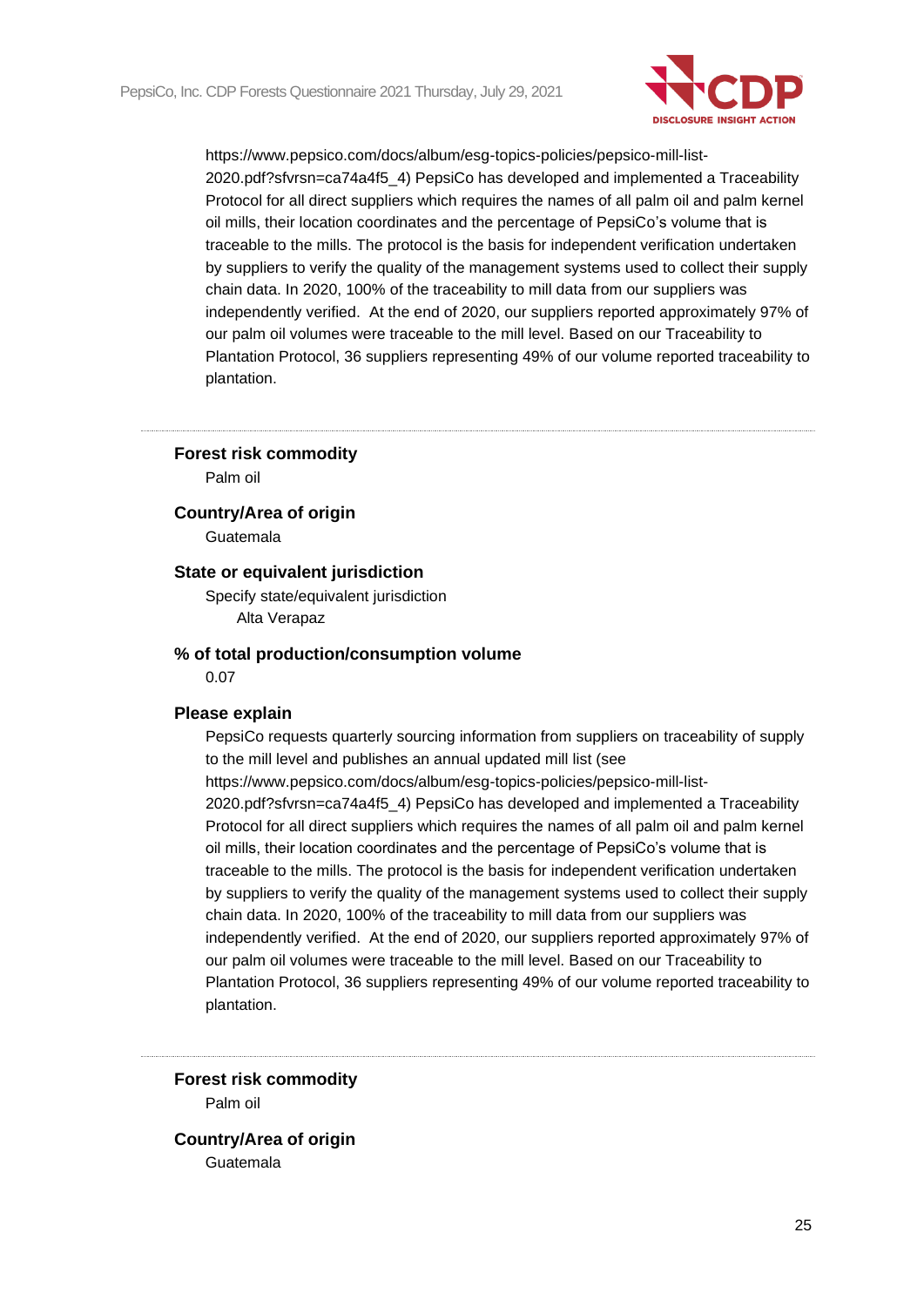https://www.pepsico.com/docs/album/esg-topics-policies/pepsico-mill-list-2020.pdf?sfvrsn=ca74a4f5_4) PepsiCo has developed and implemented a Traceability Protocol for all direct suppliers which requires the names of all palm oil and palm kernel oil mills, their location coordinates and the percentage of PepsiCo's volume that is traceable to the mills. The protocol is the basis for independent verification undertaken by suppliers to verify the quality of the management systems used to collect their supply chain data. In 2020, 100% of the traceability to mill data from our suppliers was independently verified.  At the end of 2020, our suppliers reported approximately 97% of our palm oil volumes were traceable to the mill level. Based on our Traceability to Plantation Protocol, 36 suppliers representing 49% of our volume reported traceability to plantation.

---

**Forest risk commodity**

Palm oil

**Country/Area of origin**

Guatemala

**State or equivalent jurisdiction**

Specify state/equivalent jurisdiction

Alta Verapaz

**% of total production/consumption volume**

0.07

**Please explain**

PepsiCo requests quarterly sourcing information from suppliers on traceability of supply to the mill level and publishes an annual updated mill list (see https://www.pepsico.com/docs/album/esg-topics-policies/pepsico-mill-list-2020.pdf?sfvrsn=ca74a4f5_4) PepsiCo has developed and implemented a Traceability Protocol for all direct suppliers which requires the names of all palm oil and palm kernel oil mills, their location coordinates and the percentage of PepsiCo's volume that is traceable to the mills. The protocol is the basis for independent verification undertaken by suppliers to verify the quality of the management systems used to collect their supply chain data. In 2020, 100% of the traceability to mill data from our suppliers was independently verified.  At the end of 2020, our suppliers reported approximately 97% of our palm oil volumes were traceable to the mill level. Based on our Traceability to Plantation Protocol, 36 suppliers representing 49% of our volume reported traceability to plantation.

---

**Forest risk commodity**

Palm oil

**Country/Area of origin**

Guatemala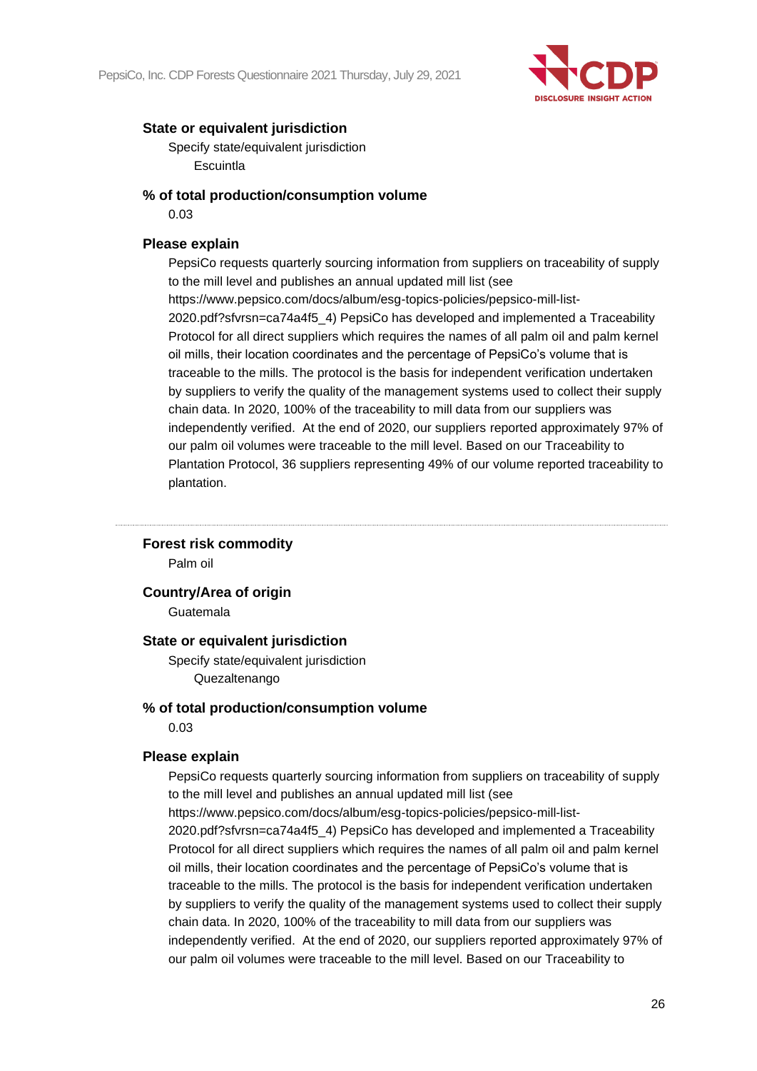**State or equivalent jurisdiction**

Specify state/equivalent jurisdiction

Escuintla

**% of total production/consumption volume**

0.03

**Please explain**

PepsiCo requests quarterly sourcing information from suppliers on traceability of supply to the mill level and publishes an annual updated mill list (see https://www.pepsico.com/docs/album/esg-topics-policies/pepsico-mill-list-2020.pdf?sfvrsn=ca74a4f5_4) PepsiCo has developed and implemented a Traceability Protocol for all direct suppliers which requires the names of all palm oil and palm kernel oil mills, their location coordinates and the percentage of PepsiCo's volume that is traceable to the mills. The protocol is the basis for independent verification undertaken by suppliers to verify the quality of the management systems used to collect their supply chain data. In 2020, 100% of the traceability to mill data from our suppliers was independently verified. At the end of 2020, our suppliers reported approximately 97% of our palm oil volumes were traceable to the mill level. Based on our Traceability to Plantation Protocol, 36 suppliers representing 49% of our volume reported traceability to plantation.

---

**Forest risk commodity**

Palm oil

**Country/Area of origin**

Guatemala

**State or equivalent jurisdiction**

Specify state/equivalent jurisdiction

Quezaltenango

**% of total production/consumption volume**

0.03

**Please explain**

PepsiCo requests quarterly sourcing information from suppliers on traceability of supply to the mill level and publishes an annual updated mill list (see https://www.pepsico.com/docs/album/esg-topics-policies/pepsico-mill-list-2020.pdf?sfvrsn=ca74a4f5_4) PepsiCo has developed and implemented a Traceability Protocol for all direct suppliers which requires the names of all palm oil and palm kernel oil mills, their location coordinates and the percentage of PepsiCo's volume that is traceable to the mills. The protocol is the basis for independent verification undertaken by suppliers to verify the quality of the management systems used to collect their supply chain data. In 2020, 100% of the traceability to mill data from our suppliers was independently verified. At the end of 2020, our suppliers reported approximately 97% of our palm oil volumes were traceable to the mill level. Based on our Traceability to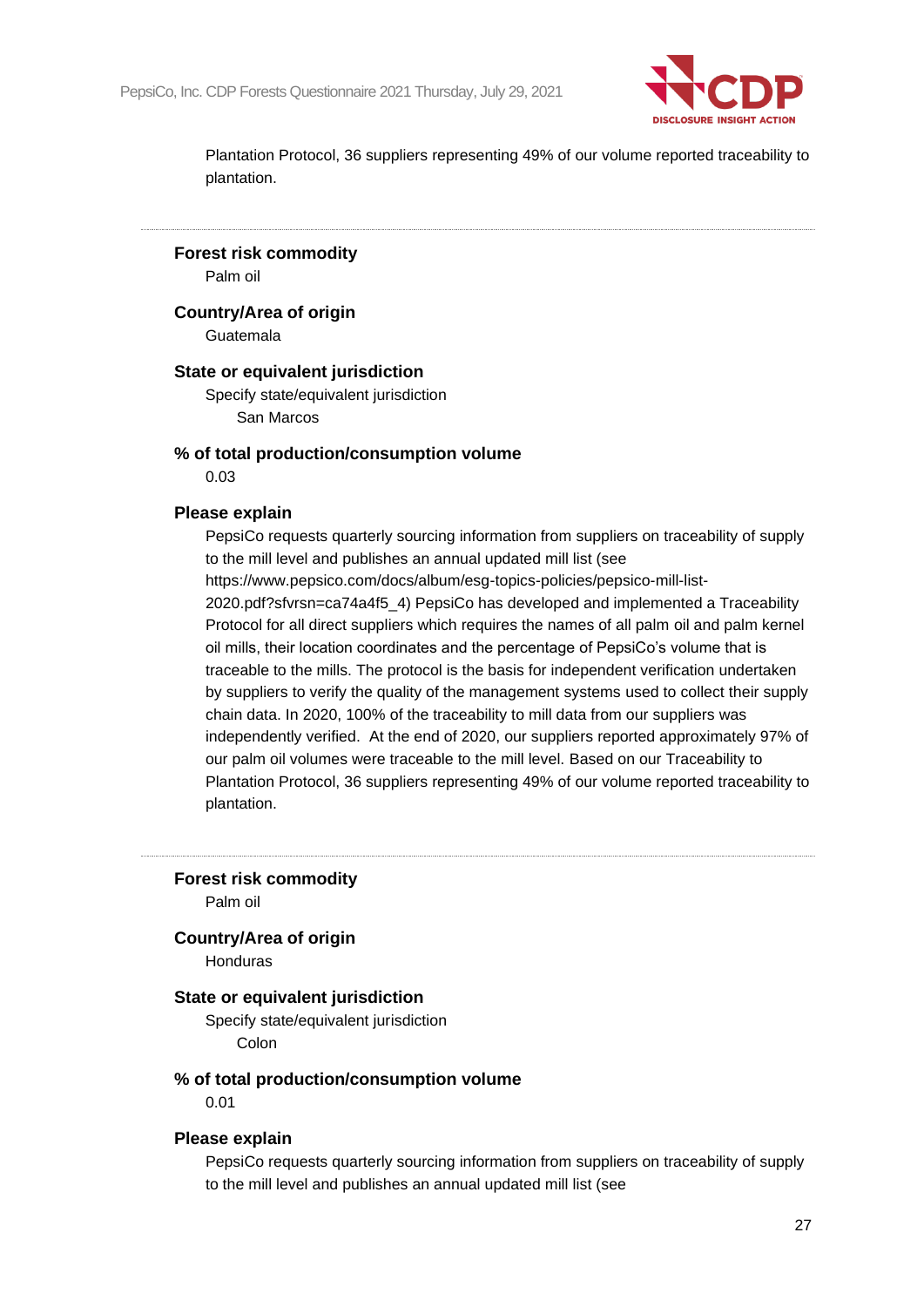Plantation Protocol, 36 suppliers representing 49% of our volume reported traceability to plantation.

---

**Forest risk commodity**

Palm oil

**Country/Area of origin**

Guatemala

**State or equivalent jurisdiction**

Specify state/equivalent jurisdiction

San Marcos

**% of total production/consumption volume**

0.03

**Please explain**

PepsiCo requests quarterly sourcing information from suppliers on traceability of supply to the mill level and publishes an annual updated mill list (see https://www.pepsico.com/docs/album/esg-topics-policies/pepsico-mill-list-2020.pdf?sfvrsn=ca74a4f5_4) PepsiCo has developed and implemented a Traceability Protocol for all direct suppliers which requires the names of all palm oil and palm kernel oil mills, their location coordinates and the percentage of PepsiCo's volume that is traceable to the mills. The protocol is the basis for independent verification undertaken by suppliers to verify the quality of the management systems used to collect their supply chain data. In 2020, 100% of the traceability to mill data from our suppliers was independently verified. At the end of 2020, our suppliers reported approximately 97% of our palm oil volumes were traceable to the mill level. Based on our Traceability to Plantation Protocol, 36 suppliers representing 49% of our volume reported traceability to plantation.

---

**Forest risk commodity**

Palm oil

**Country/Area of origin**

Honduras

**State or equivalent jurisdiction**

Specify state/equivalent jurisdiction

Colon

**% of total production/consumption volume**

0.01

**Please explain**

PepsiCo requests quarterly sourcing information from suppliers on traceability of supply to the mill level and publishes an annual updated mill list (see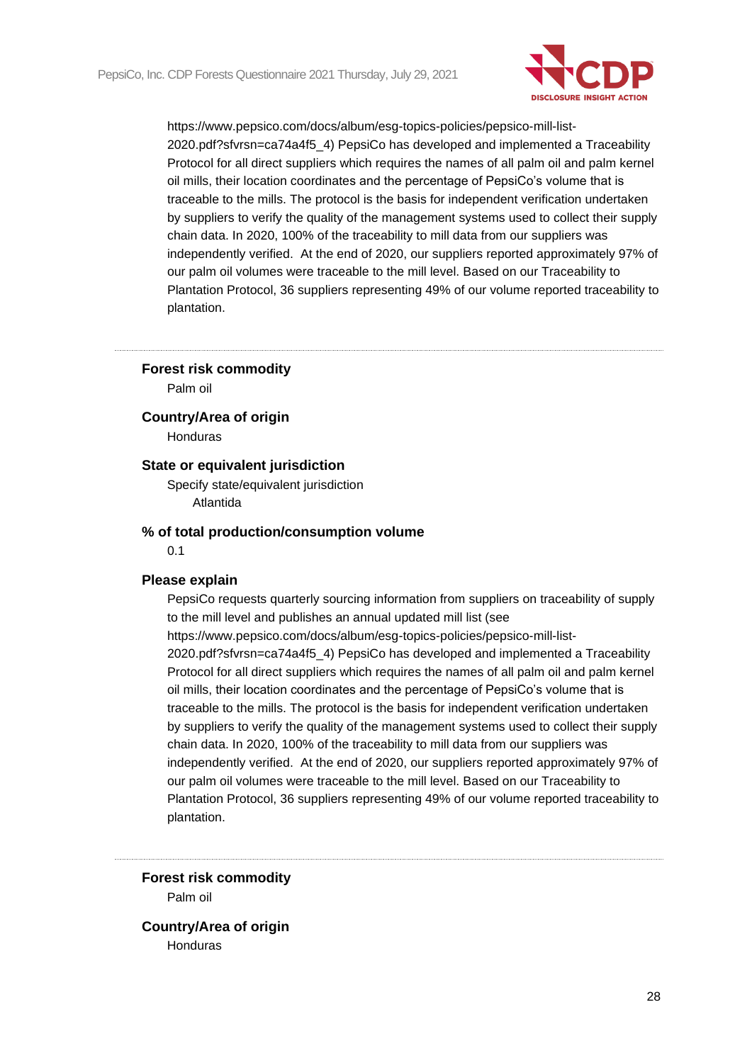https://www.pepsico.com/docs/album/esg-topics-policies/pepsico-mill-list-2020.pdf?sfvrsn=ca74a4f5_4) PepsiCo has developed and implemented a Traceability Protocol for all direct suppliers which requires the names of all palm oil and palm kernel oil mills, their location coordinates and the percentage of PepsiCo's volume that is traceable to the mills. The protocol is the basis for independent verification undertaken by suppliers to verify the quality of the management systems used to collect their supply chain data. In 2020, 100% of the traceability to mill data from our suppliers was independently verified. At the end of 2020, our suppliers reported approximately 97% of our palm oil volumes were traceable to the mill level. Based on our Traceability to Plantation Protocol, 36 suppliers representing 49% of our volume reported traceability to plantation.

---

**Forest risk commodity**

Palm oil

**Country/Area of origin**

Honduras

**State or equivalent jurisdiction**

Specify state/equivalent jurisdiction

Atlantida

**% of total production/consumption volume**

0.1

**Please explain**

PepsiCo requests quarterly sourcing information from suppliers on traceability of supply to the mill level and publishes an annual updated mill list (see https://www.pepsico.com/docs/album/esg-topics-policies/pepsico-mill-list-2020.pdf?sfvrsn=ca74a4f5_4) PepsiCo has developed and implemented a Traceability Protocol for all direct suppliers which requires the names of all palm oil and palm kernel oil mills, their location coordinates and the percentage of PepsiCo's volume that is traceable to the mills. The protocol is the basis for independent verification undertaken by suppliers to verify the quality of the management systems used to collect their supply chain data. In 2020, 100% of the traceability to mill data from our suppliers was independently verified. At the end of 2020, our suppliers reported approximately 97% of our palm oil volumes were traceable to the mill level. Based on our Traceability to Plantation Protocol, 36 suppliers representing 49% of our volume reported traceability to plantation.

---

**Forest risk commodity**

Palm oil

**Country/Area of origin**

Honduras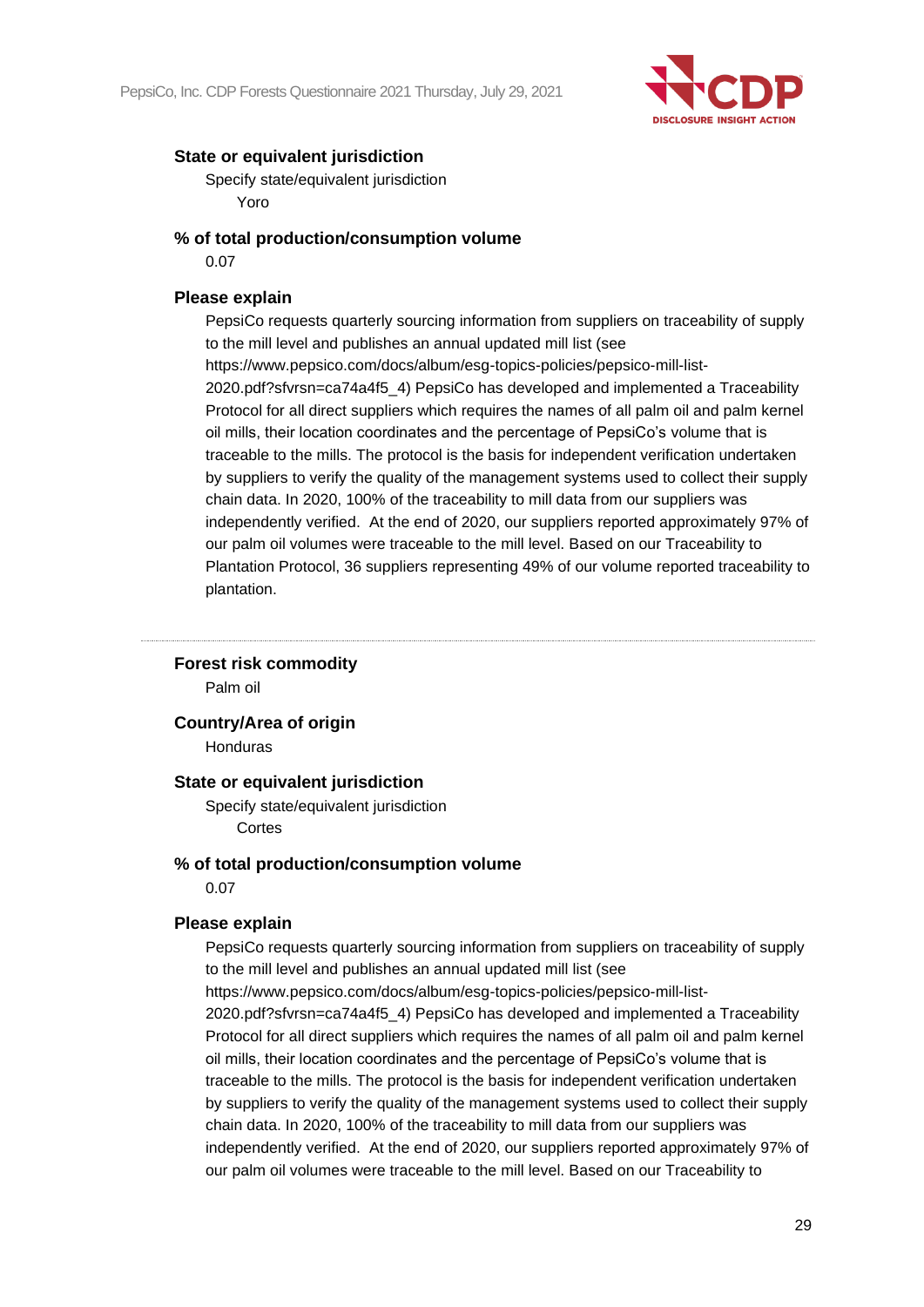**State or equivalent jurisdiction**

Specify state/equivalent jurisdiction

Yoro

**% of total production/consumption volume**

0.07

**Please explain**

PepsiCo requests quarterly sourcing information from suppliers on traceability of supply to the mill level and publishes an annual updated mill list (see https://www.pepsico.com/docs/album/esg-topics-policies/pepsico-mill-list-2020.pdf?sfvrsn=ca74a4f5_4) PepsiCo has developed and implemented a Traceability Protocol for all direct suppliers which requires the names of all palm oil and palm kernel oil mills, their location coordinates and the percentage of PepsiCo's volume that is traceable to the mills. The protocol is the basis for independent verification undertaken by suppliers to verify the quality of the management systems used to collect their supply chain data. In 2020, 100% of the traceability to mill data from our suppliers was independently verified. At the end of 2020, our suppliers reported approximately 97% of our palm oil volumes were traceable to the mill level. Based on our Traceability to Plantation Protocol, 36 suppliers representing 49% of our volume reported traceability to plantation.

---

**Forest risk commodity**

Palm oil

**Country/Area of origin**

Honduras

**State or equivalent jurisdiction**

Specify state/equivalent jurisdiction

Cortes

**% of total production/consumption volume**

0.07

**Please explain**

PepsiCo requests quarterly sourcing information from suppliers on traceability of supply to the mill level and publishes an annual updated mill list (see https://www.pepsico.com/docs/album/esg-topics-policies/pepsico-mill-list-2020.pdf?sfvrsn=ca74a4f5_4) PepsiCo has developed and implemented a Traceability Protocol for all direct suppliers which requires the names of all palm oil and palm kernel oil mills, their location coordinates and the percentage of PepsiCo's volume that is traceable to the mills. The protocol is the basis for independent verification undertaken by suppliers to verify the quality of the management systems used to collect their supply chain data. In 2020, 100% of the traceability to mill data from our suppliers was independently verified. At the end of 2020, our suppliers reported approximately 97% of our palm oil volumes were traceable to the mill level. Based on our Traceability to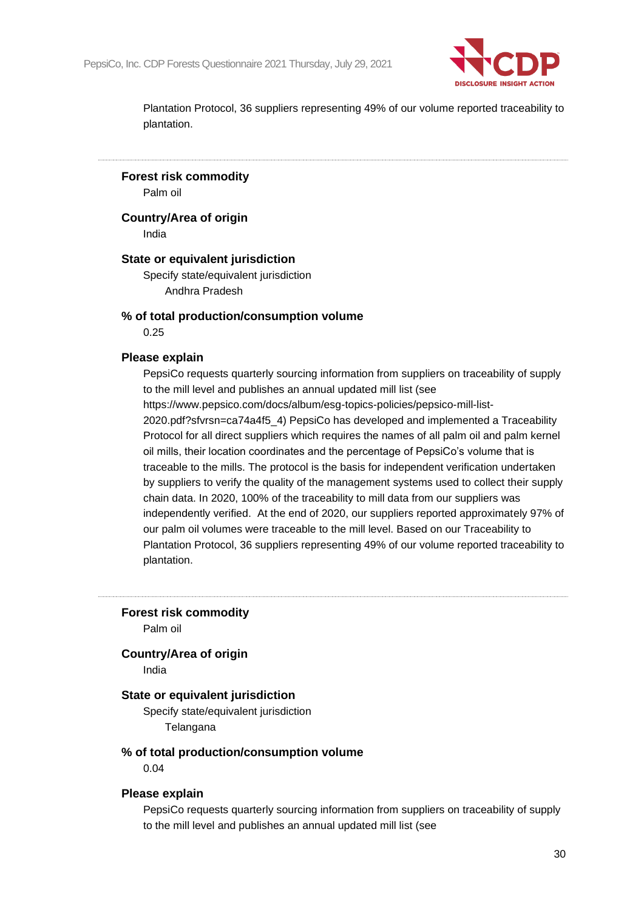Plantation Protocol, 36 suppliers representing 49% of our volume reported traceability to plantation.

---

**Forest risk commodity**

Palm oil

**Country/Area of origin**

India

**State or equivalent jurisdiction**

Specify state/equivalent jurisdiction

Andhra Pradesh

**% of total production/consumption volume**

0.25

**Please explain**

PepsiCo requests quarterly sourcing information from suppliers on traceability of supply to the mill level and publishes an annual updated mill list (see https://www.pepsico.com/docs/album/esg-topics-policies/pepsico-mill-list-2020.pdf?sfvrsn=ca74a4f5_4) PepsiCo has developed and implemented a Traceability Protocol for all direct suppliers which requires the names of all palm oil and palm kernel oil mills, their location coordinates and the percentage of PepsiCo's volume that is traceable to the mills. The protocol is the basis for independent verification undertaken by suppliers to verify the quality of the management systems used to collect their supply chain data. In 2020, 100% of the traceability to mill data from our suppliers was independently verified. At the end of 2020, our suppliers reported approximately 97% of our palm oil volumes were traceable to the mill level. Based on our Traceability to Plantation Protocol, 36 suppliers representing 49% of our volume reported traceability to plantation.

---

**Forest risk commodity**

Palm oil

**Country/Area of origin**

India

**State or equivalent jurisdiction**

Specify state/equivalent jurisdiction

Telangana

**% of total production/consumption volume**

0.04

**Please explain**

PepsiCo requests quarterly sourcing information from suppliers on traceability of supply to the mill level and publishes an annual updated mill list (see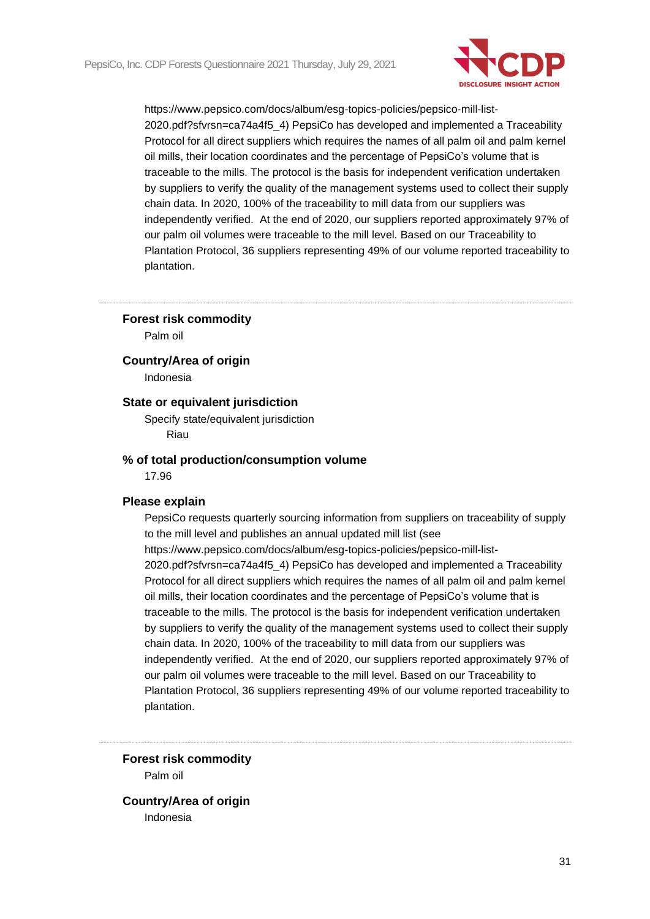https://www.pepsico.com/docs/album/esg-topics-policies/pepsico-mill-list-2020.pdf?sfvrsn=ca74a4f5_4) PepsiCo has developed and implemented a Traceability Protocol for all direct suppliers which requires the names of all palm oil and palm kernel oil mills, their location coordinates and the percentage of PepsiCo's volume that is traceable to the mills. The protocol is the basis for independent verification undertaken by suppliers to verify the quality of the management systems used to collect their supply chain data. In 2020, 100% of the traceability to mill data from our suppliers was independently verified. At the end of 2020, our suppliers reported approximately 97% of our palm oil volumes were traceable to the mill level. Based on our Traceability to Plantation Protocol, 36 suppliers representing 49% of our volume reported traceability to plantation.

---

**Forest risk commodity**

Palm oil

**Country/Area of origin**

Indonesia

**State or equivalent jurisdiction**

Specify state/equivalent jurisdiction

Riau

**% of total production/consumption volume**

17.96

**Please explain**

PepsiCo requests quarterly sourcing information from suppliers on traceability of supply to the mill level and publishes an annual updated mill list (see https://www.pepsico.com/docs/album/esg-topics-policies/pepsico-mill-list-2020.pdf?sfvrsn=ca74a4f5_4) PepsiCo has developed and implemented a Traceability Protocol for all direct suppliers which requires the names of all palm oil and palm kernel oil mills, their location coordinates and the percentage of PepsiCo's volume that is traceable to the mills. The protocol is the basis for independent verification undertaken by suppliers to verify the quality of the management systems used to collect their supply chain data. In 2020, 100% of the traceability to mill data from our suppliers was independently verified. At the end of 2020, our suppliers reported approximately 97% of our palm oil volumes were traceable to the mill level. Based on our Traceability to Plantation Protocol, 36 suppliers representing 49% of our volume reported traceability to plantation.

---

**Forest risk commodity**

Palm oil

**Country/Area of origin**

Indonesia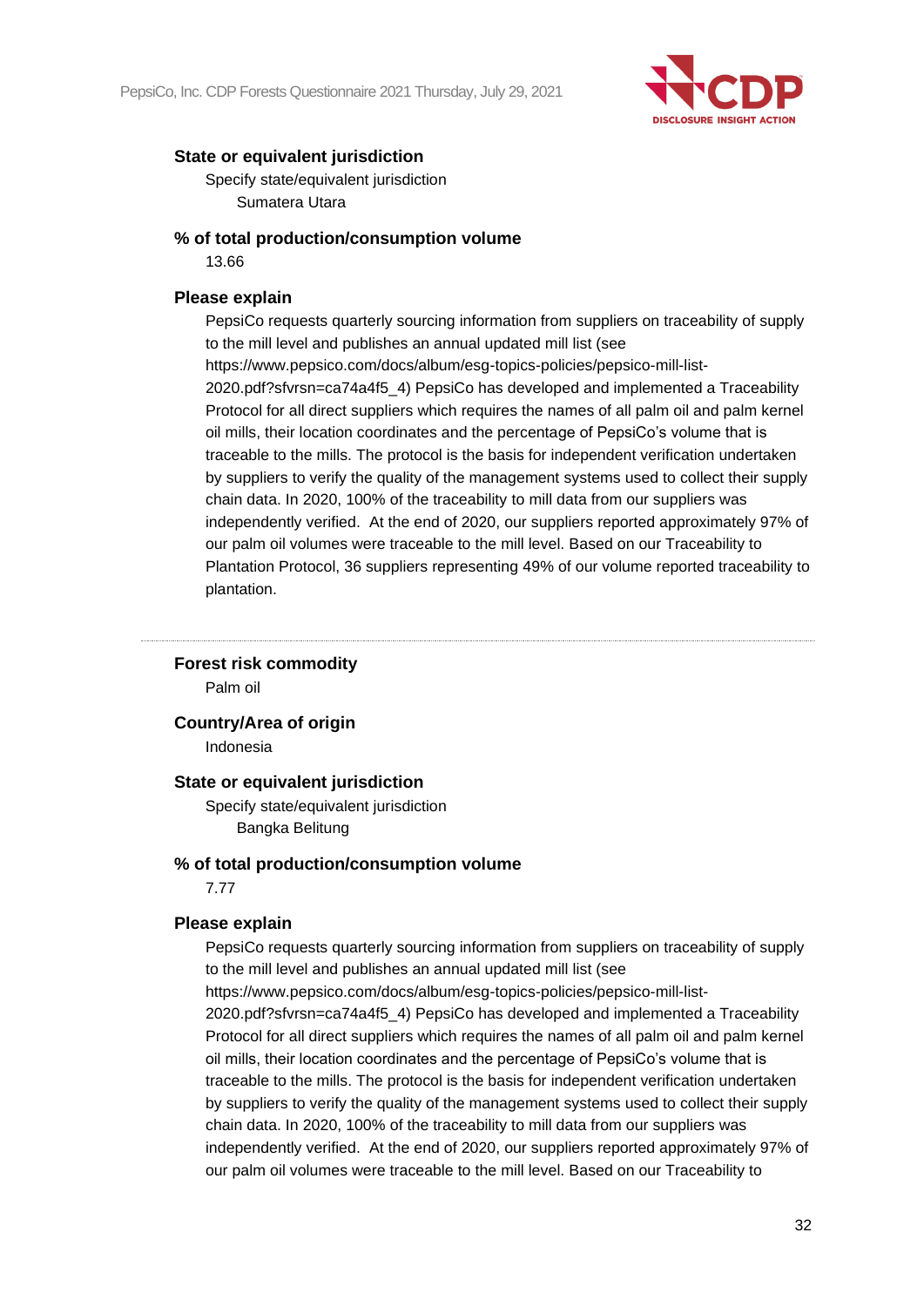**State or equivalent jurisdiction**

Specify state/equivalent jurisdiction

Sumatera Utara

**% of total production/consumption volume**

13.66

**Please explain**

PepsiCo requests quarterly sourcing information from suppliers on traceability of supply to the mill level and publishes an annual updated mill list (see https://www.pepsico.com/docs/album/esg-topics-policies/pepsico-mill-list-2020.pdf?sfvrsn=ca74a4f5_4) PepsiCo has developed and implemented a Traceability Protocol for all direct suppliers which requires the names of all palm oil and palm kernel oil mills, their location coordinates and the percentage of PepsiCo's volume that is traceable to the mills. The protocol is the basis for independent verification undertaken by suppliers to verify the quality of the management systems used to collect their supply chain data. In 2020, 100% of the traceability to mill data from our suppliers was independently verified. At the end of 2020, our suppliers reported approximately 97% of our palm oil volumes were traceable to the mill level. Based on our Traceability to Plantation Protocol, 36 suppliers representing 49% of our volume reported traceability to plantation.

---

**Forest risk commodity**

Palm oil

**Country/Area of origin**

Indonesia

**State or equivalent jurisdiction**

Specify state/equivalent jurisdiction

Bangka Belitung

**% of total production/consumption volume**

7.77

**Please explain**

PepsiCo requests quarterly sourcing information from suppliers on traceability of supply to the mill level and publishes an annual updated mill list (see https://www.pepsico.com/docs/album/esg-topics-policies/pepsico-mill-list-2020.pdf?sfvrsn=ca74a4f5_4) PepsiCo has developed and implemented a Traceability Protocol for all direct suppliers which requires the names of all palm oil and palm kernel oil mills, their location coordinates and the percentage of PepsiCo's volume that is traceable to the mills. The protocol is the basis for independent verification undertaken by suppliers to verify the quality of the management systems used to collect their supply chain data. In 2020, 100% of the traceability to mill data from our suppliers was independently verified. At the end of 2020, our suppliers reported approximately 97% of our palm oil volumes were traceable to the mill level. Based on our Traceability to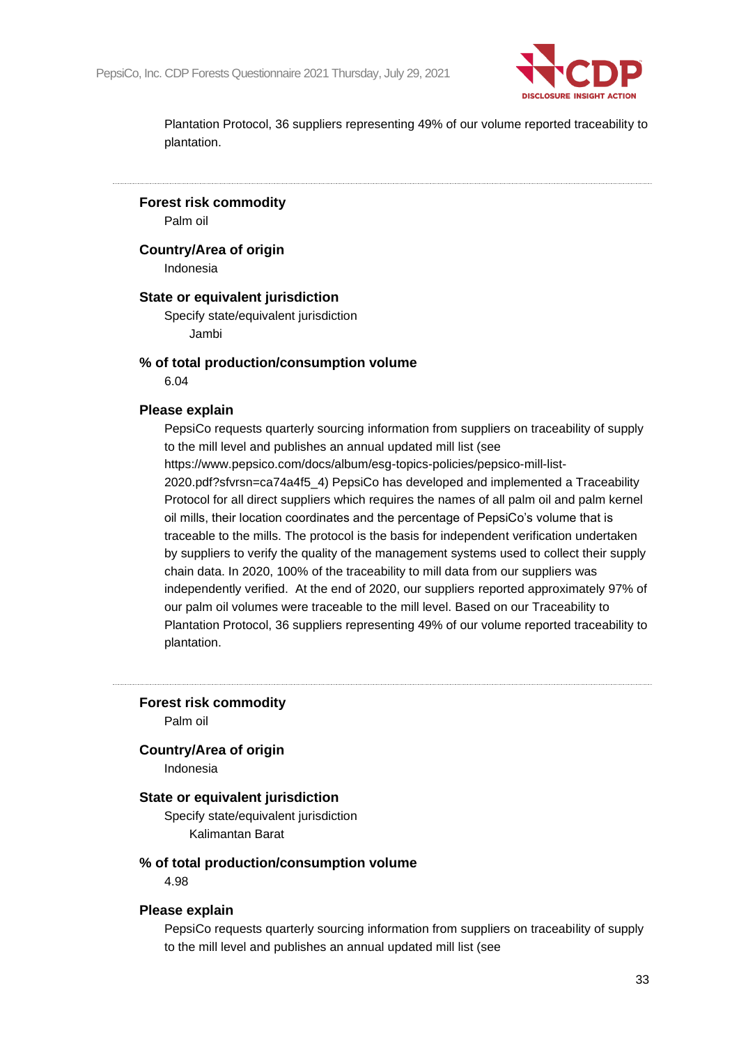Plantation Protocol, 36 suppliers representing 49% of our volume reported traceability to plantation.

---

**Forest risk commodity**

Palm oil

**Country/Area of origin**

Indonesia

**State or equivalent jurisdiction**

Specify state/equivalent jurisdiction

Jambi

**% of total production/consumption volume**

6.04

**Please explain**

PepsiCo requests quarterly sourcing information from suppliers on traceability of supply to the mill level and publishes an annual updated mill list (see https://www.pepsico.com/docs/album/esg-topics-policies/pepsico-mill-list-2020.pdf?sfvrsn=ca74a4f5_4) PepsiCo has developed and implemented a Traceability Protocol for all direct suppliers which requires the names of all palm oil and palm kernel oil mills, their location coordinates and the percentage of PepsiCo's volume that is traceable to the mills. The protocol is the basis for independent verification undertaken by suppliers to verify the quality of the management systems used to collect their supply chain data. In 2020, 100% of the traceability to mill data from our suppliers was independently verified. At the end of 2020, our suppliers reported approximately 97% of our palm oil volumes were traceable to the mill level. Based on our Traceability to Plantation Protocol, 36 suppliers representing 49% of our volume reported traceability to plantation.

---

**Forest risk commodity**

Palm oil

**Country/Area of origin**

Indonesia

**State or equivalent jurisdiction**

Specify state/equivalent jurisdiction

Kalimantan Barat

**% of total production/consumption volume**

4.98

**Please explain**

PepsiCo requests quarterly sourcing information from suppliers on traceability of supply to the mill level and publishes an annual updated mill list (see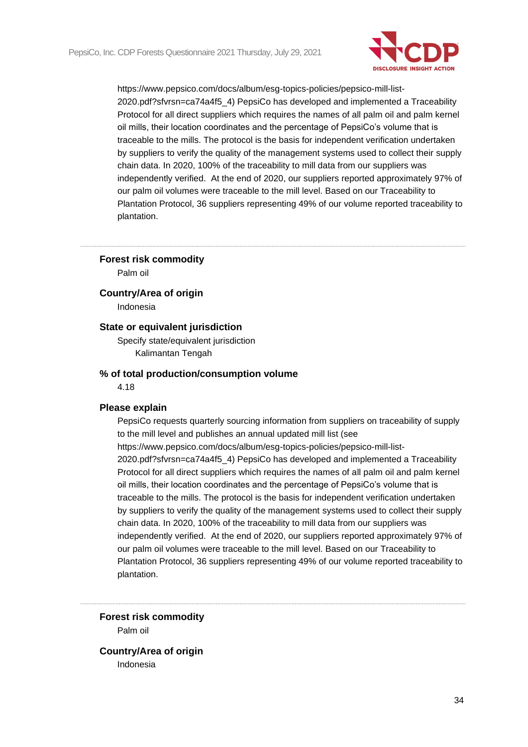https://www.pepsico.com/docs/album/esg-topics-policies/pepsico-mill-list-2020.pdf?sfvrsn=ca74a4f5_4) PepsiCo has developed and implemented a Traceability Protocol for all direct suppliers which requires the names of all palm oil and palm kernel oil mills, their location coordinates and the percentage of PepsiCo's volume that is traceable to the mills. The protocol is the basis for independent verification undertaken by suppliers to verify the quality of the management systems used to collect their supply chain data. In 2020, 100% of the traceability to mill data from our suppliers was independently verified. At the end of 2020, our suppliers reported approximately 97% of our palm oil volumes were traceable to the mill level. Based on our Traceability to Plantation Protocol, 36 suppliers representing 49% of our volume reported traceability to plantation.

---

**Forest risk commodity**

Palm oil

**Country/Area of origin**

Indonesia

**State or equivalent jurisdiction**

Specify state/equivalent jurisdiction

Kalimantan Tengah

**% of total production/consumption volume**

4.18

**Please explain**

PepsiCo requests quarterly sourcing information from suppliers on traceability of supply to the mill level and publishes an annual updated mill list (see https://www.pepsico.com/docs/album/esg-topics-policies/pepsico-mill-list-2020.pdf?sfvrsn=ca74a4f5_4) PepsiCo has developed and implemented a Traceability Protocol for all direct suppliers which requires the names of all palm oil and palm kernel oil mills, their location coordinates and the percentage of PepsiCo's volume that is traceable to the mills. The protocol is the basis for independent verification undertaken by suppliers to verify the quality of the management systems used to collect their supply chain data. In 2020, 100% of the traceability to mill data from our suppliers was independently verified. At the end of 2020, our suppliers reported approximately 97% of our palm oil volumes were traceable to the mill level. Based on our Traceability to Plantation Protocol, 36 suppliers representing 49% of our volume reported traceability to plantation.

---

**Forest risk commodity**

Palm oil

**Country/Area of origin**

Indonesia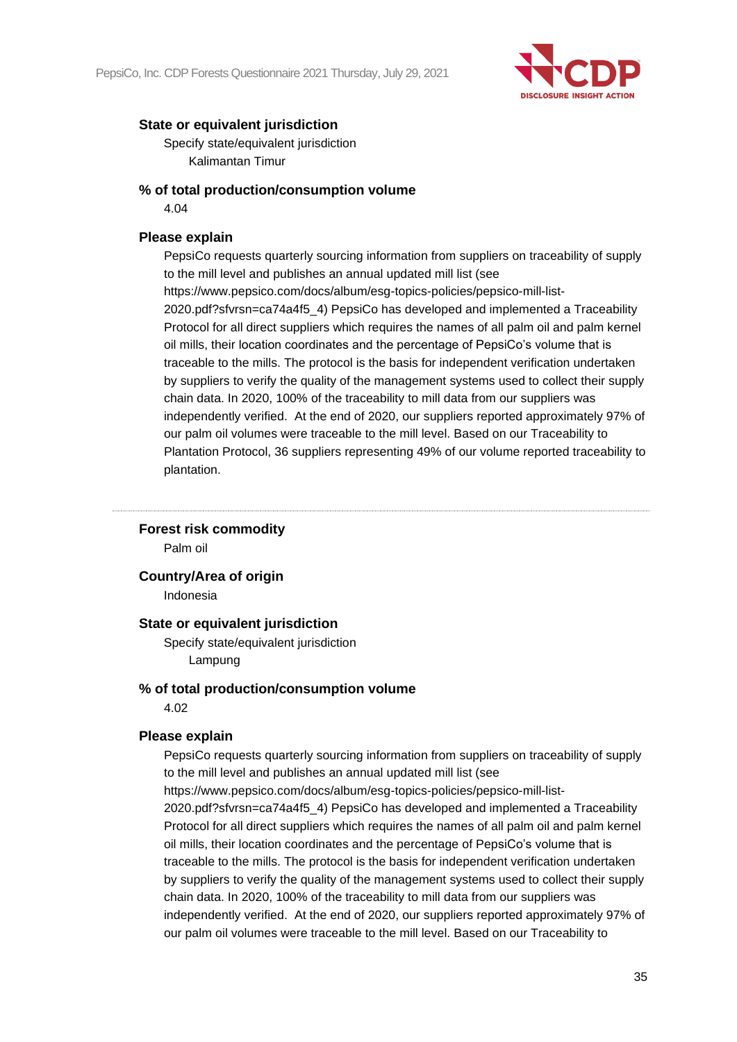**State or equivalent jurisdiction**

Specify state/equivalent jurisdiction

Kalimantan Timur

**% of total production/consumption volume**

4.04

**Please explain**

PepsiCo requests quarterly sourcing information from suppliers on traceability of supply to the mill level and publishes an annual updated mill list (see https://www.pepsico.com/docs/album/esg-topics-policies/pepsico-mill-list-2020.pdf?sfvrsn=ca74a4f5_4) PepsiCo has developed and implemented a Traceability Protocol for all direct suppliers which requires the names of all palm oil and palm kernel oil mills, their location coordinates and the percentage of PepsiCo's volume that is traceable to the mills. The protocol is the basis for independent verification undertaken by suppliers to verify the quality of the management systems used to collect their supply chain data. In 2020, 100% of the traceability to mill data from our suppliers was independently verified. At the end of 2020, our suppliers reported approximately 97% of our palm oil volumes were traceable to the mill level. Based on our Traceability to Plantation Protocol, 36 suppliers representing 49% of our volume reported traceability to plantation.

---

**Forest risk commodity**

Palm oil

**Country/Area of origin**

Indonesia

**State or equivalent jurisdiction**

Specify state/equivalent jurisdiction

Lampung

**% of total production/consumption volume**

4.02

**Please explain**

PepsiCo requests quarterly sourcing information from suppliers on traceability of supply to the mill level and publishes an annual updated mill list (see https://www.pepsico.com/docs/album/esg-topics-policies/pepsico-mill-list-2020.pdf?sfvrsn=ca74a4f5_4) PepsiCo has developed and implemented a Traceability Protocol for all direct suppliers which requires the names of all palm oil and palm kernel oil mills, their location coordinates and the percentage of PepsiCo's volume that is traceable to the mills. The protocol is the basis for independent verification undertaken by suppliers to verify the quality of the management systems used to collect their supply chain data. In 2020, 100% of the traceability to mill data from our suppliers was independently verified. At the end of 2020, our suppliers reported approximately 97% of our palm oil volumes were traceable to the mill level. Based on our Traceability to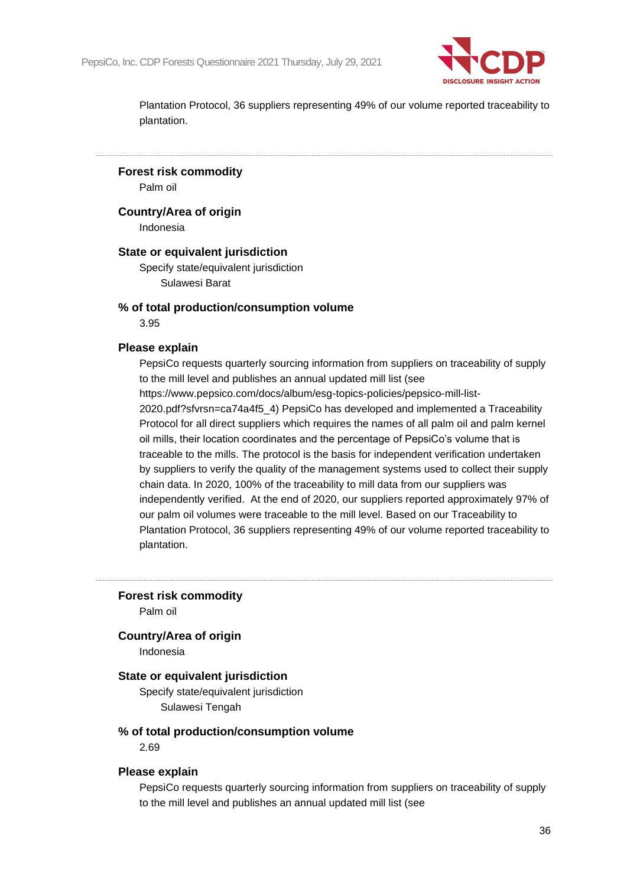Plantation Protocol, 36 suppliers representing 49% of our volume reported traceability to plantation.

---

**Forest risk commodity**

Palm oil

**Country/Area of origin**

Indonesia

**State or equivalent jurisdiction**

Specify state/equivalent jurisdiction

Sulawesi Barat

**% of total production/consumption volume**

3.95

**Please explain**

PepsiCo requests quarterly sourcing information from suppliers on traceability of supply to the mill level and publishes an annual updated mill list (see https://www.pepsico.com/docs/album/esg-topics-policies/pepsico-mill-list-2020.pdf?sfvrsn=ca74a4f5_4) PepsiCo has developed and implemented a Traceability Protocol for all direct suppliers which requires the names of all palm oil and palm kernel oil mills, their location coordinates and the percentage of PepsiCo's volume that is traceable to the mills. The protocol is the basis for independent verification undertaken by suppliers to verify the quality of the management systems used to collect their supply chain data. In 2020, 100% of the traceability to mill data from our suppliers was independently verified. At the end of 2020, our suppliers reported approximately 97% of our palm oil volumes were traceable to the mill level. Based on our Traceability to Plantation Protocol, 36 suppliers representing 49% of our volume reported traceability to plantation.

---

**Forest risk commodity**

Palm oil

**Country/Area of origin**

Indonesia

**State or equivalent jurisdiction**

Specify state/equivalent jurisdiction

Sulawesi Tengah

**% of total production/consumption volume**

2.69

**Please explain**

PepsiCo requests quarterly sourcing information from suppliers on traceability of supply to the mill level and publishes an annual updated mill list (see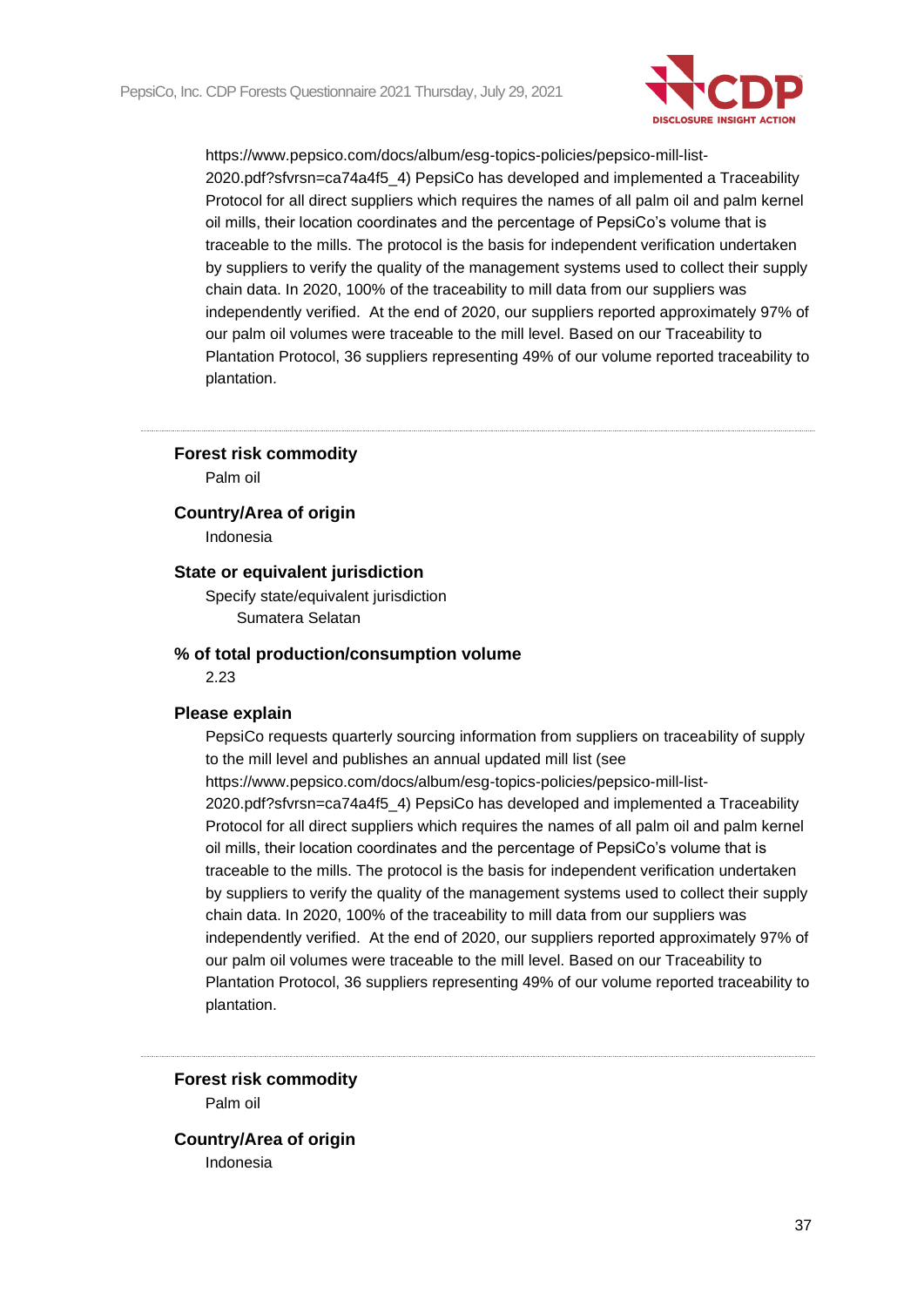https://www.pepsico.com/docs/album/esg-topics-policies/pepsico-mill-list-2020.pdf?sfvrsn=ca74a4f5_4) PepsiCo has developed and implemented a Traceability Protocol for all direct suppliers which requires the names of all palm oil and palm kernel oil mills, their location coordinates and the percentage of PepsiCo's volume that is traceable to the mills. The protocol is the basis for independent verification undertaken by suppliers to verify the quality of the management systems used to collect their supply chain data. In 2020, 100% of the traceability to mill data from our suppliers was independently verified. At the end of 2020, our suppliers reported approximately 97% of our palm oil volumes were traceable to the mill level. Based on our Traceability to Plantation Protocol, 36 suppliers representing 49% of our volume reported traceability to plantation.

---

**Forest risk commodity**

Palm oil

**Country/Area of origin**

Indonesia

**State or equivalent jurisdiction**

Specify state/equivalent jurisdiction

Sumatera Selatan

**% of total production/consumption volume**

2.23

**Please explain**

PepsiCo requests quarterly sourcing information from suppliers on traceability of supply to the mill level and publishes an annual updated mill list (see https://www.pepsico.com/docs/album/esg-topics-policies/pepsico-mill-list-2020.pdf?sfvrsn=ca74a4f5_4) PepsiCo has developed and implemented a Traceability Protocol for all direct suppliers which requires the names of all palm oil and palm kernel oil mills, their location coordinates and the percentage of PepsiCo's volume that is traceable to the mills. The protocol is the basis for independent verification undertaken by suppliers to verify the quality of the management systems used to collect their supply chain data. In 2020, 100% of the traceability to mill data from our suppliers was independently verified. At the end of 2020, our suppliers reported approximately 97% of our palm oil volumes were traceable to the mill level. Based on our Traceability to Plantation Protocol, 36 suppliers representing 49% of our volume reported traceability to plantation.

---

**Forest risk commodity**

Palm oil

**Country/Area of origin**

Indonesia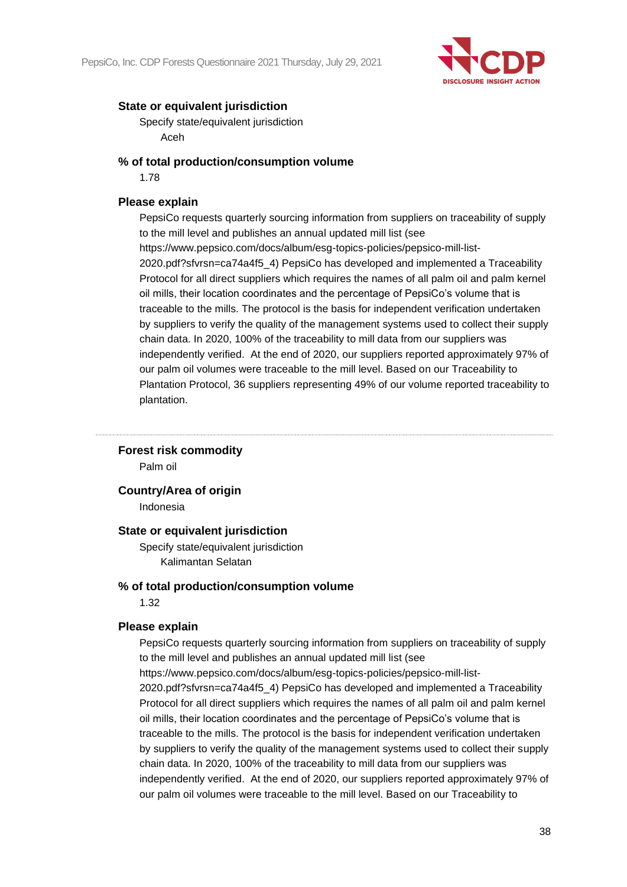**State or equivalent jurisdiction**

Specify state/equivalent jurisdiction

Aceh

**% of total production/consumption volume**

1.78

**Please explain**

PepsiCo requests quarterly sourcing information from suppliers on traceability of supply to the mill level and publishes an annual updated mill list (see https://www.pepsico.com/docs/album/esg-topics-policies/pepsico-mill-list-2020.pdf?sfvrsn=ca74a4f5_4) PepsiCo has developed and implemented a Traceability Protocol for all direct suppliers which requires the names of all palm oil and palm kernel oil mills, their location coordinates and the percentage of PepsiCo's volume that is traceable to the mills. The protocol is the basis for independent verification undertaken by suppliers to verify the quality of the management systems used to collect their supply chain data. In 2020, 100% of the traceability to mill data from our suppliers was independently verified. At the end of 2020, our suppliers reported approximately 97% of our palm oil volumes were traceable to the mill level. Based on our Traceability to Plantation Protocol, 36 suppliers representing 49% of our volume reported traceability to plantation.

---

**Forest risk commodity**

Palm oil

**Country/Area of origin**

Indonesia

**State or equivalent jurisdiction**

Specify state/equivalent jurisdiction

Kalimantan Selatan

**% of total production/consumption volume**

1.32

**Please explain**

PepsiCo requests quarterly sourcing information from suppliers on traceability of supply to the mill level and publishes an annual updated mill list (see https://www.pepsico.com/docs/album/esg-topics-policies/pepsico-mill-list-2020.pdf?sfvrsn=ca74a4f5_4) PepsiCo has developed and implemented a Traceability Protocol for all direct suppliers which requires the names of all palm oil and palm kernel oil mills, their location coordinates and the percentage of PepsiCo's volume that is traceable to the mills. The protocol is the basis for independent verification undertaken by suppliers to verify the quality of the management systems used to collect their supply chain data. In 2020, 100% of the traceability to mill data from our suppliers was independently verified. At the end of 2020, our suppliers reported approximately 97% of our palm oil volumes were traceable to the mill level. Based on our Traceability to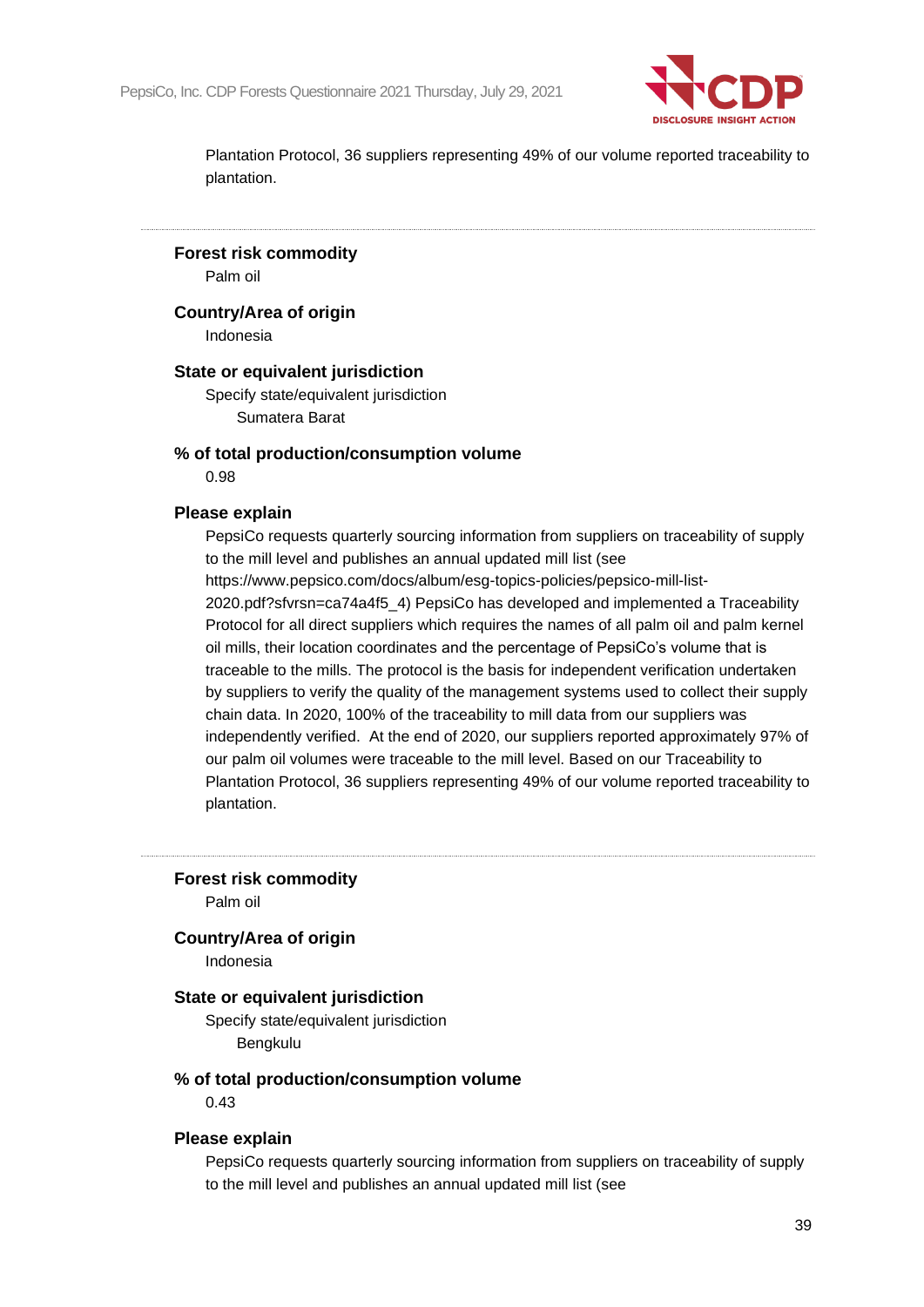Plantation Protocol, 36 suppliers representing 49% of our volume reported traceability to plantation.

---

**Forest risk commodity**

Palm oil

**Country/Area of origin**

Indonesia

**State or equivalent jurisdiction**

Specify state/equivalent jurisdiction

Sumatera Barat

**% of total production/consumption volume**

0.98

**Please explain**

PepsiCo requests quarterly sourcing information from suppliers on traceability of supply to the mill level and publishes an annual updated mill list (see https://www.pepsico.com/docs/album/esg-topics-policies/pepsico-mill-list-2020.pdf?sfvrsn=ca74a4f5_4) PepsiCo has developed and implemented a Traceability Protocol for all direct suppliers which requires the names of all palm oil and palm kernel oil mills, their location coordinates and the percentage of PepsiCo's volume that is traceable to the mills. The protocol is the basis for independent verification undertaken by suppliers to verify the quality of the management systems used to collect their supply chain data. In 2020, 100% of the traceability to mill data from our suppliers was independently verified. At the end of 2020, our suppliers reported approximately 97% of our palm oil volumes were traceable to the mill level. Based on our Traceability to Plantation Protocol, 36 suppliers representing 49% of our volume reported traceability to plantation.

---

**Forest risk commodity**

Palm oil

**Country/Area of origin**

Indonesia

**State or equivalent jurisdiction**

Specify state/equivalent jurisdiction

Bengkulu

**% of total production/consumption volume**

0.43

**Please explain**

PepsiCo requests quarterly sourcing information from suppliers on traceability of supply to the mill level and publishes an annual updated mill list (see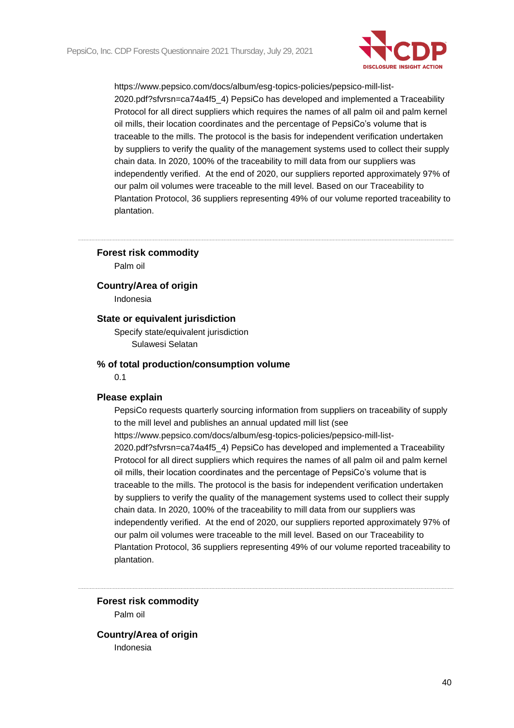https://www.pepsico.com/docs/album/esg-topics-policies/pepsico-mill-list-2020.pdf?sfvrsn=ca74a4f5_4) PepsiCo has developed and implemented a Traceability Protocol for all direct suppliers which requires the names of all palm oil and palm kernel oil mills, their location coordinates and the percentage of PepsiCo's volume that is traceable to the mills. The protocol is the basis for independent verification undertaken by suppliers to verify the quality of the management systems used to collect their supply chain data. In 2020, 100% of the traceability to mill data from our suppliers was independently verified. At the end of 2020, our suppliers reported approximately 97% of our palm oil volumes were traceable to the mill level. Based on our Traceability to Plantation Protocol, 36 suppliers representing 49% of our volume reported traceability to plantation.

---

**Forest risk commodity**

Palm oil

**Country/Area of origin**

Indonesia

**State or equivalent jurisdiction**

Specify state/equivalent jurisdiction

Sulawesi Selatan

**% of total production/consumption volume**

0.1

**Please explain**

PepsiCo requests quarterly sourcing information from suppliers on traceability of supply to the mill level and publishes an annual updated mill list (see https://www.pepsico.com/docs/album/esg-topics-policies/pepsico-mill-list-2020.pdf?sfvrsn=ca74a4f5_4) PepsiCo has developed and implemented a Traceability Protocol for all direct suppliers which requires the names of all palm oil and palm kernel oil mills, their location coordinates and the percentage of PepsiCo's volume that is traceable to the mills. The protocol is the basis for independent verification undertaken by suppliers to verify the quality of the management systems used to collect their supply chain data. In 2020, 100% of the traceability to mill data from our suppliers was independently verified. At the end of 2020, our suppliers reported approximately 97% of our palm oil volumes were traceable to the mill level. Based on our Traceability to Plantation Protocol, 36 suppliers representing 49% of our volume reported traceability to plantation.

---

**Forest risk commodity**

Palm oil

**Country/Area of origin**

Indonesia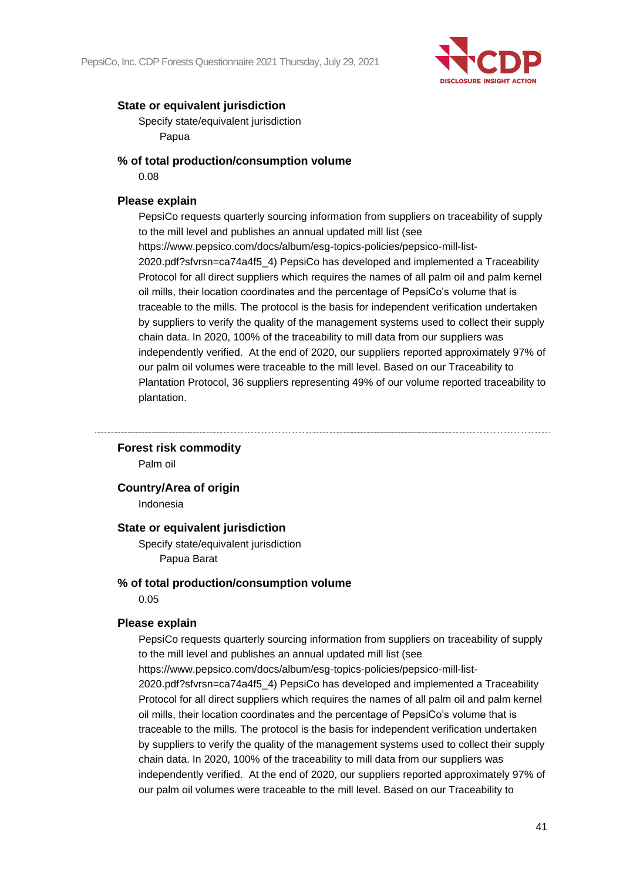**State or equivalent jurisdiction**

Specify state/equivalent jurisdiction

Papua

**% of total production/consumption volume**

0.08

**Please explain**

PepsiCo requests quarterly sourcing information from suppliers on traceability of supply to the mill level and publishes an annual updated mill list (see https://www.pepsico.com/docs/album/esg-topics-policies/pepsico-mill-list-2020.pdf?sfvrsn=ca74a4f5_4) PepsiCo has developed and implemented a Traceability Protocol for all direct suppliers which requires the names of all palm oil and palm kernel oil mills, their location coordinates and the percentage of PepsiCo's volume that is traceable to the mills. The protocol is the basis for independent verification undertaken by suppliers to verify the quality of the management systems used to collect their supply chain data. In 2020, 100% of the traceability to mill data from our suppliers was independently verified. At the end of 2020, our suppliers reported approximately 97% of our palm oil volumes were traceable to the mill level. Based on our Traceability to Plantation Protocol, 36 suppliers representing 49% of our volume reported traceability to plantation.

---

**Forest risk commodity**

Palm oil

**Country/Area of origin**

Indonesia

**State or equivalent jurisdiction**

Specify state/equivalent jurisdiction

Papua Barat

**% of total production/consumption volume**

0.05

**Please explain**

PepsiCo requests quarterly sourcing information from suppliers on traceability of supply to the mill level and publishes an annual updated mill list (see https://www.pepsico.com/docs/album/esg-topics-policies/pepsico-mill-list-2020.pdf?sfvrsn=ca74a4f5_4) PepsiCo has developed and implemented a Traceability Protocol for all direct suppliers which requires the names of all palm oil and palm kernel oil mills, their location coordinates and the percentage of PepsiCo's volume that is traceable to the mills. The protocol is the basis for independent verification undertaken by suppliers to verify the quality of the management systems used to collect their supply chain data. In 2020, 100% of the traceability to mill data from our suppliers was independently verified. At the end of 2020, our suppliers reported approximately 97% of our palm oil volumes were traceable to the mill level. Based on our Traceability to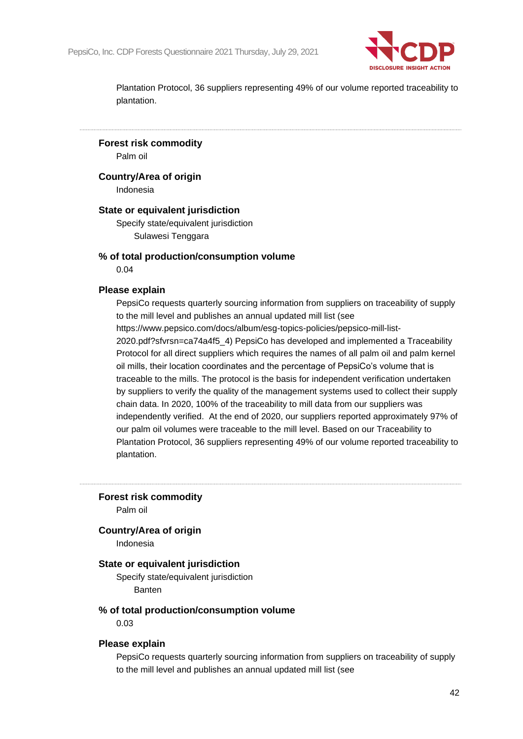Plantation Protocol, 36 suppliers representing 49% of our volume reported traceability to plantation.

---

**Forest risk commodity**

Palm oil

**Country/Area of origin**

Indonesia

**State or equivalent jurisdiction**

Specify state/equivalent jurisdiction

Sulawesi Tenggara

**% of total production/consumption volume**

0.04

**Please explain**

PepsiCo requests quarterly sourcing information from suppliers on traceability of supply to the mill level and publishes an annual updated mill list (see https://www.pepsico.com/docs/album/esg-topics-policies/pepsico-mill-list-2020.pdf?sfvrsn=ca74a4f5_4) PepsiCo has developed and implemented a Traceability Protocol for all direct suppliers which requires the names of all palm oil and palm kernel oil mills, their location coordinates and the percentage of PepsiCo's volume that is traceable to the mills. The protocol is the basis for independent verification undertaken by suppliers to verify the quality of the management systems used to collect their supply chain data. In 2020, 100% of the traceability to mill data from our suppliers was independently verified. At the end of 2020, our suppliers reported approximately 97% of our palm oil volumes were traceable to the mill level. Based on our Traceability to Plantation Protocol, 36 suppliers representing 49% of our volume reported traceability to plantation.

---

**Forest risk commodity**

Palm oil

**Country/Area of origin**

Indonesia

**State or equivalent jurisdiction**

Specify state/equivalent jurisdiction

Banten

**% of total production/consumption volume**

0.03

**Please explain**

PepsiCo requests quarterly sourcing information from suppliers on traceability of supply to the mill level and publishes an annual updated mill list (see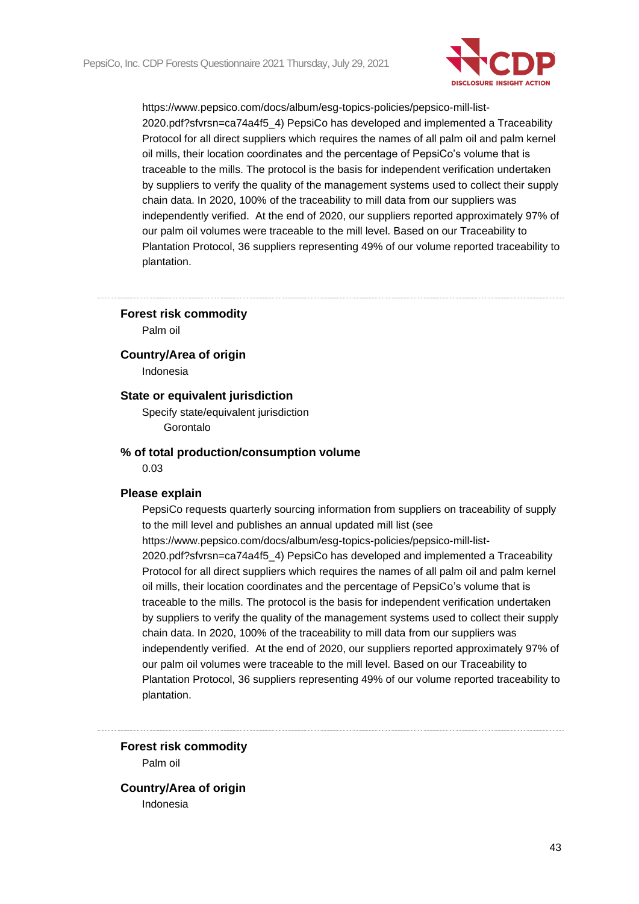https://www.pepsico.com/docs/album/esg-topics-policies/pepsico-mill-list-2020.pdf?sfvrsn=ca74a4f5_4) PepsiCo has developed and implemented a Traceability Protocol for all direct suppliers which requires the names of all palm oil and palm kernel oil mills, their location coordinates and the percentage of PepsiCo's volume that is traceable to the mills. The protocol is the basis for independent verification undertaken by suppliers to verify the quality of the management systems used to collect their supply chain data. In 2020, 100% of the traceability to mill data from our suppliers was independently verified. At the end of 2020, our suppliers reported approximately 97% of our palm oil volumes were traceable to the mill level. Based on our Traceability to Plantation Protocol, 36 suppliers representing 49% of our volume reported traceability to plantation.

---

**Forest risk commodity**

Palm oil

**Country/Area of origin**

Indonesia

**State or equivalent jurisdiction**

Specify state/equivalent jurisdiction

Gorontalo

**% of total production/consumption volume**

0.03

**Please explain**

PepsiCo requests quarterly sourcing information from suppliers on traceability of supply to the mill level and publishes an annual updated mill list (see https://www.pepsico.com/docs/album/esg-topics-policies/pepsico-mill-list-2020.pdf?sfvrsn=ca74a4f5_4) PepsiCo has developed and implemented a Traceability Protocol for all direct suppliers which requires the names of all palm oil and palm kernel oil mills, their location coordinates and the percentage of PepsiCo's volume that is traceable to the mills. The protocol is the basis for independent verification undertaken by suppliers to verify the quality of the management systems used to collect their supply chain data. In 2020, 100% of the traceability to mill data from our suppliers was independently verified. At the end of 2020, our suppliers reported approximately 97% of our palm oil volumes were traceable to the mill level. Based on our Traceability to Plantation Protocol, 36 suppliers representing 49% of our volume reported traceability to plantation.

---

**Forest risk commodity**

Palm oil

**Country/Area of origin**

Indonesia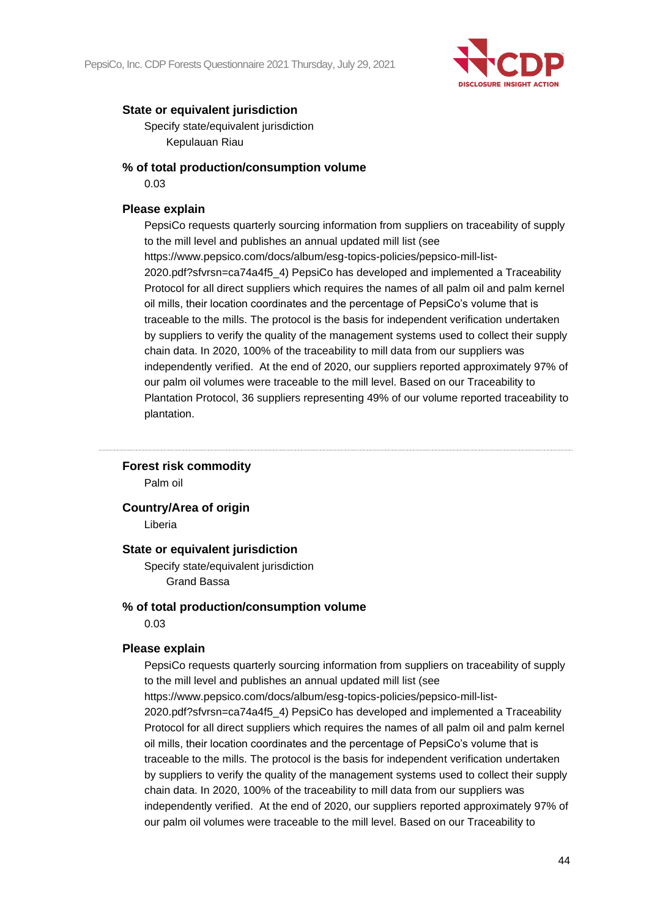**State or equivalent jurisdiction**

Specify state/equivalent jurisdiction

Kepulauan Riau

**% of total production/consumption volume**

0.03

**Please explain**

PepsiCo requests quarterly sourcing information from suppliers on traceability of supply to the mill level and publishes an annual updated mill list (see https://www.pepsico.com/docs/album/esg-topics-policies/pepsico-mill-list-2020.pdf?sfvrsn=ca74a4f5_4) PepsiCo has developed and implemented a Traceability Protocol for all direct suppliers which requires the names of all palm oil and palm kernel oil mills, their location coordinates and the percentage of PepsiCo's volume that is traceable to the mills. The protocol is the basis for independent verification undertaken by suppliers to verify the quality of the management systems used to collect their supply chain data. In 2020, 100% of the traceability to mill data from our suppliers was independently verified. At the end of 2020, our suppliers reported approximately 97% of our palm oil volumes were traceable to the mill level. Based on our Traceability to Plantation Protocol, 36 suppliers representing 49% of our volume reported traceability to plantation.

---

**Forest risk commodity**

Palm oil

**Country/Area of origin**

Liberia

**State or equivalent jurisdiction**

Specify state/equivalent jurisdiction

Grand Bassa

**% of total production/consumption volume**

0.03

**Please explain**

PepsiCo requests quarterly sourcing information from suppliers on traceability of supply to the mill level and publishes an annual updated mill list (see https://www.pepsico.com/docs/album/esg-topics-policies/pepsico-mill-list-2020.pdf?sfvrsn=ca74a4f5_4) PepsiCo has developed and implemented a Traceability Protocol for all direct suppliers which requires the names of all palm oil and palm kernel oil mills, their location coordinates and the percentage of PepsiCo's volume that is traceable to the mills. The protocol is the basis for independent verification undertaken by suppliers to verify the quality of the management systems used to collect their supply chain data. In 2020, 100% of the traceability to mill data from our suppliers was independently verified. At the end of 2020, our suppliers reported approximately 97% of our palm oil volumes were traceable to the mill level. Based on our Traceability to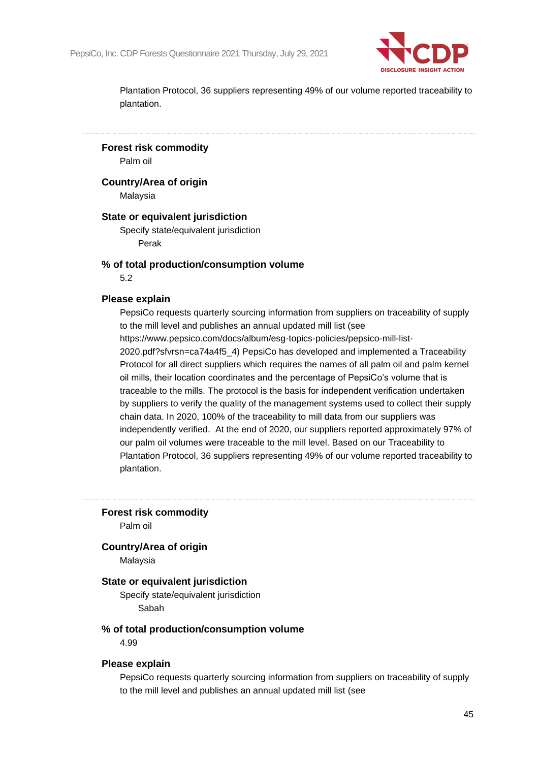Plantation Protocol, 36 suppliers representing 49% of our volume reported traceability to plantation.

---

**Forest risk commodity**

Palm oil

**Country/Area of origin**

Malaysia

**State or equivalent jurisdiction**

Specify state/equivalent jurisdiction

Perak

**% of total production/consumption volume**

5.2

**Please explain**

PepsiCo requests quarterly sourcing information from suppliers on traceability of supply to the mill level and publishes an annual updated mill list (see https://www.pepsico.com/docs/album/esg-topics-policies/pepsico-mill-list-2020.pdf?sfvrsn=ca74a4f5_4) PepsiCo has developed and implemented a Traceability Protocol for all direct suppliers which requires the names of all palm oil and palm kernel oil mills, their location coordinates and the percentage of PepsiCo's volume that is traceable to the mills. The protocol is the basis for independent verification undertaken by suppliers to verify the quality of the management systems used to collect their supply chain data. In 2020, 100% of the traceability to mill data from our suppliers was independently verified. At the end of 2020, our suppliers reported approximately 97% of our palm oil volumes were traceable to the mill level. Based on our Traceability to Plantation Protocol, 36 suppliers representing 49% of our volume reported traceability to plantation.

---

**Forest risk commodity**

Palm oil

**Country/Area of origin**

Malaysia

**State or equivalent jurisdiction**

Specify state/equivalent jurisdiction

Sabah

**% of total production/consumption volume**

4.99

**Please explain**

PepsiCo requests quarterly sourcing information from suppliers on traceability of supply to the mill level and publishes an annual updated mill list (see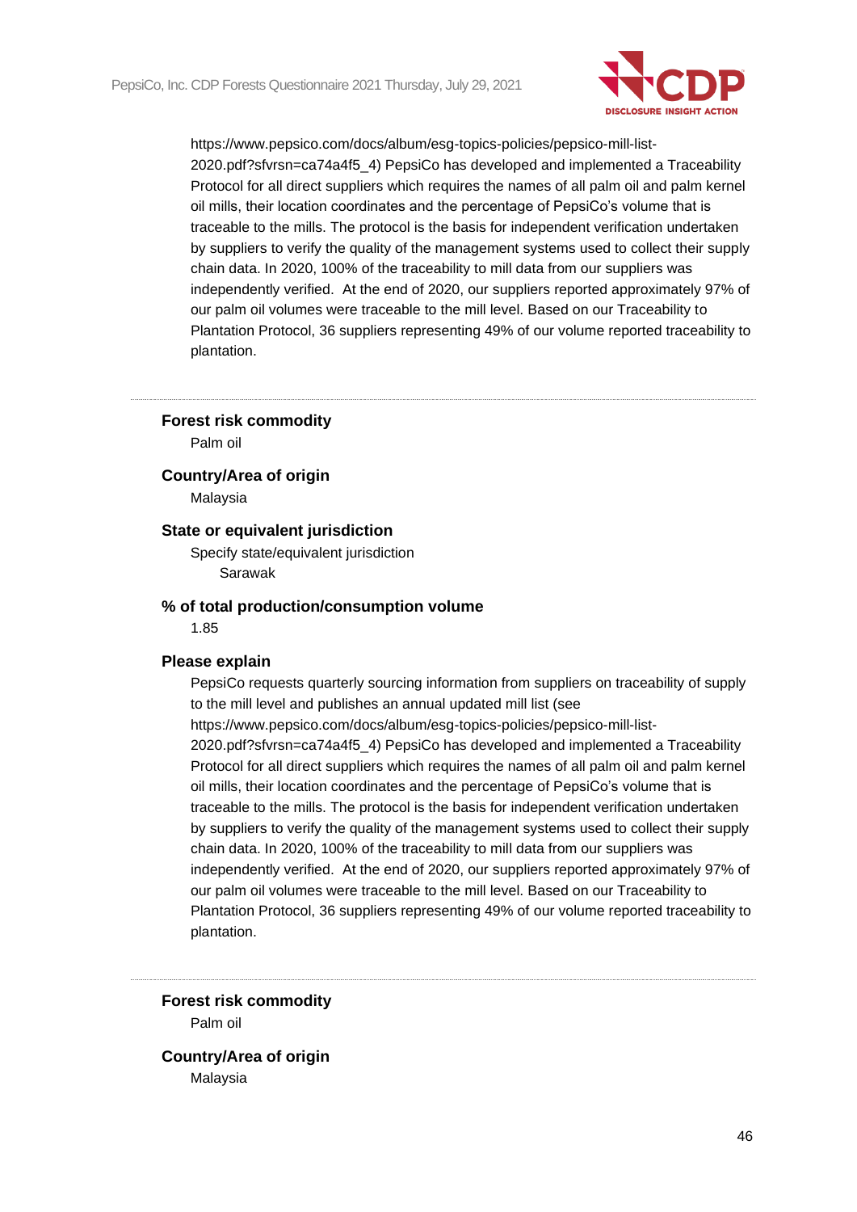https://www.pepsico.com/docs/album/esg-topics-policies/pepsico-mill-list-2020.pdf?sfvrsn=ca74a4f5_4) PepsiCo has developed and implemented a Traceability Protocol for all direct suppliers which requires the names of all palm oil and palm kernel oil mills, their location coordinates and the percentage of PepsiCo's volume that is traceable to the mills. The protocol is the basis for independent verification undertaken by suppliers to verify the quality of the management systems used to collect their supply chain data. In 2020, 100% of the traceability to mill data from our suppliers was independently verified. At the end of 2020, our suppliers reported approximately 97% of our palm oil volumes were traceable to the mill level. Based on our Traceability to Plantation Protocol, 36 suppliers representing 49% of our volume reported traceability to plantation.

---

**Forest risk commodity**

Palm oil

**Country/Area of origin**

Malaysia

**State or equivalent jurisdiction**

Specify state/equivalent jurisdiction

Sarawak

**% of total production/consumption volume**

1.85

**Please explain**

PepsiCo requests quarterly sourcing information from suppliers on traceability of supply to the mill level and publishes an annual updated mill list (see https://www.pepsico.com/docs/album/esg-topics-policies/pepsico-mill-list-2020.pdf?sfvrsn=ca74a4f5_4) PepsiCo has developed and implemented a Traceability Protocol for all direct suppliers which requires the names of all palm oil and palm kernel oil mills, their location coordinates and the percentage of PepsiCo's volume that is traceable to the mills. The protocol is the basis for independent verification undertaken by suppliers to verify the quality of the management systems used to collect their supply chain data. In 2020, 100% of the traceability to mill data from our suppliers was independently verified. At the end of 2020, our suppliers reported approximately 97% of our palm oil volumes were traceable to the mill level. Based on our Traceability to Plantation Protocol, 36 suppliers representing 49% of our volume reported traceability to plantation.

---

**Forest risk commodity**

Palm oil

**Country/Area of origin**

Malaysia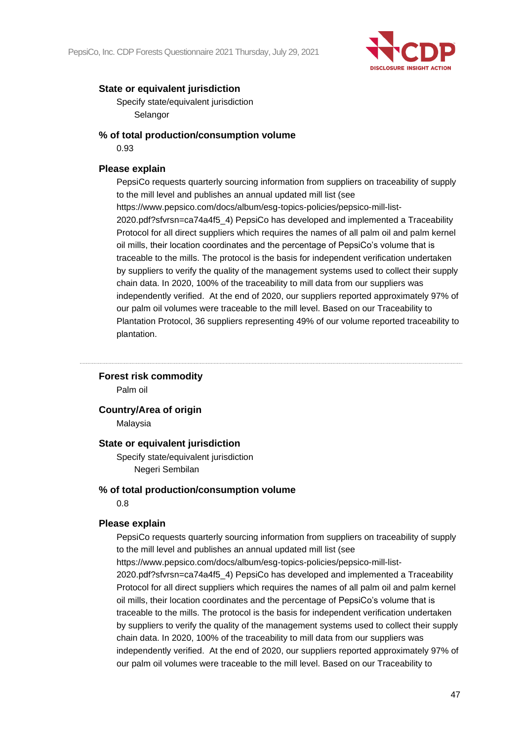**State or equivalent jurisdiction**

Specify state/equivalent jurisdiction

Selangor

**% of total production/consumption volume**

0.93

**Please explain**

PepsiCo requests quarterly sourcing information from suppliers on traceability of supply to the mill level and publishes an annual updated mill list (see https://www.pepsico.com/docs/album/esg-topics-policies/pepsico-mill-list-2020.pdf?sfvrsn=ca74a4f5_4) PepsiCo has developed and implemented a Traceability Protocol for all direct suppliers which requires the names of all palm oil and palm kernel oil mills, their location coordinates and the percentage of PepsiCo's volume that is traceable to the mills. The protocol is the basis for independent verification undertaken by suppliers to verify the quality of the management systems used to collect their supply chain data. In 2020, 100% of the traceability to mill data from our suppliers was independently verified. At the end of 2020, our suppliers reported approximately 97% of our palm oil volumes were traceable to the mill level. Based on our Traceability to Plantation Protocol, 36 suppliers representing 49% of our volume reported traceability to plantation.

---

**Forest risk commodity**

Palm oil

**Country/Area of origin**

Malaysia

**State or equivalent jurisdiction**

Specify state/equivalent jurisdiction

Negeri Sembilan

**% of total production/consumption volume**

0.8

**Please explain**

PepsiCo requests quarterly sourcing information from suppliers on traceability of supply to the mill level and publishes an annual updated mill list (see https://www.pepsico.com/docs/album/esg-topics-policies/pepsico-mill-list-2020.pdf?sfvrsn=ca74a4f5_4) PepsiCo has developed and implemented a Traceability Protocol for all direct suppliers which requires the names of all palm oil and palm kernel oil mills, their location coordinates and the percentage of PepsiCo's volume that is traceable to the mills. The protocol is the basis for independent verification undertaken by suppliers to verify the quality of the management systems used to collect their supply chain data. In 2020, 100% of the traceability to mill data from our suppliers was independently verified. At the end of 2020, our suppliers reported approximately 97% of our palm oil volumes were traceable to the mill level. Based on our Traceability to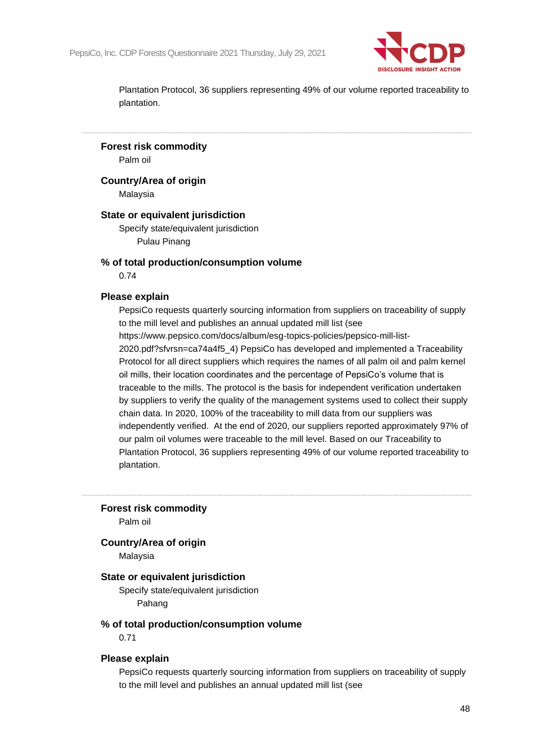Plantation Protocol, 36 suppliers representing 49% of our volume reported traceability to plantation.

---

**Forest risk commodity**

Palm oil

**Country/Area of origin**

Malaysia

**State or equivalent jurisdiction**

Specify state/equivalent jurisdiction

Pulau Pinang

**% of total production/consumption volume**

0.74

**Please explain**

PepsiCo requests quarterly sourcing information from suppliers on traceability of supply to the mill level and publishes an annual updated mill list (see https://www.pepsico.com/docs/album/esg-topics-policies/pepsico-mill-list-2020.pdf?sfvrsn=ca74a4f5_4) PepsiCo has developed and implemented a Traceability Protocol for all direct suppliers which requires the names of all palm oil and palm kernel oil mills, their location coordinates and the percentage of PepsiCo's volume that is traceable to the mills. The protocol is the basis for independent verification undertaken by suppliers to verify the quality of the management systems used to collect their supply chain data. In 2020, 100% of the traceability to mill data from our suppliers was independently verified. At the end of 2020, our suppliers reported approximately 97% of our palm oil volumes were traceable to the mill level. Based on our Traceability to Plantation Protocol, 36 suppliers representing 49% of our volume reported traceability to plantation.

---

**Forest risk commodity**

Palm oil

**Country/Area of origin**

Malaysia

**State or equivalent jurisdiction**

Specify state/equivalent jurisdiction

Pahang

**% of total production/consumption volume**

0.71

**Please explain**

PepsiCo requests quarterly sourcing information from suppliers on traceability of supply to the mill level and publishes an annual updated mill list (see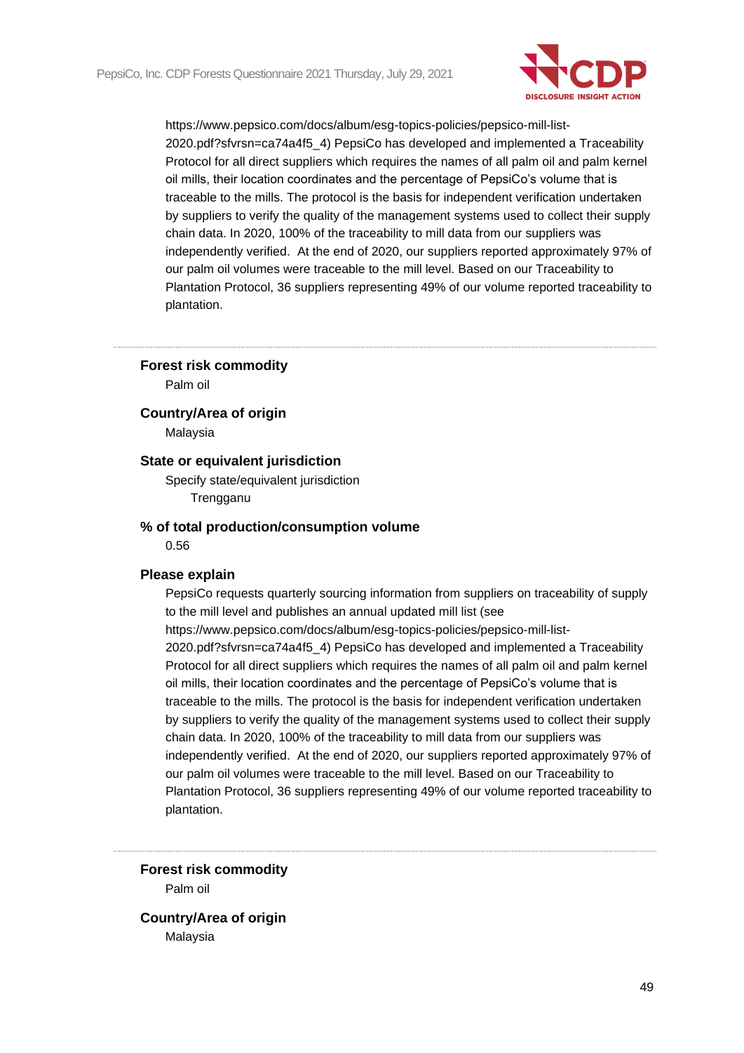https://www.pepsico.com/docs/album/esg-topics-policies/pepsico-mill-list-2020.pdf?sfvrsn=ca74a4f5_4) PepsiCo has developed and implemented a Traceability Protocol for all direct suppliers which requires the names of all palm oil and palm kernel oil mills, their location coordinates and the percentage of PepsiCo's volume that is traceable to the mills. The protocol is the basis for independent verification undertaken by suppliers to verify the quality of the management systems used to collect their supply chain data. In 2020, 100% of the traceability to mill data from our suppliers was independently verified. At the end of 2020, our suppliers reported approximately 97% of our palm oil volumes were traceable to the mill level. Based on our Traceability to Plantation Protocol, 36 suppliers representing 49% of our volume reported traceability to plantation.

---

**Forest risk commodity**

Palm oil

**Country/Area of origin**

Malaysia

**State or equivalent jurisdiction**

Specify state/equivalent jurisdiction

Trengganu

**% of total production/consumption volume**

0.56

**Please explain**

PepsiCo requests quarterly sourcing information from suppliers on traceability of supply to the mill level and publishes an annual updated mill list (see https://www.pepsico.com/docs/album/esg-topics-policies/pepsico-mill-list-2020.pdf?sfvrsn=ca74a4f5_4) PepsiCo has developed and implemented a Traceability Protocol for all direct suppliers which requires the names of all palm oil and palm kernel oil mills, their location coordinates and the percentage of PepsiCo's volume that is traceable to the mills. The protocol is the basis for independent verification undertaken by suppliers to verify the quality of the management systems used to collect their supply chain data. In 2020, 100% of the traceability to mill data from our suppliers was independently verified. At the end of 2020, our suppliers reported approximately 97% of our palm oil volumes were traceable to the mill level. Based on our Traceability to Plantation Protocol, 36 suppliers representing 49% of our volume reported traceability to plantation.

---

**Forest risk commodity**

Palm oil

**Country/Area of origin**

Malaysia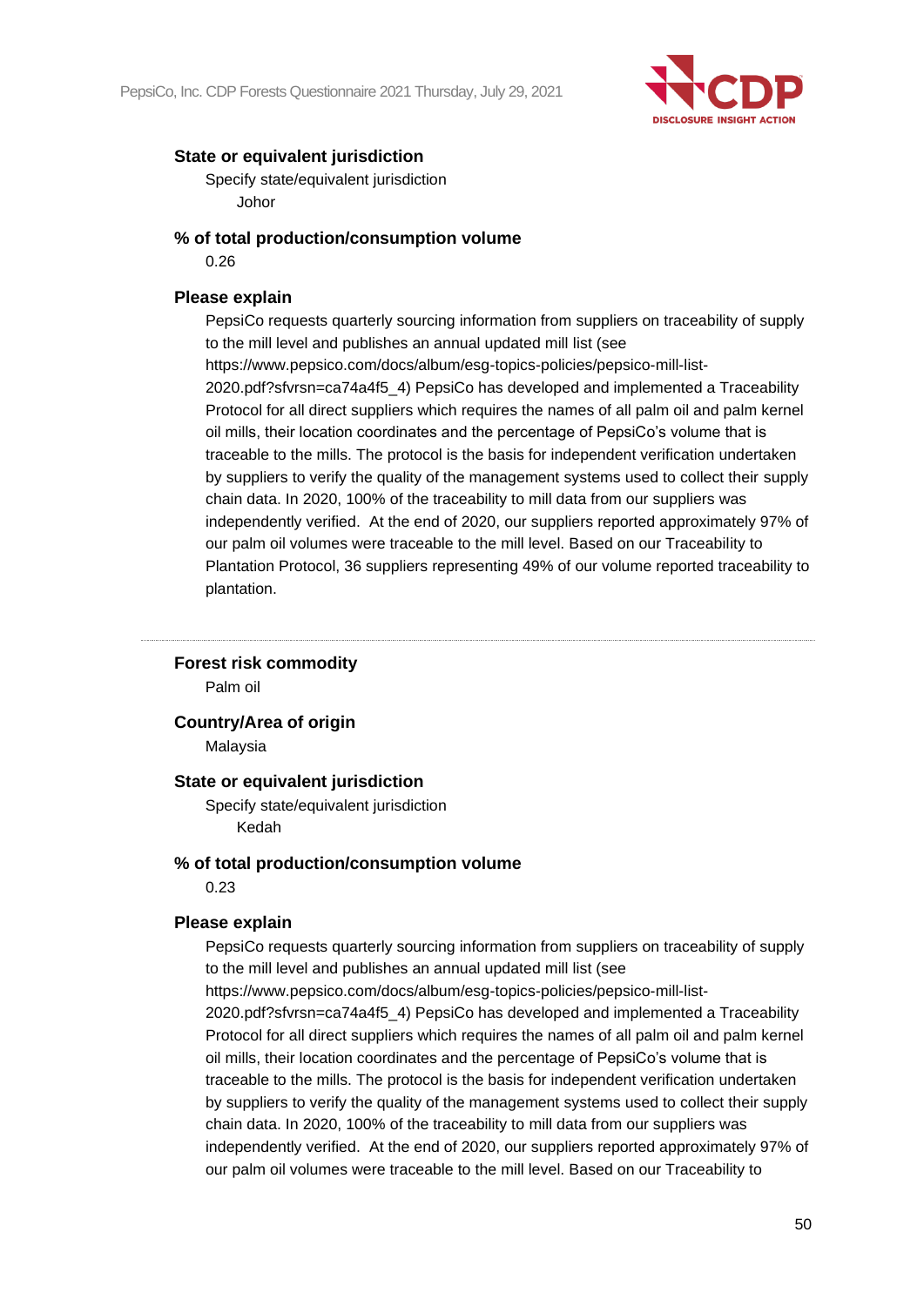**State or equivalent jurisdiction**

Specify state/equivalent jurisdiction

Johor

**% of total production/consumption volume**

0.26

**Please explain**

PepsiCo requests quarterly sourcing information from suppliers on traceability of supply to the mill level and publishes an annual updated mill list (see https://www.pepsico.com/docs/album/esg-topics-policies/pepsico-mill-list-2020.pdf?sfvrsn=ca74a4f5_4) PepsiCo has developed and implemented a Traceability Protocol for all direct suppliers which requires the names of all palm oil and palm kernel oil mills, their location coordinates and the percentage of PepsiCo's volume that is traceable to the mills. The protocol is the basis for independent verification undertaken by suppliers to verify the quality of the management systems used to collect their supply chain data. In 2020, 100% of the traceability to mill data from our suppliers was independently verified. At the end of 2020, our suppliers reported approximately 97% of our palm oil volumes were traceable to the mill level. Based on our Traceability to Plantation Protocol, 36 suppliers representing 49% of our volume reported traceability to plantation.

---

**Forest risk commodity**

Palm oil

**Country/Area of origin**

Malaysia

**State or equivalent jurisdiction**

Specify state/equivalent jurisdiction

Kedah

**% of total production/consumption volume**

0.23

**Please explain**

PepsiCo requests quarterly sourcing information from suppliers on traceability of supply to the mill level and publishes an annual updated mill list (see https://www.pepsico.com/docs/album/esg-topics-policies/pepsico-mill-list-2020.pdf?sfvrsn=ca74a4f5_4) PepsiCo has developed and implemented a Traceability Protocol for all direct suppliers which requires the names of all palm oil and palm kernel oil mills, their location coordinates and the percentage of PepsiCo's volume that is traceable to the mills. The protocol is the basis for independent verification undertaken by suppliers to verify the quality of the management systems used to collect their supply chain data. In 2020, 100% of the traceability to mill data from our suppliers was independently verified. At the end of 2020, our suppliers reported approximately 97% of our palm oil volumes were traceable to the mill level. Based on our Traceability to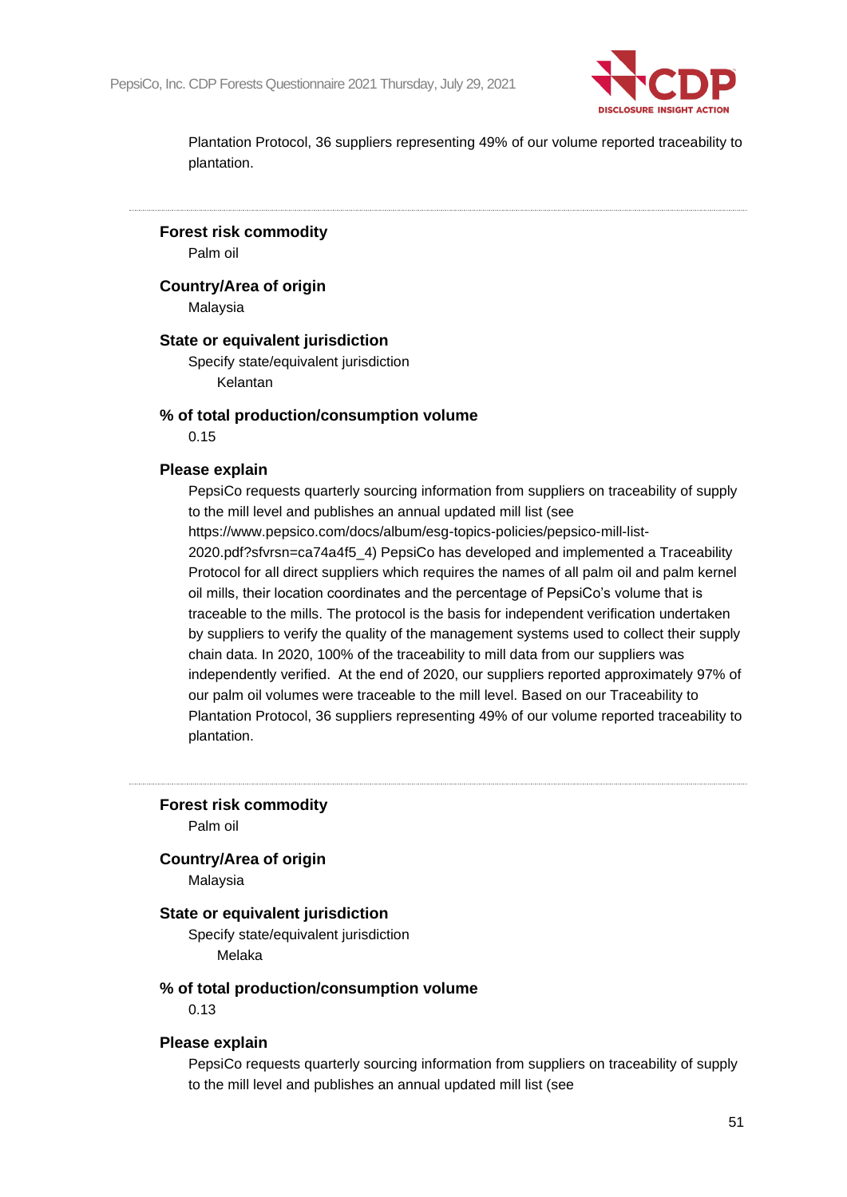Plantation Protocol, 36 suppliers representing 49% of our volume reported traceability to plantation.

---

**Forest risk commodity**

Palm oil

**Country/Area of origin**

Malaysia

**State or equivalent jurisdiction**

Specify state/equivalent jurisdiction

Kelantan

**% of total production/consumption volume**

0.15

**Please explain**

PepsiCo requests quarterly sourcing information from suppliers on traceability of supply to the mill level and publishes an annual updated mill list (see https://www.pepsico.com/docs/album/esg-topics-policies/pepsico-mill-list-2020.pdf?sfvrsn=ca74a4f5_4) PepsiCo has developed and implemented a Traceability Protocol for all direct suppliers which requires the names of all palm oil and palm kernel oil mills, their location coordinates and the percentage of PepsiCo's volume that is traceable to the mills. The protocol is the basis for independent verification undertaken by suppliers to verify the quality of the management systems used to collect their supply chain data. In 2020, 100% of the traceability to mill data from our suppliers was independently verified. At the end of 2020, our suppliers reported approximately 97% of our palm oil volumes were traceable to the mill level. Based on our Traceability to Plantation Protocol, 36 suppliers representing 49% of our volume reported traceability to plantation.

---

**Forest risk commodity**

Palm oil

**Country/Area of origin**

Malaysia

**State or equivalent jurisdiction**

Specify state/equivalent jurisdiction

Melaka

**% of total production/consumption volume**

0.13

**Please explain**

PepsiCo requests quarterly sourcing information from suppliers on traceability of supply to the mill level and publishes an annual updated mill list (see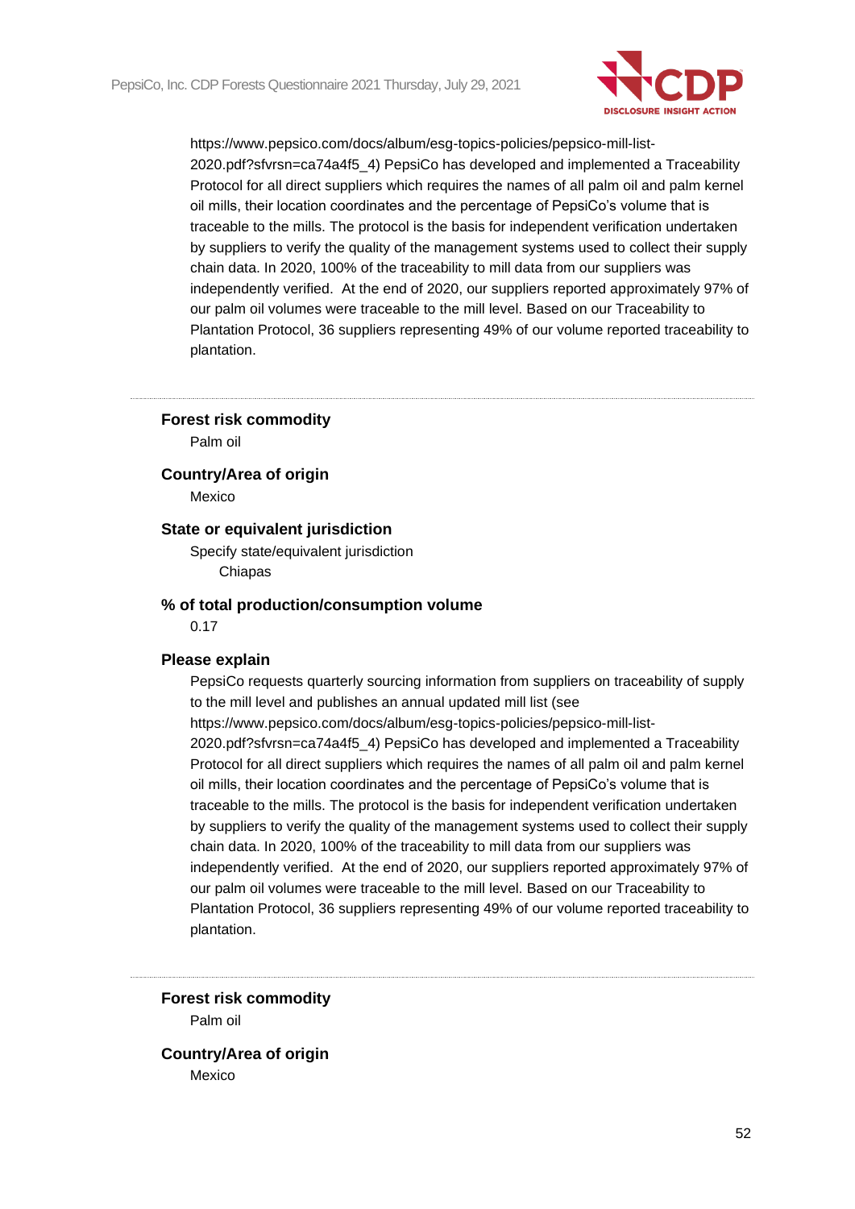https://www.pepsico.com/docs/album/esg-topics-policies/pepsico-mill-list-2020.pdf?sfvrsn=ca74a4f5_4) PepsiCo has developed and implemented a Traceability Protocol for all direct suppliers which requires the names of all palm oil and palm kernel oil mills, their location coordinates and the percentage of PepsiCo's volume that is traceable to the mills. The protocol is the basis for independent verification undertaken by suppliers to verify the quality of the management systems used to collect their supply chain data. In 2020, 100% of the traceability to mill data from our suppliers was independently verified. At the end of 2020, our suppliers reported approximately 97% of our palm oil volumes were traceable to the mill level. Based on our Traceability to Plantation Protocol, 36 suppliers representing 49% of our volume reported traceability to plantation.

---

**Forest risk commodity**

Palm oil

**Country/Area of origin**

Mexico

**State or equivalent jurisdiction**

Specify state/equivalent jurisdiction

Chiapas

**% of total production/consumption volume**

0.17

**Please explain**

PepsiCo requests quarterly sourcing information from suppliers on traceability of supply to the mill level and publishes an annual updated mill list (see https://www.pepsico.com/docs/album/esg-topics-policies/pepsico-mill-list-2020.pdf?sfvrsn=ca74a4f5_4) PepsiCo has developed and implemented a Traceability Protocol for all direct suppliers which requires the names of all palm oil and palm kernel oil mills, their location coordinates and the percentage of PepsiCo's volume that is traceable to the mills. The protocol is the basis for independent verification undertaken by suppliers to verify the quality of the management systems used to collect their supply chain data. In 2020, 100% of the traceability to mill data from our suppliers was independently verified. At the end of 2020, our suppliers reported approximately 97% of our palm oil volumes were traceable to the mill level. Based on our Traceability to Plantation Protocol, 36 suppliers representing 49% of our volume reported traceability to plantation.

---

**Forest risk commodity**

Palm oil

**Country/Area of origin**

Mexico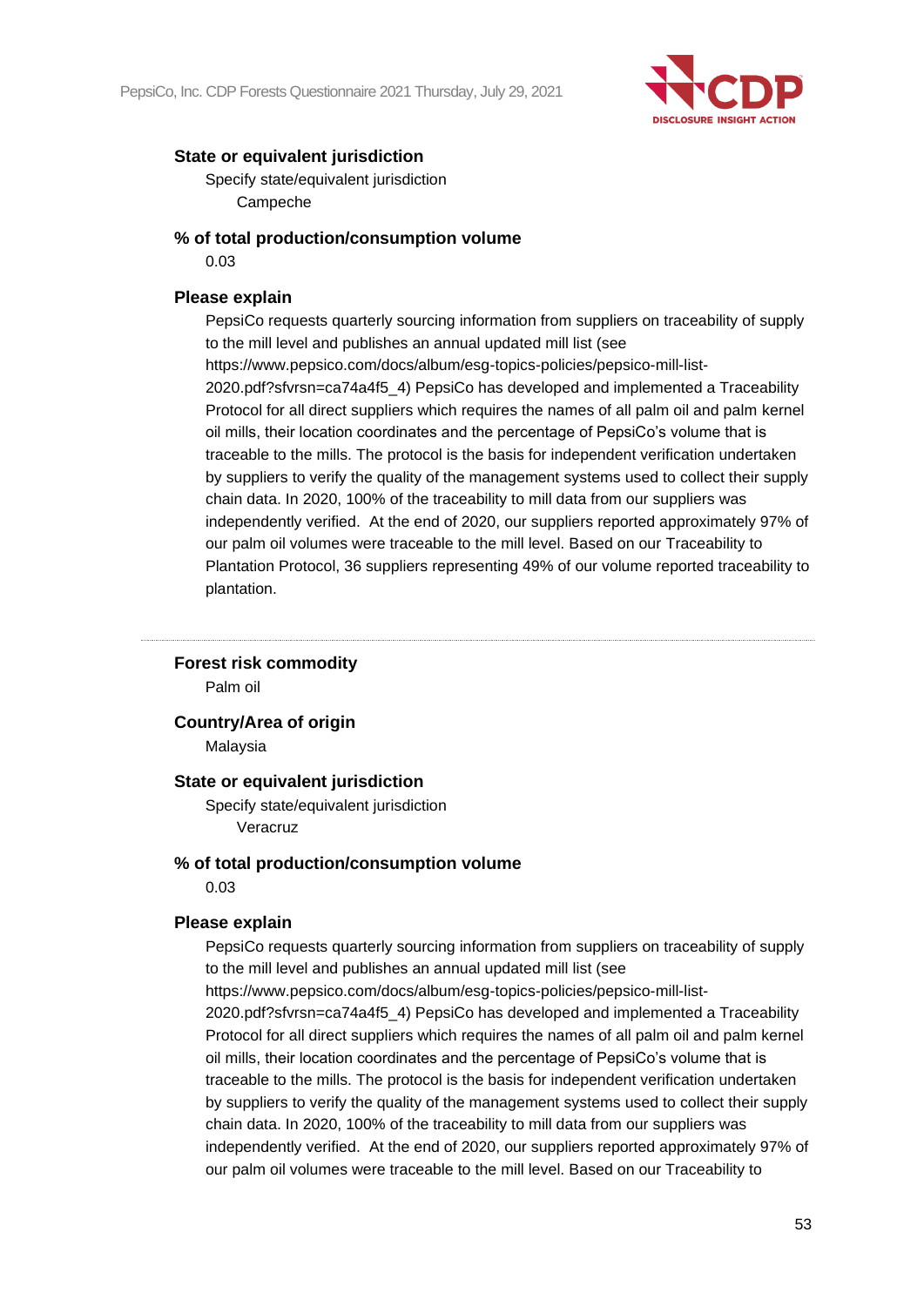**State or equivalent jurisdiction**

Specify state/equivalent jurisdiction

Campeche

**% of total production/consumption volume**

0.03

**Please explain**

PepsiCo requests quarterly sourcing information from suppliers on traceability of supply to the mill level and publishes an annual updated mill list (see https://www.pepsico.com/docs/album/esg-topics-policies/pepsico-mill-list-2020.pdf?sfvrsn=ca74a4f5_4) PepsiCo has developed and implemented a Traceability Protocol for all direct suppliers which requires the names of all palm oil and palm kernel oil mills, their location coordinates and the percentage of PepsiCo's volume that is traceable to the mills. The protocol is the basis for independent verification undertaken by suppliers to verify the quality of the management systems used to collect their supply chain data. In 2020, 100% of the traceability to mill data from our suppliers was independently verified. At the end of 2020, our suppliers reported approximately 97% of our palm oil volumes were traceable to the mill level. Based on our Traceability to Plantation Protocol, 36 suppliers representing 49% of our volume reported traceability to plantation.

---

**Forest risk commodity**

Palm oil

**Country/Area of origin**

Malaysia

**State or equivalent jurisdiction**

Specify state/equivalent jurisdiction

Veracruz

**% of total production/consumption volume**

0.03

**Please explain**

PepsiCo requests quarterly sourcing information from suppliers on traceability of supply to the mill level and publishes an annual updated mill list (see https://www.pepsico.com/docs/album/esg-topics-policies/pepsico-mill-list-2020.pdf?sfvrsn=ca74a4f5_4) PepsiCo has developed and implemented a Traceability Protocol for all direct suppliers which requires the names of all palm oil and palm kernel oil mills, their location coordinates and the percentage of PepsiCo's volume that is traceable to the mills. The protocol is the basis for independent verification undertaken by suppliers to verify the quality of the management systems used to collect their supply chain data. In 2020, 100% of the traceability to mill data from our suppliers was independently verified. At the end of 2020, our suppliers reported approximately 97% of our palm oil volumes were traceable to the mill level. Based on our Traceability to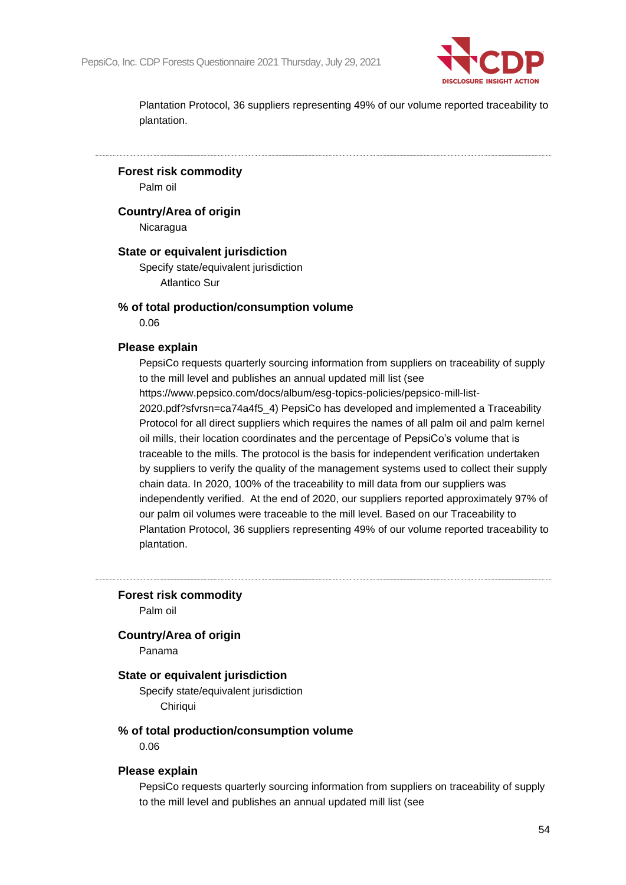Plantation Protocol, 36 suppliers representing 49% of our volume reported traceability to plantation.

---

**Forest risk commodity**

Palm oil

**Country/Area of origin**

Nicaragua

**State or equivalent jurisdiction**

Specify state/equivalent jurisdiction

Atlantico Sur

**% of total production/consumption volume**

0.06

**Please explain**

PepsiCo requests quarterly sourcing information from suppliers on traceability of supply to the mill level and publishes an annual updated mill list (see https://www.pepsico.com/docs/album/esg-topics-policies/pepsico-mill-list-2020.pdf?sfvrsn=ca74a4f5_4) PepsiCo has developed and implemented a Traceability Protocol for all direct suppliers which requires the names of all palm oil and palm kernel oil mills, their location coordinates and the percentage of PepsiCo's volume that is traceable to the mills. The protocol is the basis for independent verification undertaken by suppliers to verify the quality of the management systems used to collect their supply chain data. In 2020, 100% of the traceability to mill data from our suppliers was independently verified. At the end of 2020, our suppliers reported approximately 97% of our palm oil volumes were traceable to the mill level. Based on our Traceability to Plantation Protocol, 36 suppliers representing 49% of our volume reported traceability to plantation.

---

**Forest risk commodity**

Palm oil

**Country/Area of origin**

Panama

**State or equivalent jurisdiction**

Specify state/equivalent jurisdiction

Chiriqui

**% of total production/consumption volume**

0.06

**Please explain**

PepsiCo requests quarterly sourcing information from suppliers on traceability of supply to the mill level and publishes an annual updated mill list (see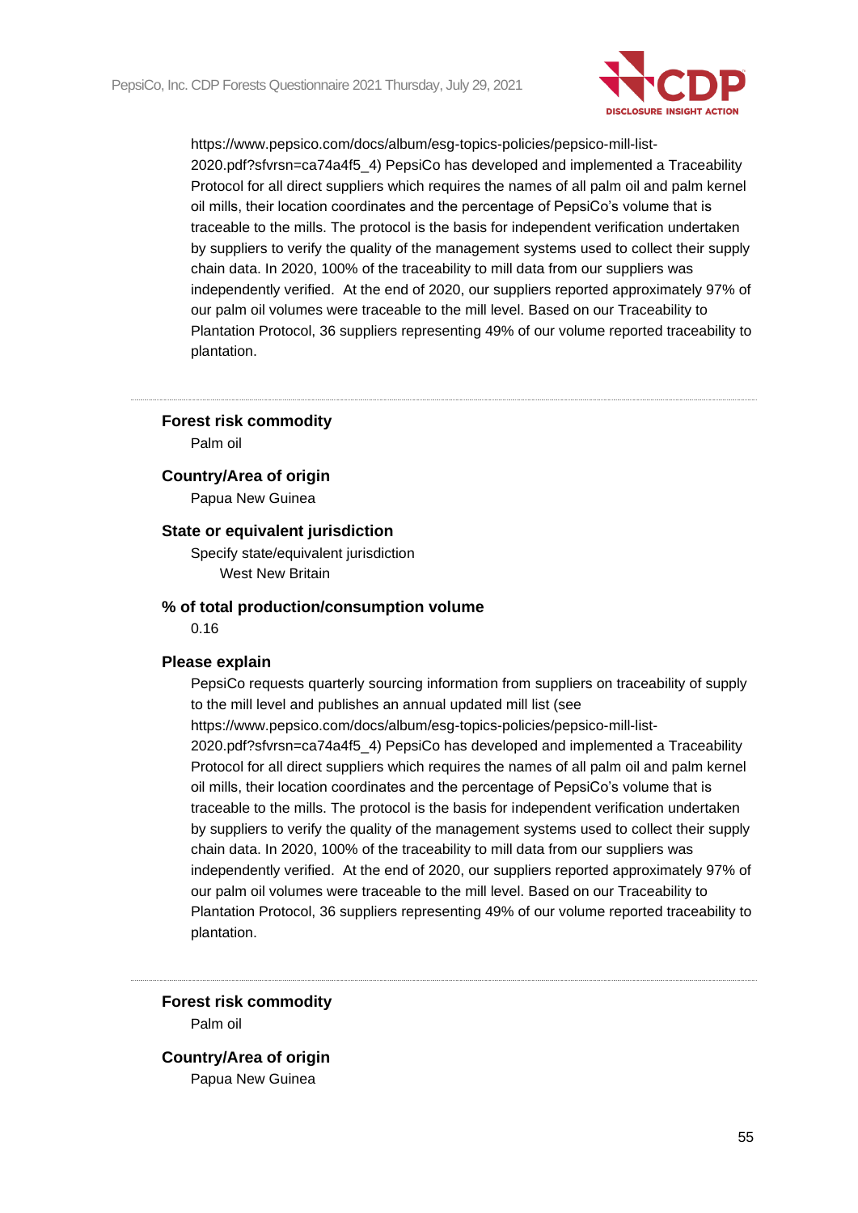https://www.pepsico.com/docs/album/esg-topics-policies/pepsico-mill-list-2020.pdf?sfvrsn=ca74a4f5_4) PepsiCo has developed and implemented a Traceability Protocol for all direct suppliers which requires the names of all palm oil and palm kernel oil mills, their location coordinates and the percentage of PepsiCo's volume that is traceable to the mills. The protocol is the basis for independent verification undertaken by suppliers to verify the quality of the management systems used to collect their supply chain data. In 2020, 100% of the traceability to mill data from our suppliers was independently verified. At the end of 2020, our suppliers reported approximately 97% of our palm oil volumes were traceable to the mill level. Based on our Traceability to Plantation Protocol, 36 suppliers representing 49% of our volume reported traceability to plantation.

---

**Forest risk commodity**

Palm oil

**Country/Area of origin**

Papua New Guinea

**State or equivalent jurisdiction**

Specify state/equivalent jurisdiction

West New Britain

**% of total production/consumption volume**

0.16

**Please explain**

PepsiCo requests quarterly sourcing information from suppliers on traceability of supply to the mill level and publishes an annual updated mill list (see https://www.pepsico.com/docs/album/esg-topics-policies/pepsico-mill-list-2020.pdf?sfvrsn=ca74a4f5_4) PepsiCo has developed and implemented a Traceability Protocol for all direct suppliers which requires the names of all palm oil and palm kernel oil mills, their location coordinates and the percentage of PepsiCo's volume that is traceable to the mills. The protocol is the basis for independent verification undertaken by suppliers to verify the quality of the management systems used to collect their supply chain data. In 2020, 100% of the traceability to mill data from our suppliers was independently verified. At the end of 2020, our suppliers reported approximately 97% of our palm oil volumes were traceable to the mill level. Based on our Traceability to Plantation Protocol, 36 suppliers representing 49% of our volume reported traceability to plantation.

---

**Forest risk commodity**

Palm oil

**Country/Area of origin**

Papua New Guinea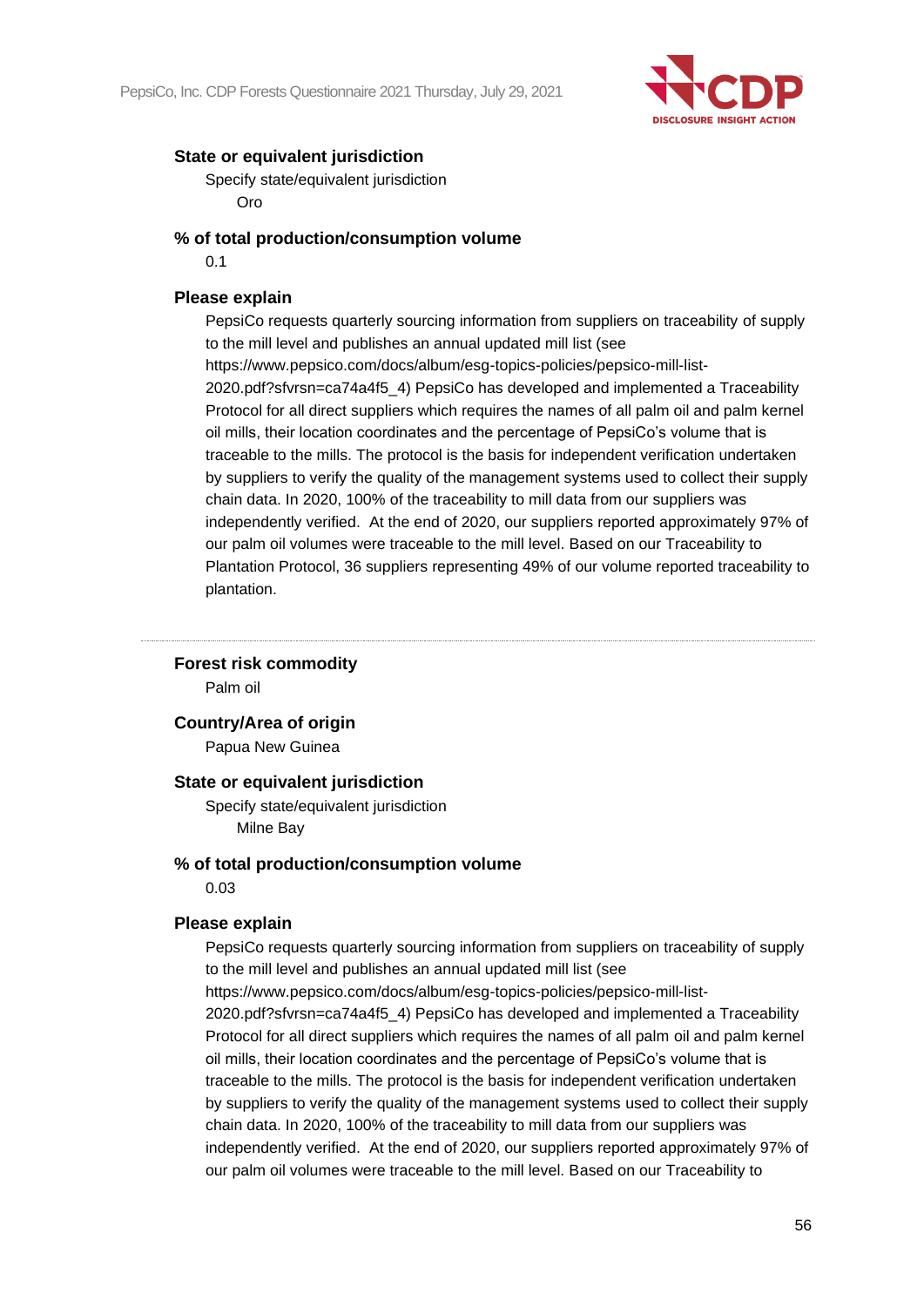**State or equivalent jurisdiction**

Specify state/equivalent jurisdiction

Oro

**% of total production/consumption volume**

0.1

**Please explain**

PepsiCo requests quarterly sourcing information from suppliers on traceability of supply to the mill level and publishes an annual updated mill list (see https://www.pepsico.com/docs/album/esg-topics-policies/pepsico-mill-list-2020.pdf?sfvrsn=ca74a4f5_4) PepsiCo has developed and implemented a Traceability Protocol for all direct suppliers which requires the names of all palm oil and palm kernel oil mills, their location coordinates and the percentage of PepsiCo's volume that is traceable to the mills. The protocol is the basis for independent verification undertaken by suppliers to verify the quality of the management systems used to collect their supply chain data. In 2020, 100% of the traceability to mill data from our suppliers was independently verified. At the end of 2020, our suppliers reported approximately 97% of our palm oil volumes were traceable to the mill level. Based on our Traceability to Plantation Protocol, 36 suppliers representing 49% of our volume reported traceability to plantation.

---

**Forest risk commodity**

Palm oil

**Country/Area of origin**

Papua New Guinea

**State or equivalent jurisdiction**

Specify state/equivalent jurisdiction

Milne Bay

**% of total production/consumption volume**

0.03

**Please explain**

PepsiCo requests quarterly sourcing information from suppliers on traceability of supply to the mill level and publishes an annual updated mill list (see https://www.pepsico.com/docs/album/esg-topics-policies/pepsico-mill-list-2020.pdf?sfvrsn=ca74a4f5_4) PepsiCo has developed and implemented a Traceability Protocol for all direct suppliers which requires the names of all palm oil and palm kernel oil mills, their location coordinates and the percentage of PepsiCo's volume that is traceable to the mills. The protocol is the basis for independent verification undertaken by suppliers to verify the quality of the management systems used to collect their supply chain data. In 2020, 100% of the traceability to mill data from our suppliers was independently verified. At the end of 2020, our suppliers reported approximately 97% of our palm oil volumes were traceable to the mill level. Based on our Traceability to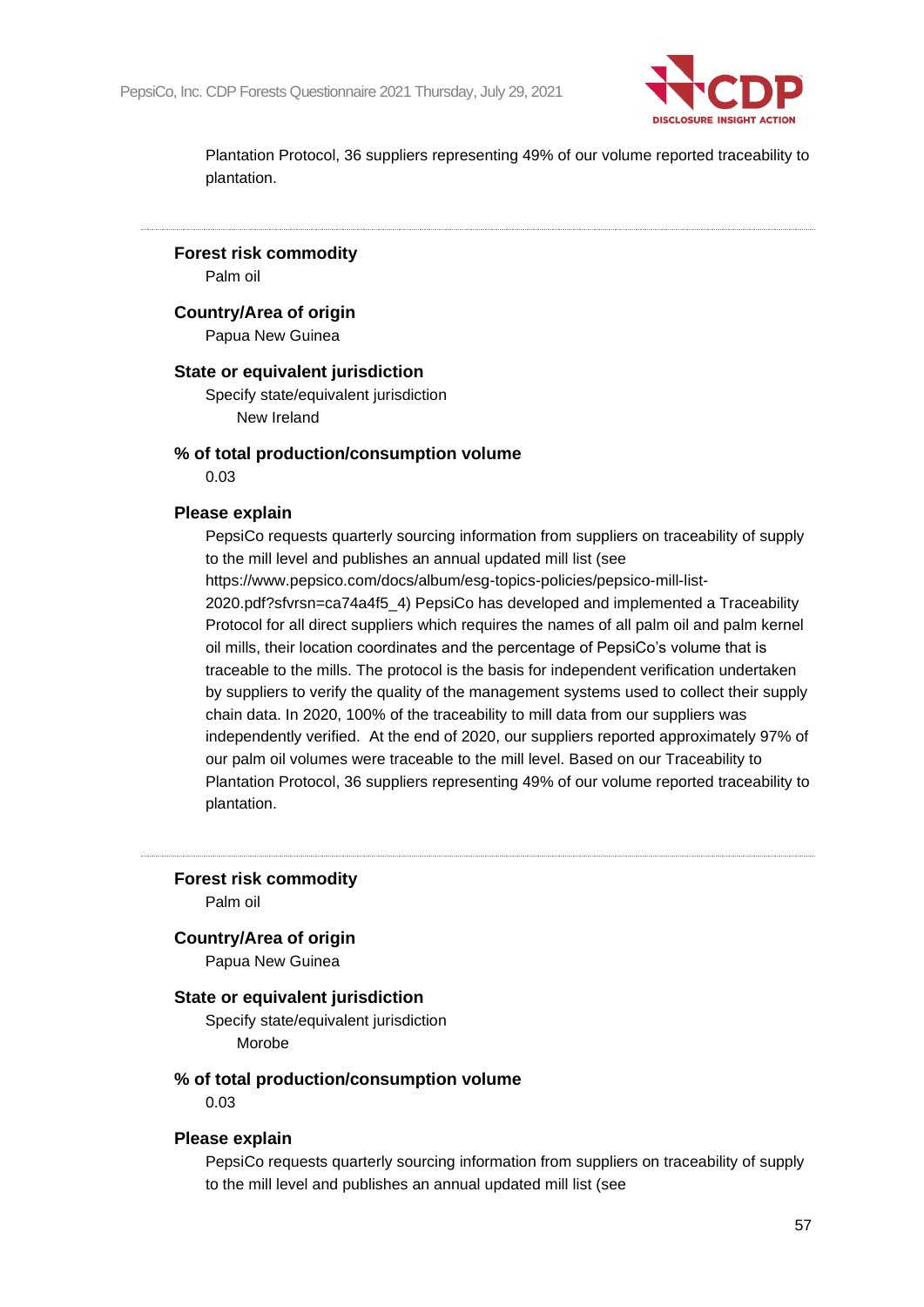Plantation Protocol, 36 suppliers representing 49% of our volume reported traceability to plantation.

---

**Forest risk commodity**

Palm oil

**Country/Area of origin**

Papua New Guinea

**State or equivalent jurisdiction**

Specify state/equivalent jurisdiction

New Ireland

**% of total production/consumption volume**

0.03

**Please explain**

PepsiCo requests quarterly sourcing information from suppliers on traceability of supply to the mill level and publishes an annual updated mill list (see https://www.pepsico.com/docs/album/esg-topics-policies/pepsico-mill-list-2020.pdf?sfvrsn=ca74a4f5_4) PepsiCo has developed and implemented a Traceability Protocol for all direct suppliers which requires the names of all palm oil and palm kernel oil mills, their location coordinates and the percentage of PepsiCo's volume that is traceable to the mills. The protocol is the basis for independent verification undertaken by suppliers to verify the quality of the management systems used to collect their supply chain data. In 2020, 100% of the traceability to mill data from our suppliers was independently verified. At the end of 2020, our suppliers reported approximately 97% of our palm oil volumes were traceable to the mill level. Based on our Traceability to Plantation Protocol, 36 suppliers representing 49% of our volume reported traceability to plantation.

---

**Forest risk commodity**

Palm oil

**Country/Area of origin**

Papua New Guinea

**State or equivalent jurisdiction**

Specify state/equivalent jurisdiction

Morobe

**% of total production/consumption volume**

0.03

**Please explain**

PepsiCo requests quarterly sourcing information from suppliers on traceability of supply to the mill level and publishes an annual updated mill list (see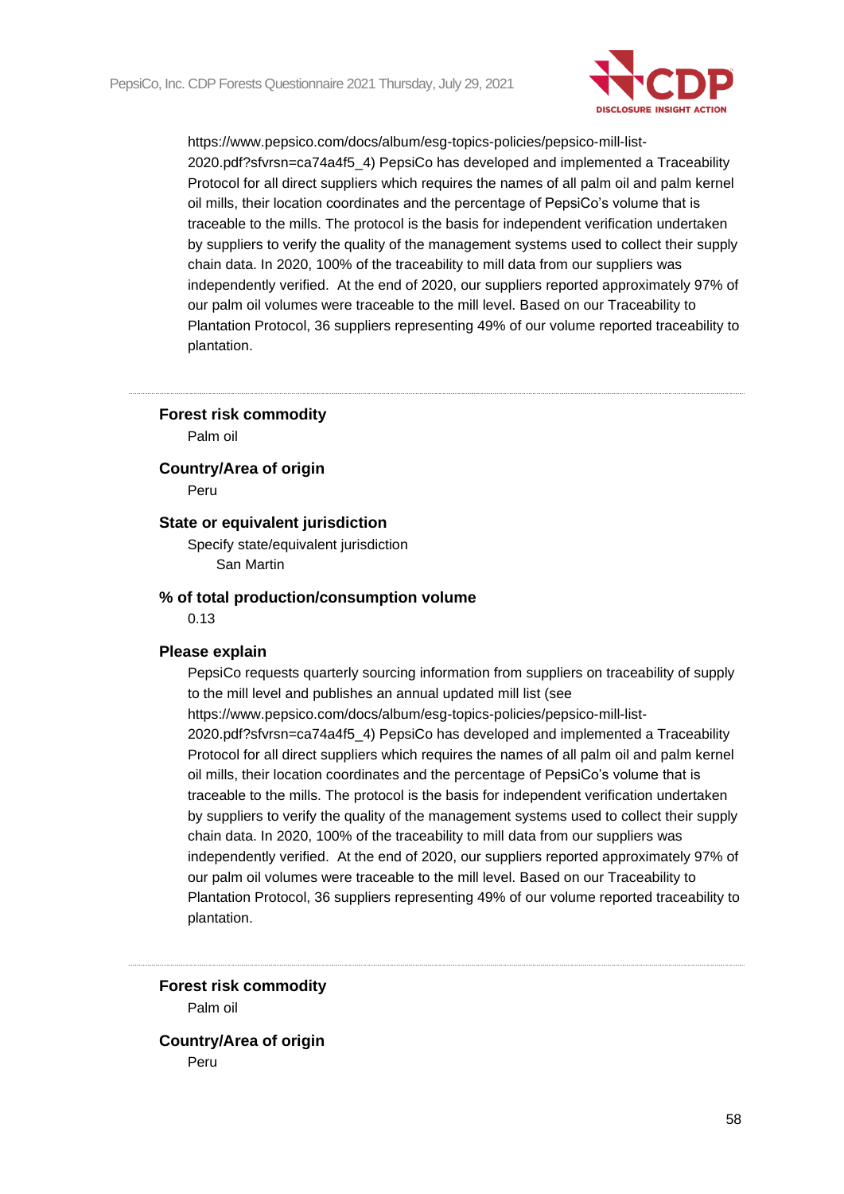https://www.pepsico.com/docs/album/esg-topics-policies/pepsico-mill-list-2020.pdf?sfvrsn=ca74a4f5_4) PepsiCo has developed and implemented a Traceability Protocol for all direct suppliers which requires the names of all palm oil and palm kernel oil mills, their location coordinates and the percentage of PepsiCo's volume that is traceable to the mills. The protocol is the basis for independent verification undertaken by suppliers to verify the quality of the management systems used to collect their supply chain data. In 2020, 100% of the traceability to mill data from our suppliers was independently verified. At the end of 2020, our suppliers reported approximately 97% of our palm oil volumes were traceable to the mill level. Based on our Traceability to Plantation Protocol, 36 suppliers representing 49% of our volume reported traceability to plantation.

---

**Forest risk commodity**

Palm oil

**Country/Area of origin**

Peru

**State or equivalent jurisdiction**

Specify state/equivalent jurisdiction

San Martin

**% of total production/consumption volume**

0.13

**Please explain**

PepsiCo requests quarterly sourcing information from suppliers on traceability of supply to the mill level and publishes an annual updated mill list (see https://www.pepsico.com/docs/album/esg-topics-policies/pepsico-mill-list-2020.pdf?sfvrsn=ca74a4f5_4) PepsiCo has developed and implemented a Traceability Protocol for all direct suppliers which requires the names of all palm oil and palm kernel oil mills, their location coordinates and the percentage of PepsiCo's volume that is traceable to the mills. The protocol is the basis for independent verification undertaken by suppliers to verify the quality of the management systems used to collect their supply chain data. In 2020, 100% of the traceability to mill data from our suppliers was independently verified. At the end of 2020, our suppliers reported approximately 97% of our palm oil volumes were traceable to the mill level. Based on our Traceability to Plantation Protocol, 36 suppliers representing 49% of our volume reported traceability to plantation.

---

**Forest risk commodity**

Palm oil

**Country/Area of origin**

Peru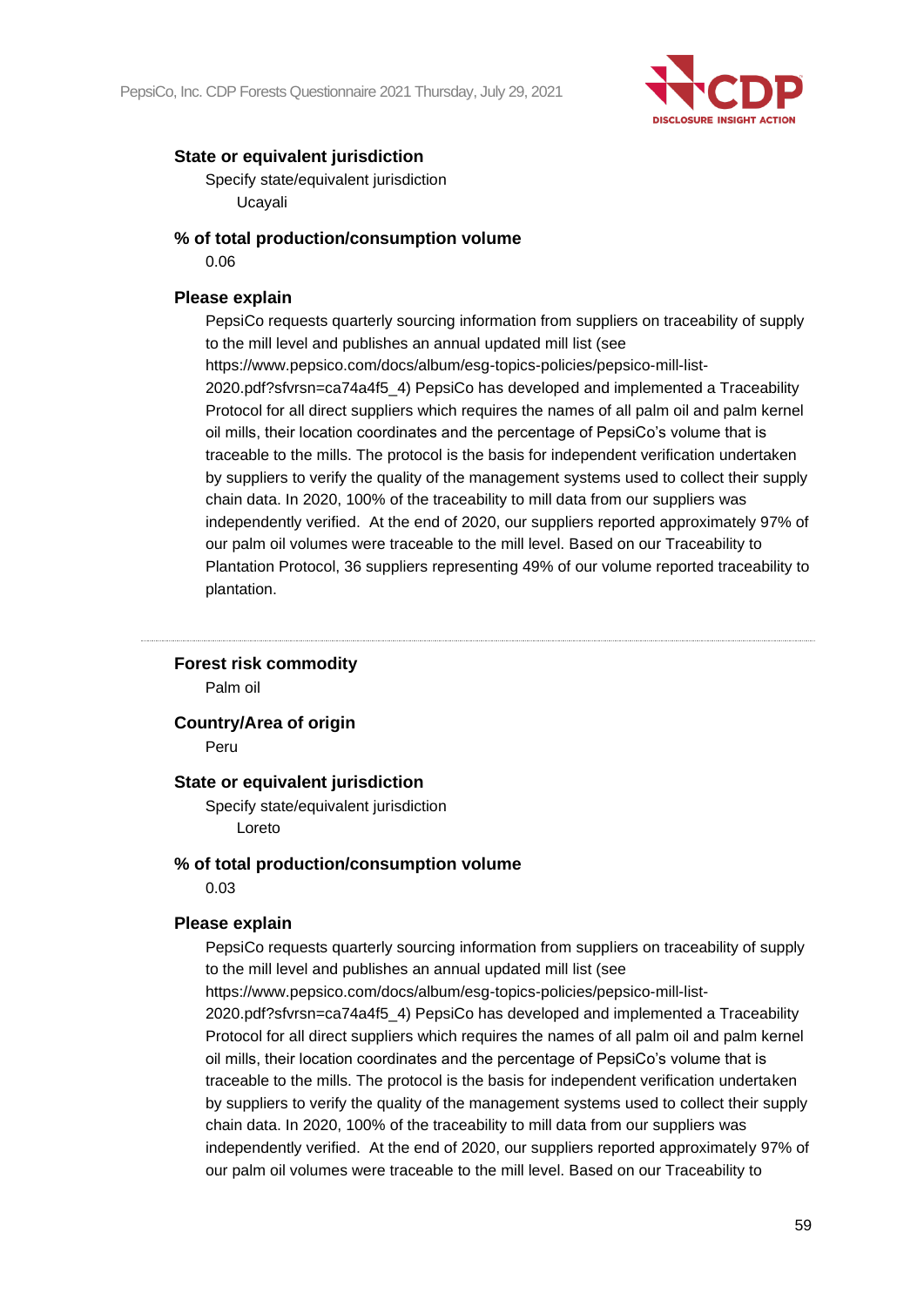**State or equivalent jurisdiction**

Specify state/equivalent jurisdiction

Ucayali

**% of total production/consumption volume**

0.06

**Please explain**

PepsiCo requests quarterly sourcing information from suppliers on traceability of supply to the mill level and publishes an annual updated mill list (see https://www.pepsico.com/docs/album/esg-topics-policies/pepsico-mill-list-2020.pdf?sfvrsn=ca74a4f5_4) PepsiCo has developed and implemented a Traceability Protocol for all direct suppliers which requires the names of all palm oil and palm kernel oil mills, their location coordinates and the percentage of PepsiCo's volume that is traceable to the mills. The protocol is the basis for independent verification undertaken by suppliers to verify the quality of the management systems used to collect their supply chain data. In 2020, 100% of the traceability to mill data from our suppliers was independently verified. At the end of 2020, our suppliers reported approximately 97% of our palm oil volumes were traceable to the mill level. Based on our Traceability to Plantation Protocol, 36 suppliers representing 49% of our volume reported traceability to plantation.

---

**Forest risk commodity**

Palm oil

**Country/Area of origin**

Peru

**State or equivalent jurisdiction**

Specify state/equivalent jurisdiction

Loreto

**% of total production/consumption volume**

0.03

**Please explain**

PepsiCo requests quarterly sourcing information from suppliers on traceability of supply to the mill level and publishes an annual updated mill list (see https://www.pepsico.com/docs/album/esg-topics-policies/pepsico-mill-list-2020.pdf?sfvrsn=ca74a4f5_4) PepsiCo has developed and implemented a Traceability Protocol for all direct suppliers which requires the names of all palm oil and palm kernel oil mills, their location coordinates and the percentage of PepsiCo's volume that is traceable to the mills. The protocol is the basis for independent verification undertaken by suppliers to verify the quality of the management systems used to collect their supply chain data. In 2020, 100% of the traceability to mill data from our suppliers was independently verified. At the end of 2020, our suppliers reported approximately 97% of our palm oil volumes were traceable to the mill level. Based on our Traceability to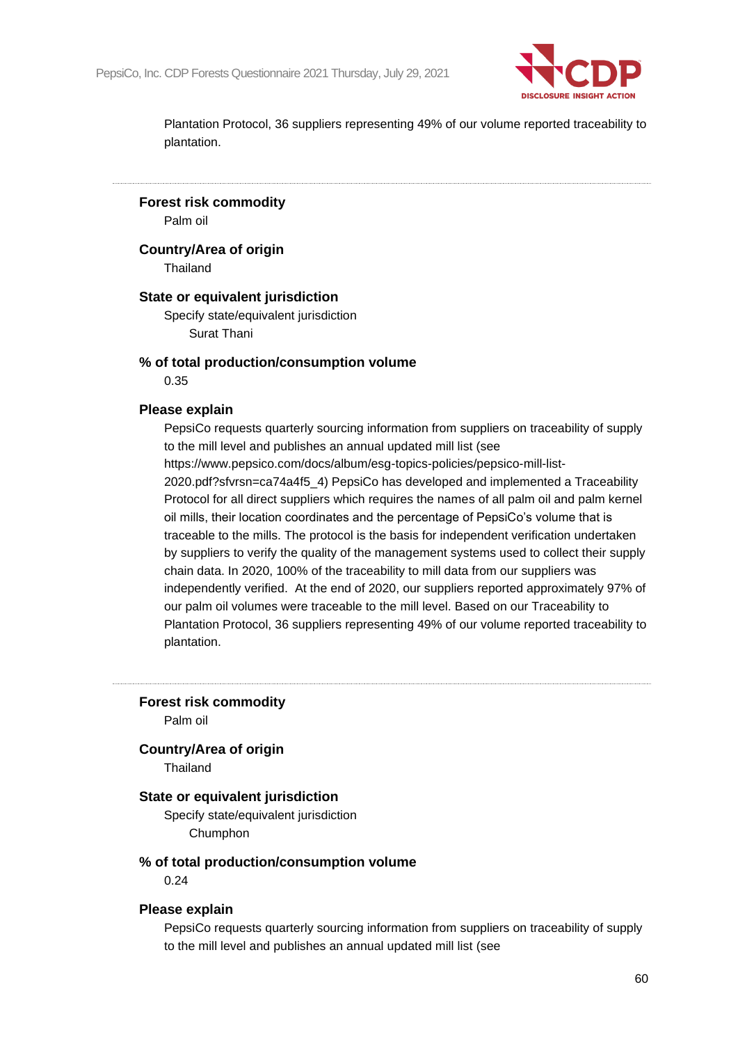Plantation Protocol, 36 suppliers representing 49% of our volume reported traceability to plantation.

---

**Forest risk commodity**

Palm oil

**Country/Area of origin**

Thailand

**State or equivalent jurisdiction**

Specify state/equivalent jurisdiction

Surat Thani

**% of total production/consumption volume**

0.35

**Please explain**

PepsiCo requests quarterly sourcing information from suppliers on traceability of supply to the mill level and publishes an annual updated mill list (see https://www.pepsico.com/docs/album/esg-topics-policies/pepsico-mill-list-2020.pdf?sfvrsn=ca74a4f5_4) PepsiCo has developed and implemented a Traceability Protocol for all direct suppliers which requires the names of all palm oil and palm kernel oil mills, their location coordinates and the percentage of PepsiCo's volume that is traceable to the mills. The protocol is the basis for independent verification undertaken by suppliers to verify the quality of the management systems used to collect their supply chain data. In 2020, 100% of the traceability to mill data from our suppliers was independently verified. At the end of 2020, our suppliers reported approximately 97% of our palm oil volumes were traceable to the mill level. Based on our Traceability to Plantation Protocol, 36 suppliers representing 49% of our volume reported traceability to plantation.

---

**Forest risk commodity**

Palm oil

**Country/Area of origin**

Thailand

**State or equivalent jurisdiction**

Specify state/equivalent jurisdiction

Chumphon

**% of total production/consumption volume**

0.24

**Please explain**

PepsiCo requests quarterly sourcing information from suppliers on traceability of supply to the mill level and publishes an annual updated mill list (see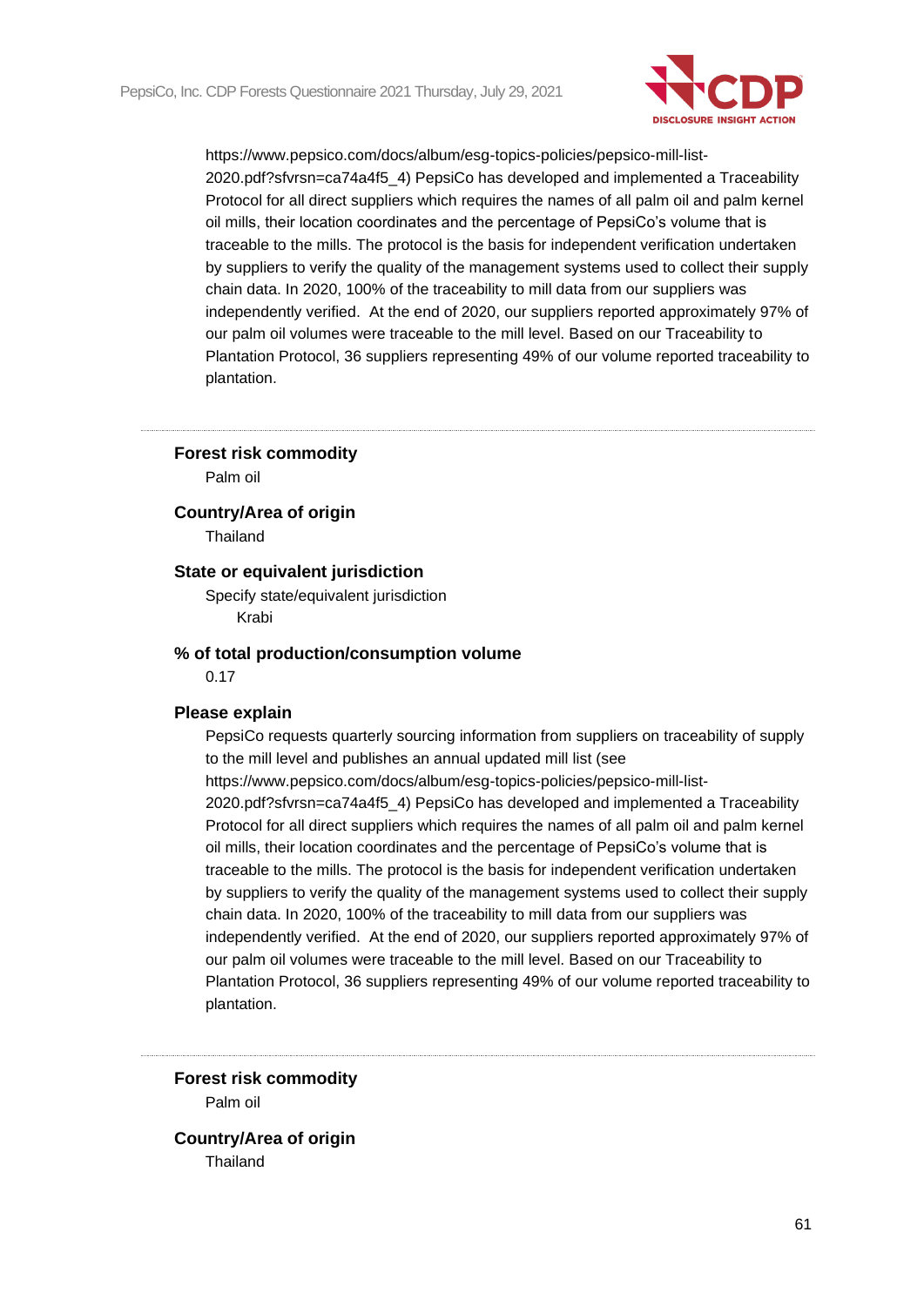https://www.pepsico.com/docs/album/esg-topics-policies/pepsico-mill-list-2020.pdf?sfvrsn=ca74a4f5_4) PepsiCo has developed and implemented a Traceability Protocol for all direct suppliers which requires the names of all palm oil and palm kernel oil mills, their location coordinates and the percentage of PepsiCo's volume that is traceable to the mills. The protocol is the basis for independent verification undertaken by suppliers to verify the quality of the management systems used to collect their supply chain data. In 2020, 100% of the traceability to mill data from our suppliers was independently verified. At the end of 2020, our suppliers reported approximately 97% of our palm oil volumes were traceable to the mill level. Based on our Traceability to Plantation Protocol, 36 suppliers representing 49% of our volume reported traceability to plantation.

---

**Forest risk commodity**

Palm oil

**Country/Area of origin**

Thailand

**State or equivalent jurisdiction**

Specify state/equivalent jurisdiction

Krabi

**% of total production/consumption volume**

0.17

**Please explain**

PepsiCo requests quarterly sourcing information from suppliers on traceability of supply to the mill level and publishes an annual updated mill list (see https://www.pepsico.com/docs/album/esg-topics-policies/pepsico-mill-list-2020.pdf?sfvrsn=ca74a4f5_4) PepsiCo has developed and implemented a Traceability Protocol for all direct suppliers which requires the names of all palm oil and palm kernel oil mills, their location coordinates and the percentage of PepsiCo's volume that is traceable to the mills. The protocol is the basis for independent verification undertaken by suppliers to verify the quality of the management systems used to collect their supply chain data. In 2020, 100% of the traceability to mill data from our suppliers was independently verified. At the end of 2020, our suppliers reported approximately 97% of our palm oil volumes were traceable to the mill level. Based on our Traceability to Plantation Protocol, 36 suppliers representing 49% of our volume reported traceability to plantation.

---

**Forest risk commodity**

Palm oil

**Country/Area of origin**

Thailand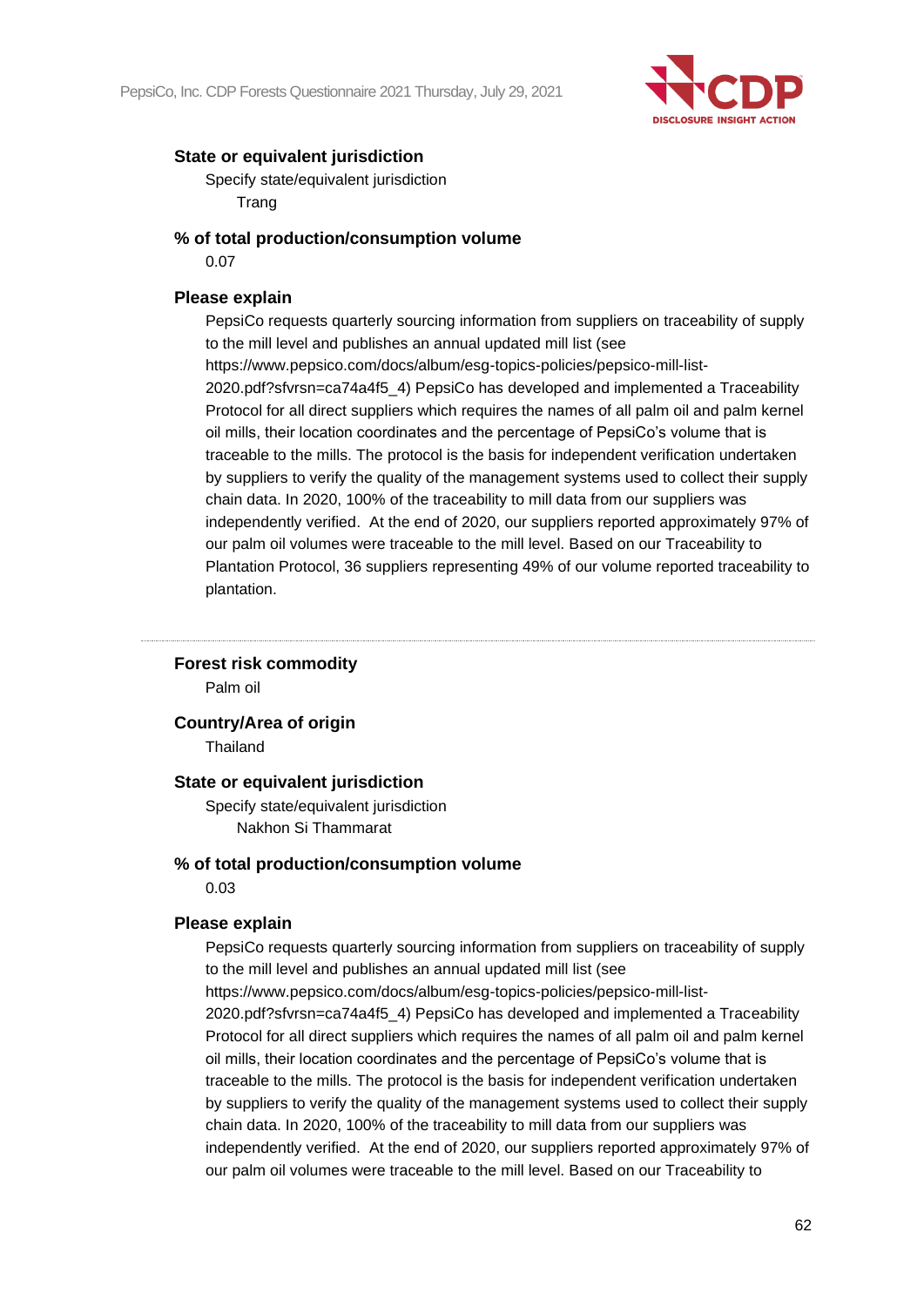**State or equivalent jurisdiction**

Specify state/equivalent jurisdiction

Trang

**% of total production/consumption volume**

0.07

**Please explain**

PepsiCo requests quarterly sourcing information from suppliers on traceability of supply to the mill level and publishes an annual updated mill list (see https://www.pepsico.com/docs/album/esg-topics-policies/pepsico-mill-list-2020.pdf?sfvrsn=ca74a4f5_4) PepsiCo has developed and implemented a Traceability Protocol for all direct suppliers which requires the names of all palm oil and palm kernel oil mills, their location coordinates and the percentage of PepsiCo's volume that is traceable to the mills. The protocol is the basis for independent verification undertaken by suppliers to verify the quality of the management systems used to collect their supply chain data. In 2020, 100% of the traceability to mill data from our suppliers was independently verified. At the end of 2020, our suppliers reported approximately 97% of our palm oil volumes were traceable to the mill level. Based on our Traceability to Plantation Protocol, 36 suppliers representing 49% of our volume reported traceability to plantation.

---

**Forest risk commodity**

Palm oil

**Country/Area of origin**

Thailand

**State or equivalent jurisdiction**

Specify state/equivalent jurisdiction

Nakhon Si Thammarat

**% of total production/consumption volume**

0.03

**Please explain**

PepsiCo requests quarterly sourcing information from suppliers on traceability of supply to the mill level and publishes an annual updated mill list (see https://www.pepsico.com/docs/album/esg-topics-policies/pepsico-mill-list-2020.pdf?sfvrsn=ca74a4f5_4) PepsiCo has developed and implemented a Traceability Protocol for all direct suppliers which requires the names of all palm oil and palm kernel oil mills, their location coordinates and the percentage of PepsiCo's volume that is traceable to the mills. The protocol is the basis for independent verification undertaken by suppliers to verify the quality of the management systems used to collect their supply chain data. In 2020, 100% of the traceability to mill data from our suppliers was independently verified. At the end of 2020, our suppliers reported approximately 97% of our palm oil volumes were traceable to the mill level. Based on our Traceability to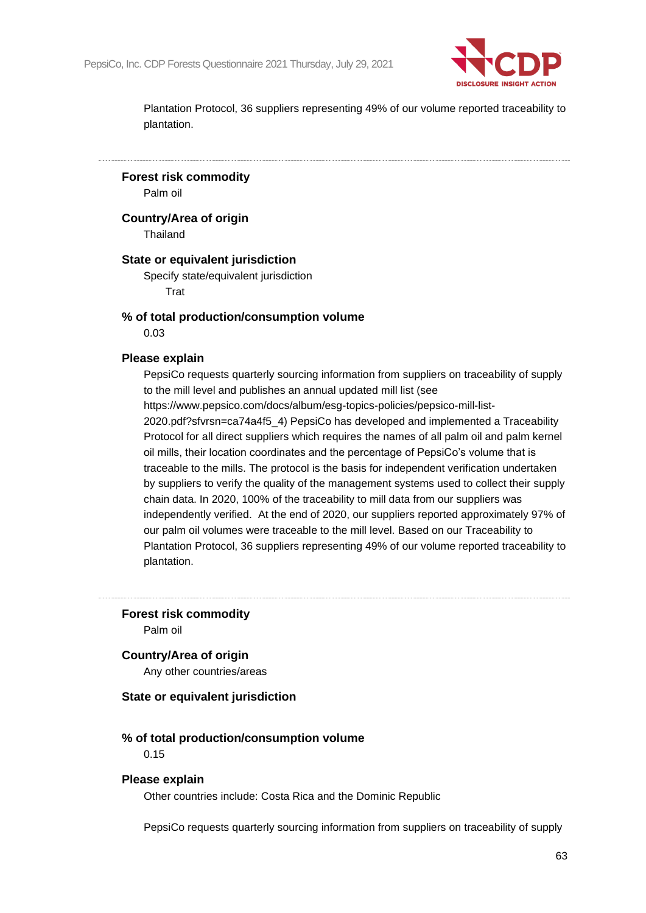Plantation Protocol, 36 suppliers representing 49% of our volume reported traceability to plantation.

---

**Forest risk commodity**

Palm oil

**Country/Area of origin**

Thailand

**State or equivalent jurisdiction**

Specify state/equivalent jurisdiction

Trat

**% of total production/consumption volume**

0.03

**Please explain**

PepsiCo requests quarterly sourcing information from suppliers on traceability of supply to the mill level and publishes an annual updated mill list (see https://www.pepsico.com/docs/album/esg-topics-policies/pepsico-mill-list-2020.pdf?sfvrsn=ca74a4f5_4) PepsiCo has developed and implemented a Traceability Protocol for all direct suppliers which requires the names of all palm oil and palm kernel oil mills, their location coordinates and the percentage of PepsiCo's volume that is traceable to the mills. The protocol is the basis for independent verification undertaken by suppliers to verify the quality of the management systems used to collect their supply chain data. In 2020, 100% of the traceability to mill data from our suppliers was independently verified. At the end of 2020, our suppliers reported approximately 97% of our palm oil volumes were traceable to the mill level. Based on our Traceability to Plantation Protocol, 36 suppliers representing 49% of our volume reported traceability to plantation.

---

**Forest risk commodity**

Palm oil

**Country/Area of origin**

Any other countries/areas

**State or equivalent jurisdiction**

**% of total production/consumption volume**

0.15

**Please explain**

Other countries include: Costa Rica and the Dominic Republic

PepsiCo requests quarterly sourcing information from suppliers on traceability of supply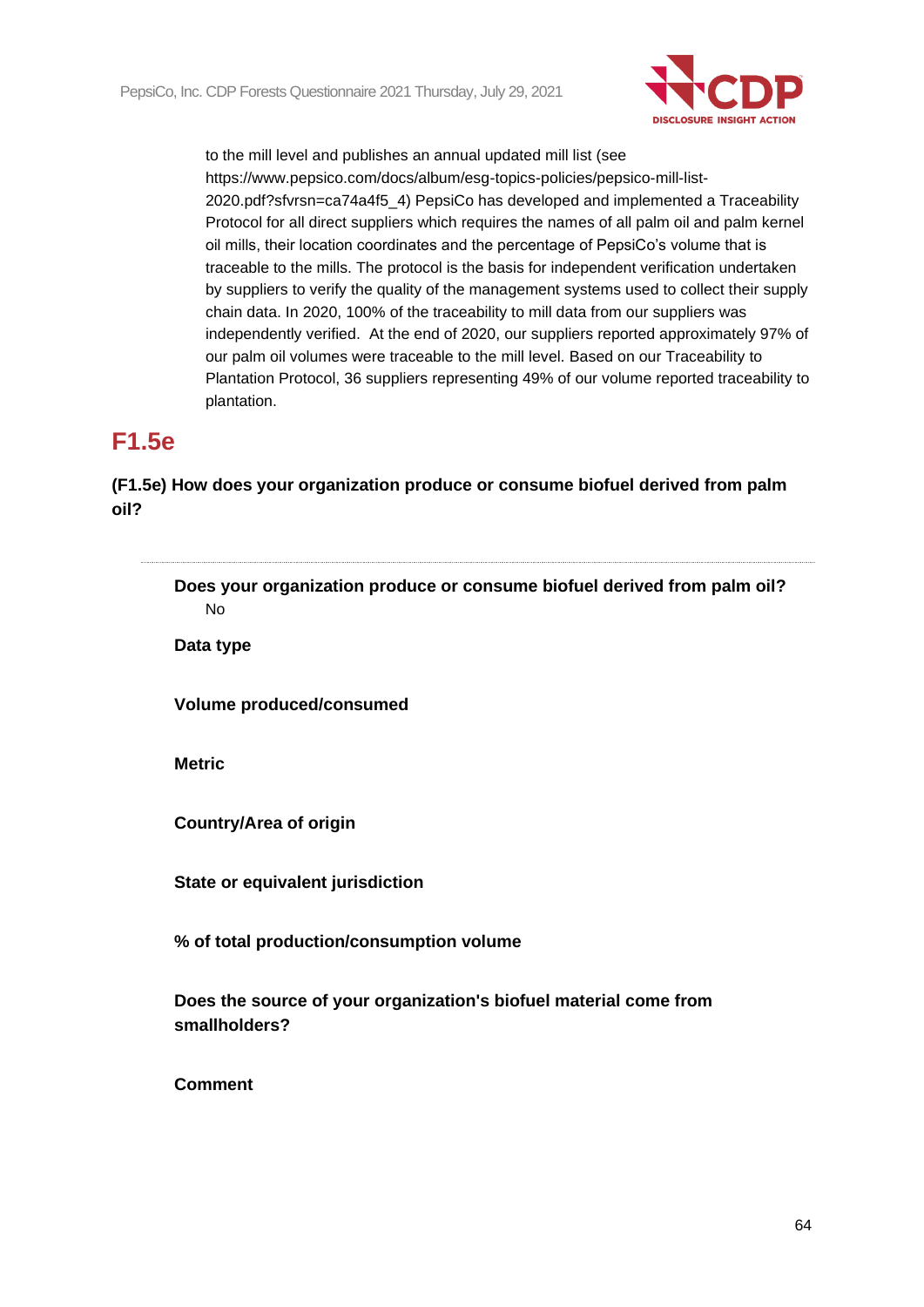to the mill level and publishes an annual updated mill list (see https://www.pepsico.com/docs/album/esg-topics-policies/pepsico-mill-list-2020.pdf?sfvrsn=ca74a4f5_4) PepsiCo has developed and implemented a Traceability Protocol for all direct suppliers which requires the names of all palm oil and palm kernel oil mills, their location coordinates and the percentage of PepsiCo's volume that is traceable to the mills. The protocol is the basis for independent verification undertaken by suppliers to verify the quality of the management systems used to collect their supply chain data. In 2020, 100% of the traceability to mill data from our suppliers was independently verified. At the end of 2020, our suppliers reported approximately 97% of our palm oil volumes were traceable to the mill level. Based on our Traceability to Plantation Protocol, 36 suppliers representing 49% of our volume reported traceability to plantation.

## F1.5e

**(F1.5e) How does your organization produce or consume biofuel derived from palm oil?**

**Does your organization produce or consume biofuel derived from palm oil?**
No

**Data type**

**Volume produced/consumed**

**Metric**

**Country/Area of origin**

**State or equivalent jurisdiction**

**% of total production/consumption volume**

**Does the source of your organization's biofuel material come from smallholders?**

**Comment**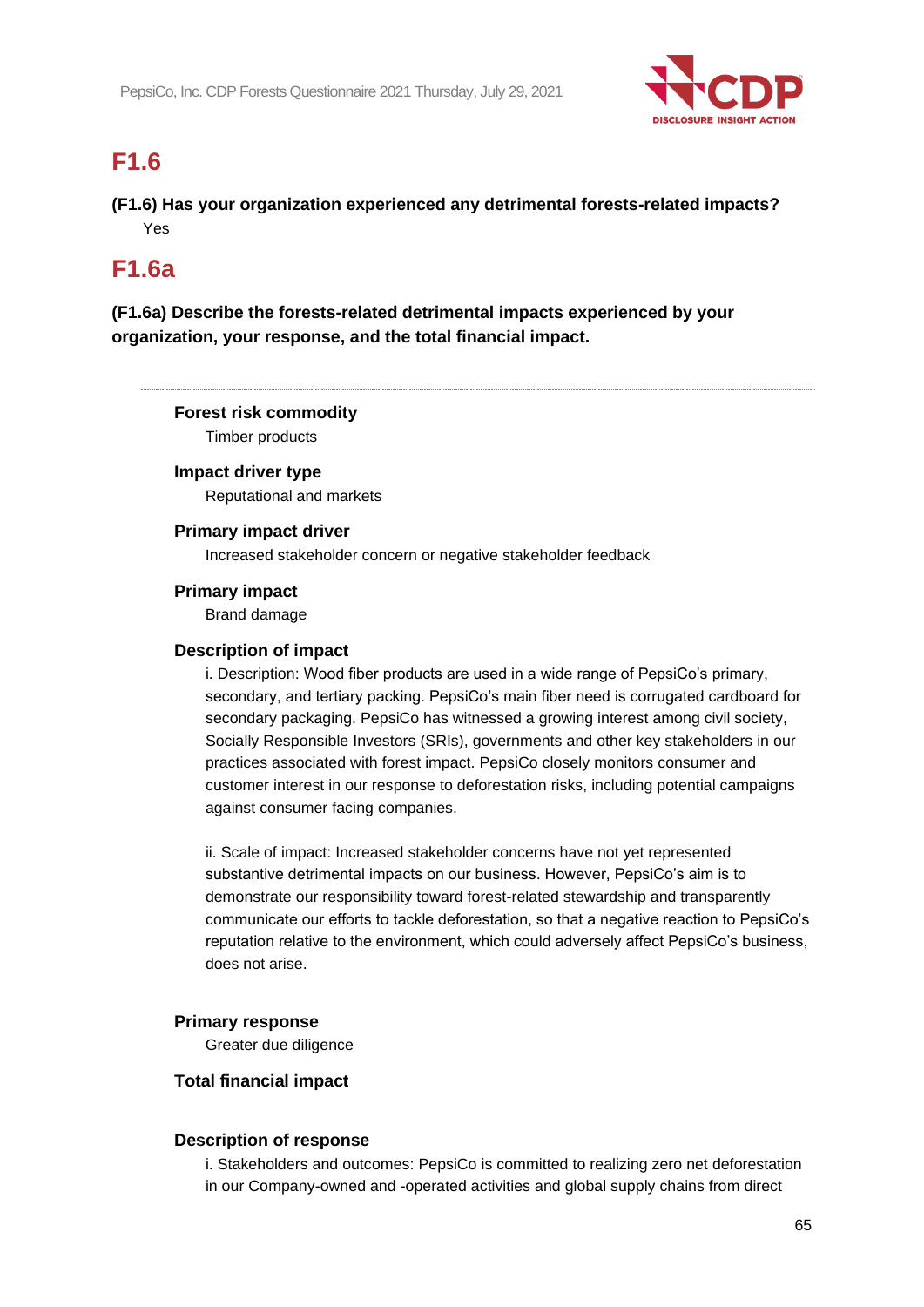## F1.6

**(F1.6) Has your organization experienced any detrimental forests-related impacts?**

Yes

## F1.6a

**(F1.6a) Describe the forests-related detrimental impacts experienced by your organization, your response, and the total financial impact.**

---

**Forest risk commodity**

Timber products

**Impact driver type**

Reputational and markets

**Primary impact driver**

Increased stakeholder concern or negative stakeholder feedback

**Primary impact**

Brand damage

**Description of impact**

i. Description: Wood fiber products are used in a wide range of PepsiCo's primary, secondary, and tertiary packing. PepsiCo's main fiber need is corrugated cardboard for secondary packaging. PepsiCo has witnessed a growing interest among civil society, Socially Responsible Investors (SRIs), governments and other key stakeholders in our practices associated with forest impact. PepsiCo closely monitors consumer and customer interest in our response to deforestation risks, including potential campaigns against consumer facing companies.

ii. Scale of impact: Increased stakeholder concerns have not yet represented substantive detrimental impacts on our business. However, PepsiCo's aim is to demonstrate our responsibility toward forest-related stewardship and transparently communicate our efforts to tackle deforestation, so that a negative reaction to PepsiCo's reputation relative to the environment, which could adversely affect PepsiCo's business, does not arise.

**Primary response**

Greater due diligence

**Total financial impact**

**Description of response**

i. Stakeholders and outcomes: PepsiCo is committed to realizing zero net deforestation in our Company-owned and -operated activities and global supply chains from direct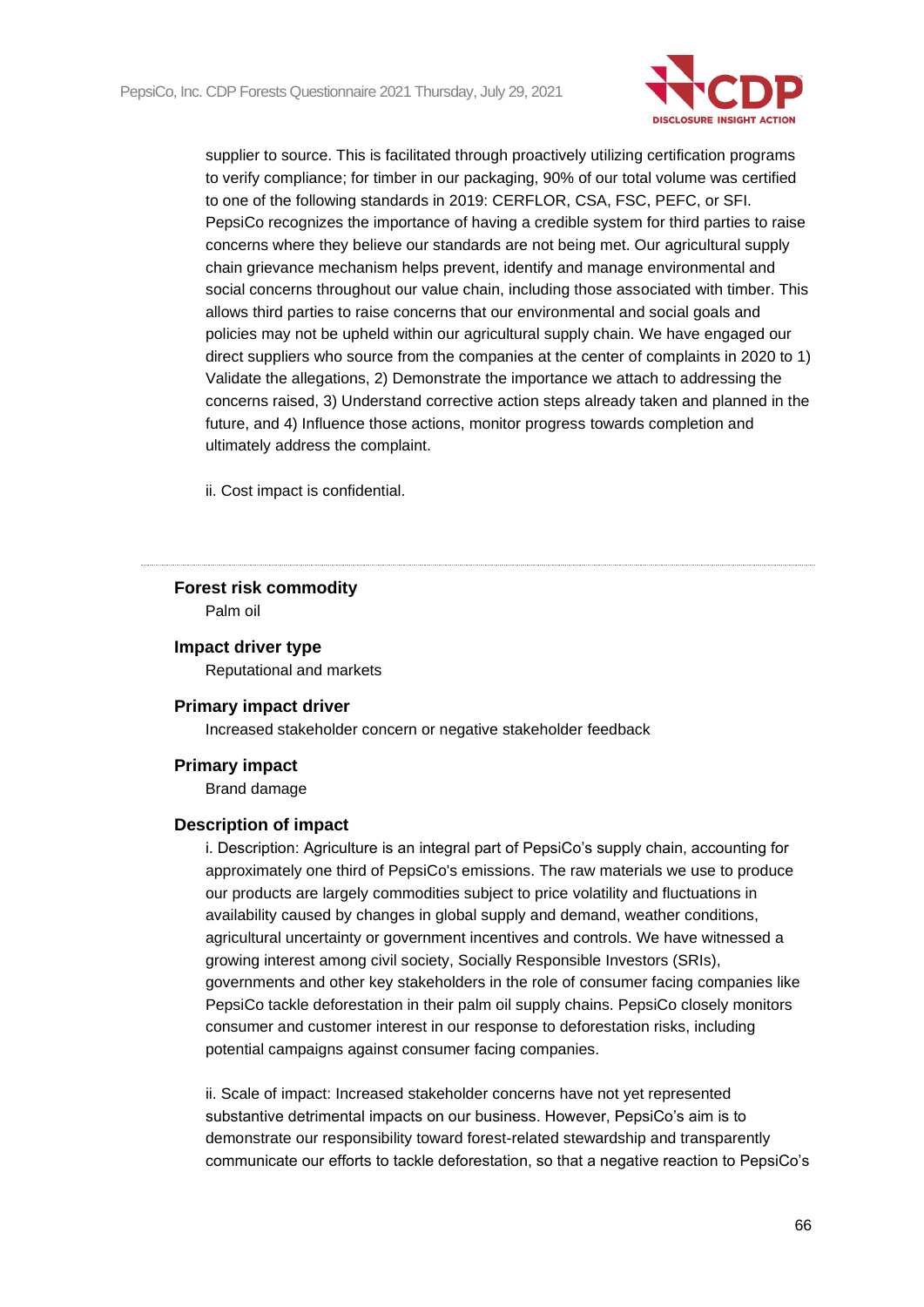supplier to source. This is facilitated through proactively utilizing certification programs to verify compliance; for timber in our packaging, 90% of our total volume was certified to one of the following standards in 2019: CERFLOR, CSA, FSC, PEFC, or SFI. PepsiCo recognizes the importance of having a credible system for third parties to raise concerns where they believe our standards are not being met. Our agricultural supply chain grievance mechanism helps prevent, identify and manage environmental and social concerns throughout our value chain, including those associated with timber. This allows third parties to raise concerns that our environmental and social goals and policies may not be upheld within our agricultural supply chain. We have engaged our direct suppliers who source from the companies at the center of complaints in 2020 to 1) Validate the allegations, 2) Demonstrate the importance we attach to addressing the concerns raised, 3) Understand corrective action steps already taken and planned in the future, and 4) Influence those actions, monitor progress towards completion and ultimately address the complaint.

ii. Cost impact is confidential.

---

**Forest risk commodity**

Palm oil

**Impact driver type**

Reputational and markets

**Primary impact driver**

Increased stakeholder concern or negative stakeholder feedback

**Primary impact**

Brand damage

**Description of impact**

i. Description: Agriculture is an integral part of PepsiCo's supply chain, accounting for approximately one third of PepsiCo's emissions. The raw materials we use to produce our products are largely commodities subject to price volatility and fluctuations in availability caused by changes in global supply and demand, weather conditions, agricultural uncertainty or government incentives and controls. We have witnessed a growing interest among civil society, Socially Responsible Investors (SRIs), governments and other key stakeholders in the role of consumer facing companies like PepsiCo tackle deforestation in their palm oil supply chains. PepsiCo closely monitors consumer and customer interest in our response to deforestation risks, including potential campaigns against consumer facing companies.

ii. Scale of impact: Increased stakeholder concerns have not yet represented substantive detrimental impacts on our business. However, PepsiCo's aim is to demonstrate our responsibility toward forest-related stewardship and transparently communicate our efforts to tackle deforestation, so that a negative reaction to PepsiCo's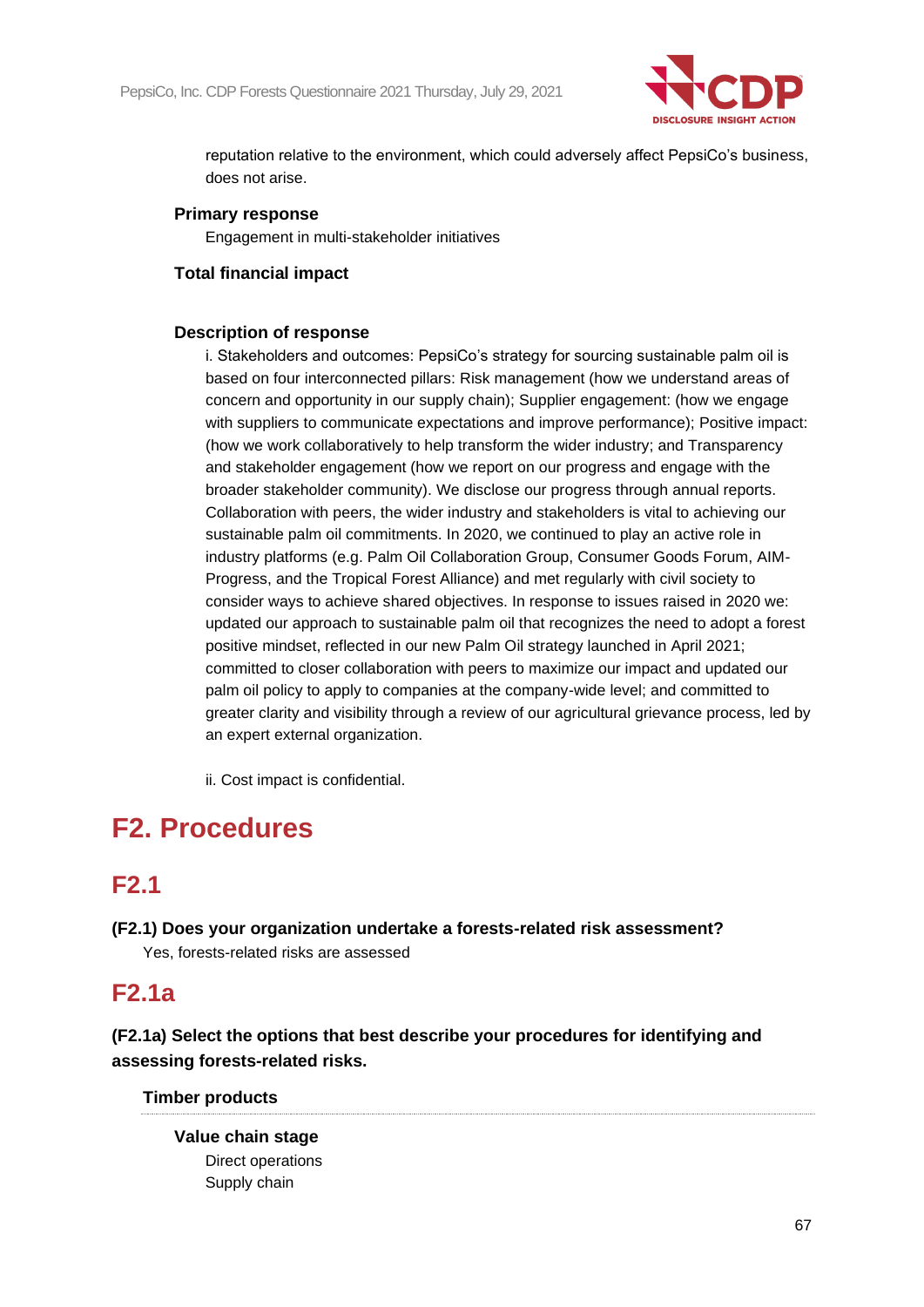reputation relative to the environment, which could adversely affect PepsiCo's business, does not arise.

**Primary response**

Engagement in multi-stakeholder initiatives

**Total financial impact**

**Description of response**

i. Stakeholders and outcomes: PepsiCo's strategy for sourcing sustainable palm oil is based on four interconnected pillars: Risk management (how we understand areas of concern and opportunity in our supply chain); Supplier engagement: (how we engage with suppliers to communicate expectations and improve performance); Positive impact: (how we work collaboratively to help transform the wider industry; and Transparency and stakeholder engagement (how we report on our progress and engage with the broader stakeholder community). We disclose our progress through annual reports. Collaboration with peers, the wider industry and stakeholders is vital to achieving our sustainable palm oil commitments. In 2020, we continued to play an active role in industry platforms (e.g. Palm Oil Collaboration Group, Consumer Goods Forum, AIM-Progress, and the Tropical Forest Alliance) and met regularly with civil society to consider ways to achieve shared objectives. In response to issues raised in 2020 we: updated our approach to sustainable palm oil that recognizes the need to adopt a forest positive mindset, reflected in our new Palm Oil strategy launched in April 2021; committed to closer collaboration with peers to maximize our impact and updated our palm oil policy to apply to companies at the company-wide level; and committed to greater clarity and visibility through a review of our agricultural grievance process, led by an expert external organization.

ii. Cost impact is confidential.

# F2. Procedures

## F2.1

**(F2.1) Does your organization undertake a forests-related risk assessment?**

Yes, forests-related risks are assessed

## F2.1a

**(F2.1a) Select the options that best describe your procedures for identifying and assessing forests-related risks.**

**Timber products**

**Value chain stage**

Direct operations
Supply chain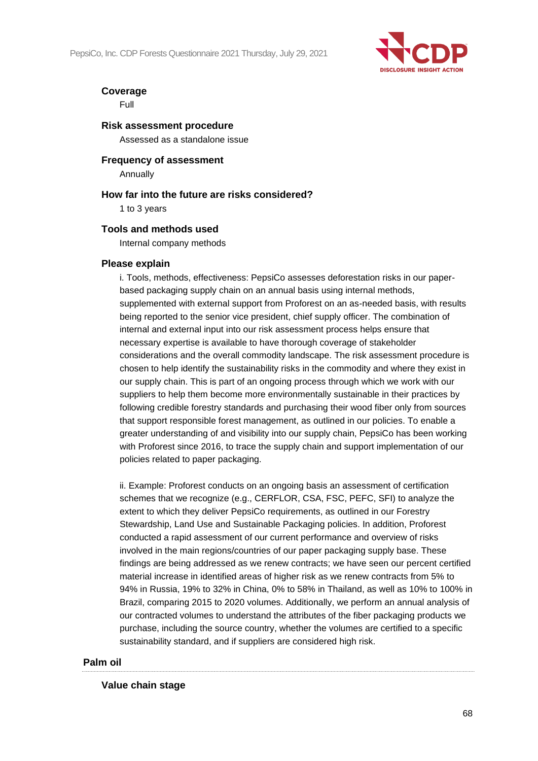**Coverage**

Full

**Risk assessment procedure**

Assessed as a standalone issue

**Frequency of assessment**

Annually

**How far into the future are risks considered?**

1 to 3 years

**Tools and methods used**

Internal company methods

**Please explain**

i. Tools, methods, effectiveness: PepsiCo assesses deforestation risks in our paper-based packaging supply chain on an annual basis using internal methods, supplemented with external support from Proforest on an as-needed basis, with results being reported to the senior vice president, chief supply officer. The combination of internal and external input into our risk assessment process helps ensure that necessary expertise is available to have thorough coverage of stakeholder considerations and the overall commodity landscape. The risk assessment procedure is chosen to help identify the sustainability risks in the commodity and where they exist in our supply chain. This is part of an ongoing process through which we work with our suppliers to help them become more environmentally sustainable in their practices by following credible forestry standards and purchasing their wood fiber only from sources that support responsible forest management, as outlined in our policies. To enable a greater understanding of and visibility into our supply chain, PepsiCo has been working with Proforest since 2016, to trace the supply chain and support implementation of our policies related to paper packaging.

ii. Example: Proforest conducts on an ongoing basis an assessment of certification schemes that we recognize (e.g., CERFLOR, CSA, FSC, PEFC, SFI) to analyze the extent to which they deliver PepsiCo requirements, as outlined in our Forestry Stewardship, Land Use and Sustainable Packaging policies. In addition, Proforest conducted a rapid assessment of our current performance and overview of risks involved in the main regions/countries of our paper packaging supply base. These findings are being addressed as we renew contracts; we have seen our percent certified material increase in identified areas of higher risk as we renew contracts from 5% to 94% in Russia, 19% to 32% in China, 0% to 58% in Thailand, as well as 10% to 100% in Brazil, comparing 2015 to 2020 volumes. Additionally, we perform an annual analysis of our contracted volumes to understand the attributes of the fiber packaging products we purchase, including the source country, whether the volumes are certified to a specific sustainability standard, and if suppliers are considered high risk.

### Palm oil

**Value chain stage**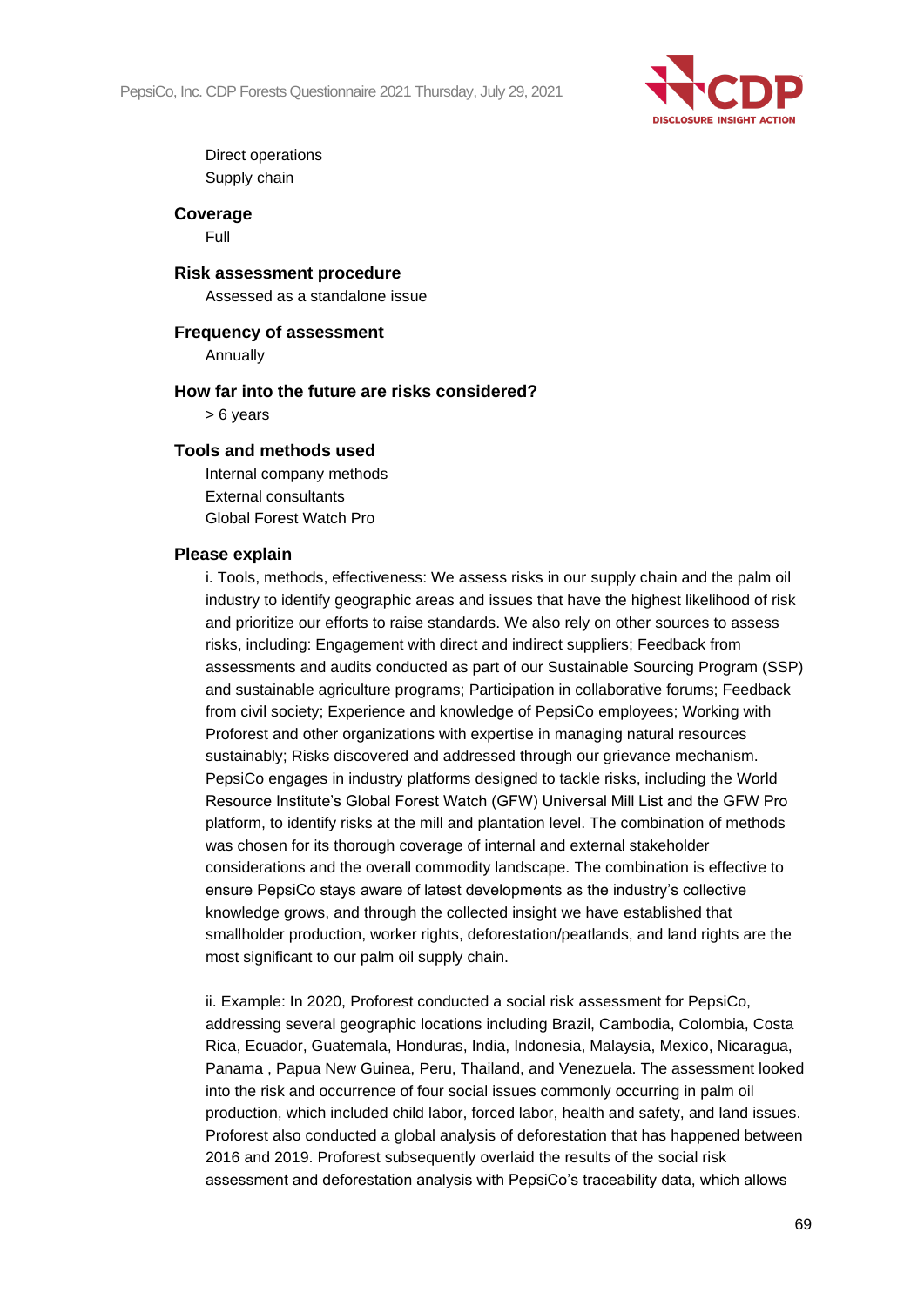Direct operations
Supply chain

**Coverage**

Full

**Risk assessment procedure**

Assessed as a standalone issue

**Frequency of assessment**

Annually

**How far into the future are risks considered?**

> 6 years

**Tools and methods used**

Internal company methods
External consultants
Global Forest Watch Pro

**Please explain**

i. Tools, methods, effectiveness: We assess risks in our supply chain and the palm oil industry to identify geographic areas and issues that have the highest likelihood of risk and prioritize our efforts to raise standards. We also rely on other sources to assess risks, including: Engagement with direct and indirect suppliers; Feedback from assessments and audits conducted as part of our Sustainable Sourcing Program (SSP) and sustainable agriculture programs; Participation in collaborative forums; Feedback from civil society; Experience and knowledge of PepsiCo employees; Working with Proforest and other organizations with expertise in managing natural resources sustainably; Risks discovered and addressed through our grievance mechanism. PepsiCo engages in industry platforms designed to tackle risks, including the World Resource Institute's Global Forest Watch (GFW) Universal Mill List and the GFW Pro platform, to identify risks at the mill and plantation level. The combination of methods was chosen for its thorough coverage of internal and external stakeholder considerations and the overall commodity landscape. The combination is effective to ensure PepsiCo stays aware of latest developments as the industry's collective knowledge grows, and through the collected insight we have established that smallholder production, worker rights, deforestation/peatlands, and land rights are the most significant to our palm oil supply chain.

ii. Example: In 2020, Proforest conducted a social risk assessment for PepsiCo, addressing several geographic locations including Brazil, Cambodia, Colombia, Costa Rica, Ecuador, Guatemala, Honduras, India, Indonesia, Malaysia, Mexico, Nicaragua, Panama , Papua New Guinea, Peru, Thailand, and Venezuela. The assessment looked into the risk and occurrence of four social issues commonly occurring in palm oil production, which included child labor, forced labor, health and safety, and land issues. Proforest also conducted a global analysis of deforestation that has happened between 2016 and 2019. Proforest subsequently overlaid the results of the social risk assessment and deforestation analysis with PepsiCo's traceability data, which allows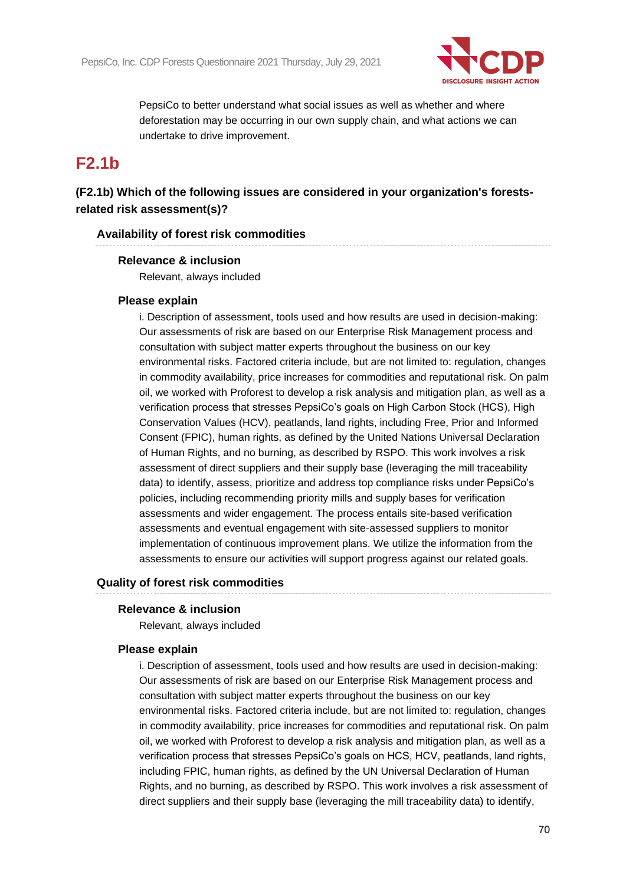PepsiCo to better understand what social issues as well as whether and where deforestation may be occurring in our own supply chain, and what actions we can undertake to drive improvement.

## F2.1b

### (F2.1b) Which of the following issues are considered in your organization's forests-related risk assessment(s)?

#### Availability of forest risk commodities

**Relevance & inclusion**

Relevant, always included

**Please explain**

i. Description of assessment, tools used and how results are used in decision-making: Our assessments of risk are based on our Enterprise Risk Management process and consultation with subject matter experts throughout the business on our key environmental risks. Factored criteria include, but are not limited to: regulation, changes in commodity availability, price increases for commodities and reputational risk. On palm oil, we worked with Proforest to develop a risk analysis and mitigation plan, as well as a verification process that stresses PepsiCo's goals on High Carbon Stock (HCS), High Conservation Values (HCV), peatlands, land rights, including Free, Prior and Informed Consent (FPIC), human rights, as defined by the United Nations Universal Declaration of Human Rights, and no burning, as described by RSPO. This work involves a risk assessment of direct suppliers and their supply base (leveraging the mill traceability data) to identify, assess, prioritize and address top compliance risks under PepsiCo's policies, including recommending priority mills and supply bases for verification assessments and wider engagement. The process entails site-based verification assessments and eventual engagement with site-assessed suppliers to monitor implementation of continuous improvement plans. We utilize the information from the assessments to ensure our activities will support progress against our related goals.

#### Quality of forest risk commodities

**Relevance & inclusion**

Relevant, always included

**Please explain**

i. Description of assessment, tools used and how results are used in decision-making: Our assessments of risk are based on our Enterprise Risk Management process and consultation with subject matter experts throughout the business on our key environmental risks. Factored criteria include, but are not limited to: regulation, changes in commodity availability, price increases for commodities and reputational risk. On palm oil, we worked with Proforest to develop a risk analysis and mitigation plan, as well as a verification process that stresses PepsiCo's goals on HCS, HCV, peatlands, land rights, including FPIC, human rights, as defined by the UN Universal Declaration of Human Rights, and no burning, as described by RSPO. This work involves a risk assessment of direct suppliers and their supply base (leveraging the mill traceability data) to identify,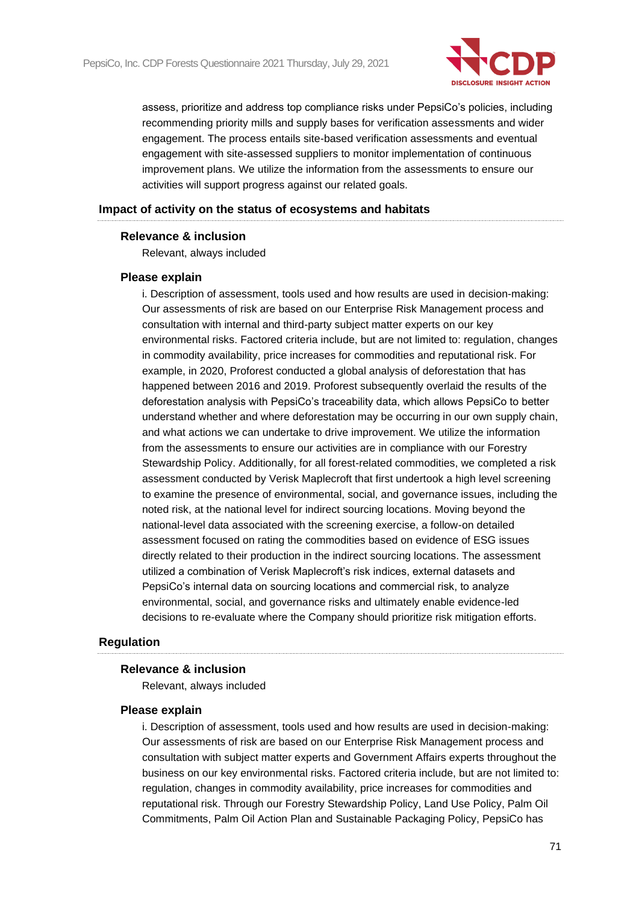assess, prioritize and address top compliance risks under PepsiCo's policies, including recommending priority mills and supply bases for verification assessments and wider engagement. The process entails site-based verification assessments and eventual engagement with site-assessed suppliers to monitor implementation of continuous improvement plans. We utilize the information from the assessments to ensure our activities will support progress against our related goals.

### Impact of activity on the status of ecosystems and habitats

**Relevance & inclusion**

Relevant, always included

**Please explain**

i. Description of assessment, tools used and how results are used in decision-making: Our assessments of risk are based on our Enterprise Risk Management process and consultation with internal and third-party subject matter experts on our key environmental risks. Factored criteria include, but are not limited to: regulation, changes in commodity availability, price increases for commodities and reputational risk. For example, in 2020, Proforest conducted a global analysis of deforestation that has happened between 2016 and 2019. Proforest subsequently overlaid the results of the deforestation analysis with PepsiCo's traceability data, which allows PepsiCo to better understand whether and where deforestation may be occurring in our own supply chain, and what actions we can undertake to drive improvement. We utilize the information from the assessments to ensure our activities are in compliance with our Forestry Stewardship Policy. Additionally, for all forest-related commodities, we completed a risk assessment conducted by Verisk Maplecroft that first undertook a high level screening to examine the presence of environmental, social, and governance issues, including the noted risk, at the national level for indirect sourcing locations. Moving beyond the national-level data associated with the screening exercise, a follow-on detailed assessment focused on rating the commodities based on evidence of ESG issues directly related to their production in the indirect sourcing locations. The assessment utilized a combination of Verisk Maplecroft's risk indices, external datasets and PepsiCo's internal data on sourcing locations and commercial risk, to analyze environmental, social, and governance risks and ultimately enable evidence-led decisions to re-evaluate where the Company should prioritize risk mitigation efforts.

### Regulation

**Relevance & inclusion**

Relevant, always included

**Please explain**

i. Description of assessment, tools used and how results are used in decision-making: Our assessments of risk are based on our Enterprise Risk Management process and consultation with subject matter experts and Government Affairs experts throughout the business on our key environmental risks. Factored criteria include, but are not limited to: regulation, changes in commodity availability, price increases for commodities and reputational risk. Through our Forestry Stewardship Policy, Land Use Policy, Palm Oil Commitments, Palm Oil Action Plan and Sustainable Packaging Policy, PepsiCo has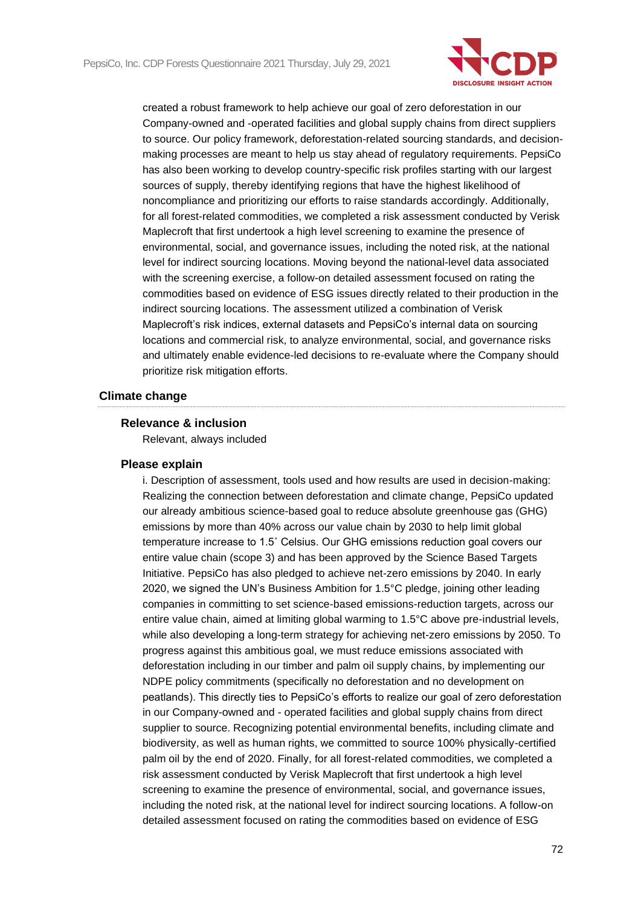created a robust framework to help achieve our goal of zero deforestation in our Company-owned and -operated facilities and global supply chains from direct suppliers to source. Our policy framework, deforestation-related sourcing standards, and decision-making processes are meant to help us stay ahead of regulatory requirements. PepsiCo has also been working to develop country-specific risk profiles starting with our largest sources of supply, thereby identifying regions that have the highest likelihood of noncompliance and prioritizing our efforts to raise standards accordingly. Additionally, for all forest-related commodities, we completed a risk assessment conducted by Verisk Maplecroft that first undertook a high level screening to examine the presence of environmental, social, and governance issues, including the noted risk, at the national level for indirect sourcing locations. Moving beyond the national-level data associated with the screening exercise, a follow-on detailed assessment focused on rating the commodities based on evidence of ESG issues directly related to their production in the indirect sourcing locations. The assessment utilized a combination of Verisk Maplecroft's risk indices, external datasets and PepsiCo's internal data on sourcing locations and commercial risk, to analyze environmental, social, and governance risks and ultimately enable evidence-led decisions to re-evaluate where the Company should prioritize risk mitigation efforts.

### Climate change

#### Relevance & inclusion

Relevant, always included

#### Please explain

i. Description of assessment, tools used and how results are used in decision-making: Realizing the connection between deforestation and climate change, PepsiCo updated our already ambitious science-based goal to reduce absolute greenhouse gas (GHG) emissions by more than 40% across our value chain by 2030 to help limit global temperature increase to 1.5˚ Celsius. Our GHG emissions reduction goal covers our entire value chain (scope 3) and has been approved by the Science Based Targets Initiative. PepsiCo has also pledged to achieve net-zero emissions by 2040. In early 2020, we signed the UN's Business Ambition for 1.5°C pledge, joining other leading companies in committing to set science-based emissions-reduction targets, across our entire value chain, aimed at limiting global warming to 1.5°C above pre-industrial levels, while also developing a long-term strategy for achieving net-zero emissions by 2050. To progress against this ambitious goal, we must reduce emissions associated with deforestation including in our timber and palm oil supply chains, by implementing our NDPE policy commitments (specifically no deforestation and no development on peatlands). This directly ties to PepsiCo's efforts to realize our goal of zero deforestation in our Company-owned and - operated facilities and global supply chains from direct supplier to source. Recognizing potential environmental benefits, including climate and biodiversity, as well as human rights, we committed to source 100% physically-certified palm oil by the end of 2020. Finally, for all forest-related commodities, we completed a risk assessment conducted by Verisk Maplecroft that first undertook a high level screening to examine the presence of environmental, social, and governance issues, including the noted risk, at the national level for indirect sourcing locations. A follow-on detailed assessment focused on rating the commodities based on evidence of ESG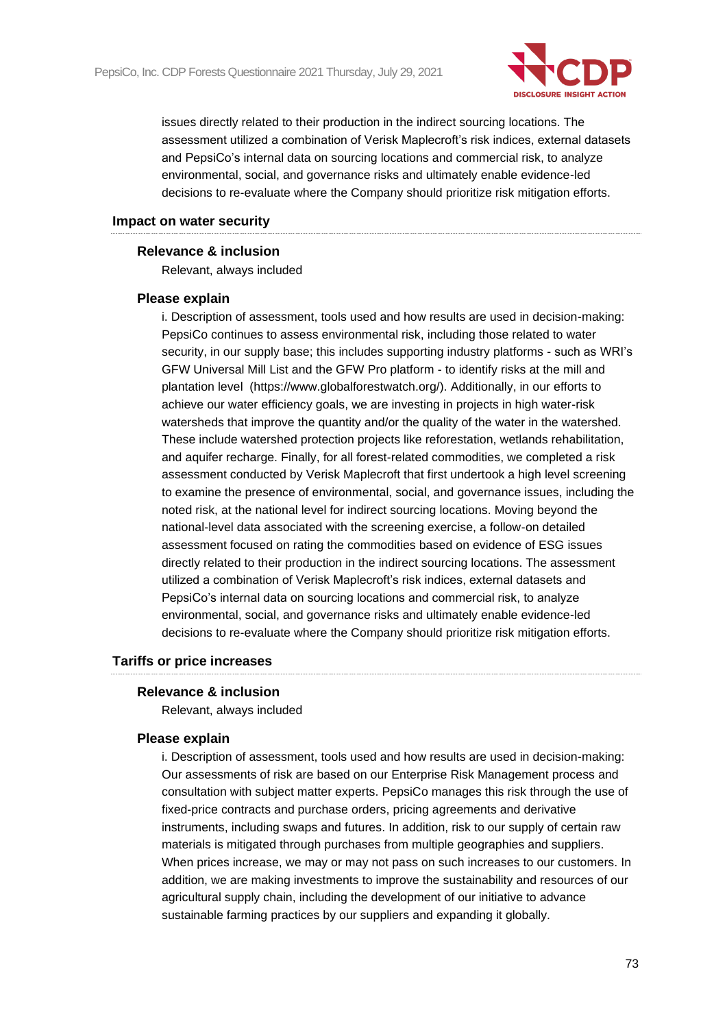issues directly related to their production in the indirect sourcing locations. The assessment utilized a combination of Verisk Maplecroft's risk indices, external datasets and PepsiCo's internal data on sourcing locations and commercial risk, to analyze environmental, social, and governance risks and ultimately enable evidence-led decisions to re-evaluate where the Company should prioritize risk mitigation efforts.

### Impact on water security

#### Relevance & inclusion

Relevant, always included

#### Please explain

i. Description of assessment, tools used and how results are used in decision-making: PepsiCo continues to assess environmental risk, including those related to water security, in our supply base; this includes supporting industry platforms - such as WRI's GFW Universal Mill List and the GFW Pro platform - to identify risks at the mill and plantation level (https://www.globalforestwatch.org/). Additionally, in our efforts to achieve our water efficiency goals, we are investing in projects in high water-risk watersheds that improve the quantity and/or the quality of the water in the watershed. These include watershed protection projects like reforestation, wetlands rehabilitation, and aquifer recharge. Finally, for all forest-related commodities, we completed a risk assessment conducted by Verisk Maplecroft that first undertook a high level screening to examine the presence of environmental, social, and governance issues, including the noted risk, at the national level for indirect sourcing locations. Moving beyond the national-level data associated with the screening exercise, a follow-on detailed assessment focused on rating the commodities based on evidence of ESG issues directly related to their production in the indirect sourcing locations. The assessment utilized a combination of Verisk Maplecroft's risk indices, external datasets and PepsiCo's internal data on sourcing locations and commercial risk, to analyze environmental, social, and governance risks and ultimately enable evidence-led decisions to re-evaluate where the Company should prioritize risk mitigation efforts.

### Tariffs or price increases

#### Relevance & inclusion

Relevant, always included

#### Please explain

i. Description of assessment, tools used and how results are used in decision-making: Our assessments of risk are based on our Enterprise Risk Management process and consultation with subject matter experts. PepsiCo manages this risk through the use of fixed-price contracts and purchase orders, pricing agreements and derivative instruments, including swaps and futures. In addition, risk to our supply of certain raw materials is mitigated through purchases from multiple geographies and suppliers. When prices increase, we may or may not pass on such increases to our customers. In addition, we are making investments to improve the sustainability and resources of our agricultural supply chain, including the development of our initiative to advance sustainable farming practices by our suppliers and expanding it globally.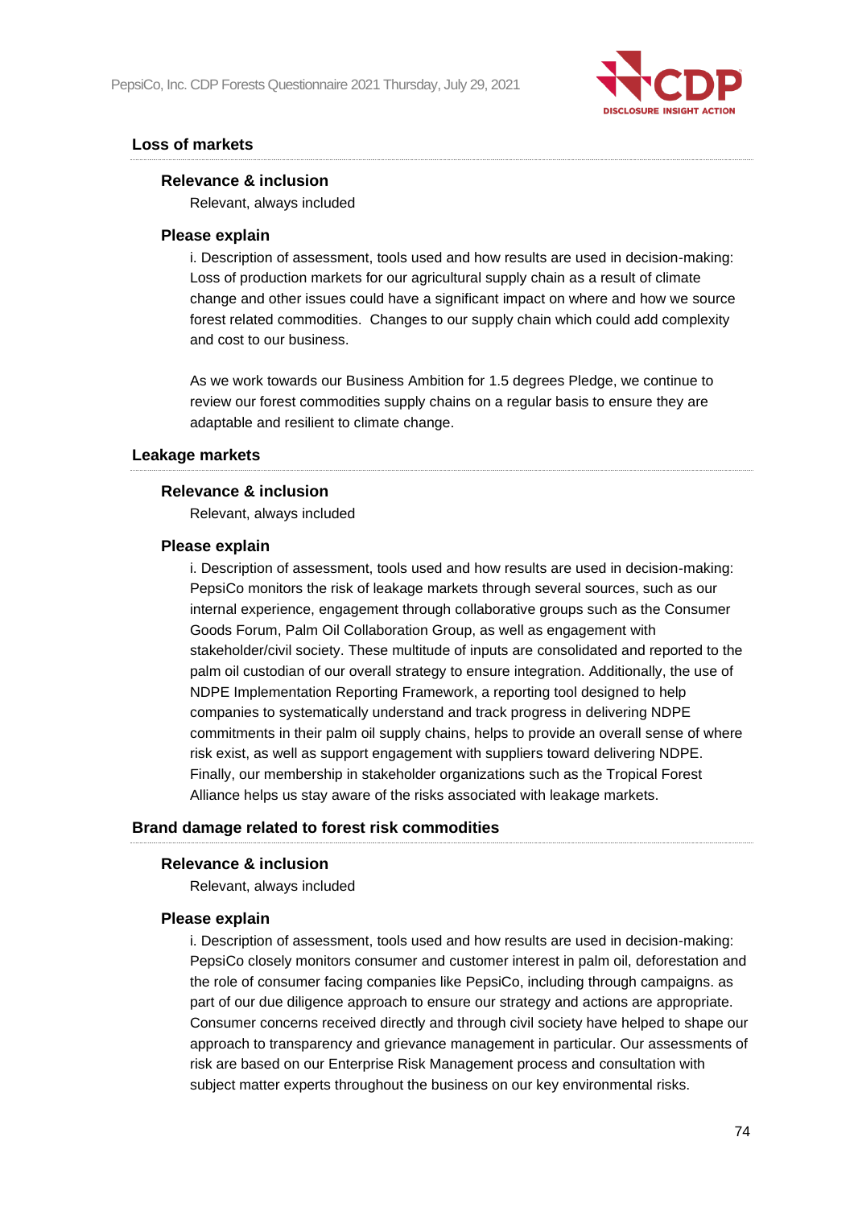### Loss of markets

**Relevance & inclusion**

Relevant, always included

**Please explain**

i. Description of assessment, tools used and how results are used in decision-making: Loss of production markets for our agricultural supply chain as a result of climate change and other issues could have a significant impact on where and how we source forest related commodities. Changes to our supply chain which could add complexity and cost to our business.

As we work towards our Business Ambition for 1.5 degrees Pledge, we continue to review our forest commodities supply chains on a regular basis to ensure they are adaptable and resilient to climate change.

### Leakage markets

**Relevance & inclusion**

Relevant, always included

**Please explain**

i. Description of assessment, tools used and how results are used in decision-making: PepsiCo monitors the risk of leakage markets through several sources, such as our internal experience, engagement through collaborative groups such as the Consumer Goods Forum, Palm Oil Collaboration Group, as well as engagement with stakeholder/civil society. These multitude of inputs are consolidated and reported to the palm oil custodian of our overall strategy to ensure integration. Additionally, the use of NDPE Implementation Reporting Framework, a reporting tool designed to help companies to systematically understand and track progress in delivering NDPE commitments in their palm oil supply chains, helps to provide an overall sense of where risk exist, as well as support engagement with suppliers toward delivering NDPE. Finally, our membership in stakeholder organizations such as the Tropical Forest Alliance helps us stay aware of the risks associated with leakage markets.

### Brand damage related to forest risk commodities

**Relevance & inclusion**

Relevant, always included

**Please explain**

i. Description of assessment, tools used and how results are used in decision-making: PepsiCo closely monitors consumer and customer interest in palm oil, deforestation and the role of consumer facing companies like PepsiCo, including through campaigns. as part of our due diligence approach to ensure our strategy and actions are appropriate. Consumer concerns received directly and through civil society have helped to shape our approach to transparency and grievance management in particular. Our assessments of risk are based on our Enterprise Risk Management process and consultation with subject matter experts throughout the business on our key environmental risks.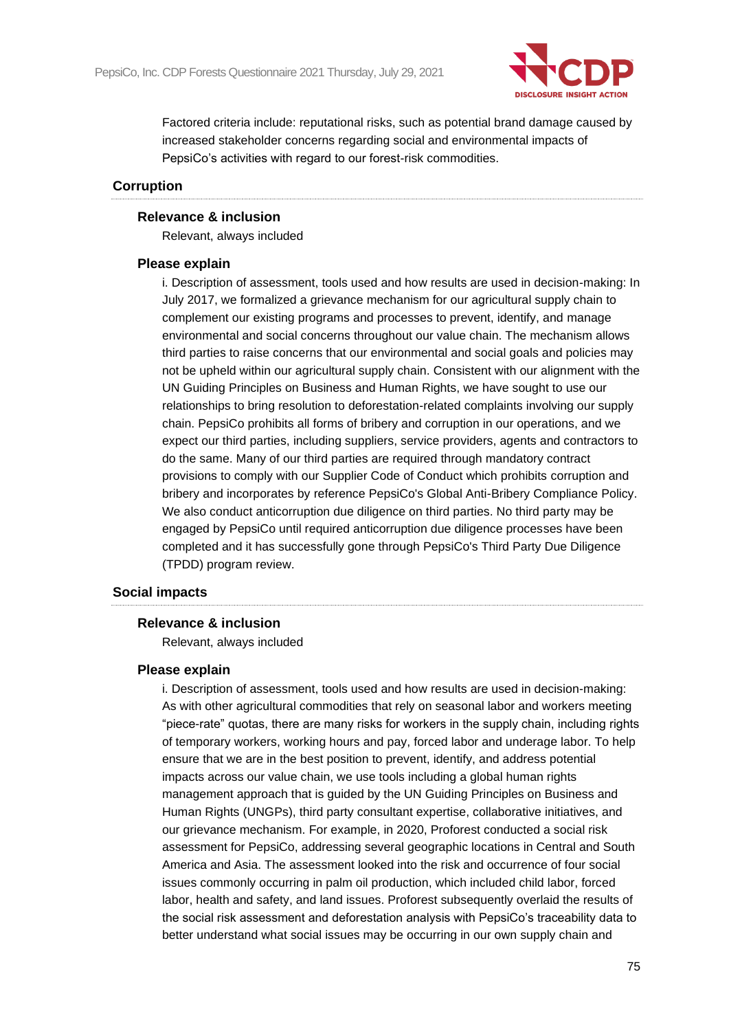Factored criteria include: reputational risks, such as potential brand damage caused by increased stakeholder concerns regarding social and environmental impacts of PepsiCo's activities with regard to our forest-risk commodities.

### Corruption

#### Relevance & inclusion

Relevant, always included

#### Please explain

i. Description of assessment, tools used and how results are used in decision-making: In July 2017, we formalized a grievance mechanism for our agricultural supply chain to complement our existing programs and processes to prevent, identify, and manage environmental and social concerns throughout our value chain. The mechanism allows third parties to raise concerns that our environmental and social goals and policies may not be upheld within our agricultural supply chain. Consistent with our alignment with the UN Guiding Principles on Business and Human Rights, we have sought to use our relationships to bring resolution to deforestation-related complaints involving our supply chain. PepsiCo prohibits all forms of bribery and corruption in our operations, and we expect our third parties, including suppliers, service providers, agents and contractors to do the same. Many of our third parties are required through mandatory contract provisions to comply with our Supplier Code of Conduct which prohibits corruption and bribery and incorporates by reference PepsiCo's Global Anti-Bribery Compliance Policy. We also conduct anticorruption due diligence on third parties. No third party may be engaged by PepsiCo until required anticorruption due diligence processes have been completed and it has successfully gone through PepsiCo's Third Party Due Diligence (TPDD) program review.

### Social impacts

#### Relevance & inclusion

Relevant, always included

#### Please explain

i. Description of assessment, tools used and how results are used in decision-making: As with other agricultural commodities that rely on seasonal labor and workers meeting "piece-rate" quotas, there are many risks for workers in the supply chain, including rights of temporary workers, working hours and pay, forced labor and underage labor. To help ensure that we are in the best position to prevent, identify, and address potential impacts across our value chain, we use tools including a global human rights management approach that is guided by the UN Guiding Principles on Business and Human Rights (UNGPs), third party consultant expertise, collaborative initiatives, and our grievance mechanism. For example, in 2020, Proforest conducted a social risk assessment for PepsiCo, addressing several geographic locations in Central and South America and Asia. The assessment looked into the risk and occurrence of four social issues commonly occurring in palm oil production, which included child labor, forced labor, health and safety, and land issues. Proforest subsequently overlaid the results of the social risk assessment and deforestation analysis with PepsiCo's traceability data to better understand what social issues may be occurring in our own supply chain and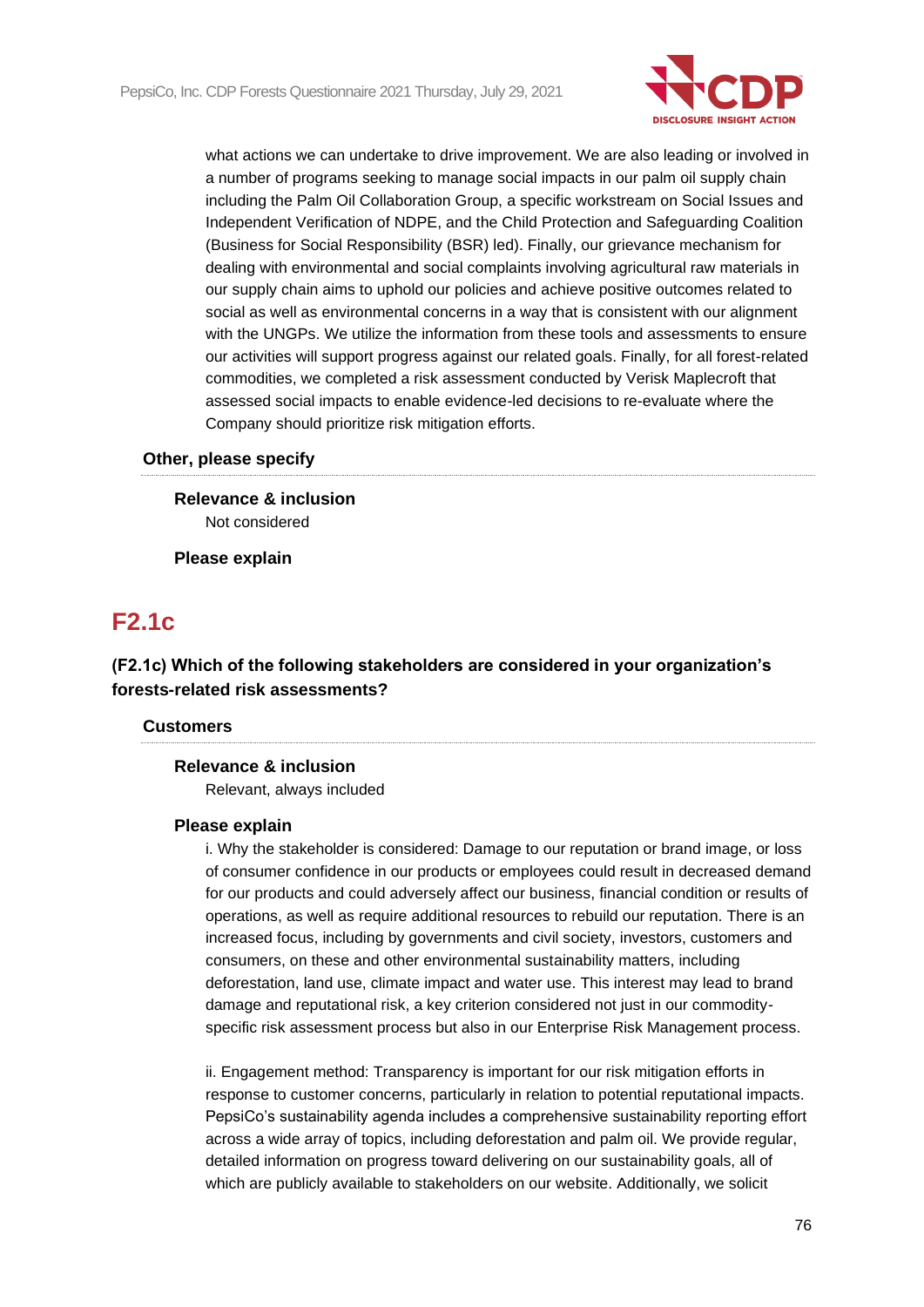what actions we can undertake to drive improvement. We are also leading or involved in a number of programs seeking to manage social impacts in our palm oil supply chain including the Palm Oil Collaboration Group, a specific workstream on Social Issues and Independent Verification of NDPE, and the Child Protection and Safeguarding Coalition (Business for Social Responsibility (BSR) led). Finally, our grievance mechanism for dealing with environmental and social complaints involving agricultural raw materials in our supply chain aims to uphold our policies and achieve positive outcomes related to social as well as environmental concerns in a way that is consistent with our alignment with the UNGPs. We utilize the information from these tools and assessments to ensure our activities will support progress against our related goals. Finally, for all forest-related commodities, we completed a risk assessment conducted by Verisk Maplecroft that assessed social impacts to enable evidence-led decisions to re-evaluate where the Company should prioritize risk mitigation efforts.

### Other, please specify

**Relevance & inclusion**

Not considered

**Please explain**

## F2.1c

### (F2.1c) Which of the following stakeholders are considered in your organization's forests-related risk assessments?

### Customers

**Relevance & inclusion**

Relevant, always included

**Please explain**

i. Why the stakeholder is considered: Damage to our reputation or brand image, or loss of consumer confidence in our products or employees could result in decreased demand for our products and could adversely affect our business, financial condition or results of operations, as well as require additional resources to rebuild our reputation. There is an increased focus, including by governments and civil society, investors, customers and consumers, on these and other environmental sustainability matters, including deforestation, land use, climate impact and water use. This interest may lead to brand damage and reputational risk, a key criterion considered not just in our commodity-specific risk assessment process but also in our Enterprise Risk Management process.

ii. Engagement method: Transparency is important for our risk mitigation efforts in response to customer concerns, particularly in relation to potential reputational impacts. PepsiCo's sustainability agenda includes a comprehensive sustainability reporting effort across a wide array of topics, including deforestation and palm oil. We provide regular, detailed information on progress toward delivering on our sustainability goals, all of which are publicly available to stakeholders on our website. Additionally, we solicit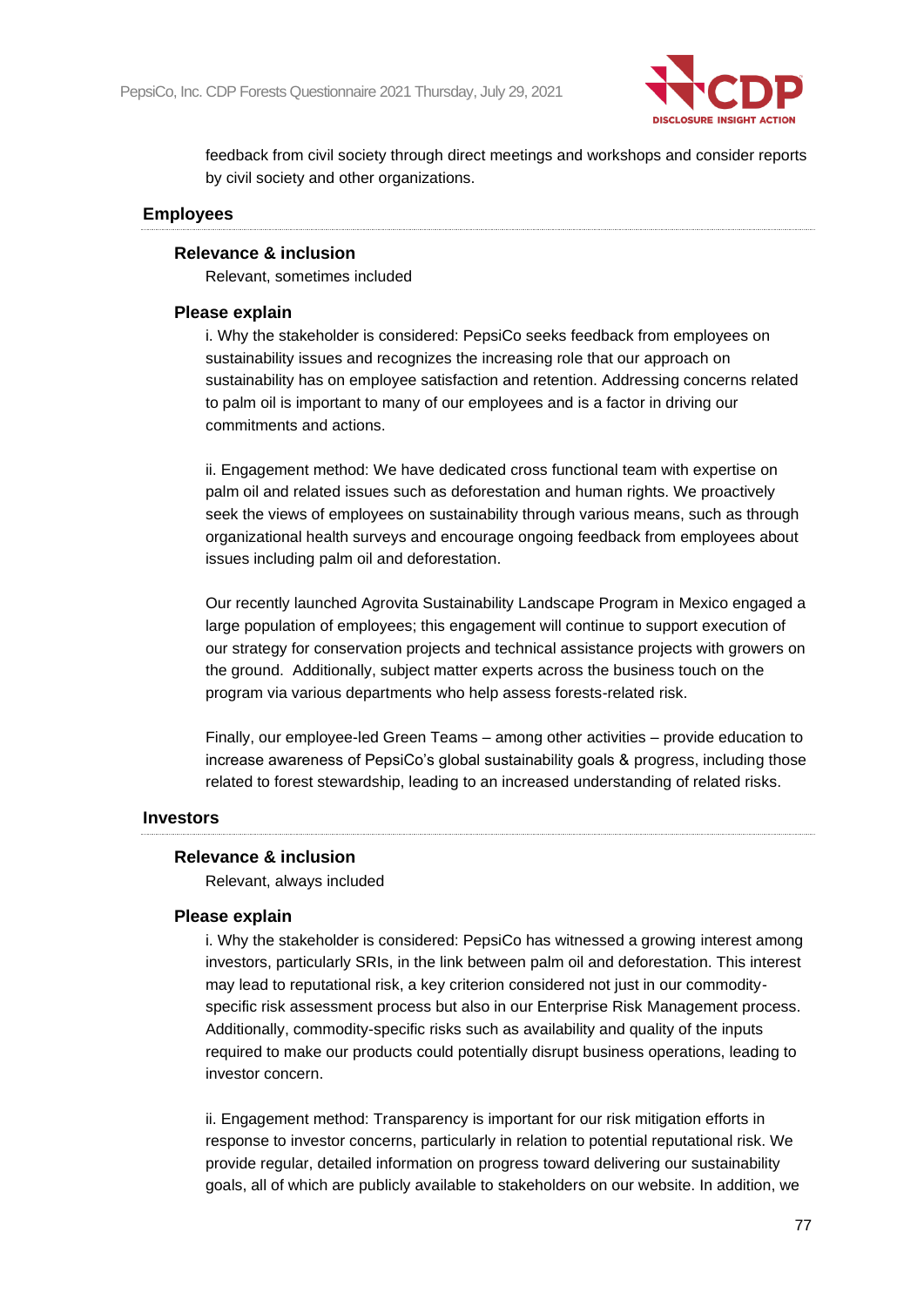feedback from civil society through direct meetings and workshops and consider reports by civil society and other organizations.

### Employees

#### Relevance & inclusion

Relevant, sometimes included

#### Please explain

i. Why the stakeholder is considered: PepsiCo seeks feedback from employees on sustainability issues and recognizes the increasing role that our approach on sustainability has on employee satisfaction and retention. Addressing concerns related to palm oil is important to many of our employees and is a factor in driving our commitments and actions.

ii. Engagement method: We have dedicated cross functional team with expertise on palm oil and related issues such as deforestation and human rights. We proactively seek the views of employees on sustainability through various means, such as through organizational health surveys and encourage ongoing feedback from employees about issues including palm oil and deforestation.

Our recently launched Agrovita Sustainability Landscape Program in Mexico engaged a large population of employees; this engagement will continue to support execution of our strategy for conservation projects and technical assistance projects with growers on the ground. Additionally, subject matter experts across the business touch on the program via various departments who help assess forests-related risk.

Finally, our employee-led Green Teams – among other activities – provide education to increase awareness of PepsiCo's global sustainability goals & progress, including those related to forest stewardship, leading to an increased understanding of related risks.

### Investors

#### Relevance & inclusion

Relevant, always included

#### Please explain

i. Why the stakeholder is considered: PepsiCo has witnessed a growing interest among investors, particularly SRIs, in the link between palm oil and deforestation. This interest may lead to reputational risk, a key criterion considered not just in our commodity-specific risk assessment process but also in our Enterprise Risk Management process. Additionally, commodity-specific risks such as availability and quality of the inputs required to make our products could potentially disrupt business operations, leading to investor concern.

ii. Engagement method: Transparency is important for our risk mitigation efforts in response to investor concerns, particularly in relation to potential reputational risk. We provide regular, detailed information on progress toward delivering our sustainability goals, all of which are publicly available to stakeholders on our website. In addition, we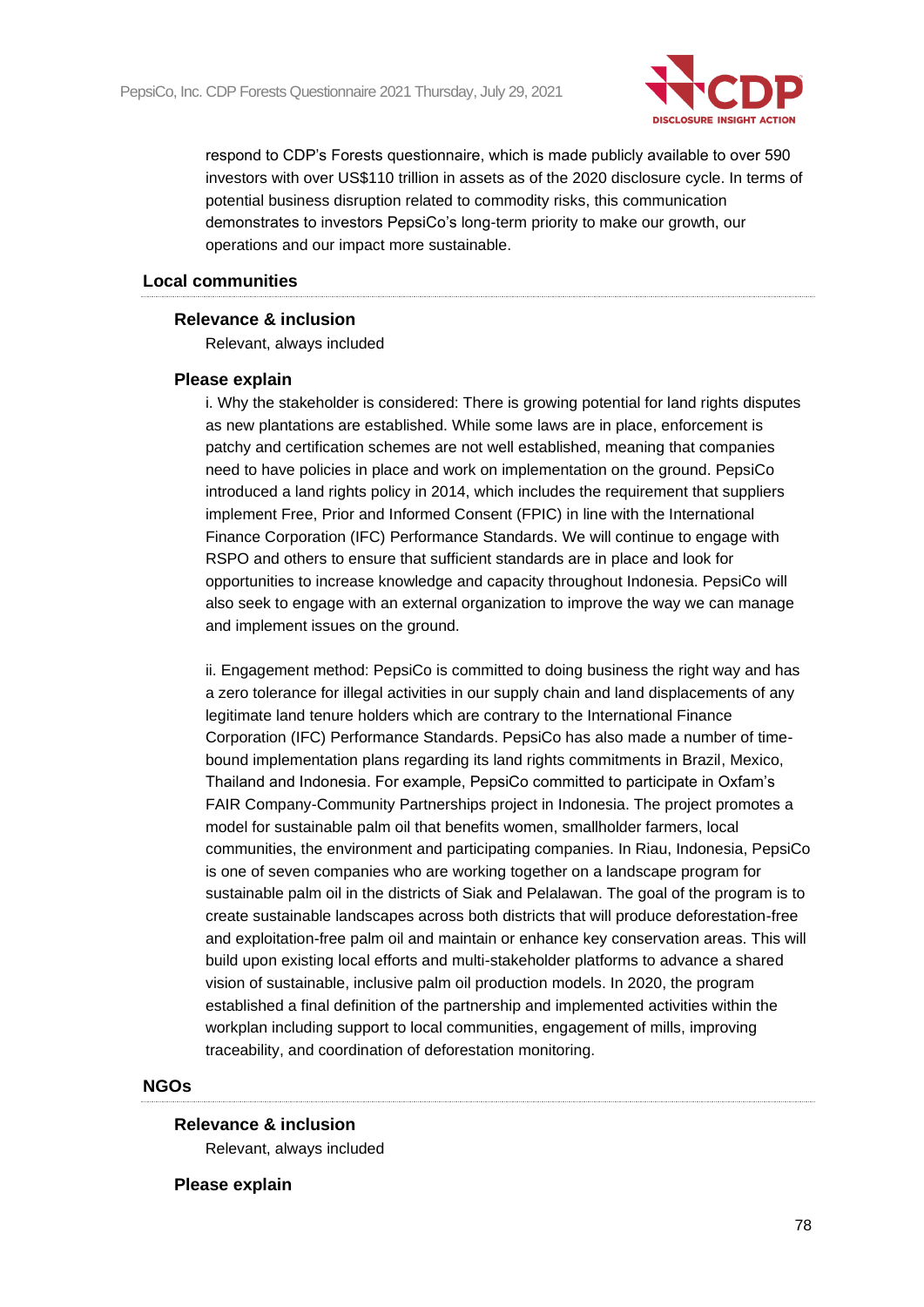respond to CDP's Forests questionnaire, which is made publicly available to over 590 investors with over US$110 trillion in assets as of the 2020 disclosure cycle. In terms of potential business disruption related to commodity risks, this communication demonstrates to investors PepsiCo's long-term priority to make our growth, our operations and our impact more sustainable.

### Local communities

**Relevance & inclusion**

Relevant, always included

**Please explain**

i. Why the stakeholder is considered: There is growing potential for land rights disputes as new plantations are established. While some laws are in place, enforcement is patchy and certification schemes are not well established, meaning that companies need to have policies in place and work on implementation on the ground. PepsiCo introduced a land rights policy in 2014, which includes the requirement that suppliers implement Free, Prior and Informed Consent (FPIC) in line with the International Finance Corporation (IFC) Performance Standards. We will continue to engage with RSPO and others to ensure that sufficient standards are in place and look for opportunities to increase knowledge and capacity throughout Indonesia. PepsiCo will also seek to engage with an external organization to improve the way we can manage and implement issues on the ground.

ii. Engagement method: PepsiCo is committed to doing business the right way and has a zero tolerance for illegal activities in our supply chain and land displacements of any legitimate land tenure holders which are contrary to the International Finance Corporation (IFC) Performance Standards. PepsiCo has also made a number of time-bound implementation plans regarding its land rights commitments in Brazil, Mexico, Thailand and Indonesia. For example, PepsiCo committed to participate in Oxfam's FAIR Company-Community Partnerships project in Indonesia. The project promotes a model for sustainable palm oil that benefits women, smallholder farmers, local communities, the environment and participating companies. In Riau, Indonesia, PepsiCo is one of seven companies who are working together on a landscape program for sustainable palm oil in the districts of Siak and Pelalawan. The goal of the program is to create sustainable landscapes across both districts that will produce deforestation-free and exploitation-free palm oil and maintain or enhance key conservation areas. This will build upon existing local efforts and multi-stakeholder platforms to advance a shared vision of sustainable, inclusive palm oil production models. In 2020, the program established a final definition of the partnership and implemented activities within the workplan including support to local communities, engagement of mills, improving traceability, and coordination of deforestation monitoring.

### NGOs

**Relevance & inclusion**

Relevant, always included

**Please explain**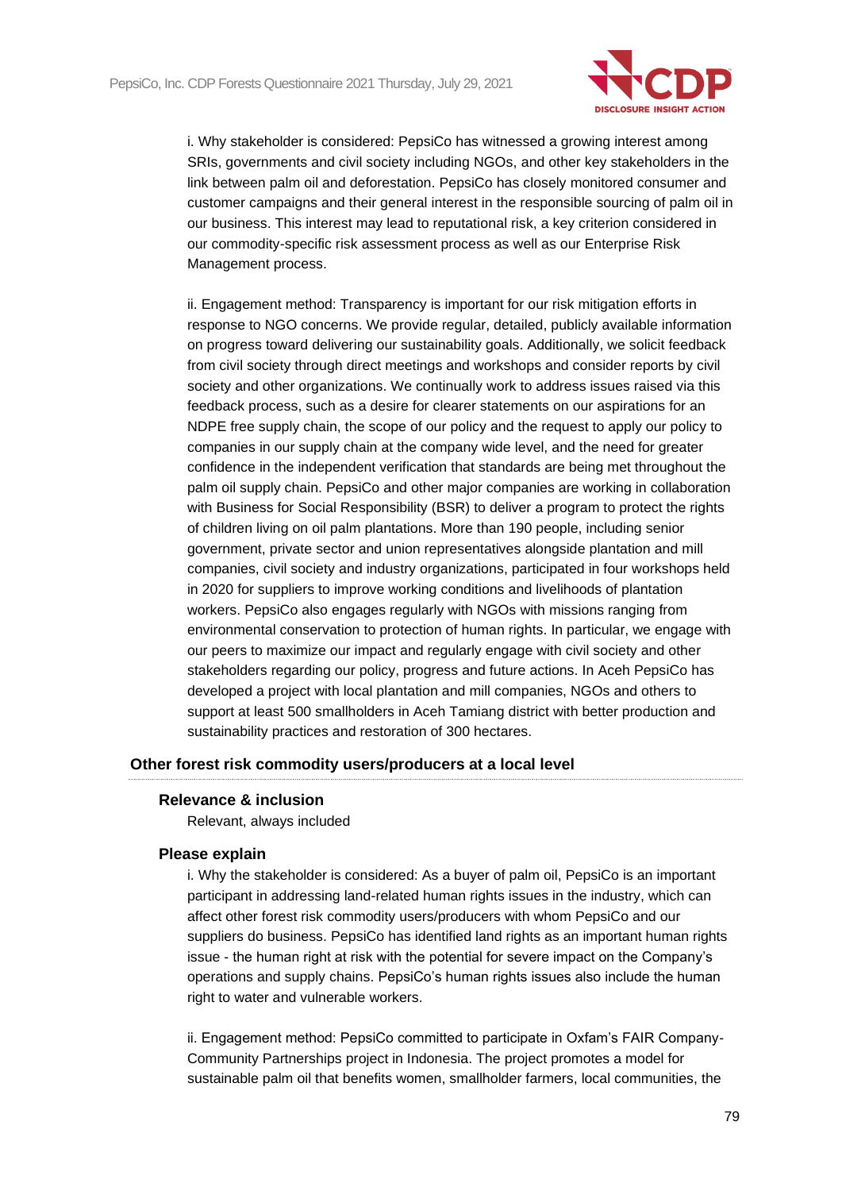i. Why stakeholder is considered: PepsiCo has witnessed a growing interest among SRIs, governments and civil society including NGOs, and other key stakeholders in the link between palm oil and deforestation. PepsiCo has closely monitored consumer and customer campaigns and their general interest in the responsible sourcing of palm oil in our business. This interest may lead to reputational risk, a key criterion considered in our commodity-specific risk assessment process as well as our Enterprise Risk Management process.

ii. Engagement method: Transparency is important for our risk mitigation efforts in response to NGO concerns. We provide regular, detailed, publicly available information on progress toward delivering our sustainability goals. Additionally, we solicit feedback from civil society through direct meetings and workshops and consider reports by civil society and other organizations. We continually work to address issues raised via this feedback process, such as a desire for clearer statements on our aspirations for an NDPE free supply chain, the scope of our policy and the request to apply our policy to companies in our supply chain at the company wide level, and the need for greater confidence in the independent verification that standards are being met throughout the palm oil supply chain. PepsiCo and other major companies are working in collaboration with Business for Social Responsibility (BSR) to deliver a program to protect the rights of children living on oil palm plantations. More than 190 people, including senior government, private sector and union representatives alongside plantation and mill companies, civil society and industry organizations, participated in four workshops held in 2020 for suppliers to improve working conditions and livelihoods of plantation workers. PepsiCo also engages regularly with NGOs with missions ranging from environmental conservation to protection of human rights. In particular, we engage with our peers to maximize our impact and regularly engage with civil society and other stakeholders regarding our policy, progress and future actions. In Aceh PepsiCo has developed a project with local plantation and mill companies, NGOs and others to support at least 500 smallholders in Aceh Tamiang district with better production and sustainability practices and restoration of 300 hectares.

### Other forest risk commodity users/producers at a local level

#### Relevance & inclusion

Relevant, always included

#### Please explain

i. Why the stakeholder is considered: As a buyer of palm oil, PepsiCo is an important participant in addressing land-related human rights issues in the industry, which can affect other forest risk commodity users/producers with whom PepsiCo and our suppliers do business. PepsiCo has identified land rights as an important human rights issue - the human right at risk with the potential for severe impact on the Company's operations and supply chains. PepsiCo's human rights issues also include the human right to water and vulnerable workers.

ii. Engagement method: PepsiCo committed to participate in Oxfam's FAIR Company-Community Partnerships project in Indonesia. The project promotes a model for sustainable palm oil that benefits women, smallholder farmers, local communities, the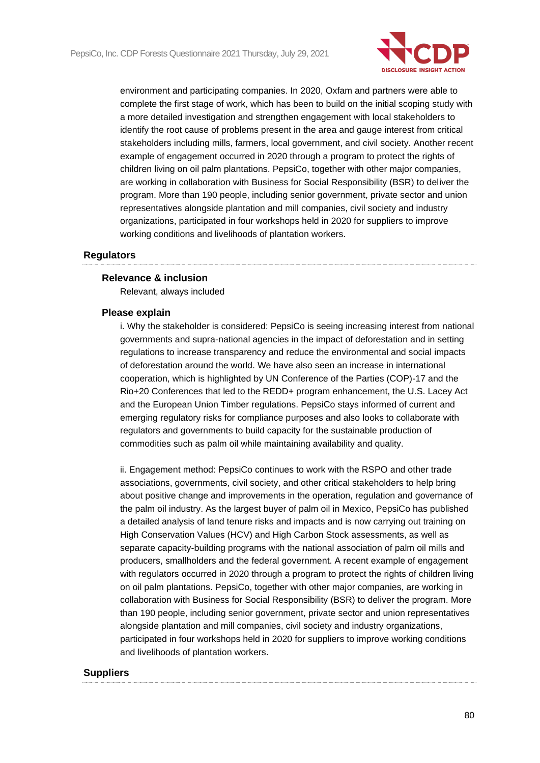environment and participating companies. In 2020, Oxfam and partners were able to complete the first stage of work, which has been to build on the initial scoping study with a more detailed investigation and strengthen engagement with local stakeholders to identify the root cause of problems present in the area and gauge interest from critical stakeholders including mills, farmers, local government, and civil society. Another recent example of engagement occurred in 2020 through a program to protect the rights of children living on oil palm plantations. PepsiCo, together with other major companies, are working in collaboration with Business for Social Responsibility (BSR) to deliver the program. More than 190 people, including senior government, private sector and union representatives alongside plantation and mill companies, civil society and industry organizations, participated in four workshops held in 2020 for suppliers to improve working conditions and livelihoods of plantation workers.

### Regulators

#### Relevance & inclusion

Relevant, always included

#### Please explain

i. Why the stakeholder is considered: PepsiCo is seeing increasing interest from national governments and supra-national agencies in the impact of deforestation and in setting regulations to increase transparency and reduce the environmental and social impacts of deforestation around the world. We have also seen an increase in international cooperation, which is highlighted by UN Conference of the Parties (COP)-17 and the Rio+20 Conferences that led to the REDD+ program enhancement, the U.S. Lacey Act and the European Union Timber regulations. PepsiCo stays informed of current and emerging regulatory risks for compliance purposes and also looks to collaborate with regulators and governments to build capacity for the sustainable production of commodities such as palm oil while maintaining availability and quality.

ii. Engagement method: PepsiCo continues to work with the RSPO and other trade associations, governments, civil society, and other critical stakeholders to help bring about positive change and improvements in the operation, regulation and governance of the palm oil industry. As the largest buyer of palm oil in Mexico, PepsiCo has published a detailed analysis of land tenure risks and impacts and is now carrying out training on High Conservation Values (HCV) and High Carbon Stock assessments, as well as separate capacity-building programs with the national association of palm oil mills and producers, smallholders and the federal government. A recent example of engagement with regulators occurred in 2020 through a program to protect the rights of children living on oil palm plantations. PepsiCo, together with other major companies, are working in collaboration with Business for Social Responsibility (BSR) to deliver the program. More than 190 people, including senior government, private sector and union representatives alongside plantation and mill companies, civil society and industry organizations, participated in four workshops held in 2020 for suppliers to improve working conditions and livelihoods of plantation workers.

### Suppliers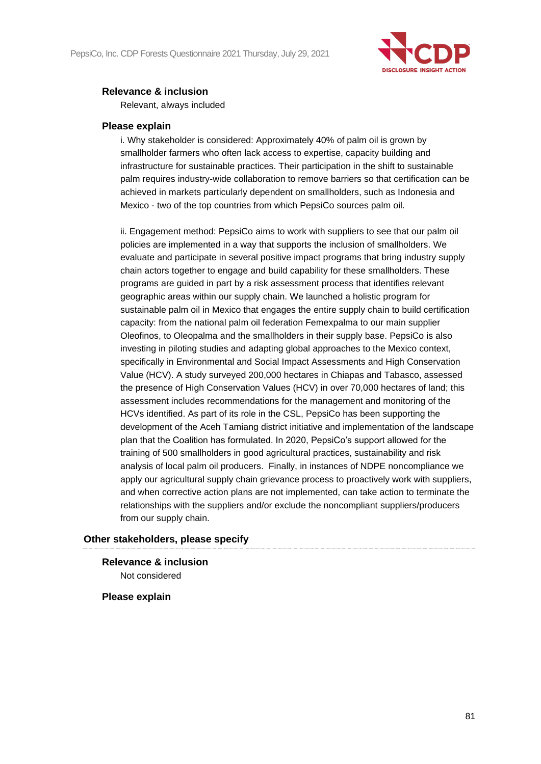**Relevance & inclusion**

Relevant, always included

**Please explain**

i. Why stakeholder is considered: Approximately 40% of palm oil is grown by smallholder farmers who often lack access to expertise, capacity building and infrastructure for sustainable practices. Their participation in the shift to sustainable palm requires industry-wide collaboration to remove barriers so that certification can be achieved in markets particularly dependent on smallholders, such as Indonesia and Mexico - two of the top countries from which PepsiCo sources palm oil.

ii. Engagement method: PepsiCo aims to work with suppliers to see that our palm oil policies are implemented in a way that supports the inclusion of smallholders. We evaluate and participate in several positive impact programs that bring industry supply chain actors together to engage and build capability for these smallholders. These programs are guided in part by a risk assessment process that identifies relevant geographic areas within our supply chain. We launched a holistic program for sustainable palm oil in Mexico that engages the entire supply chain to build certification capacity: from the national palm oil federation Femexpalma to our main supplier Oleofinos, to Oleopalma and the smallholders in their supply base. PepsiCo is also investing in piloting studies and adapting global approaches to the Mexico context, specifically in Environmental and Social Impact Assessments and High Conservation Value (HCV). A study surveyed 200,000 hectares in Chiapas and Tabasco, assessed the presence of High Conservation Values (HCV) in over 70,000 hectares of land; this assessment includes recommendations for the management and monitoring of the HCVs identified. As part of its role in the CSL, PepsiCo has been supporting the development of the Aceh Tamiang district initiative and implementation of the landscape plan that the Coalition has formulated. In 2020, PepsiCo's support allowed for the training of 500 smallholders in good agricultural practices, sustainability and risk analysis of local palm oil producers. Finally, in instances of NDPE noncompliance we apply our agricultural supply chain grievance process to proactively work with suppliers, and when corrective action plans are not implemented, can take action to terminate the relationships with the suppliers and/or exclude the noncompliant suppliers/producers from our supply chain.

**Other stakeholders, please specify**

**Relevance & inclusion**

Not considered

**Please explain**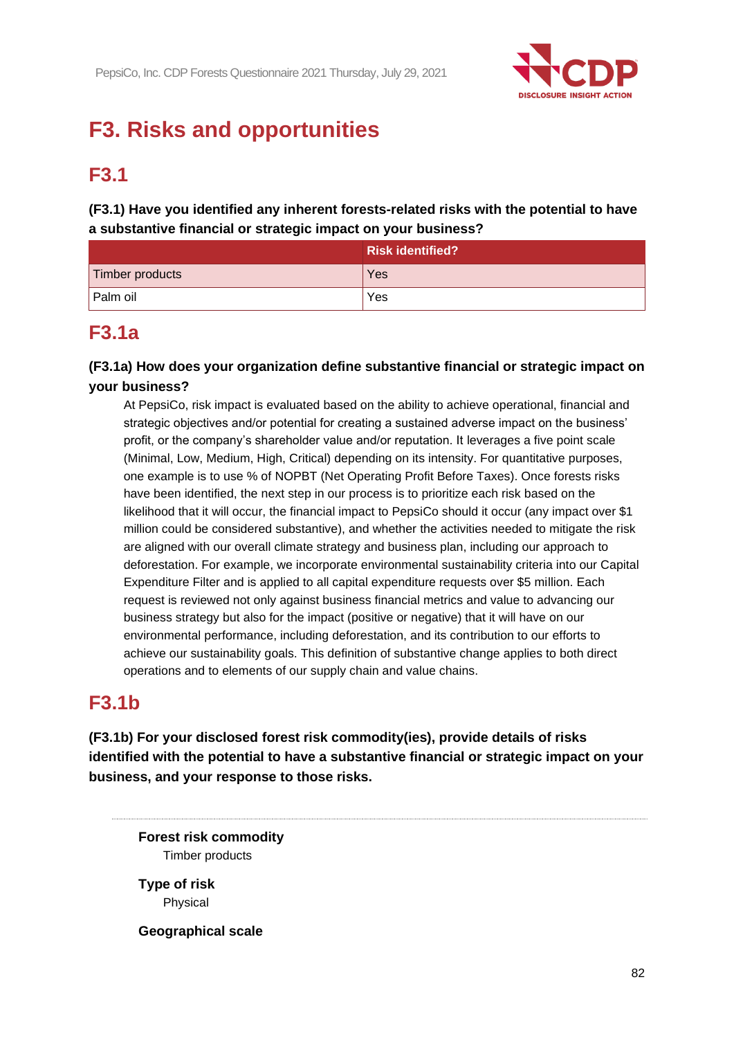# F3. Risks and opportunities

## F3.1

**(F3.1) Have you identified any inherent forests-related risks with the potential to have a substantive financial or strategic impact on your business?**

| | Risk identified? |
|---|---|
| Timber products | Yes |
| Palm oil | Yes |

## F3.1a

**(F3.1a) How does your organization define substantive financial or strategic impact on your business?**

At PepsiCo, risk impact is evaluated based on the ability to achieve operational, financial and strategic objectives and/or potential for creating a sustained adverse impact on the business' profit, or the company's shareholder value and/or reputation. It leverages a five point scale (Minimal, Low, Medium, High, Critical) depending on its intensity. For quantitative purposes, one example is to use % of NOPBT (Net Operating Profit Before Taxes). Once forests risks have been identified, the next step in our process is to prioritize each risk based on the likelihood that it will occur, the financial impact to PepsiCo should it occur (any impact over $1 million could be considered substantive), and whether the activities needed to mitigate the risk are aligned with our overall climate strategy and business plan, including our approach to deforestation. For example, we incorporate environmental sustainability criteria into our Capital Expenditure Filter and is applied to all capital expenditure requests over $5 million. Each request is reviewed not only against business financial metrics and value to advancing our business strategy but also for the impact (positive or negative) that it will have on our environmental performance, including deforestation, and its contribution to our efforts to achieve our sustainability goals. This definition of substantive change applies to both direct operations and to elements of our supply chain and value chains.

## F3.1b

**(F3.1b) For your disclosed forest risk commodity(ies), provide details of risks identified with the potential to have a substantive financial or strategic impact on your business, and your response to those risks.**

**Forest risk commodity**

Timber products

**Type of risk**

Physical

**Geographical scale**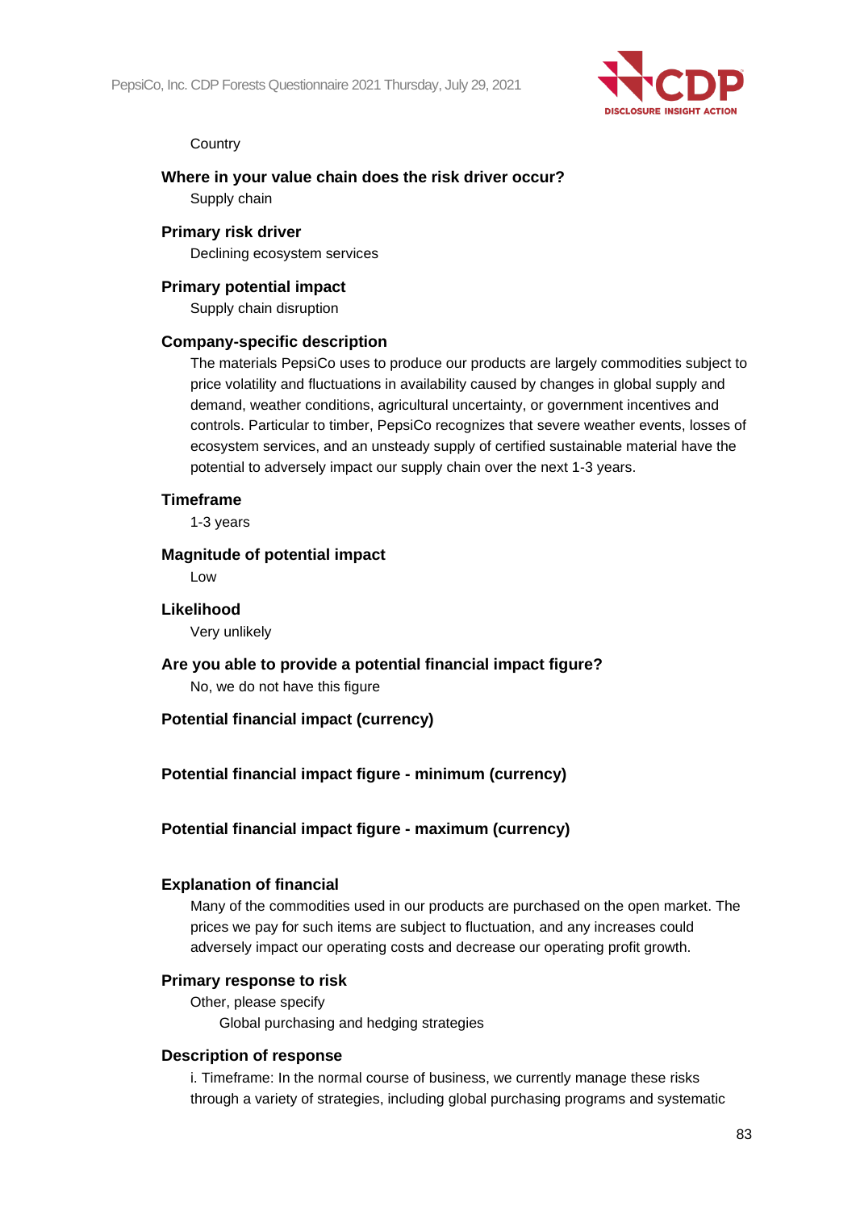Country

**Where in your value chain does the risk driver occur?**

Supply chain

**Primary risk driver**

Declining ecosystem services

**Primary potential impact**

Supply chain disruption

**Company-specific description**

The materials PepsiCo uses to produce our products are largely commodities subject to price volatility and fluctuations in availability caused by changes in global supply and demand, weather conditions, agricultural uncertainty, or government incentives and controls. Particular to timber, PepsiCo recognizes that severe weather events, losses of ecosystem services, and an unsteady supply of certified sustainable material have the potential to adversely impact our supply chain over the next 1-3 years.

**Timeframe**

1-3 years

**Magnitude of potential impact**

Low

**Likelihood**

Very unlikely

**Are you able to provide a potential financial impact figure?**

No, we do not have this figure

**Potential financial impact (currency)**

**Potential financial impact figure - minimum (currency)**

**Potential financial impact figure - maximum (currency)**

**Explanation of financial**

Many of the commodities used in our products are purchased on the open market. The prices we pay for such items are subject to fluctuation, and any increases could adversely impact our operating costs and decrease our operating profit growth.

**Primary response to risk**

Other, please specify

Global purchasing and hedging strategies

**Description of response**

i. Timeframe: In the normal course of business, we currently manage these risks through a variety of strategies, including global purchasing programs and systematic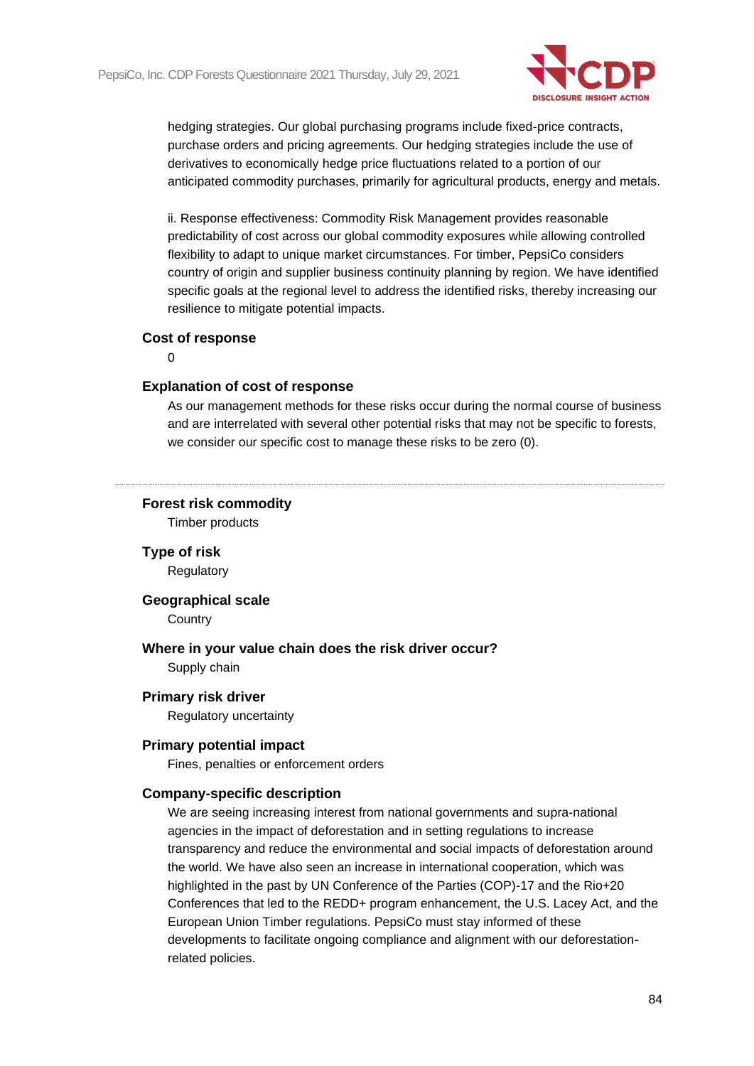hedging strategies. Our global purchasing programs include fixed-price contracts, purchase orders and pricing agreements. Our hedging strategies include the use of derivatives to economically hedge price fluctuations related to a portion of our anticipated commodity purchases, primarily for agricultural products, energy and metals.

ii. Response effectiveness: Commodity Risk Management provides reasonable predictability of cost across our global commodity exposures while allowing controlled flexibility to adapt to unique market circumstances. For timber, PepsiCo considers country of origin and supplier business continuity planning by region. We have identified specific goals at the regional level to address the identified risks, thereby increasing our resilience to mitigate potential impacts.

**Cost of response**

0

**Explanation of cost of response**

As our management methods for these risks occur during the normal course of business and are interrelated with several other potential risks that may not be specific to forests, we consider our specific cost to manage these risks to be zero (0).

---

**Forest risk commodity**

Timber products

**Type of risk**

Regulatory

**Geographical scale**

Country

**Where in your value chain does the risk driver occur?**

Supply chain

**Primary risk driver**

Regulatory uncertainty

**Primary potential impact**

Fines, penalties or enforcement orders

**Company-specific description**

We are seeing increasing interest from national governments and supra-national agencies in the impact of deforestation and in setting regulations to increase transparency and reduce the environmental and social impacts of deforestation around the world. We have also seen an increase in international cooperation, which was highlighted in the past by UN Conference of the Parties (COP)-17 and the Rio+20 Conferences that led to the REDD+ program enhancement, the U.S. Lacey Act, and the European Union Timber regulations. PepsiCo must stay informed of these developments to facilitate ongoing compliance and alignment with our deforestation-related policies.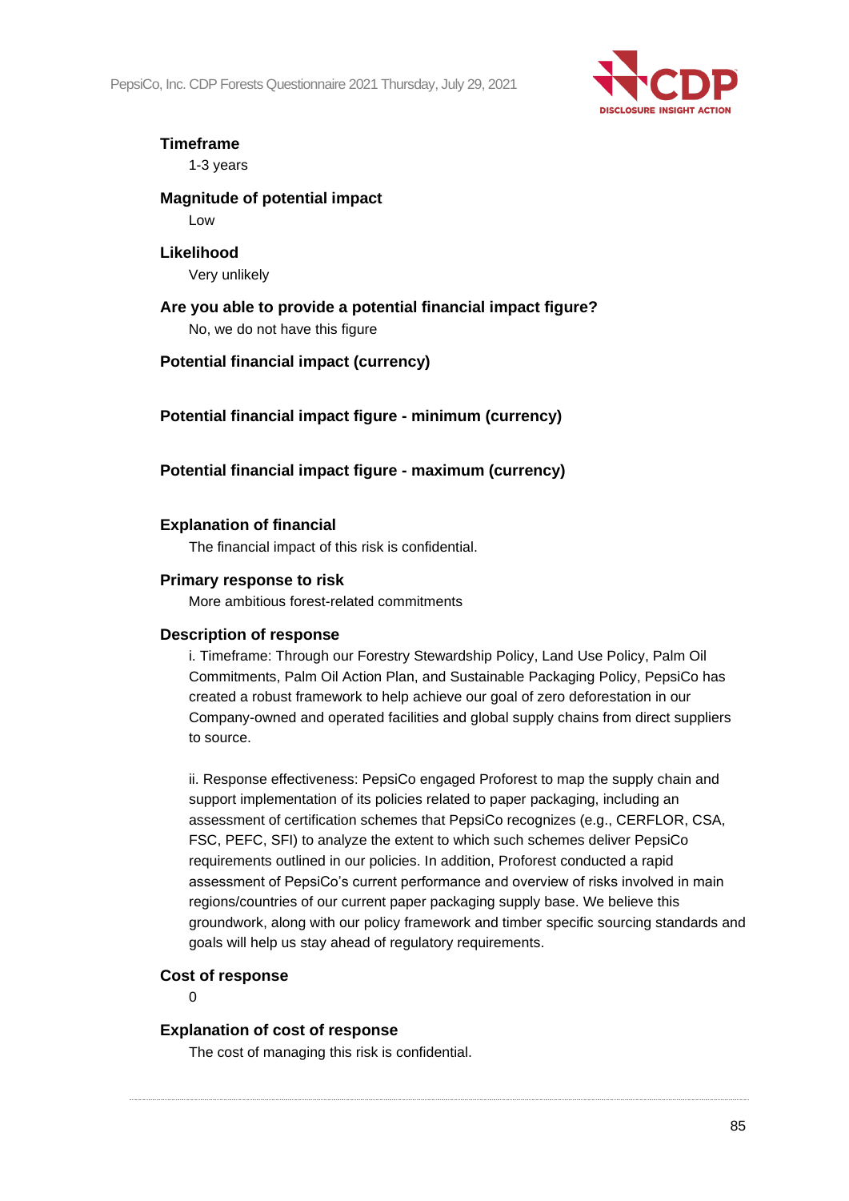**Timeframe**

1-3 years

**Magnitude of potential impact**

Low

**Likelihood**

Very unlikely

**Are you able to provide a potential financial impact figure?**

No, we do not have this figure

**Potential financial impact (currency)**

**Potential financial impact figure - minimum (currency)**

**Potential financial impact figure - maximum (currency)**

**Explanation of financial**

The financial impact of this risk is confidential.

**Primary response to risk**

More ambitious forest-related commitments

**Description of response**

i. Timeframe: Through our Forestry Stewardship Policy, Land Use Policy, Palm Oil Commitments, Palm Oil Action Plan, and Sustainable Packaging Policy, PepsiCo has created a robust framework to help achieve our goal of zero deforestation in our Company-owned and operated facilities and global supply chains from direct suppliers to source.

ii. Response effectiveness: PepsiCo engaged Proforest to map the supply chain and support implementation of its policies related to paper packaging, including an assessment of certification schemes that PepsiCo recognizes (e.g., CERFLOR, CSA, FSC, PEFC, SFI) to analyze the extent to which such schemes deliver PepsiCo requirements outlined in our policies. In addition, Proforest conducted a rapid assessment of PepsiCo's current performance and overview of risks involved in main regions/countries of our current paper packaging supply base. We believe this groundwork, along with our policy framework and timber specific sourcing standards and goals will help us stay ahead of regulatory requirements.

**Cost of response**

0

**Explanation of cost of response**

The cost of managing this risk is confidential.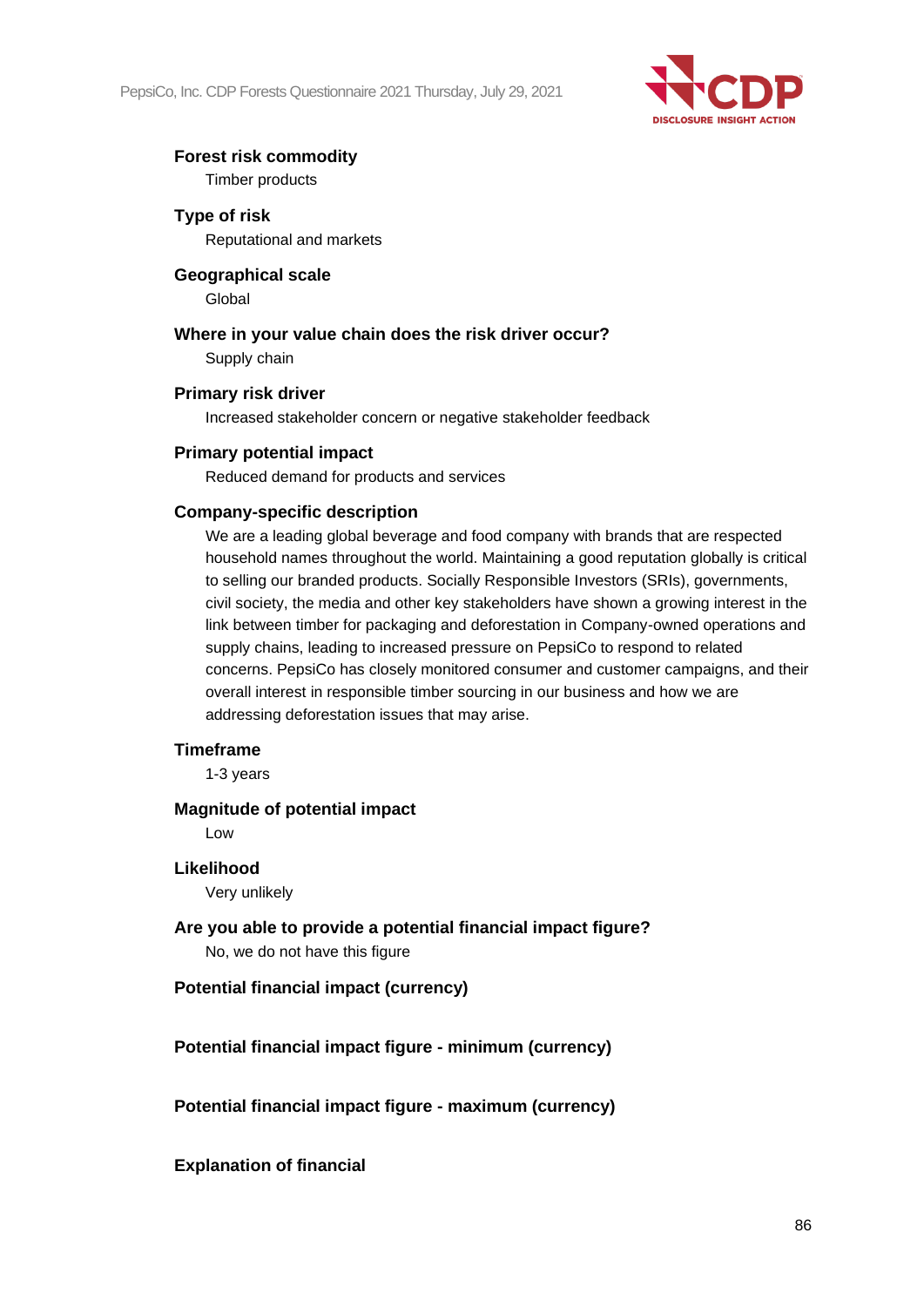**Forest risk commodity**
Timber products

**Type of risk**
Reputational and markets

**Geographical scale**
Global

**Where in your value chain does the risk driver occur?**
Supply chain

**Primary risk driver**
Increased stakeholder concern or negative stakeholder feedback

**Primary potential impact**
Reduced demand for products and services

**Company-specific description**
We are a leading global beverage and food company with brands that are respected household names throughout the world. Maintaining a good reputation globally is critical to selling our branded products. Socially Responsible Investors (SRIs), governments, civil society, the media and other key stakeholders have shown a growing interest in the link between timber for packaging and deforestation in Company-owned operations and supply chains, leading to increased pressure on PepsiCo to respond to related concerns. PepsiCo has closely monitored consumer and customer campaigns, and their overall interest in responsible timber sourcing in our business and how we are addressing deforestation issues that may arise.

**Timeframe**
1-3 years

**Magnitude of potential impact**
Low

**Likelihood**
Very unlikely

**Are you able to provide a potential financial impact figure?**
No, we do not have this figure

**Potential financial impact (currency)**

**Potential financial impact figure - minimum (currency)**

**Potential financial impact figure - maximum (currency)**

**Explanation of financial**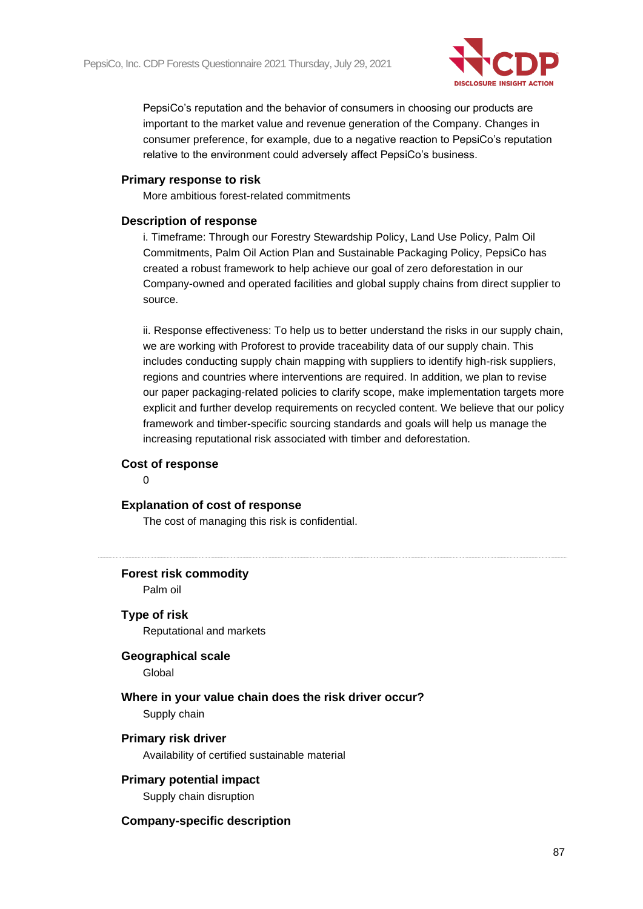PepsiCo's reputation and the behavior of consumers in choosing our products are important to the market value and revenue generation of the Company. Changes in consumer preference, for example, due to a negative reaction to PepsiCo's reputation relative to the environment could adversely affect PepsiCo's business.

**Primary response to risk**

More ambitious forest-related commitments

**Description of response**

i. Timeframe: Through our Forestry Stewardship Policy, Land Use Policy, Palm Oil Commitments, Palm Oil Action Plan and Sustainable Packaging Policy, PepsiCo has created a robust framework to help achieve our goal of zero deforestation in our Company-owned and operated facilities and global supply chains from direct supplier to source.

ii. Response effectiveness: To help us to better understand the risks in our supply chain, we are working with Proforest to provide traceability data of our supply chain. This includes conducting supply chain mapping with suppliers to identify high-risk suppliers, regions and countries where interventions are required. In addition, we plan to revise our paper packaging-related policies to clarify scope, make implementation targets more explicit and further develop requirements on recycled content. We believe that our policy framework and timber-specific sourcing standards and goals will help us manage the increasing reputational risk associated with timber and deforestation.

**Cost of response**

0

**Explanation of cost of response**

The cost of managing this risk is confidential.

---

**Forest risk commodity**

Palm oil

**Type of risk**

Reputational and markets

**Geographical scale**

Global

**Where in your value chain does the risk driver occur?**

Supply chain

**Primary risk driver**

Availability of certified sustainable material

**Primary potential impact**

Supply chain disruption

**Company-specific description**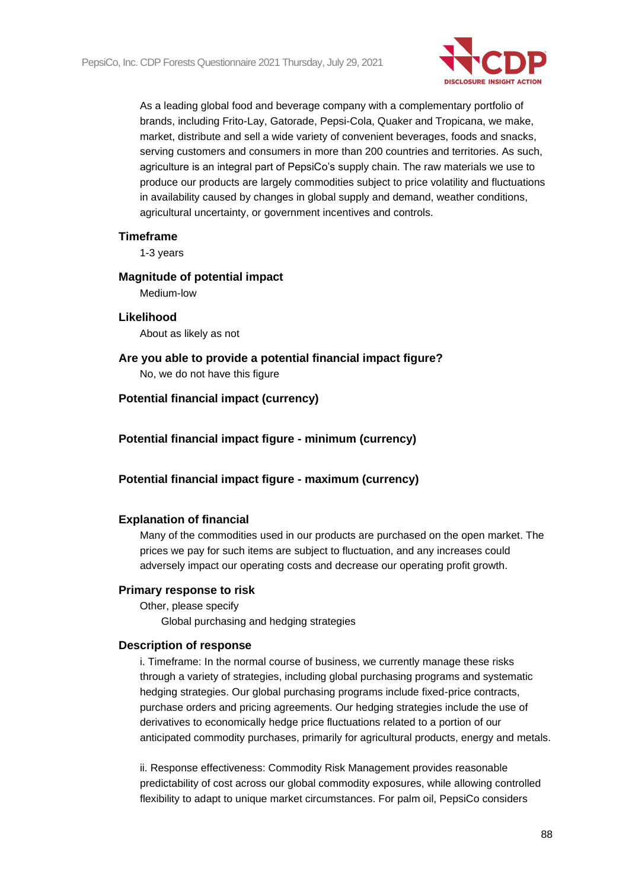As a leading global food and beverage company with a complementary portfolio of brands, including Frito-Lay, Gatorade, Pepsi-Cola, Quaker and Tropicana, we make, market, distribute and sell a wide variety of convenient beverages, foods and snacks, serving customers and consumers in more than 200 countries and territories. As such, agriculture is an integral part of PepsiCo's supply chain. The raw materials we use to produce our products are largely commodities subject to price volatility and fluctuations in availability caused by changes in global supply and demand, weather conditions, agricultural uncertainty, or government incentives and controls.

**Timeframe**

1-3 years

**Magnitude of potential impact**

Medium-low

**Likelihood**

About as likely as not

**Are you able to provide a potential financial impact figure?**

No, we do not have this figure

**Potential financial impact (currency)**

**Potential financial impact figure - minimum (currency)**

**Potential financial impact figure - maximum (currency)**

**Explanation of financial**

Many of the commodities used in our products are purchased on the open market. The prices we pay for such items are subject to fluctuation, and any increases could adversely impact our operating costs and decrease our operating profit growth.

**Primary response to risk**

Other, please specify

Global purchasing and hedging strategies

**Description of response**

i. Timeframe: In the normal course of business, we currently manage these risks through a variety of strategies, including global purchasing programs and systematic hedging strategies. Our global purchasing programs include fixed-price contracts, purchase orders and pricing agreements. Our hedging strategies include the use of derivatives to economically hedge price fluctuations related to a portion of our anticipated commodity purchases, primarily for agricultural products, energy and metals.

ii. Response effectiveness: Commodity Risk Management provides reasonable predictability of cost across our global commodity exposures, while allowing controlled flexibility to adapt to unique market circumstances. For palm oil, PepsiCo considers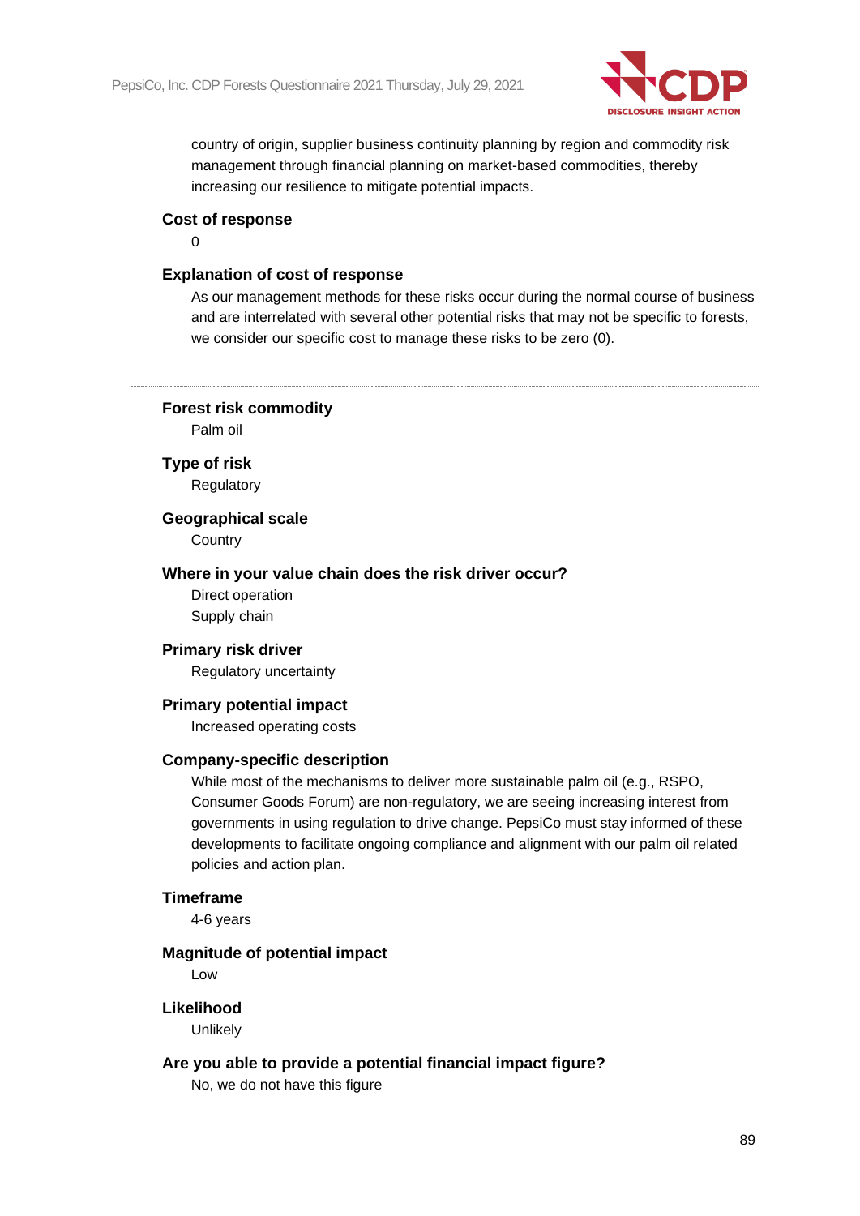country of origin, supplier business continuity planning by region and commodity risk management through financial planning on market-based commodities, thereby increasing our resilience to mitigate potential impacts.

**Cost of response**

0

**Explanation of cost of response**

As our management methods for these risks occur during the normal course of business and are interrelated with several other potential risks that may not be specific to forests, we consider our specific cost to manage these risks to be zero (0).

---

**Forest risk commodity**

Palm oil

**Type of risk**

Regulatory

**Geographical scale**

Country

**Where in your value chain does the risk driver occur?**

Direct operation
Supply chain

**Primary risk driver**

Regulatory uncertainty

**Primary potential impact**

Increased operating costs

**Company-specific description**

While most of the mechanisms to deliver more sustainable palm oil (e.g., RSPO, Consumer Goods Forum) are non-regulatory, we are seeing increasing interest from governments in using regulation to drive change. PepsiCo must stay informed of these developments to facilitate ongoing compliance and alignment with our palm oil related policies and action plan.

**Timeframe**

4-6 years

**Magnitude of potential impact**

Low

**Likelihood**

Unlikely

**Are you able to provide a potential financial impact figure?**

No, we do not have this figure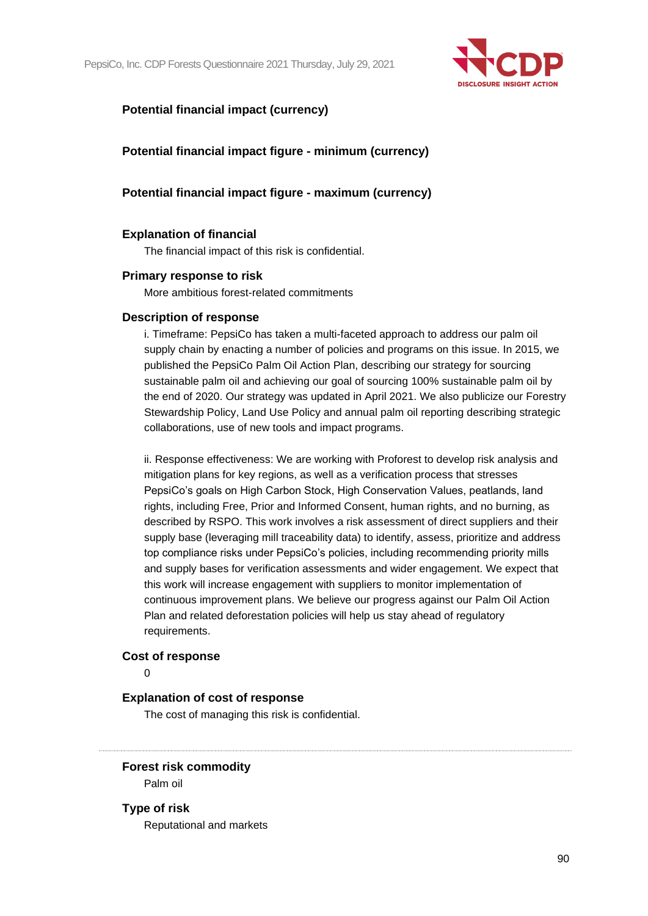**Potential financial impact (currency)**

**Potential financial impact figure - minimum (currency)**

**Potential financial impact figure - maximum (currency)**

**Explanation of financial**

The financial impact of this risk is confidential.

**Primary response to risk**

More ambitious forest-related commitments

**Description of response**

i. Timeframe: PepsiCo has taken a multi-faceted approach to address our palm oil supply chain by enacting a number of policies and programs on this issue. In 2015, we published the PepsiCo Palm Oil Action Plan, describing our strategy for sourcing sustainable palm oil and achieving our goal of sourcing 100% sustainable palm oil by the end of 2020. Our strategy was updated in April 2021. We also publicize our Forestry Stewardship Policy, Land Use Policy and annual palm oil reporting describing strategic collaborations, use of new tools and impact programs.

ii. Response effectiveness: We are working with Proforest to develop risk analysis and mitigation plans for key regions, as well as a verification process that stresses PepsiCo's goals on High Carbon Stock, High Conservation Values, peatlands, land rights, including Free, Prior and Informed Consent, human rights, and no burning, as described by RSPO. This work involves a risk assessment of direct suppliers and their supply base (leveraging mill traceability data) to identify, assess, prioritize and address top compliance risks under PepsiCo's policies, including recommending priority mills and supply bases for verification assessments and wider engagement. We expect that this work will increase engagement with suppliers to monitor implementation of continuous improvement plans. We believe our progress against our Palm Oil Action Plan and related deforestation policies will help us stay ahead of regulatory requirements.

**Cost of response**

0

**Explanation of cost of response**

The cost of managing this risk is confidential.

---

**Forest risk commodity**

Palm oil

**Type of risk**

Reputational and markets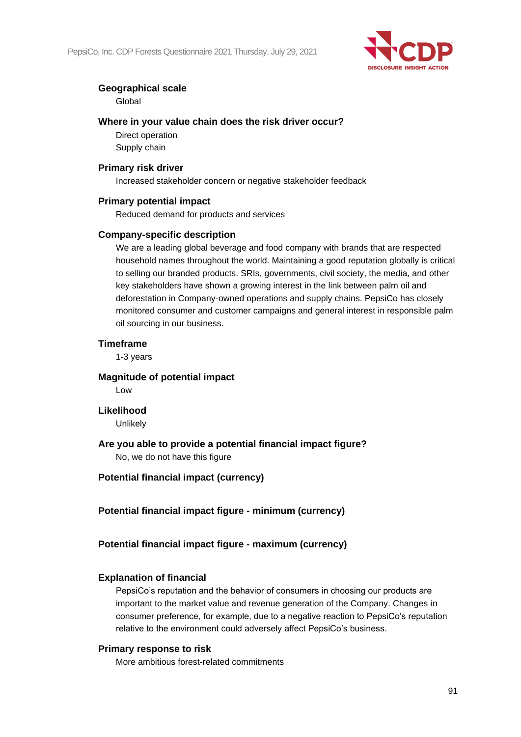**Geographical scale**

Global

**Where in your value chain does the risk driver occur?**

Direct operation
Supply chain

**Primary risk driver**

Increased stakeholder concern or negative stakeholder feedback

**Primary potential impact**

Reduced demand for products and services

**Company-specific description**

We are a leading global beverage and food company with brands that are respected household names throughout the world. Maintaining a good reputation globally is critical to selling our branded products. SRIs, governments, civil society, the media, and other key stakeholders have shown a growing interest in the link between palm oil and deforestation in Company-owned operations and supply chains. PepsiCo has closely monitored consumer and customer campaigns and general interest in responsible palm oil sourcing in our business.

**Timeframe**

1-3 years

**Magnitude of potential impact**

Low

**Likelihood**

Unlikely

**Are you able to provide a potential financial impact figure?**

No, we do not have this figure

**Potential financial impact (currency)**

**Potential financial impact figure - minimum (currency)**

**Potential financial impact figure - maximum (currency)**

**Explanation of financial**

PepsiCo's reputation and the behavior of consumers in choosing our products are important to the market value and revenue generation of the Company. Changes in consumer preference, for example, due to a negative reaction to PepsiCo's reputation relative to the environment could adversely affect PepsiCo's business.

**Primary response to risk**

More ambitious forest-related commitments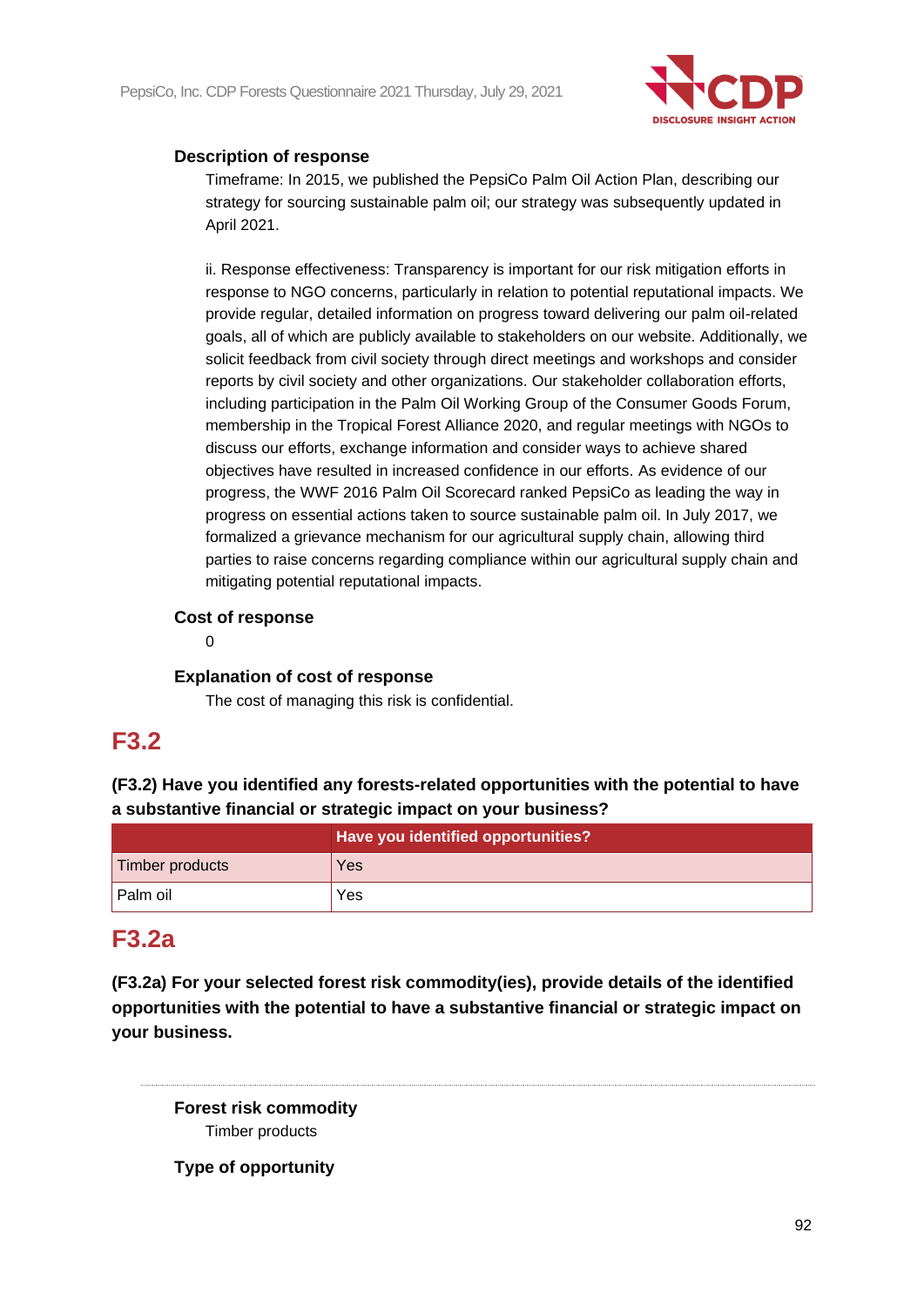**Description of response**

Timeframe: In 2015, we published the PepsiCo Palm Oil Action Plan, describing our strategy for sourcing sustainable palm oil; our strategy was subsequently updated in April 2021.

ii. Response effectiveness: Transparency is important for our risk mitigation efforts in response to NGO concerns, particularly in relation to potential reputational impacts. We provide regular, detailed information on progress toward delivering our palm oil-related goals, all of which are publicly available to stakeholders on our website. Additionally, we solicit feedback from civil society through direct meetings and workshops and consider reports by civil society and other organizations. Our stakeholder collaboration efforts, including participation in the Palm Oil Working Group of the Consumer Goods Forum, membership in the Tropical Forest Alliance 2020, and regular meetings with NGOs to discuss our efforts, exchange information and consider ways to achieve shared objectives have resulted in increased confidence in our efforts. As evidence of our progress, the WWF 2016 Palm Oil Scorecard ranked PepsiCo as leading the way in progress on essential actions taken to source sustainable palm oil. In July 2017, we formalized a grievance mechanism for our agricultural supply chain, allowing third parties to raise concerns regarding compliance within our agricultural supply chain and mitigating potential reputational impacts.

**Cost of response**

0

**Explanation of cost of response**

The cost of managing this risk is confidential.

## F3.2

**(F3.2) Have you identified any forests-related opportunities with the potential to have a substantive financial or strategic impact on your business?**

| | Have you identified opportunities? |
|---|---|
| Timber products | Yes |
| Palm oil | Yes |

## F3.2a

**(F3.2a) For your selected forest risk commodity(ies), provide details of the identified opportunities with the potential to have a substantive financial or strategic impact on your business.**

---

**Forest risk commodity**

Timber products

**Type of opportunity**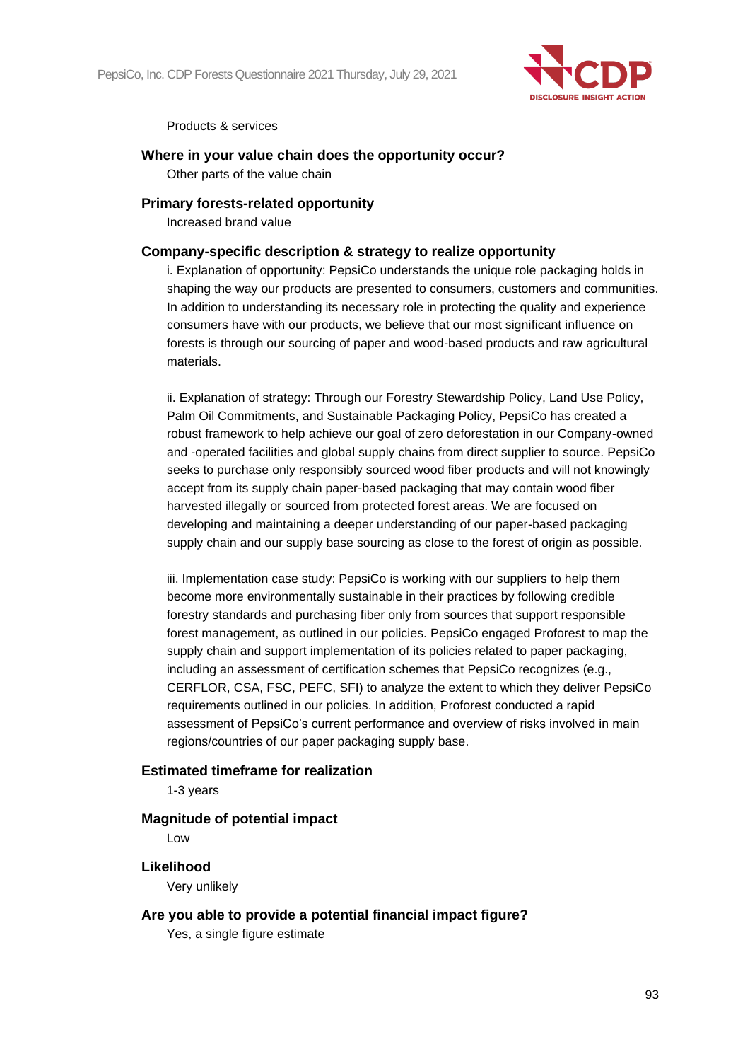Products & services

#### Where in your value chain does the opportunity occur?

Other parts of the value chain

#### Primary forests-related opportunity

Increased brand value

#### Company-specific description & strategy to realize opportunity

i. Explanation of opportunity: PepsiCo understands the unique role packaging holds in shaping the way our products are presented to consumers, customers and communities. In addition to understanding its necessary role in protecting the quality and experience consumers have with our products, we believe that our most significant influence on forests is through our sourcing of paper and wood-based products and raw agricultural materials.

ii. Explanation of strategy: Through our Forestry Stewardship Policy, Land Use Policy, Palm Oil Commitments, and Sustainable Packaging Policy, PepsiCo has created a robust framework to help achieve our goal of zero deforestation in our Company-owned and -operated facilities and global supply chains from direct supplier to source. PepsiCo seeks to purchase only responsibly sourced wood fiber products and will not knowingly accept from its supply chain paper-based packaging that may contain wood fiber harvested illegally or sourced from protected forest areas. We are focused on developing and maintaining a deeper understanding of our paper-based packaging supply chain and our supply base sourcing as close to the forest of origin as possible.

iii. Implementation case study: PepsiCo is working with our suppliers to help them become more environmentally sustainable in their practices by following credible forestry standards and purchasing fiber only from sources that support responsible forest management, as outlined in our policies. PepsiCo engaged Proforest to map the supply chain and support implementation of its policies related to paper packaging, including an assessment of certification schemes that PepsiCo recognizes (e.g., CERFLOR, CSA, FSC, PEFC, SFI) to analyze the extent to which they deliver PepsiCo requirements outlined in our policies. In addition, Proforest conducted a rapid assessment of PepsiCo's current performance and overview of risks involved in main regions/countries of our paper packaging supply base.

#### Estimated timeframe for realization

1-3 years

#### Magnitude of potential impact

Low

#### Likelihood

Very unlikely

#### Are you able to provide a potential financial impact figure?

Yes, a single figure estimate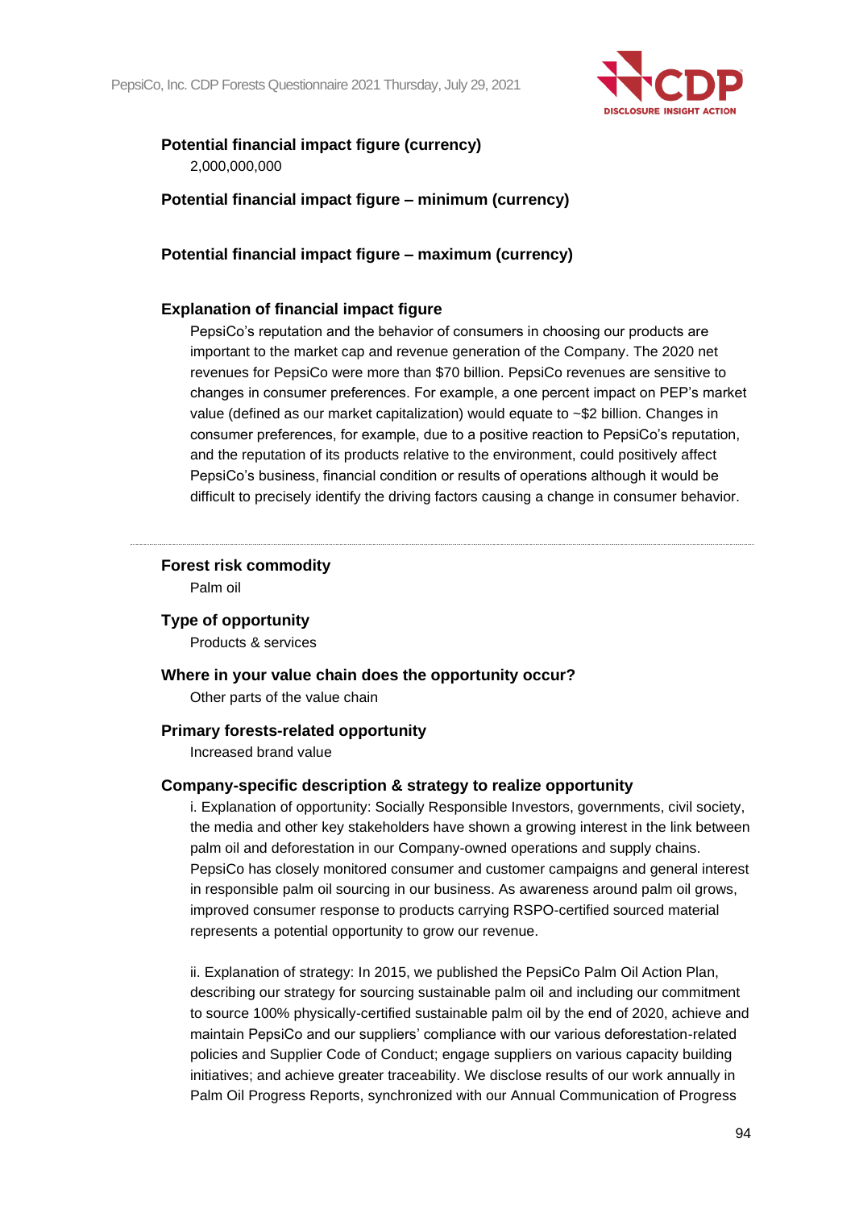**Potential financial impact figure (currency)**

2,000,000,000

**Potential financial impact figure – minimum (currency)**

**Potential financial impact figure – maximum (currency)**

**Explanation of financial impact figure**

PepsiCo's reputation and the behavior of consumers in choosing our products are important to the market cap and revenue generation of the Company. The 2020 net revenues for PepsiCo were more than $70 billion. PepsiCo revenues are sensitive to changes in consumer preferences. For example, a one percent impact on PEP's market value (defined as our market capitalization) would equate to ~$2 billion. Changes in consumer preferences, for example, due to a positive reaction to PepsiCo's reputation, and the reputation of its products relative to the environment, could positively affect PepsiCo's business, financial condition or results of operations although it would be difficult to precisely identify the driving factors causing a change in consumer behavior.

---

**Forest risk commodity**

Palm oil

**Type of opportunity**

Products & services

**Where in your value chain does the opportunity occur?**

Other parts of the value chain

**Primary forests-related opportunity**

Increased brand value

**Company-specific description & strategy to realize opportunity**

i. Explanation of opportunity: Socially Responsible Investors, governments, civil society, the media and other key stakeholders have shown a growing interest in the link between palm oil and deforestation in our Company-owned operations and supply chains. PepsiCo has closely monitored consumer and customer campaigns and general interest in responsible palm oil sourcing in our business. As awareness around palm oil grows, improved consumer response to products carrying RSPO-certified sourced material represents a potential opportunity to grow our revenue.

ii. Explanation of strategy: In 2015, we published the PepsiCo Palm Oil Action Plan, describing our strategy for sourcing sustainable palm oil and including our commitment to source 100% physically-certified sustainable palm oil by the end of 2020, achieve and maintain PepsiCo and our suppliers' compliance with our various deforestation-related policies and Supplier Code of Conduct; engage suppliers on various capacity building initiatives; and achieve greater traceability. We disclose results of our work annually in Palm Oil Progress Reports, synchronized with our Annual Communication of Progress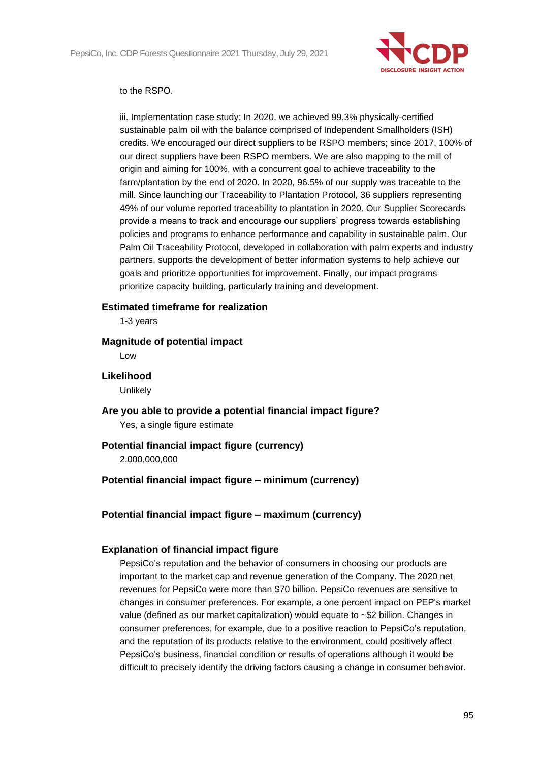to the RSPO.

iii. Implementation case study: In 2020, we achieved 99.3% physically-certified sustainable palm oil with the balance comprised of Independent Smallholders (ISH) credits. We encouraged our direct suppliers to be RSPO members; since 2017, 100% of our direct suppliers have been RSPO members. We are also mapping to the mill of origin and aiming for 100%, with a concurrent goal to achieve traceability to the farm/plantation by the end of 2020. In 2020, 96.5% of our supply was traceable to the mill. Since launching our Traceability to Plantation Protocol, 36 suppliers representing 49% of our volume reported traceability to plantation in 2020. Our Supplier Scorecards provide a means to track and encourage our suppliers' progress towards establishing policies and programs to enhance performance and capability in sustainable palm. Our Palm Oil Traceability Protocol, developed in collaboration with palm experts and industry partners, supports the development of better information systems to help achieve our goals and prioritize opportunities for improvement. Finally, our impact programs prioritize capacity building, particularly training and development.

**Estimated timeframe for realization**

1-3 years

**Magnitude of potential impact**

Low

**Likelihood**

Unlikely

**Are you able to provide a potential financial impact figure?**

Yes, a single figure estimate

**Potential financial impact figure (currency)**

2,000,000,000

**Potential financial impact figure – minimum (currency)**

**Potential financial impact figure – maximum (currency)**

**Explanation of financial impact figure**

PepsiCo's reputation and the behavior of consumers in choosing our products are important to the market cap and revenue generation of the Company. The 2020 net revenues for PepsiCo were more than $70 billion. PepsiCo revenues are sensitive to changes in consumer preferences. For example, a one percent impact on PEP's market value (defined as our market capitalization) would equate to ~$2 billion. Changes in consumer preferences, for example, due to a positive reaction to PepsiCo's reputation, and the reputation of its products relative to the environment, could positively affect PepsiCo's business, financial condition or results of operations although it would be difficult to precisely identify the driving factors causing a change in consumer behavior.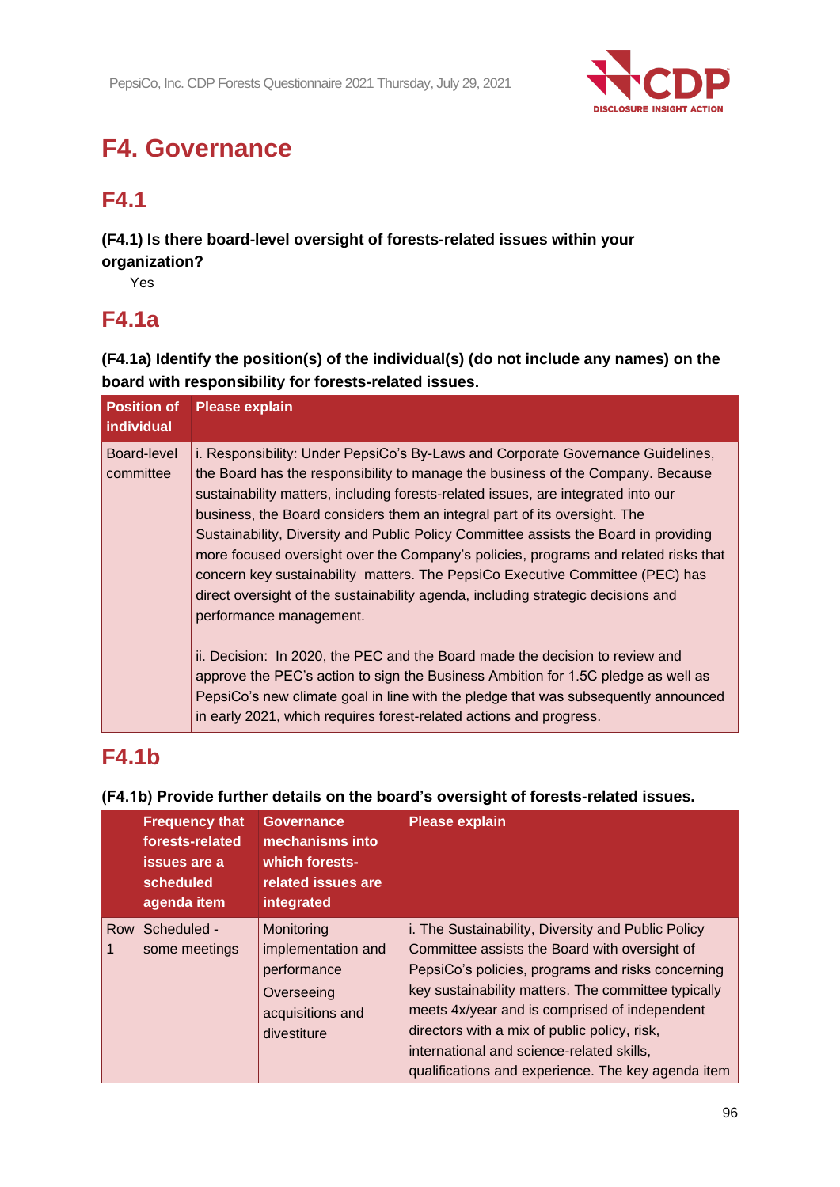# F4. Governance

## F4.1

**(F4.1) Is there board-level oversight of forests-related issues within your organization?**

Yes

## F4.1a

**(F4.1a) Identify the position(s) of the individual(s) (do not include any names) on the board with responsibility for forests-related issues.**

| Position of individual | Please explain |
|---|---|
| Board-level committee | i. Responsibility: Under PepsiCo's By-Laws and Corporate Governance Guidelines, the Board has the responsibility to manage the business of the Company. Because sustainability matters, including forests-related issues, are integrated into our business, the Board considers them an integral part of its oversight. The Sustainability, Diversity and Public Policy Committee assists the Board in providing more focused oversight over the Company's policies, programs and related risks that concern key sustainability matters. The PepsiCo Executive Committee (PEC) has direct oversight of the sustainability agenda, including strategic decisions and performance management.<br><br>ii. Decision: In 2020, the PEC and the Board made the decision to review and approve the PEC's action to sign the Business Ambition for 1.5C pledge as well as PepsiCo's new climate goal in line with the pledge that was subsequently announced in early 2021, which requires forest-related actions and progress. |

## F4.1b

**(F4.1b) Provide further details on the board's oversight of forests-related issues.**

| | Frequency that forests-related issues are a scheduled agenda item | Governance mechanisms into which forests-related issues are integrated | Please explain |
|---|---|---|---|
| Row 1 | Scheduled - some meetings | Monitoring implementation and performance<br>Overseeing acquisitions and divestiture | i. The Sustainability, Diversity and Public Policy Committee assists the Board with oversight of PepsiCo's policies, programs and risks concerning key sustainability matters. The committee typically meets 4x/year and is comprised of independent directors with a mix of public policy, risk, international and science-related skills, qualifications and experience. The key agenda item |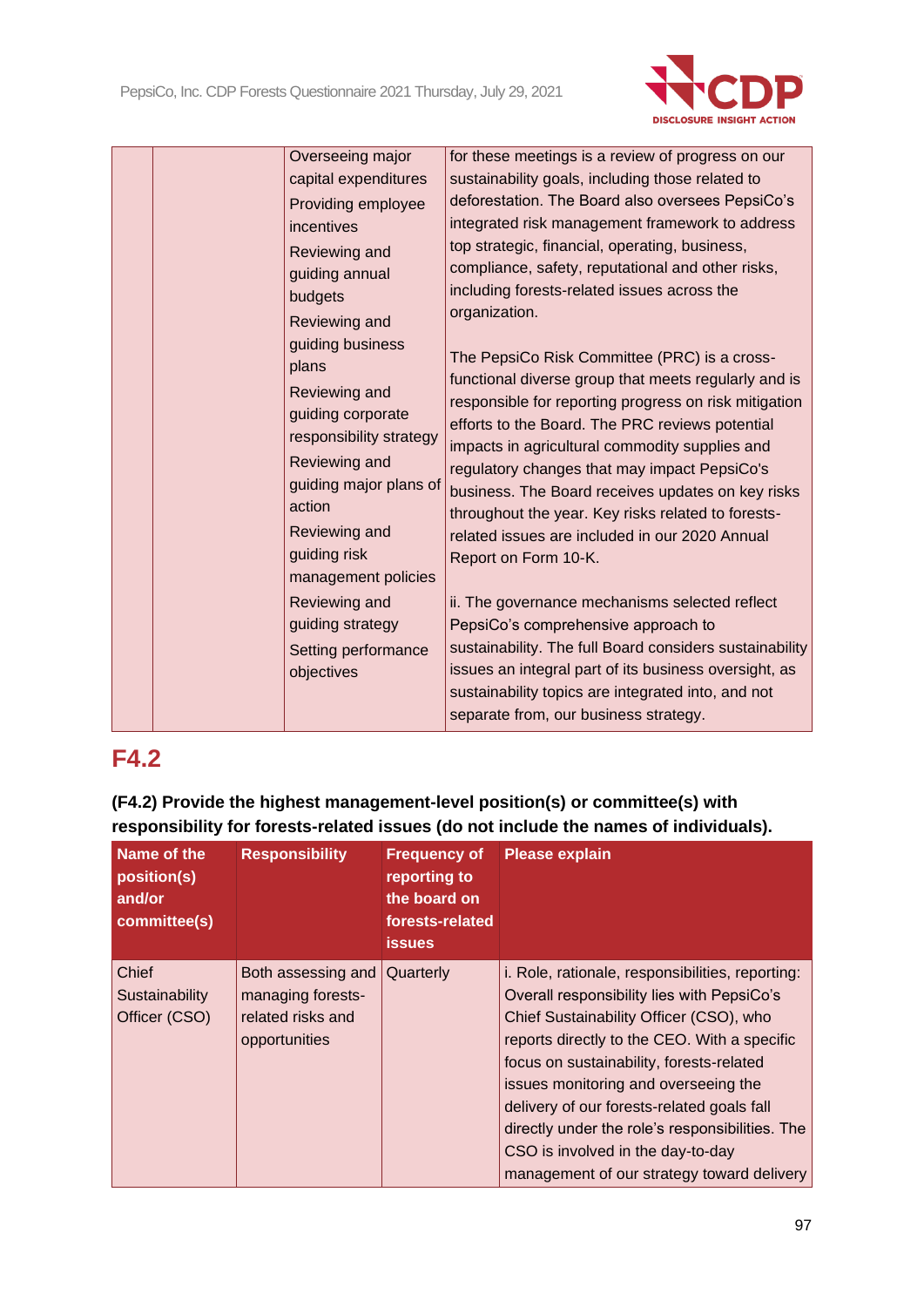| | | | |
|---|---|---|---|
| | | Overseeing major capital expenditures<br>Providing employee incentives<br>Reviewing and guiding annual budgets<br>Reviewing and guiding business plans<br>Reviewing and guiding corporate responsibility strategy<br>Reviewing and guiding major plans of action<br>Reviewing and guiding risk management policies<br>Reviewing and guiding strategy<br>Setting performance objectives | for these meetings is a review of progress on our sustainability goals, including those related to deforestation. The Board also oversees PepsiCo's integrated risk management framework to address top strategic, financial, operating, business, compliance, safety, reputational and other risks, including forests-related issues across the organization.<br><br>The PepsiCo Risk Committee (PRC) is a cross-functional diverse group that meets regularly and is responsible for reporting progress on risk mitigation efforts to the Board. The PRC reviews potential impacts in agricultural commodity supplies and regulatory changes that may impact PepsiCo's business. The Board receives updates on key risks throughout the year. Key risks related to forests-related issues are included in our 2020 Annual Report on Form 10-K.<br><br>ii. The governance mechanisms selected reflect PepsiCo's comprehensive approach to sustainability. The full Board considers sustainability issues an integral part of its business oversight, as sustainability topics are integrated into, and not separate from, our business strategy. |

## F4.2

**(F4.2) Provide the highest management-level position(s) or committee(s) with responsibility for forests-related issues (do not include the names of individuals).**

| Name of the position(s) and/or committee(s) | Responsibility | Frequency of reporting to the board on forests-related issues | Please explain |
|---|---|---|---|
| Chief Sustainability Officer (CSO) | Both assessing and managing forests-related risks and opportunities | Quarterly | i. Role, rationale, responsibilities, reporting: Overall responsibility lies with PepsiCo's Chief Sustainability Officer (CSO), who reports directly to the CEO. With a specific focus on sustainability, forests-related issues monitoring and overseeing the delivery of our forests-related goals fall directly under the role's responsibilities. The CSO is involved in the day-to-day management of our strategy toward delivery |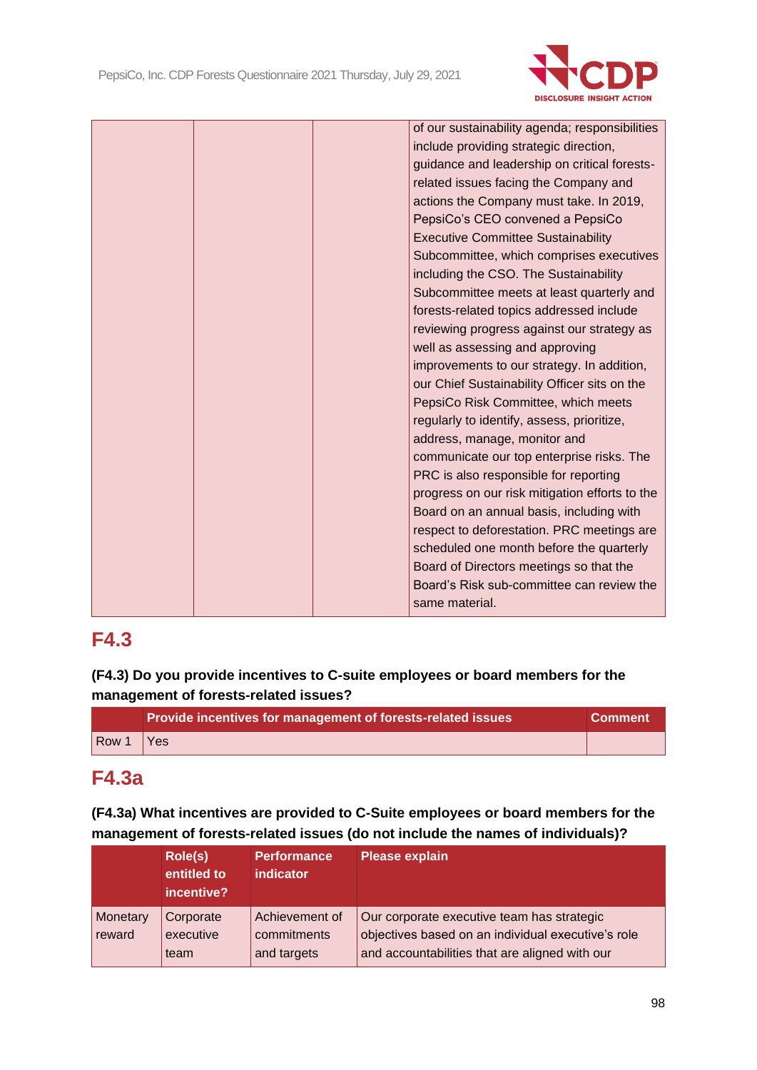| | | | of our sustainability agenda; responsibilities include providing strategic direction, guidance and leadership on critical forests-related issues facing the Company and actions the Company must take. In 2019, PepsiCo's CEO convened a PepsiCo Executive Committee Sustainability Subcommittee, which comprises executives including the CSO. The Sustainability Subcommittee meets at least quarterly and forests-related topics addressed include reviewing progress against our strategy as well as assessing and approving improvements to our strategy. In addition, our Chief Sustainability Officer sits on the PepsiCo Risk Committee, which meets regularly to identify, assess, prioritize, address, manage, monitor and communicate our top enterprise risks. The PRC is also responsible for reporting progress on our risk mitigation efforts to the Board on an annual basis, including with respect to deforestation. PRC meetings are scheduled one month before the quarterly Board of Directors meetings so that the Board's Risk sub-committee can review the same material. |
|---|---|---|---|

## F4.3

**(F4.3) Do you provide incentives to C-suite employees or board members for the management of forests-related issues?**

| | Provide incentives for management of forests-related issues | Comment |
|---|---|---|
| Row 1 | Yes | |

## F4.3a

**(F4.3a) What incentives are provided to C-Suite employees or board members for the management of forests-related issues (do not include the names of individuals)?**

| | Role(s) entitled to incentive? | Performance indicator | Please explain |
|---|---|---|---|
| Monetary reward | Corporate executive team | Achievement of commitments and targets | Our corporate executive team has strategic objectives based on an individual executive's role and accountabilities that are aligned with our |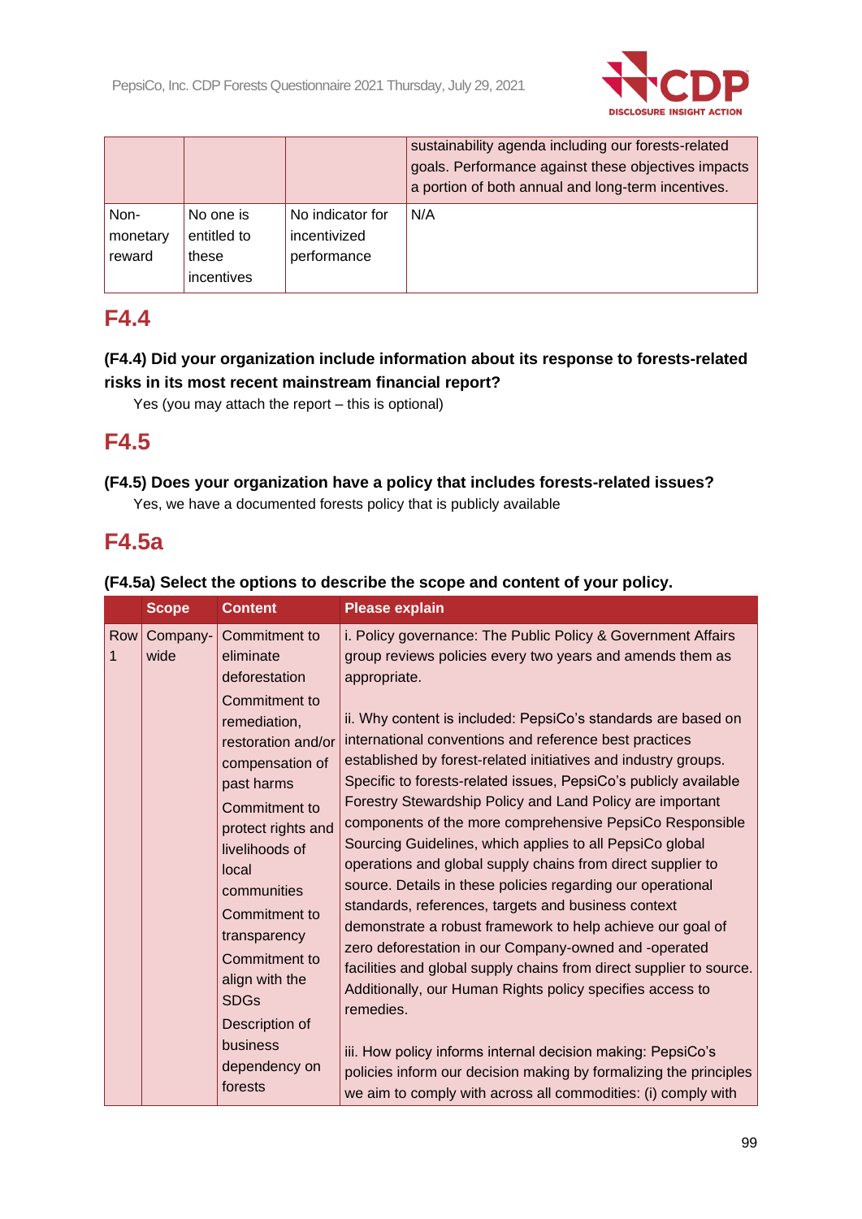|  |  |  | sustainability agenda including our forests-related goals. Performance against these objectives impacts a portion of both annual and long-term incentives. |
|---|---|---|---|
| Non-monetary reward | No one is entitled to these incentives | No indicator for incentivized performance | N/A |

## F4.4

**(F4.4) Did your organization include information about its response to forests-related risks in its most recent mainstream financial report?**

Yes (you may attach the report – this is optional)

## F4.5

**(F4.5) Does your organization have a policy that includes forests-related issues?**

Yes, we have a documented forests policy that is publicly available

## F4.5a

**(F4.5a) Select the options to describe the scope and content of your policy.**

|  | Scope | Content | Please explain |
|---|---|---|---|
| Row 1 | Company-wide | Commitment to eliminate deforestation<br>Commitment to remediation, restoration and/or compensation of past harms<br>Commitment to protect rights and livelihoods of local communities<br>Commitment to transparency<br>Commitment to align with the SDGs<br>Description of business dependency on forests | i. Policy governance: The Public Policy & Government Affairs group reviews policies every two years and amends them as appropriate.<br><br>ii. Why content is included: PepsiCo's standards are based on international conventions and reference best practices established by forest-related initiatives and industry groups. Specific to forests-related issues, PepsiCo's publicly available Forestry Stewardship Policy and Land Policy are important components of the more comprehensive PepsiCo Responsible Sourcing Guidelines, which applies to all PepsiCo global operations and global supply chains from direct supplier to source. Details in these policies regarding our operational standards, references, targets and business context demonstrate a robust framework to help achieve our goal of zero deforestation in our Company-owned and -operated facilities and global supply chains from direct supplier to source. Additionally, our Human Rights policy specifies access to remedies.<br><br>iii. How policy informs internal decision making: PepsiCo's policies inform our decision making by formalizing the principles we aim to comply with across all commodities: (i) comply with |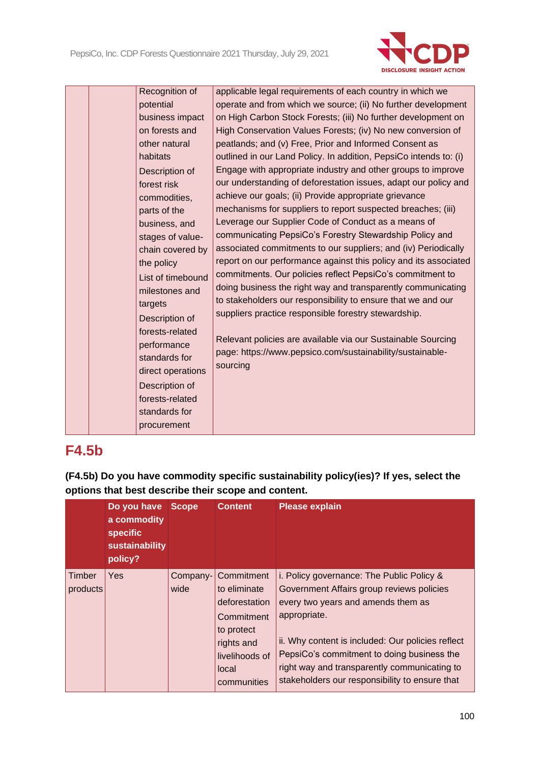| | | | |
|---|---|---|---|
| | | Recognition of potential business impact on forests and other natural habitats<br>Description of forest risk commodities, parts of the business, and stages of value-chain covered by the policy<br>List of timebound milestones and targets<br>Description of forests-related performance standards for direct operations<br>Description of forests-related standards for procurement | applicable legal requirements of each country in which we operate and from which we source; (ii) No further development on High Carbon Stock Forests; (iii) No further development on High Conservation Values Forests; (iv) No new conversion of peatlands; and (v) Free, Prior and Informed Consent as outlined in our Land Policy. In addition, PepsiCo intends to: (i) Engage with appropriate industry and other groups to improve our understanding of deforestation issues, adapt our policy and achieve our goals; (ii) Provide appropriate grievance mechanisms for suppliers to report suspected breaches; (iii) Leverage our Supplier Code of Conduct as a means of communicating PepsiCo's Forestry Stewardship Policy and associated commitments to our suppliers; and (iv) Periodically report on our performance against this policy and its associated commitments. Our policies reflect PepsiCo's commitment to doing business the right way and transparently communicating to stakeholders our responsibility to ensure that we and our suppliers practice responsible forestry stewardship.<br><br>Relevant policies are available via our Sustainable Sourcing page: https://www.pepsico.com/sustainability/sustainable-sourcing |

## F4.5b

**(F4.5b) Do you have commodity specific sustainability policy(ies)? If yes, select the options that best describe their scope and content.**

| | Do you have a commodity specific sustainability policy? | Scope | Content | Please explain |
|---|---|---|---|---|
| Timber products | Yes | Company-wide | Commitment to eliminate deforestation<br>Commitment to protect rights and livelihoods of local communities | i. Policy governance: The Public Policy & Government Affairs group reviews policies every two years and amends them as appropriate.<br><br>ii. Why content is included: Our policies reflect PepsiCo's commitment to doing business the right way and transparently communicating to stakeholders our responsibility to ensure that |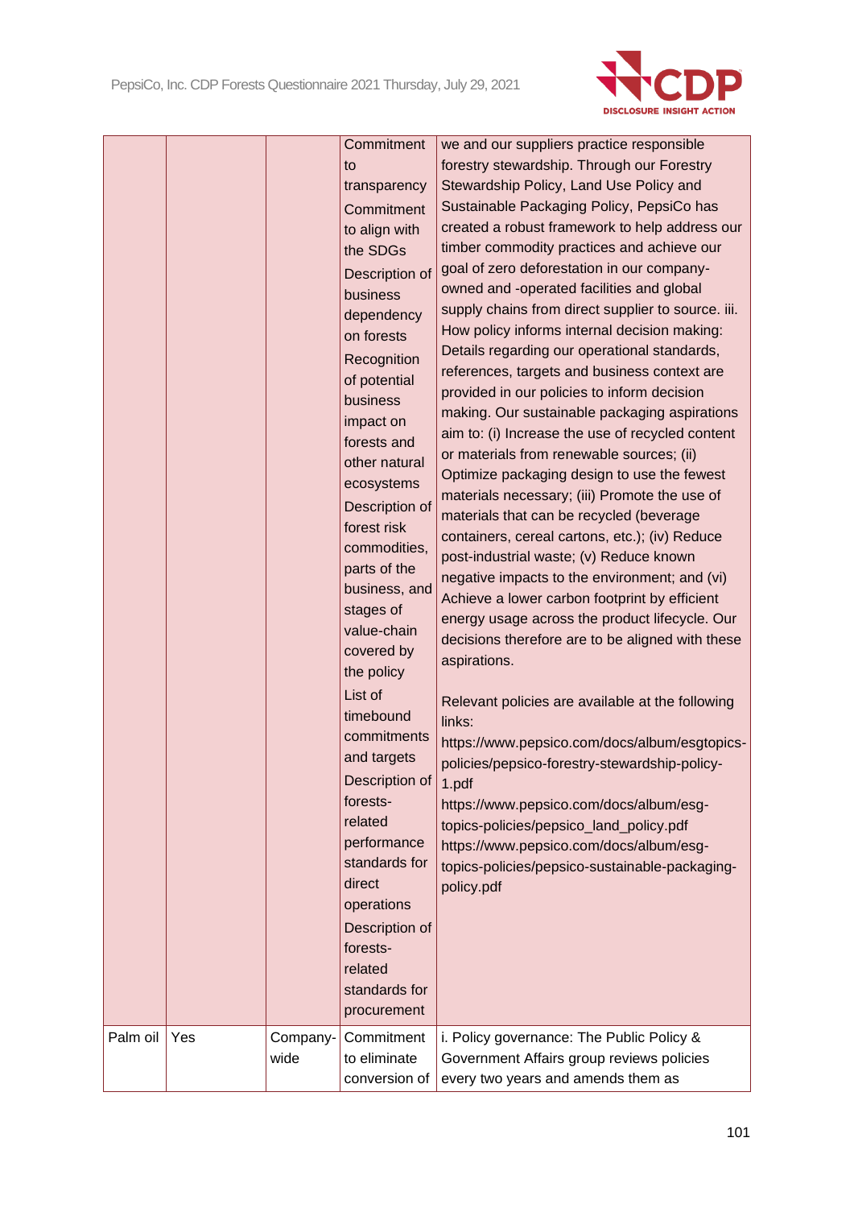| | | | | |
|---|---|---|---|---|
| | | | Commitment to transparency<br>Commitment to align with the SDGs<br>Description of business dependency on forests<br>Recognition of potential business impact on forests and other natural ecosystems<br>Description of forest risk commodities, parts of the business, and stages of value-chain covered by the policy<br>List of timebound commitments and targets<br>Description of forests-related performance standards for direct operations<br>Description of forests-related standards for procurement | we and our suppliers practice responsible forestry stewardship. Through our Forestry Stewardship Policy, Land Use Policy and Sustainable Packaging Policy, PepsiCo has created a robust framework to help address our timber commodity practices and achieve our goal of zero deforestation in our company-owned and -operated facilities and global supply chains from direct supplier to source. iii. How policy informs internal decision making: Details regarding our operational standards, references, targets and business context are provided in our policies to inform decision making. Our sustainable packaging aspirations aim to: (i) Increase the use of recycled content or materials from renewable sources; (ii) Optimize packaging design to use the fewest materials necessary; (iii) Promote the use of materials that can be recycled (beverage containers, cereal cartons, etc.); (iv) Reduce post-industrial waste; (v) Reduce known negative impacts to the environment; and (vi) Achieve a lower carbon footprint by efficient energy usage across the product lifecycle. Our decisions therefore are to be aligned with these aspirations.<br><br>Relevant policies are available at the following links:<br>https://www.pepsico.com/docs/album/esgtopics-policies/pepsico-forestry-stewardship-policy-1.pdf<br>https://www.pepsico.com/docs/album/esg-topics-policies/pepsico_land_policy.pdf<br>https://www.pepsico.com/docs/album/esg-topics-policies/pepsico-sustainable-packaging-policy.pdf |
| Palm oil | Yes | Company-wide | Commitment to eliminate conversion of | i. Policy governance: The Public Policy & Government Affairs group reviews policies every two years and amends them as |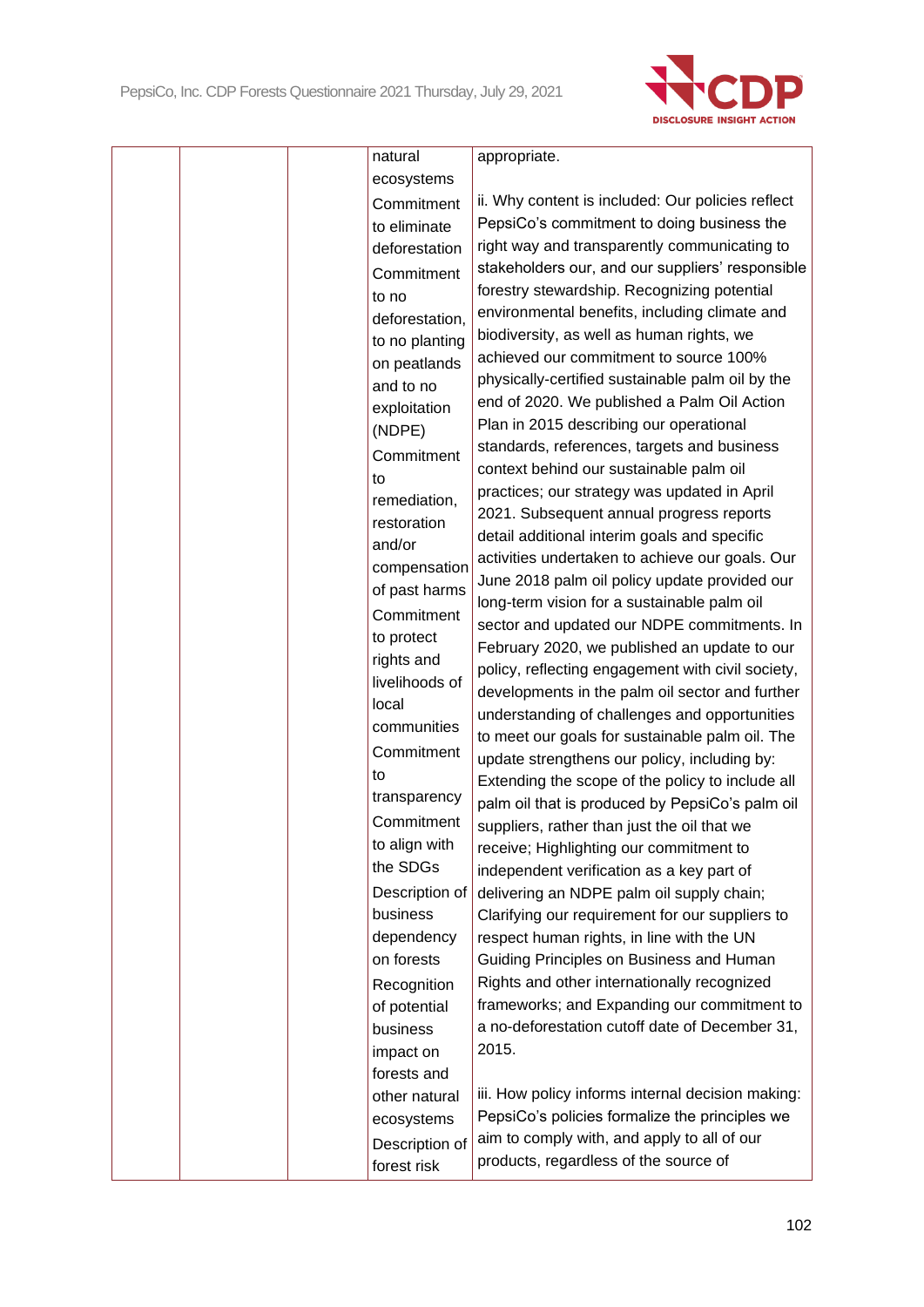|  |  |  | natural ecosystems<br>Commitment to eliminate deforestation<br>Commitment to no deforestation, to no planting on peatlands and to no exploitation (NDPE)<br>Commitment to remediation, restoration and/or compensation of past harms<br>Commitment to protect rights and livelihoods of local communities<br>Commitment to transparency<br>Commitment to align with the SDGs<br>Description of business dependency on forests<br>Recognition of potential business impact on forests and other natural ecosystems<br>Description of forest risk | appropriate.<br><br>ii. Why content is included: Our policies reflect PepsiCo's commitment to doing business the right way and transparently communicating to stakeholders our, and our suppliers' responsible forestry stewardship. Recognizing potential environmental benefits, including climate and biodiversity, as well as human rights, we achieved our commitment to source 100% physically-certified sustainable palm oil by the end of 2020. We published a Palm Oil Action Plan in 2015 describing our operational standards, references, targets and business context behind our sustainable palm oil practices; our strategy was updated in April 2021. Subsequent annual progress reports detail additional interim goals and specific activities undertaken to achieve our goals. Our June 2018 palm oil policy update provided our long-term vision for a sustainable palm oil sector and updated our NDPE commitments. In February 2020, we published an update to our policy, reflecting engagement with civil society, developments in the palm oil sector and further understanding of challenges and opportunities to meet our goals for sustainable palm oil. The update strengthens our policy, including by: Extending the scope of the policy to include all palm oil that is produced by PepsiCo's palm oil suppliers, rather than just the oil that we receive; Highlighting our commitment to independent verification as a key part of delivering an NDPE palm oil supply chain; Clarifying our requirement for our suppliers to respect human rights, in line with the UN Guiding Principles on Business and Human Rights and other internationally recognized frameworks; and Expanding our commitment to a no-deforestation cutoff date of December 31, 2015.<br><br>iii. How policy informs internal decision making: PepsiCo's policies formalize the principles we aim to comply with, and apply to all of our products, regardless of the source of |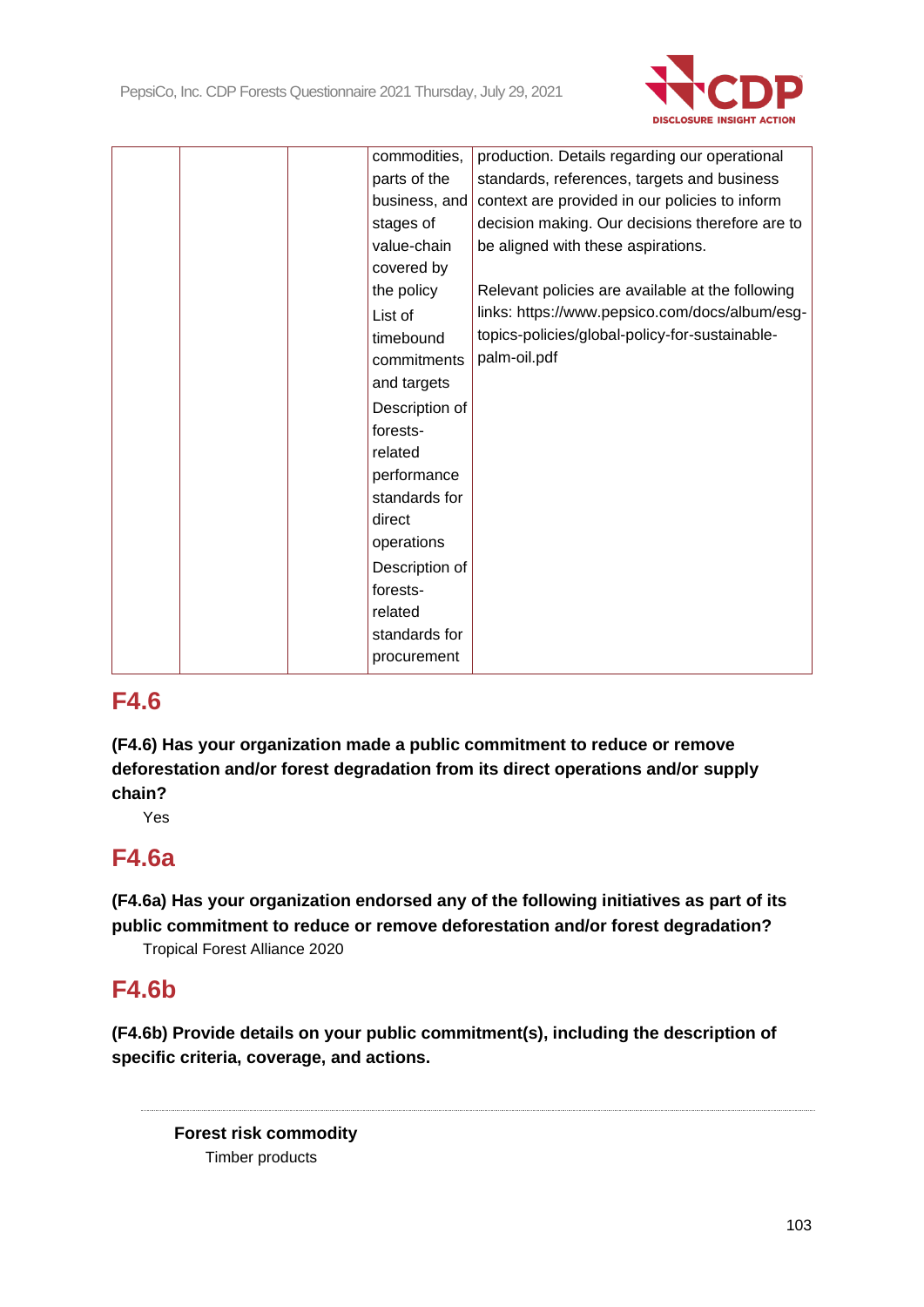| | | | commodities, parts of the business, and stages of value-chain covered by the policy<br>List of timebound commitments and targets<br>Description of forests-related performance standards for direct operations<br>Description of forests-related standards for procurement | production. Details regarding our operational standards, references, targets and business context are provided in our policies to inform decision making. Our decisions therefore are to be aligned with these aspirations.<br><br>Relevant policies are available at the following links: https://www.pepsico.com/docs/album/esg-topics-policies/global-policy-for-sustainable-palm-oil.pdf |
|---|---|---|---|---|

## F4.6

**(F4.6) Has your organization made a public commitment to reduce or remove deforestation and/or forest degradation from its direct operations and/or supply chain?**

Yes

## F4.6a

**(F4.6a) Has your organization endorsed any of the following initiatives as part of its public commitment to reduce or remove deforestation and/or forest degradation?**

Tropical Forest Alliance 2020

## F4.6b

**(F4.6b) Provide details on your public commitment(s), including the description of specific criteria, coverage, and actions.**

---

**Forest risk commodity**

Timber products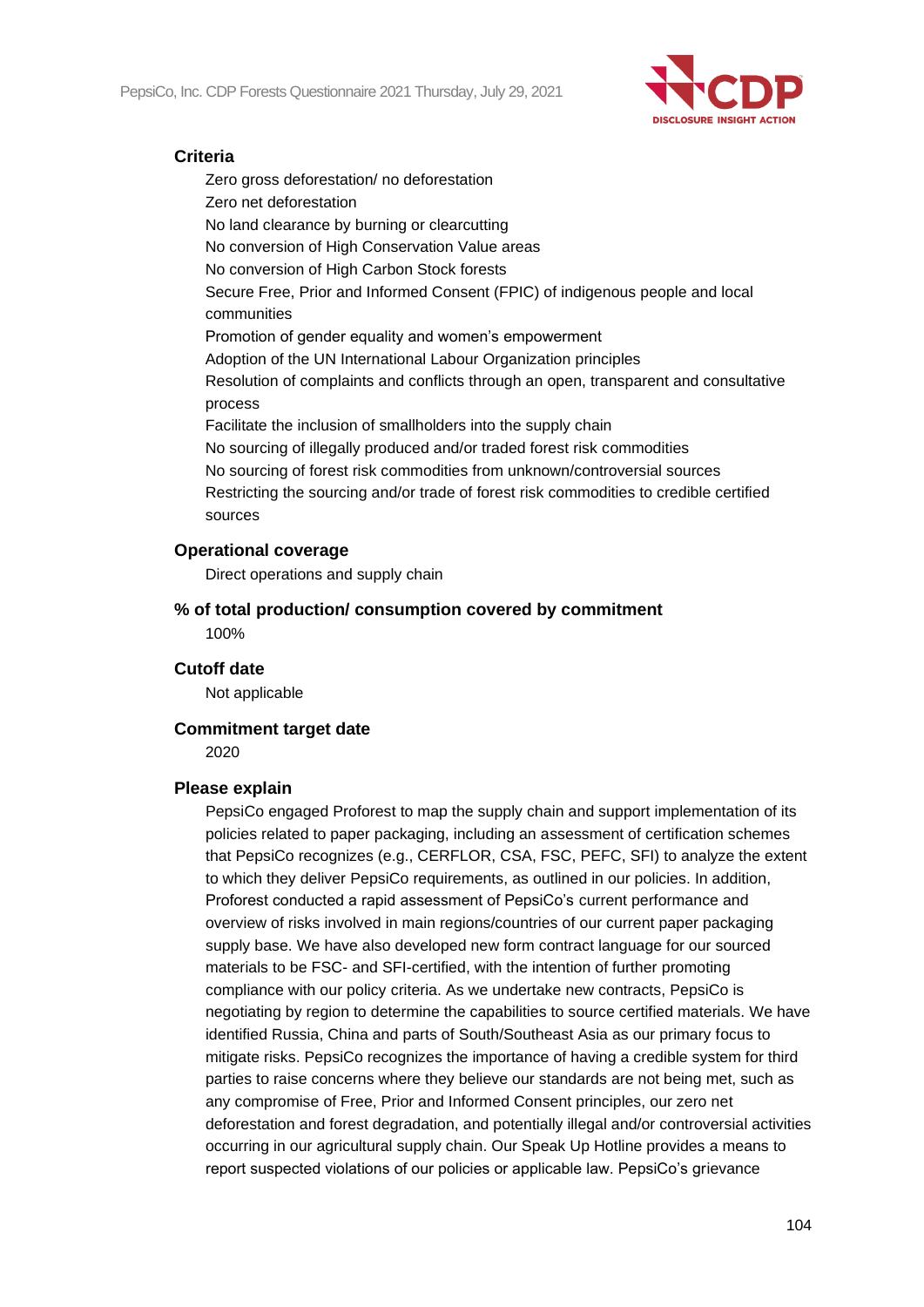**Criteria**

Zero gross deforestation/ no deforestation
Zero net deforestation
No land clearance by burning or clearcutting
No conversion of High Conservation Value areas
No conversion of High Carbon Stock forests
Secure Free, Prior and Informed Consent (FPIC) of indigenous people and local communities
Promotion of gender equality and women's empowerment
Adoption of the UN International Labour Organization principles
Resolution of complaints and conflicts through an open, transparent and consultative process
Facilitate the inclusion of smallholders into the supply chain
No sourcing of illegally produced and/or traded forest risk commodities
No sourcing of forest risk commodities from unknown/controversial sources
Restricting the sourcing and/or trade of forest risk commodities to credible certified sources

**Operational coverage**

Direct operations and supply chain

**% of total production/ consumption covered by commitment**

100%

**Cutoff date**

Not applicable

**Commitment target date**

2020

**Please explain**

PepsiCo engaged Proforest to map the supply chain and support implementation of its policies related to paper packaging, including an assessment of certification schemes that PepsiCo recognizes (e.g., CERFLOR, CSA, FSC, PEFC, SFI) to analyze the extent to which they deliver PepsiCo requirements, as outlined in our policies. In addition, Proforest conducted a rapid assessment of PepsiCo's current performance and overview of risks involved in main regions/countries of our current paper packaging supply base. We have also developed new form contract language for our sourced materials to be FSC- and SFI-certified, with the intention of further promoting compliance with our policy criteria. As we undertake new contracts, PepsiCo is negotiating by region to determine the capabilities to source certified materials. We have identified Russia, China and parts of South/Southeast Asia as our primary focus to mitigate risks. PepsiCo recognizes the importance of having a credible system for third parties to raise concerns where they believe our standards are not being met, such as any compromise of Free, Prior and Informed Consent principles, our zero net deforestation and forest degradation, and potentially illegal and/or controversial activities occurring in our agricultural supply chain. Our Speak Up Hotline provides a means to report suspected violations of our policies or applicable law. PepsiCo's grievance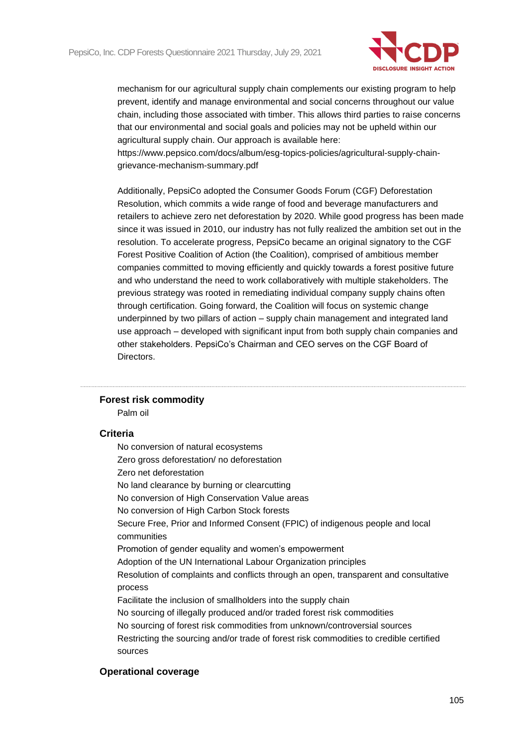mechanism for our agricultural supply chain complements our existing program to help prevent, identify and manage environmental and social concerns throughout our value chain, including those associated with timber. This allows third parties to raise concerns that our environmental and social goals and policies may not be upheld within our agricultural supply chain. Our approach is available here: https://www.pepsico.com/docs/album/esg-topics-policies/agricultural-supply-chain-grievance-mechanism-summary.pdf

Additionally, PepsiCo adopted the Consumer Goods Forum (CGF) Deforestation Resolution, which commits a wide range of food and beverage manufacturers and retailers to achieve zero net deforestation by 2020. While good progress has been made since it was issued in 2010, our industry has not fully realized the ambition set out in the resolution. To accelerate progress, PepsiCo became an original signatory to the CGF Forest Positive Coalition of Action (the Coalition), comprised of ambitious member companies committed to moving efficiently and quickly towards a forest positive future and who understand the need to work collaboratively with multiple stakeholders. The previous strategy was rooted in remediating individual company supply chains often through certification. Going forward, the Coalition will focus on systemic change underpinned by two pillars of action – supply chain management and integrated land use approach – developed with significant input from both supply chain companies and other stakeholders. PepsiCo's Chairman and CEO serves on the CGF Board of Directors.

---

### Forest risk commodity

Palm oil

### Criteria

No conversion of natural ecosystems
Zero gross deforestation/ no deforestation
Zero net deforestation
No land clearance by burning or clearcutting
No conversion of High Conservation Value areas
No conversion of High Carbon Stock forests
Secure Free, Prior and Informed Consent (FPIC) of indigenous people and local communities
Promotion of gender equality and women's empowerment
Adoption of the UN International Labour Organization principles
Resolution of complaints and conflicts through an open, transparent and consultative process
Facilitate the inclusion of smallholders into the supply chain
No sourcing of illegally produced and/or traded forest risk commodities
No sourcing of forest risk commodities from unknown/controversial sources
Restricting the sourcing and/or trade of forest risk commodities to credible certified sources

### Operational coverage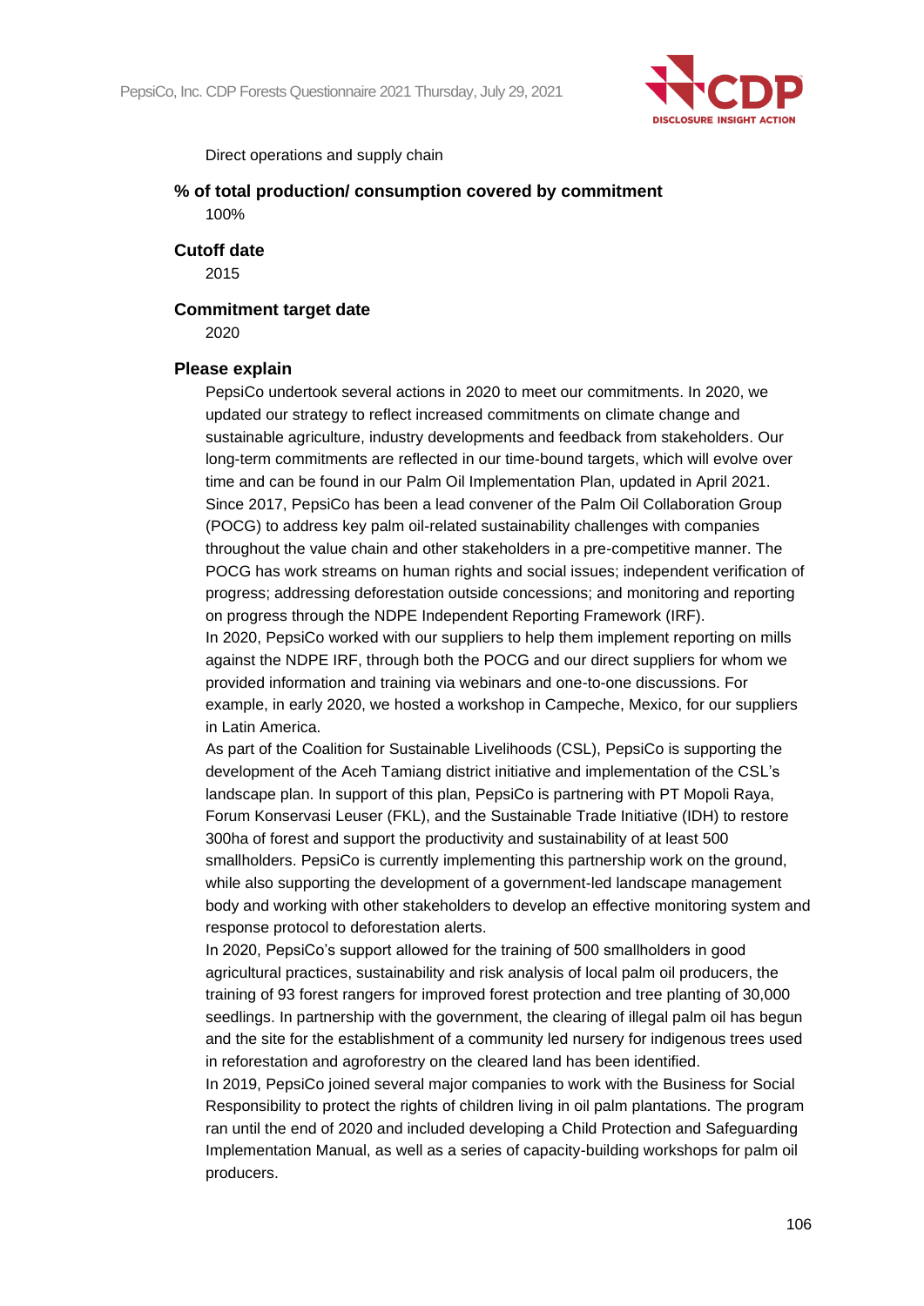Direct operations and supply chain

**% of total production/ consumption covered by commitment**

100%

**Cutoff date**

2015

**Commitment target date**

2020

**Please explain**

PepsiCo undertook several actions in 2020 to meet our commitments. In 2020, we updated our strategy to reflect increased commitments on climate change and sustainable agriculture, industry developments and feedback from stakeholders. Our long-term commitments are reflected in our time-bound targets, which will evolve over time and can be found in our Palm Oil Implementation Plan, updated in April 2021. Since 2017, PepsiCo has been a lead convener of the Palm Oil Collaboration Group (POCG) to address key palm oil-related sustainability challenges with companies throughout the value chain and other stakeholders in a pre-competitive manner. The POCG has work streams on human rights and social issues; independent verification of progress; addressing deforestation outside concessions; and monitoring and reporting on progress through the NDPE Independent Reporting Framework (IRF).

In 2020, PepsiCo worked with our suppliers to help them implement reporting on mills against the NDPE IRF, through both the POCG and our direct suppliers for whom we provided information and training via webinars and one-to-one discussions. For example, in early 2020, we hosted a workshop in Campeche, Mexico, for our suppliers in Latin America.

As part of the Coalition for Sustainable Livelihoods (CSL), PepsiCo is supporting the development of the Aceh Tamiang district initiative and implementation of the CSL's landscape plan. In support of this plan, PepsiCo is partnering with PT Mopoli Raya, Forum Konservasi Leuser (FKL), and the Sustainable Trade Initiative (IDH) to restore 300ha of forest and support the productivity and sustainability of at least 500 smallholders. PepsiCo is currently implementing this partnership work on the ground, while also supporting the development of a government-led landscape management body and working with other stakeholders to develop an effective monitoring system and response protocol to deforestation alerts.

In 2020, PepsiCo's support allowed for the training of 500 smallholders in good agricultural practices, sustainability and risk analysis of local palm oil producers, the training of 93 forest rangers for improved forest protection and tree planting of 30,000 seedlings. In partnership with the government, the clearing of illegal palm oil has begun and the site for the establishment of a community led nursery for indigenous trees used in reforestation and agroforestry on the cleared land has been identified.

In 2019, PepsiCo joined several major companies to work with the Business for Social Responsibility to protect the rights of children living in oil palm plantations. The program ran until the end of 2020 and included developing a Child Protection and Safeguarding Implementation Manual, as well as a series of capacity-building workshops for palm oil producers.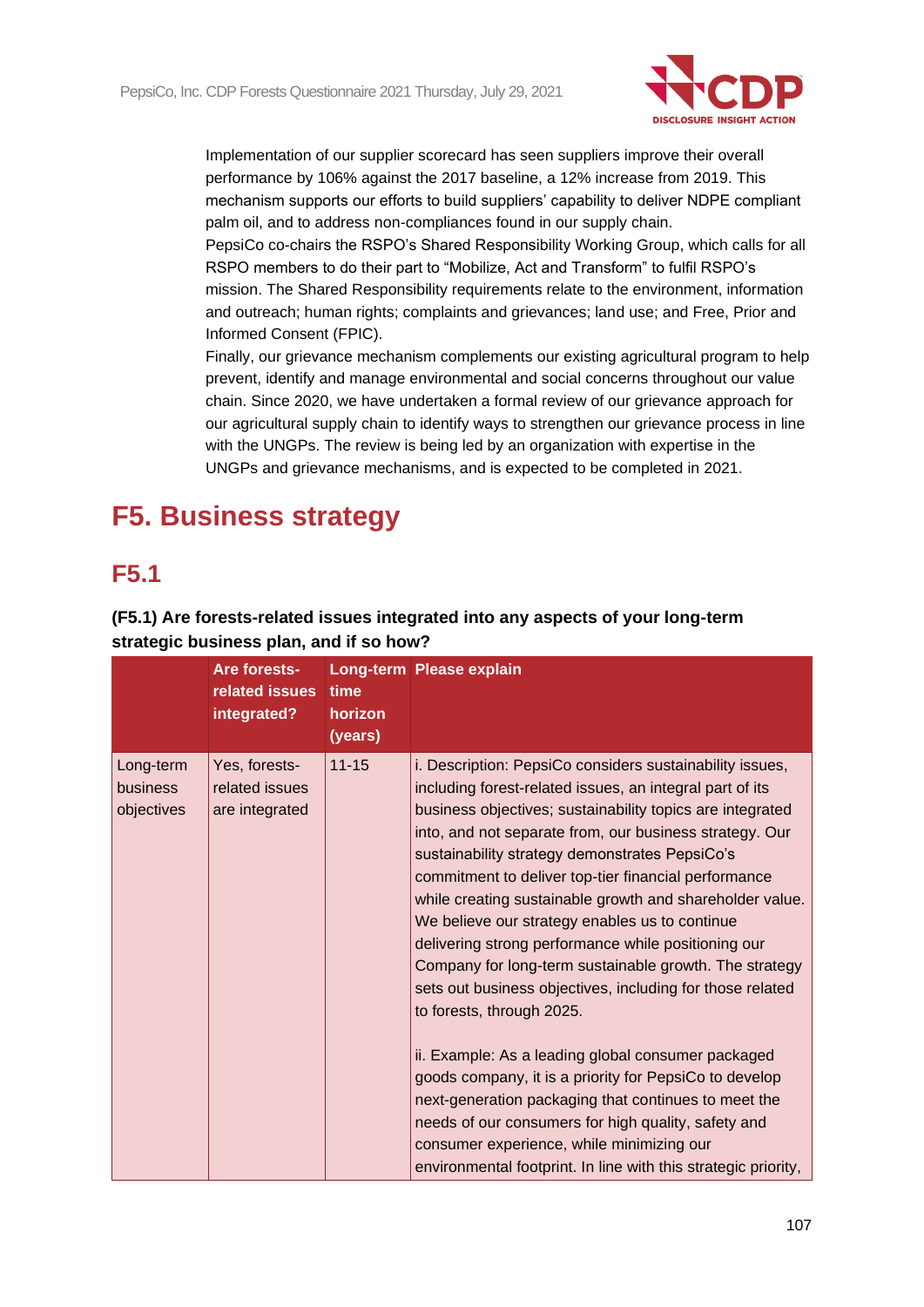Implementation of our supplier scorecard has seen suppliers improve their overall performance by 106% against the 2017 baseline, a 12% increase from 2019. This mechanism supports our efforts to build suppliers' capability to deliver NDPE compliant palm oil, and to address non-compliances found in our supply chain.
PepsiCo co-chairs the RSPO's Shared Responsibility Working Group, which calls for all RSPO members to do their part to "Mobilize, Act and Transform" to fulfil RSPO's mission. The Shared Responsibility requirements relate to the environment, information and outreach; human rights; complaints and grievances; land use; and Free, Prior and Informed Consent (FPIC).
Finally, our grievance mechanism complements our existing agricultural program to help prevent, identify and manage environmental and social concerns throughout our value chain. Since 2020, we have undertaken a formal review of our grievance approach for our agricultural supply chain to identify ways to strengthen our grievance process in line with the UNGPs. The review is being led by an organization with expertise in the UNGPs and grievance mechanisms, and is expected to be completed in 2021.

# F5. Business strategy

## F5.1

**(F5.1) Are forests-related issues integrated into any aspects of your long-term strategic business plan, and if so how?**

| | Are forests-related issues integrated? | Long-term time horizon (years) | Please explain |
|---|---|---|---|
| Long-term business objectives | Yes, forests-related issues are integrated | 11-15 | i. Description: PepsiCo considers sustainability issues, including forest-related issues, an integral part of its business objectives; sustainability topics are integrated into, and not separate from, our business strategy. Our sustainability strategy demonstrates PepsiCo's commitment to deliver top-tier financial performance while creating sustainable growth and shareholder value. We believe our strategy enables us to continue delivering strong performance while positioning our Company for long-term sustainable growth. The strategy sets out business objectives, including for those related to forests, through 2025.<br><br>ii. Example: As a leading global consumer packaged goods company, it is a priority for PepsiCo to develop next-generation packaging that continues to meet the needs of our consumers for high quality, safety and consumer experience, while minimizing our environmental footprint. In line with this strategic priority, |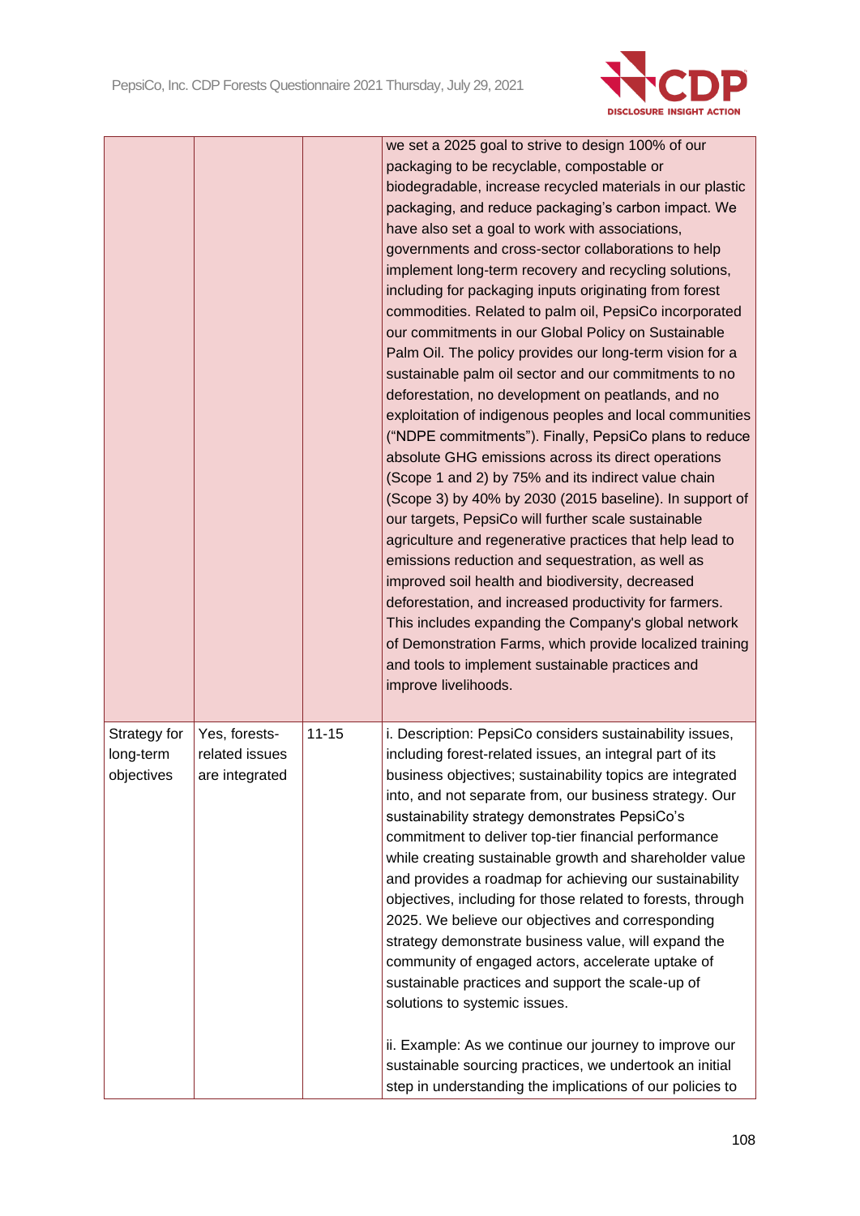| | | | |
|---|---|---|---|
| | | | we set a 2025 goal to strive to design 100% of our packaging to be recyclable, compostable or biodegradable, increase recycled materials in our plastic packaging, and reduce packaging's carbon impact. We have also set a goal to work with associations, governments and cross-sector collaborations to help implement long-term recovery and recycling solutions, including for packaging inputs originating from forest commodities. Related to palm oil, PepsiCo incorporated our commitments in our Global Policy on Sustainable Palm Oil. The policy provides our long-term vision for a sustainable palm oil sector and our commitments to no deforestation, no development on peatlands, and no exploitation of indigenous peoples and local communities ("NDPE commitments"). Finally, PepsiCo plans to reduce absolute GHG emissions across its direct operations (Scope 1 and 2) by 75% and its indirect value chain (Scope 3) by 40% by 2030 (2015 baseline). In support of our targets, PepsiCo will further scale sustainable agriculture and regenerative practices that help lead to emissions reduction and sequestration, as well as improved soil health and biodiversity, decreased deforestation, and increased productivity for farmers. This includes expanding the Company's global network of Demonstration Farms, which provide localized training and tools to implement sustainable practices and improve livelihoods. |
| Strategy for long-term objectives | Yes, forests-related issues are integrated | 11-15 | i. Description: PepsiCo considers sustainability issues, including forest-related issues, an integral part of its business objectives; sustainability topics are integrated into, and not separate from, our business strategy. Our sustainability strategy demonstrates PepsiCo's commitment to deliver top-tier financial performance while creating sustainable growth and shareholder value and provides a roadmap for achieving our sustainability objectives, including for those related to forests, through 2025. We believe our objectives and corresponding strategy demonstrate business value, will expand the community of engaged actors, accelerate uptake of sustainable practices and support the scale-up of solutions to systemic issues.<br><br>ii. Example: As we continue our journey to improve our sustainable sourcing practices, we undertook an initial step in understanding the implications of our policies to |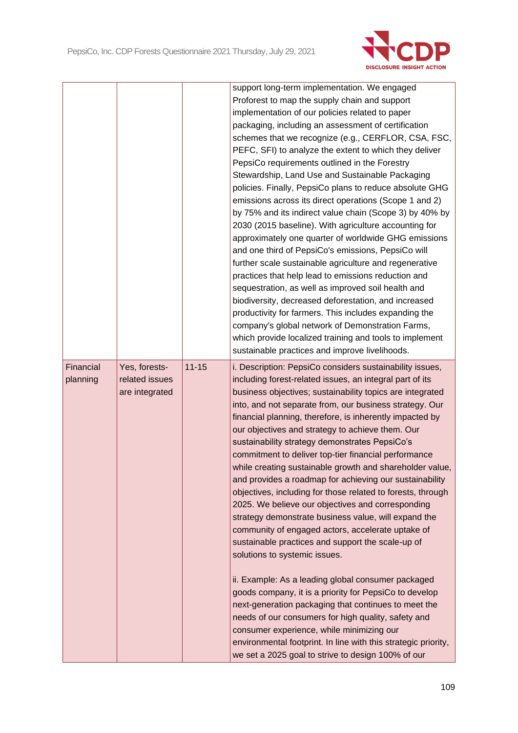| | | | |
|---|---|---|---|
| | | | support long-term implementation. We engaged Proforest to map the supply chain and support implementation of our policies related to paper packaging, including an assessment of certification schemes that we recognize (e.g., CERFLOR, CSA, FSC, PEFC, SFI) to analyze the extent to which they deliver PepsiCo requirements outlined in the Forestry Stewardship, Land Use and Sustainable Packaging policies. Finally, PepsiCo plans to reduce absolute GHG emissions across its direct operations (Scope 1 and 2) by 75% and its indirect value chain (Scope 3) by 40% by 2030 (2015 baseline). With agriculture accounting for approximately one quarter of worldwide GHG emissions and one third of PepsiCo's emissions, PepsiCo will further scale sustainable agriculture and regenerative practices that help lead to emissions reduction and sequestration, as well as improved soil health and biodiversity, decreased deforestation, and increased productivity for farmers. This includes expanding the company's global network of Demonstration Farms, which provide localized training and tools to implement sustainable practices and improve livelihoods. |
| Financial planning | Yes, forests-related issues are integrated | 11-15 | i. Description: PepsiCo considers sustainability issues, including forest-related issues, an integral part of its business objectives; sustainability topics are integrated into, and not separate from, our business strategy. Our financial planning, therefore, is inherently impacted by our objectives and strategy to achieve them. Our sustainability strategy demonstrates PepsiCo's commitment to deliver top-tier financial performance while creating sustainable growth and shareholder value, and provides a roadmap for achieving our sustainability objectives, including for those related to forests, through 2025. We believe our objectives and corresponding strategy demonstrate business value, will expand the community of engaged actors, accelerate uptake of sustainable practices and support the scale-up of solutions to systemic issues.<br><br>ii. Example: As a leading global consumer packaged goods company, it is a priority for PepsiCo to develop next-generation packaging that continues to meet the needs of our consumers for high quality, safety and consumer experience, while minimizing our environmental footprint. In line with this strategic priority, we set a 2025 goal to strive to design 100% of our |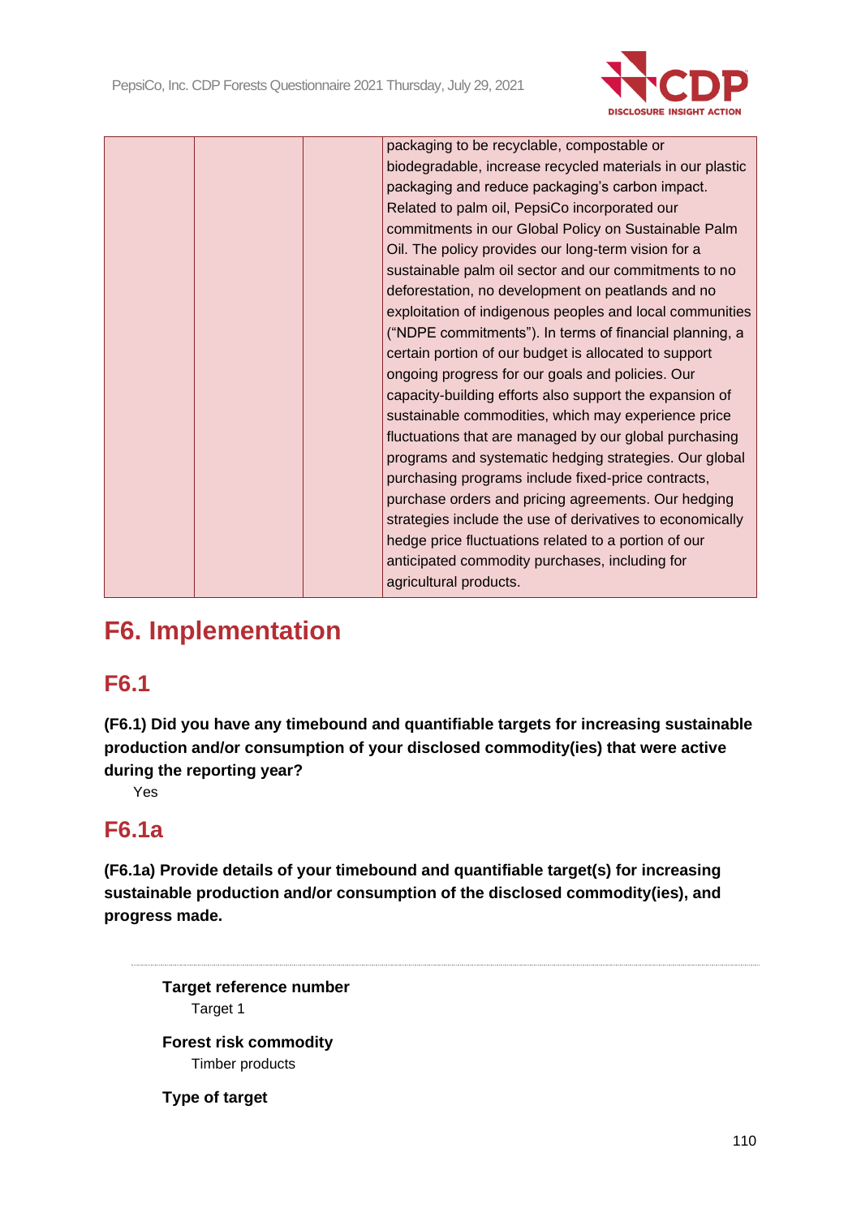| | | | packaging to be recyclable, compostable or biodegradable, increase recycled materials in our plastic packaging and reduce packaging's carbon impact. Related to palm oil, PepsiCo incorporated our commitments in our Global Policy on Sustainable Palm Oil. The policy provides our long-term vision for a sustainable palm oil sector and our commitments to no deforestation, no development on peatlands and no exploitation of indigenous peoples and local communities ("NDPE commitments"). In terms of financial planning, a certain portion of our budget is allocated to support ongoing progress for our goals and policies. Our capacity-building efforts also support the expansion of sustainable commodities, which may experience price fluctuations that are managed by our global purchasing programs and systematic hedging strategies. Our global purchasing programs include fixed-price contracts, purchase orders and pricing agreements. Our hedging strategies include the use of derivatives to economically hedge price fluctuations related to a portion of our anticipated commodity purchases, including for agricultural products. |
|---|---|---|---|

# F6. Implementation

## F6.1

**(F6.1) Did you have any timebound and quantifiable targets for increasing sustainable production and/or consumption of your disclosed commodity(ies) that were active during the reporting year?**

Yes

## F6.1a

**(F6.1a) Provide details of your timebound and quantifiable target(s) for increasing sustainable production and/or consumption of the disclosed commodity(ies), and progress made.**

---

**Target reference number**

Target 1

**Forest risk commodity**

Timber products

**Type of target**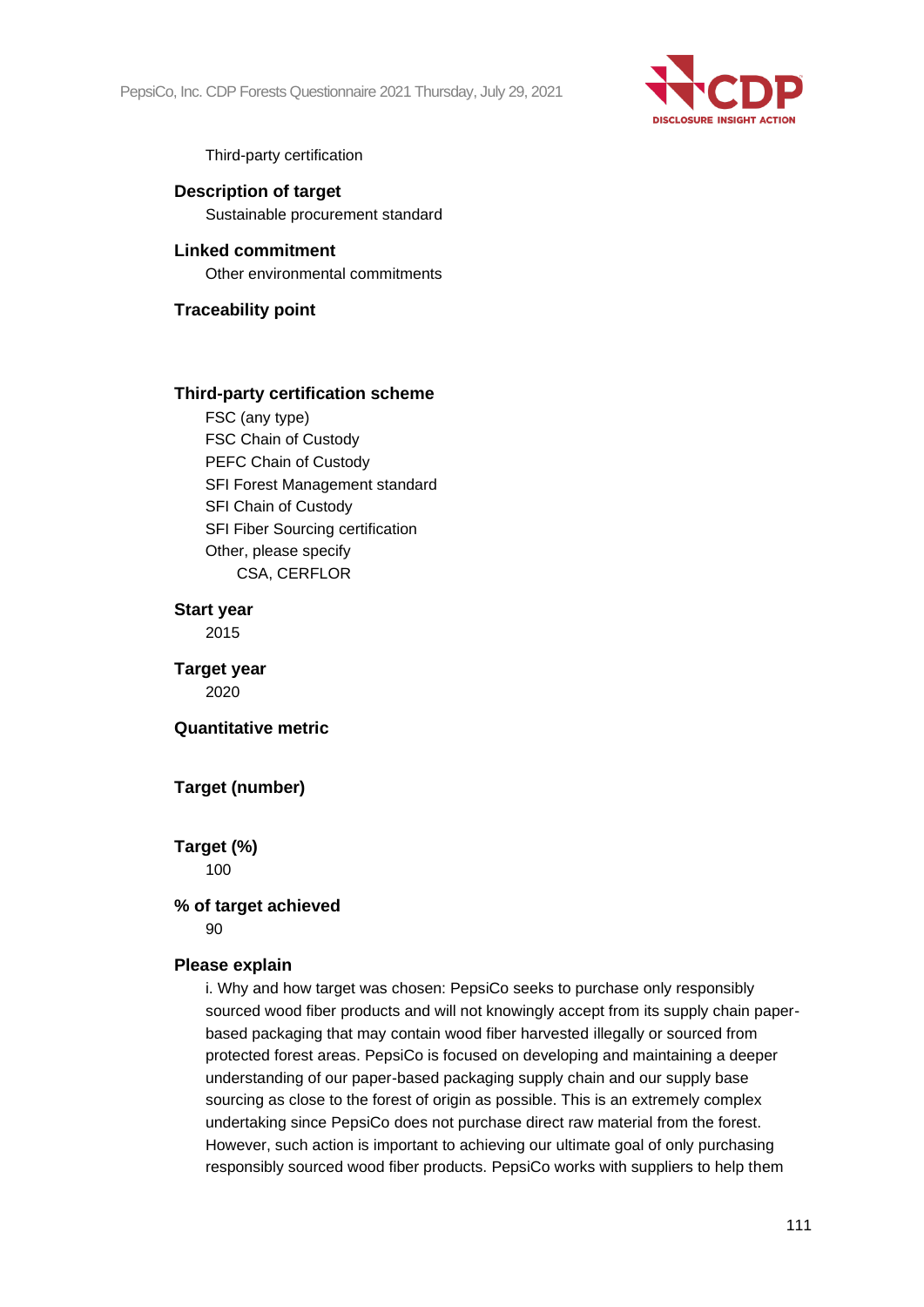Third-party certification

**Description of target**

Sustainable procurement standard

**Linked commitment**

Other environmental commitments

**Traceability point**

**Third-party certification scheme**

FSC (any type)
FSC Chain of Custody
PEFC Chain of Custody
SFI Forest Management standard
SFI Chain of Custody
SFI Fiber Sourcing certification
Other, please specify
CSA, CERFLOR

**Start year**

2015

**Target year**

2020

**Quantitative metric**

**Target (number)**

**Target (%)**

100

**% of target achieved**

90

**Please explain**

i. Why and how target was chosen: PepsiCo seeks to purchase only responsibly sourced wood fiber products and will not knowingly accept from its supply chain paper-based packaging that may contain wood fiber harvested illegally or sourced from protected forest areas. PepsiCo is focused on developing and maintaining a deeper understanding of our paper-based packaging supply chain and our supply base sourcing as close to the forest of origin as possible. This is an extremely complex undertaking since PepsiCo does not purchase direct raw material from the forest. However, such action is important to achieving our ultimate goal of only purchasing responsibly sourced wood fiber products. PepsiCo works with suppliers to help them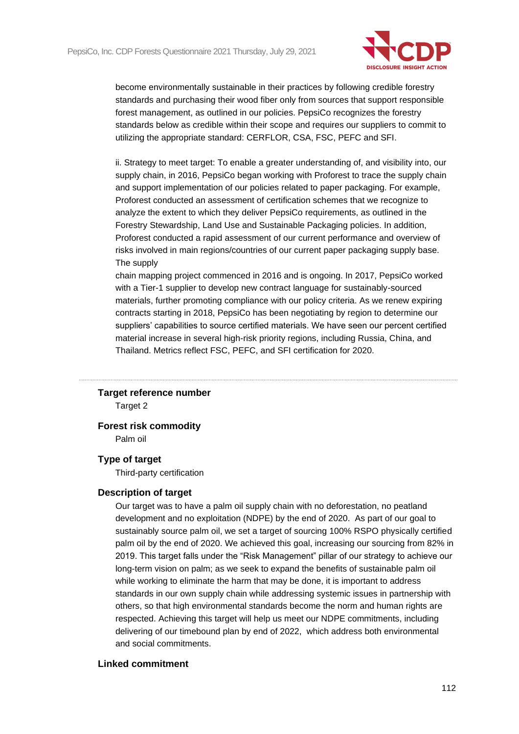become environmentally sustainable in their practices by following credible forestry standards and purchasing their wood fiber only from sources that support responsible forest management, as outlined in our policies. PepsiCo recognizes the forestry standards below as credible within their scope and requires our suppliers to commit to utilizing the appropriate standard: CERFLOR, CSA, FSC, PEFC and SFI.

ii. Strategy to meet target: To enable a greater understanding of, and visibility into, our supply chain, in 2016, PepsiCo began working with Proforest to trace the supply chain and support implementation of our policies related to paper packaging. For example, Proforest conducted an assessment of certification schemes that we recognize to analyze the extent to which they deliver PepsiCo requirements, as outlined in the Forestry Stewardship, Land Use and Sustainable Packaging policies. In addition, Proforest conducted a rapid assessment of our current performance and overview of risks involved in main regions/countries of our current paper packaging supply base. The supply
chain mapping project commenced in 2016 and is ongoing. In 2017, PepsiCo worked with a Tier-1 supplier to develop new contract language for sustainably-sourced materials, further promoting compliance with our policy criteria. As we renew expiring contracts starting in 2018, PepsiCo has been negotiating by region to determine our suppliers' capabilities to source certified materials. We have seen our percent certified material increase in several high-risk priority regions, including Russia, China, and Thailand. Metrics reflect FSC, PEFC, and SFI certification for 2020.

---

**Target reference number**

Target 2

**Forest risk commodity**

Palm oil

**Type of target**

Third-party certification

**Description of target**

Our target was to have a palm oil supply chain with no deforestation, no peatland development and no exploitation (NDPE) by the end of 2020. As part of our goal to sustainably source palm oil, we set a target of sourcing 100% RSPO physically certified palm oil by the end of 2020. We achieved this goal, increasing our sourcing from 82% in 2019. This target falls under the "Risk Management" pillar of our strategy to achieve our long-term vision on palm; as we seek to expand the benefits of sustainable palm oil while working to eliminate the harm that may be done, it is important to address standards in our own supply chain while addressing systemic issues in partnership with others, so that high environmental standards become the norm and human rights are respected. Achieving this target will help us meet our NDPE commitments, including delivering of our timebound plan by end of 2022, which address both environmental and social commitments.

**Linked commitment**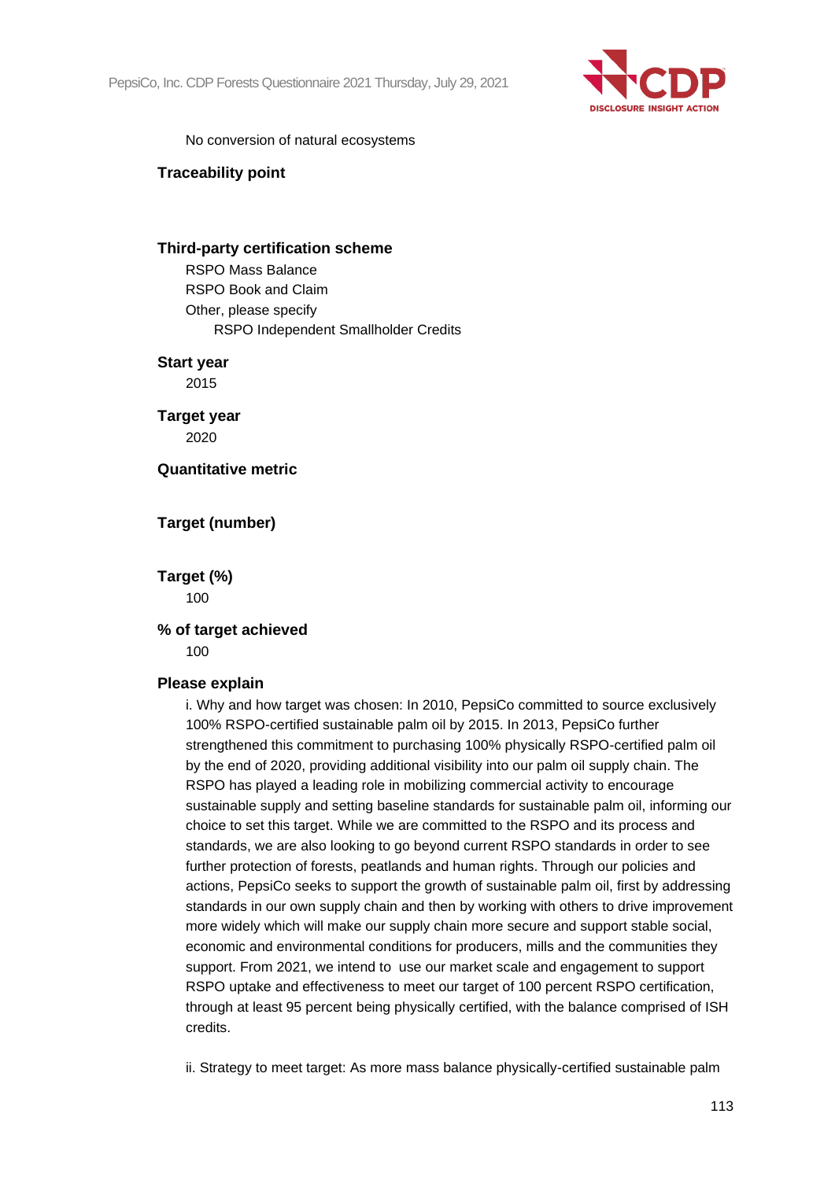No conversion of natural ecosystems

**Traceability point**

**Third-party certification scheme**

RSPO Mass Balance

RSPO Book and Claim

Other, please specify

RSPO Independent Smallholder Credits

**Start year**

2015

**Target year**

2020

**Quantitative metric**

**Target (number)**

**Target (%)**

100

**% of target achieved**

100

**Please explain**

i. Why and how target was chosen: In 2010, PepsiCo committed to source exclusively 100% RSPO-certified sustainable palm oil by 2015. In 2013, PepsiCo further strengthened this commitment to purchasing 100% physically RSPO-certified palm oil by the end of 2020, providing additional visibility into our palm oil supply chain. The RSPO has played a leading role in mobilizing commercial activity to encourage sustainable supply and setting baseline standards for sustainable palm oil, informing our choice to set this target. While we are committed to the RSPO and its process and standards, we are also looking to go beyond current RSPO standards in order to see further protection of forests, peatlands and human rights. Through our policies and actions, PepsiCo seeks to support the growth of sustainable palm oil, first by addressing standards in our own supply chain and then by working with others to drive improvement more widely which will make our supply chain more secure and support stable social, economic and environmental conditions for producers, mills and the communities they support. From 2021, we intend to use our market scale and engagement to support RSPO uptake and effectiveness to meet our target of 100 percent RSPO certification, through at least 95 percent being physically certified, with the balance comprised of ISH credits.

ii. Strategy to meet target: As more mass balance physically-certified sustainable palm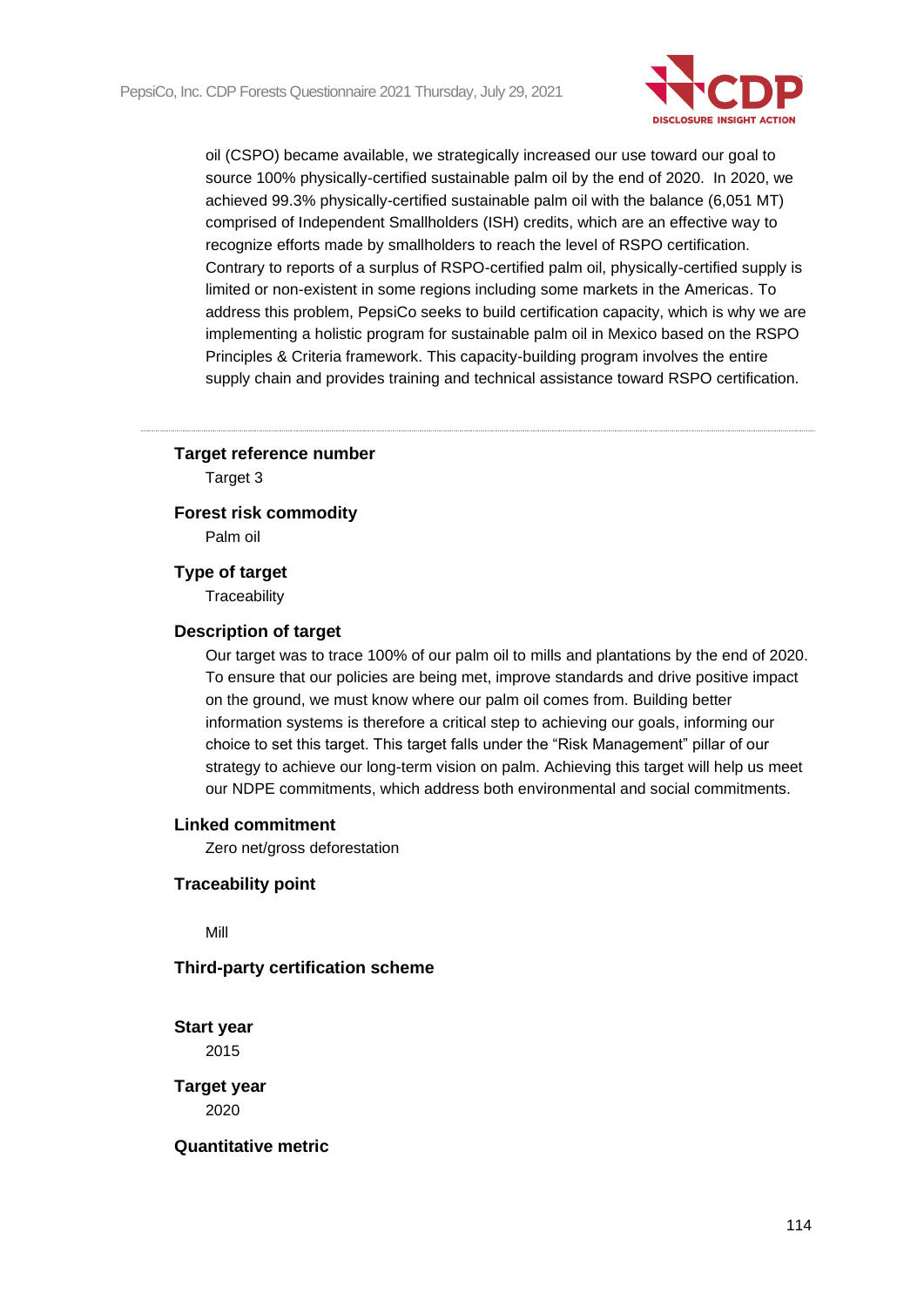oil (CSPO) became available, we strategically increased our use toward our goal to source 100% physically-certified sustainable palm oil by the end of 2020. In 2020, we achieved 99.3% physically-certified sustainable palm oil with the balance (6,051 MT) comprised of Independent Smallholders (ISH) credits, which are an effective way to recognize efforts made by smallholders to reach the level of RSPO certification. Contrary to reports of a surplus of RSPO-certified palm oil, physically-certified supply is limited or non-existent in some regions including some markets in the Americas. To address this problem, PepsiCo seeks to build certification capacity, which is why we are implementing a holistic program for sustainable palm oil in Mexico based on the RSPO Principles & Criteria framework. This capacity-building program involves the entire supply chain and provides training and technical assistance toward RSPO certification.

---

**Target reference number**

Target 3

**Forest risk commodity**

Palm oil

**Type of target**

Traceability

**Description of target**

Our target was to trace 100% of our palm oil to mills and plantations by the end of 2020. To ensure that our policies are being met, improve standards and drive positive impact on the ground, we must know where our palm oil comes from. Building better information systems is therefore a critical step to achieving our goals, informing our choice to set this target. This target falls under the “Risk Management” pillar of our strategy to achieve our long-term vision on palm. Achieving this target will help us meet our NDPE commitments, which address both environmental and social commitments.

**Linked commitment**

Zero net/gross deforestation

**Traceability point**

Mill

**Third-party certification scheme**

**Start year**

2015

**Target year**

2020

**Quantitative metric**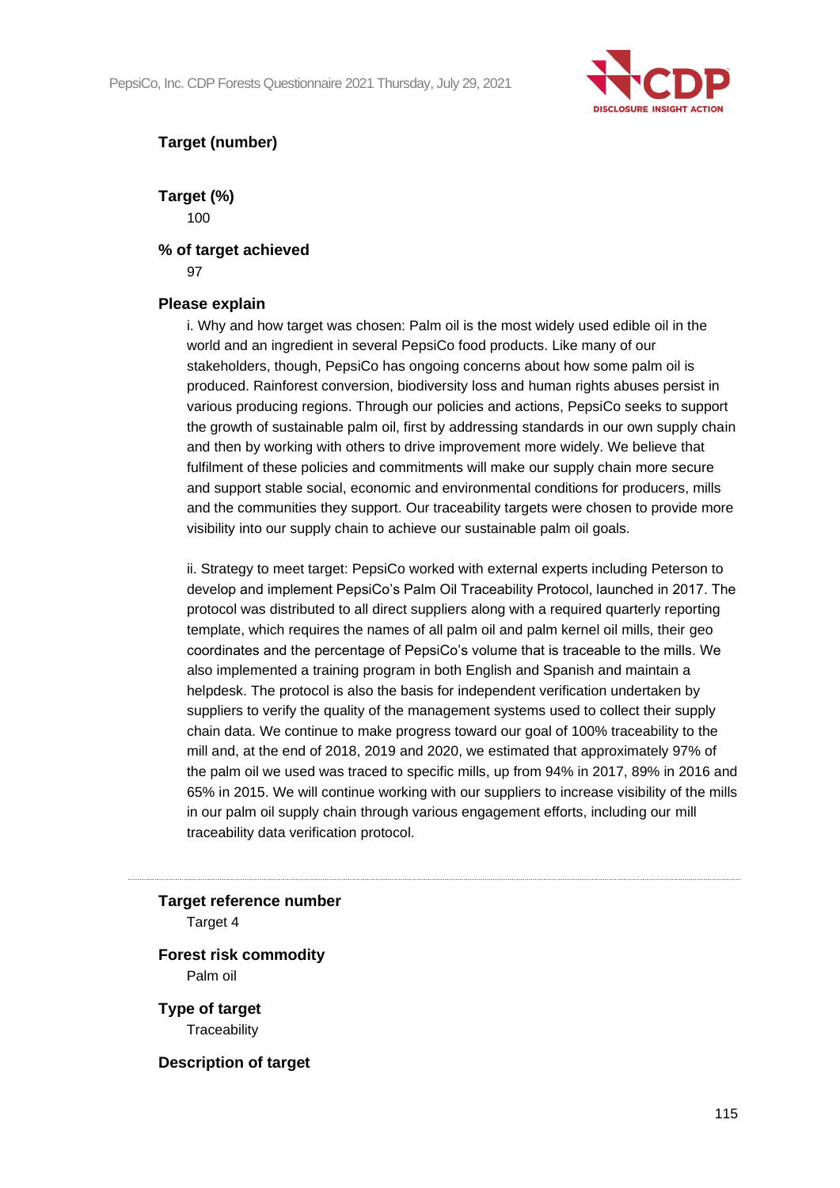**Target (number)**

**Target (%)**

100

**% of target achieved**

97

**Please explain**

i. Why and how target was chosen: Palm oil is the most widely used edible oil in the world and an ingredient in several PepsiCo food products. Like many of our stakeholders, though, PepsiCo has ongoing concerns about how some palm oil is produced. Rainforest conversion, biodiversity loss and human rights abuses persist in various producing regions. Through our policies and actions, PepsiCo seeks to support the growth of sustainable palm oil, first by addressing standards in our own supply chain and then by working with others to drive improvement more widely. We believe that fulfilment of these policies and commitments will make our supply chain more secure and support stable social, economic and environmental conditions for producers, mills and the communities they support. Our traceability targets were chosen to provide more visibility into our supply chain to achieve our sustainable palm oil goals.

ii. Strategy to meet target: PepsiCo worked with external experts including Peterson to develop and implement PepsiCo's Palm Oil Traceability Protocol, launched in 2017. The protocol was distributed to all direct suppliers along with a required quarterly reporting template, which requires the names of all palm oil and palm kernel oil mills, their geo coordinates and the percentage of PepsiCo's volume that is traceable to the mills. We also implemented a training program in both English and Spanish and maintain a helpdesk. The protocol is also the basis for independent verification undertaken by suppliers to verify the quality of the management systems used to collect their supply chain data. We continue to make progress toward our goal of 100% traceability to the mill and, at the end of 2018, 2019 and 2020, we estimated that approximately 97% of the palm oil we used was traced to specific mills, up from 94% in 2017, 89% in 2016 and 65% in 2015. We will continue working with our suppliers to increase visibility of the mills in our palm oil supply chain through various engagement efforts, including our mill traceability data verification protocol.

---

**Target reference number**

Target 4

**Forest risk commodity**

Palm oil

**Type of target**

Traceability

**Description of target**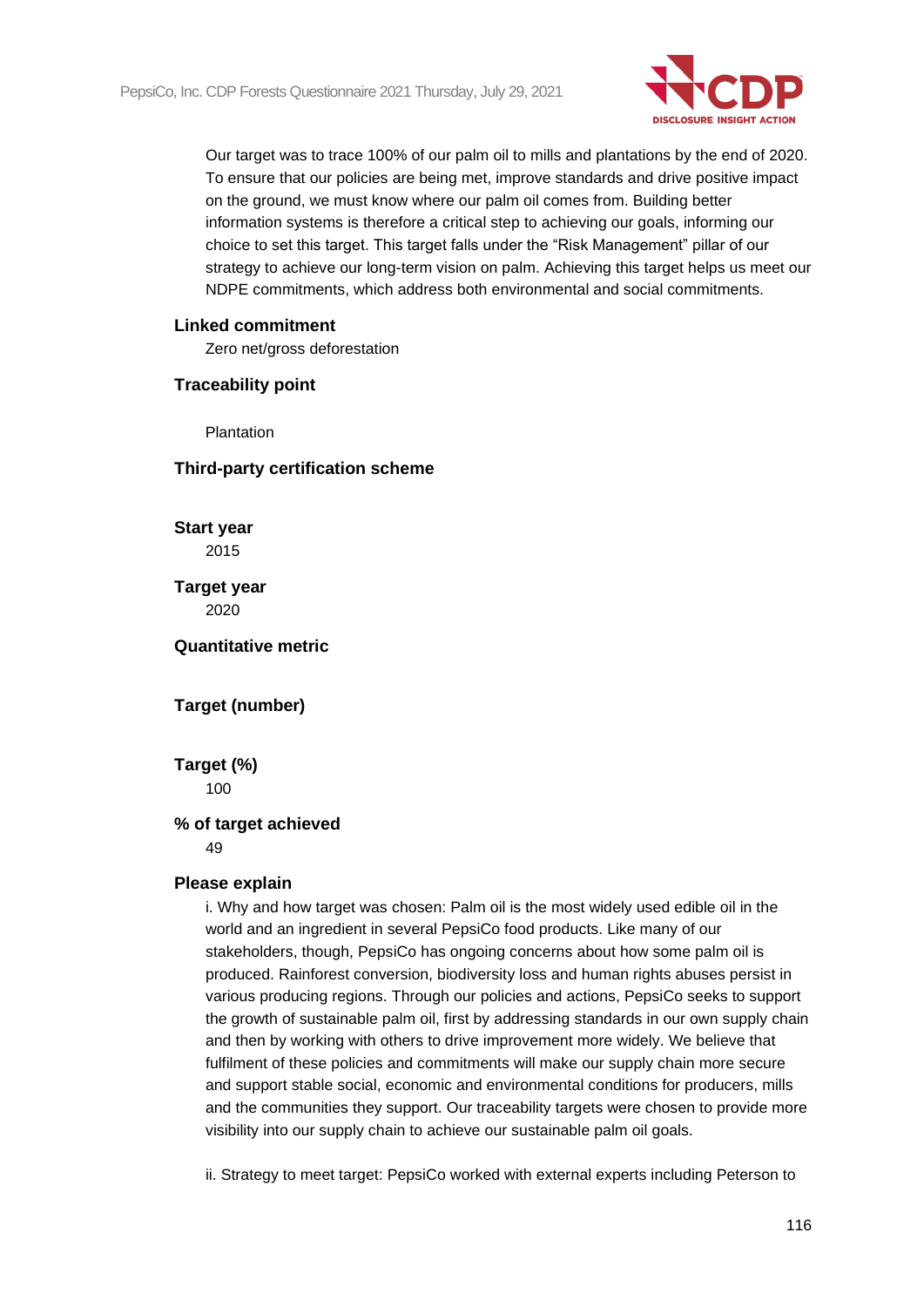Our target was to trace 100% of our palm oil to mills and plantations by the end of 2020. To ensure that our policies are being met, improve standards and drive positive impact on the ground, we must know where our palm oil comes from. Building better information systems is therefore a critical step to achieving our goals, informing our choice to set this target. This target falls under the "Risk Management" pillar of our strategy to achieve our long-term vision on palm. Achieving this target helps us meet our NDPE commitments, which address both environmental and social commitments.

**Linked commitment**

Zero net/gross deforestation

**Traceability point**

Plantation

**Third-party certification scheme**

**Start year**

2015

**Target year**

2020

**Quantitative metric**

**Target (number)**

**Target (%)**

100

**% of target achieved**

49

**Please explain**

i. Why and how target was chosen: Palm oil is the most widely used edible oil in the world and an ingredient in several PepsiCo food products. Like many of our stakeholders, though, PepsiCo has ongoing concerns about how some palm oil is produced. Rainforest conversion, biodiversity loss and human rights abuses persist in various producing regions. Through our policies and actions, PepsiCo seeks to support the growth of sustainable palm oil, first by addressing standards in our own supply chain and then by working with others to drive improvement more widely. We believe that fulfilment of these policies and commitments will make our supply chain more secure and support stable social, economic and environmental conditions for producers, mills and the communities they support. Our traceability targets were chosen to provide more visibility into our supply chain to achieve our sustainable palm oil goals.

ii. Strategy to meet target: PepsiCo worked with external experts including Peterson to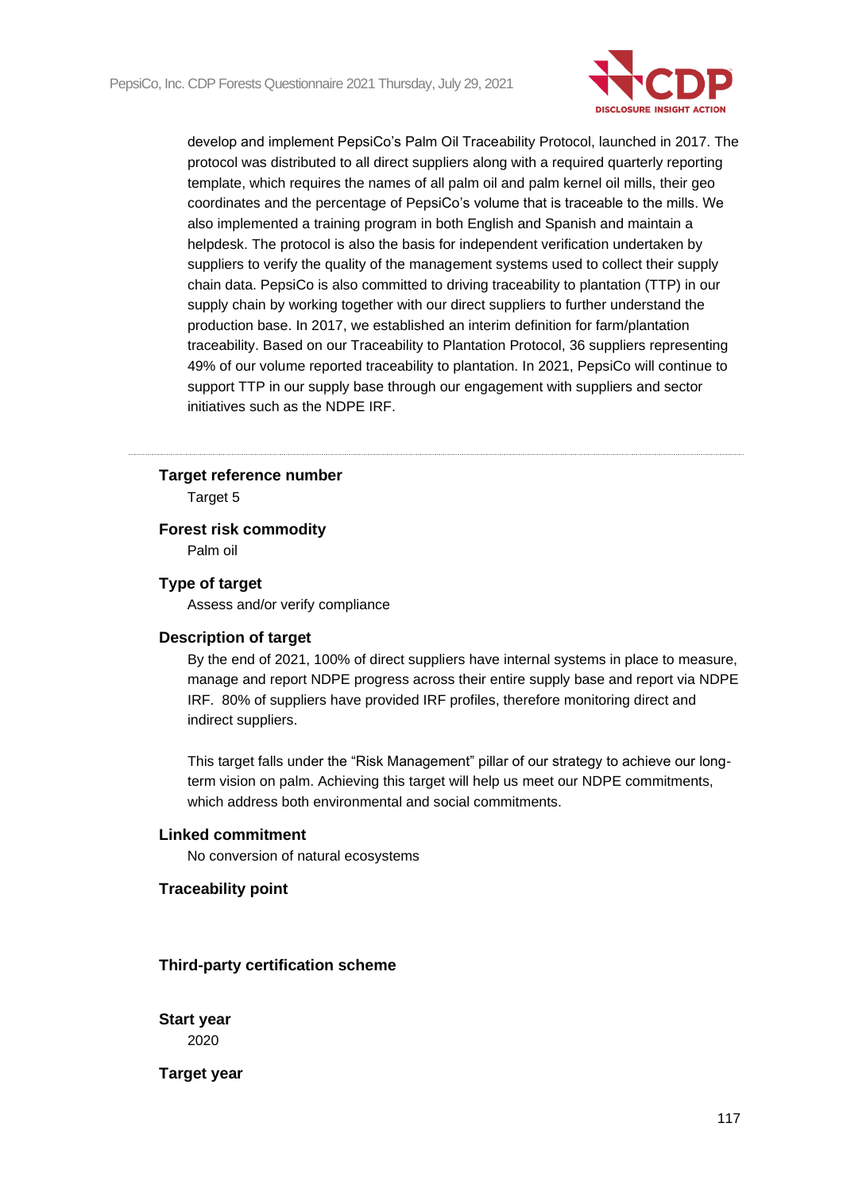develop and implement PepsiCo's Palm Oil Traceability Protocol, launched in 2017. The protocol was distributed to all direct suppliers along with a required quarterly reporting template, which requires the names of all palm oil and palm kernel oil mills, their geo coordinates and the percentage of PepsiCo's volume that is traceable to the mills. We also implemented a training program in both English and Spanish and maintain a helpdesk. The protocol is also the basis for independent verification undertaken by suppliers to verify the quality of the management systems used to collect their supply chain data. PepsiCo is also committed to driving traceability to plantation (TTP) in our supply chain by working together with our direct suppliers to further understand the production base. In 2017, we established an interim definition for farm/plantation traceability. Based on our Traceability to Plantation Protocol, 36 suppliers representing 49% of our volume reported traceability to plantation. In 2021, PepsiCo will continue to support TTP in our supply base through our engagement with suppliers and sector initiatives such as the NDPE IRF.

---

**Target reference number**

Target 5

**Forest risk commodity**

Palm oil

**Type of target**

Assess and/or verify compliance

**Description of target**

By the end of 2021, 100% of direct suppliers have internal systems in place to measure, manage and report NDPE progress across their entire supply base and report via NDPE IRF. 80% of suppliers have provided IRF profiles, therefore monitoring direct and indirect suppliers.

This target falls under the "Risk Management" pillar of our strategy to achieve our long-term vision on palm. Achieving this target will help us meet our NDPE commitments, which address both environmental and social commitments.

**Linked commitment**

No conversion of natural ecosystems

**Traceability point**

**Third-party certification scheme**

**Start year**

2020

**Target year**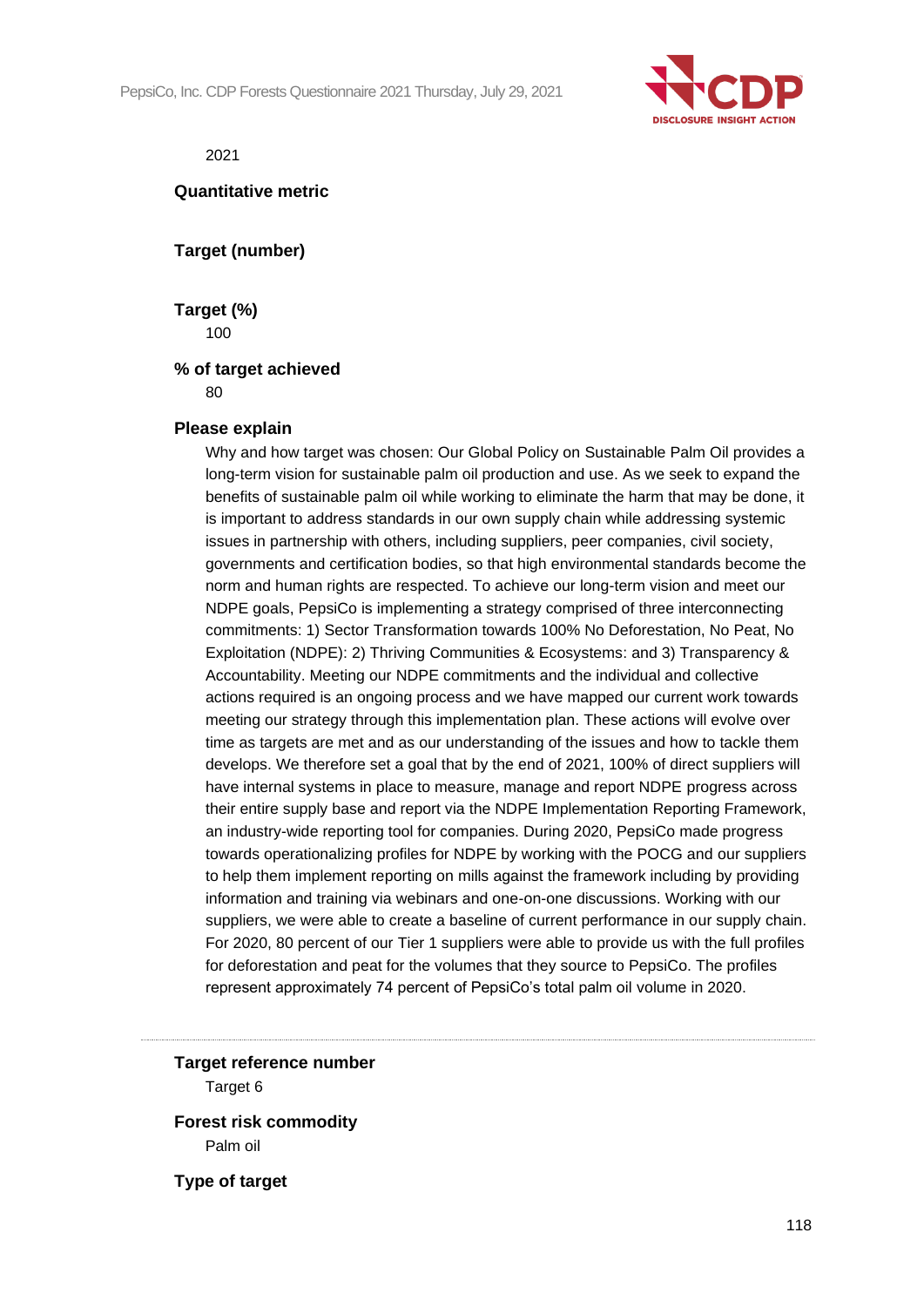2021

**Quantitative metric**

**Target (number)**

**Target (%)**

100

**% of target achieved**

80

**Please explain**

Why and how target was chosen: Our Global Policy on Sustainable Palm Oil provides a long-term vision for sustainable palm oil production and use. As we seek to expand the benefits of sustainable palm oil while working to eliminate the harm that may be done, it is important to address standards in our own supply chain while addressing systemic issues in partnership with others, including suppliers, peer companies, civil society, governments and certification bodies, so that high environmental standards become the norm and human rights are respected. To achieve our long-term vision and meet our NDPE goals, PepsiCo is implementing a strategy comprised of three interconnecting commitments: 1) Sector Transformation towards 100% No Deforestation, No Peat, No Exploitation (NDPE): 2) Thriving Communities & Ecosystems: and 3) Transparency & Accountability. Meeting our NDPE commitments and the individual and collective actions required is an ongoing process and we have mapped our current work towards meeting our strategy through this implementation plan. These actions will evolve over time as targets are met and as our understanding of the issues and how to tackle them develops. We therefore set a goal that by the end of 2021, 100% of direct suppliers will have internal systems in place to measure, manage and report NDPE progress across their entire supply base and report via the NDPE Implementation Reporting Framework, an industry-wide reporting tool for companies. During 2020, PepsiCo made progress towards operationalizing profiles for NDPE by working with the POCG and our suppliers to help them implement reporting on mills against the framework including by providing information and training via webinars and one-on-one discussions. Working with our suppliers, we were able to create a baseline of current performance in our supply chain. For 2020, 80 percent of our Tier 1 suppliers were able to provide us with the full profiles for deforestation and peat for the volumes that they source to PepsiCo. The profiles represent approximately 74 percent of PepsiCo's total palm oil volume in 2020.

---

**Target reference number**

Target 6

**Forest risk commodity**

Palm oil

**Type of target**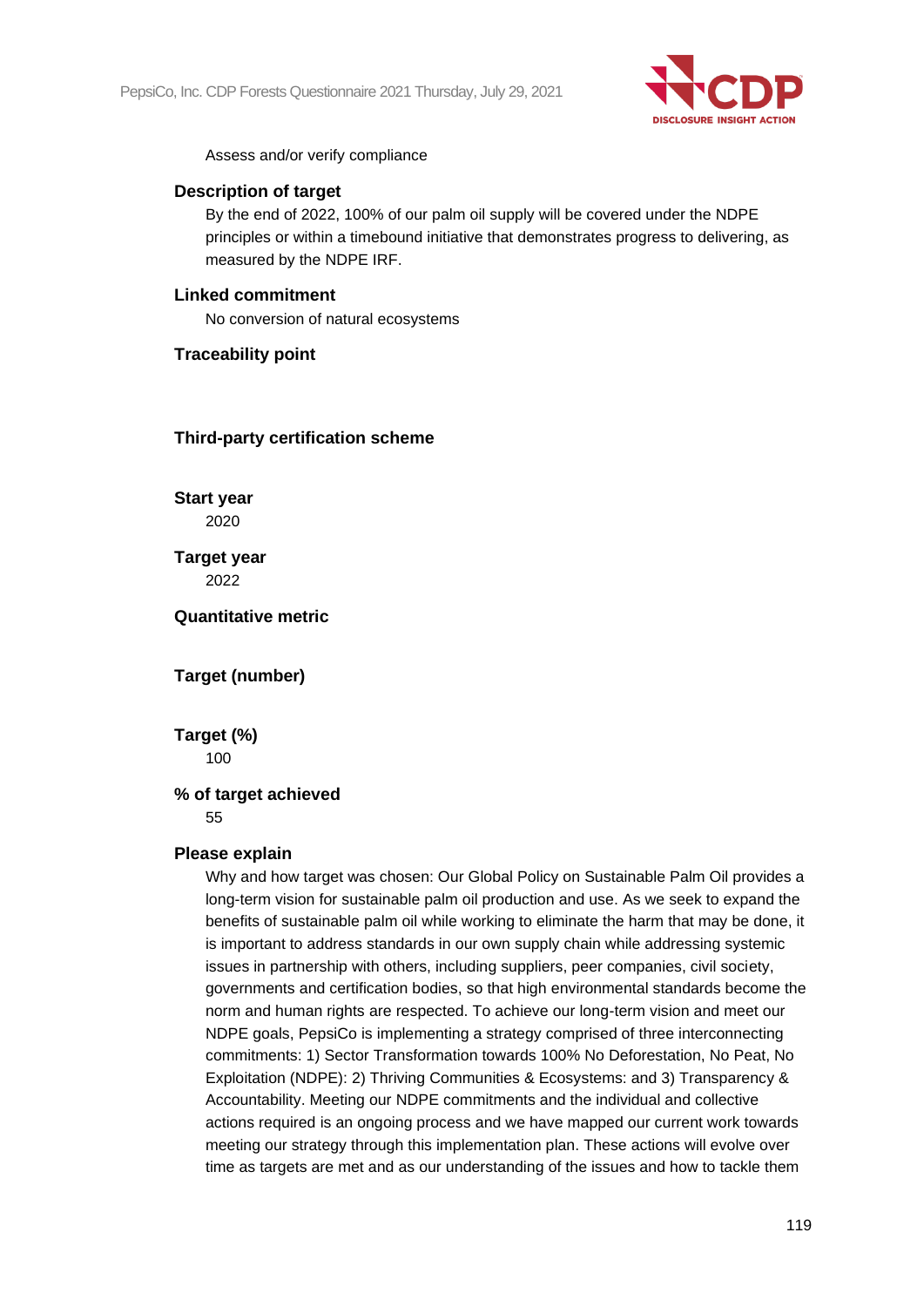Assess and/or verify compliance

**Description of target**

By the end of 2022, 100% of our palm oil supply will be covered under the NDPE principles or within a timebound initiative that demonstrates progress to delivering, as measured by the NDPE IRF.

**Linked commitment**

No conversion of natural ecosystems

**Traceability point**

**Third-party certification scheme**

**Start year**

2020

**Target year**

2022

**Quantitative metric**

**Target (number)**

**Target (%)**

100

**% of target achieved**

55

**Please explain**

Why and how target was chosen: Our Global Policy on Sustainable Palm Oil provides a long-term vision for sustainable palm oil production and use. As we seek to expand the benefits of sustainable palm oil while working to eliminate the harm that may be done, it is important to address standards in our own supply chain while addressing systemic issues in partnership with others, including suppliers, peer companies, civil society, governments and certification bodies, so that high environmental standards become the norm and human rights are respected. To achieve our long-term vision and meet our NDPE goals, PepsiCo is implementing a strategy comprised of three interconnecting commitments: 1) Sector Transformation towards 100% No Deforestation, No Peat, No Exploitation (NDPE): 2) Thriving Communities & Ecosystems: and 3) Transparency & Accountability. Meeting our NDPE commitments and the individual and collective actions required is an ongoing process and we have mapped our current work towards meeting our strategy through this implementation plan. These actions will evolve over time as targets are met and as our understanding of the issues and how to tackle them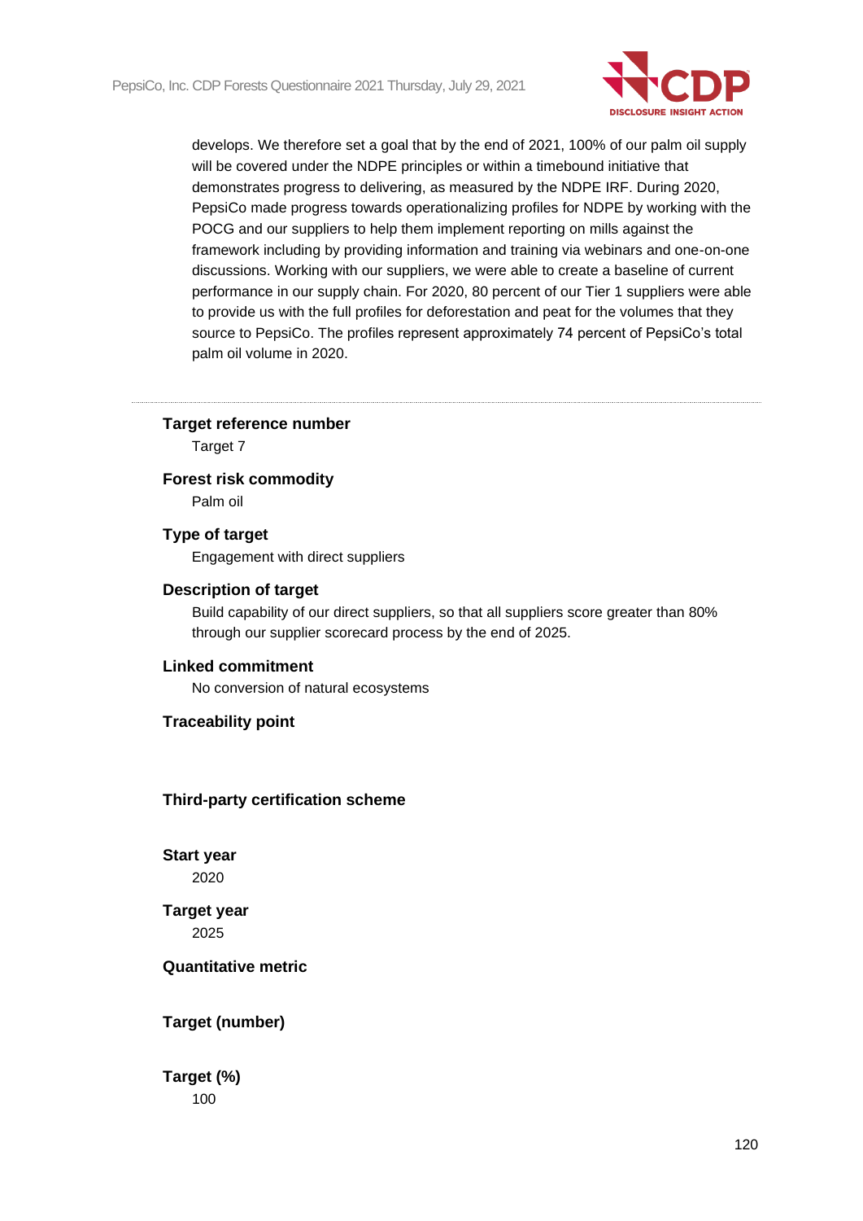develops. We therefore set a goal that by the end of 2021, 100% of our palm oil supply will be covered under the NDPE principles or within a timebound initiative that demonstrates progress to delivering, as measured by the NDPE IRF. During 2020, PepsiCo made progress towards operationalizing profiles for NDPE by working with the POCG and our suppliers to help them implement reporting on mills against the framework including by providing information and training via webinars and one-on-one discussions. Working with our suppliers, we were able to create a baseline of current performance in our supply chain. For 2020, 80 percent of our Tier 1 suppliers were able to provide us with the full profiles for deforestation and peat for the volumes that they source to PepsiCo. The profiles represent approximately 74 percent of PepsiCo's total palm oil volume in 2020.

---

**Target reference number**

Target 7

**Forest risk commodity**

Palm oil

**Type of target**

Engagement with direct suppliers

**Description of target**

Build capability of our direct suppliers, so that all suppliers score greater than 80% through our supplier scorecard process by the end of 2025.

**Linked commitment**

No conversion of natural ecosystems

**Traceability point**

**Third-party certification scheme**

**Start year**

2020

**Target year**

2025

**Quantitative metric**

**Target (number)**

**Target (%)**

100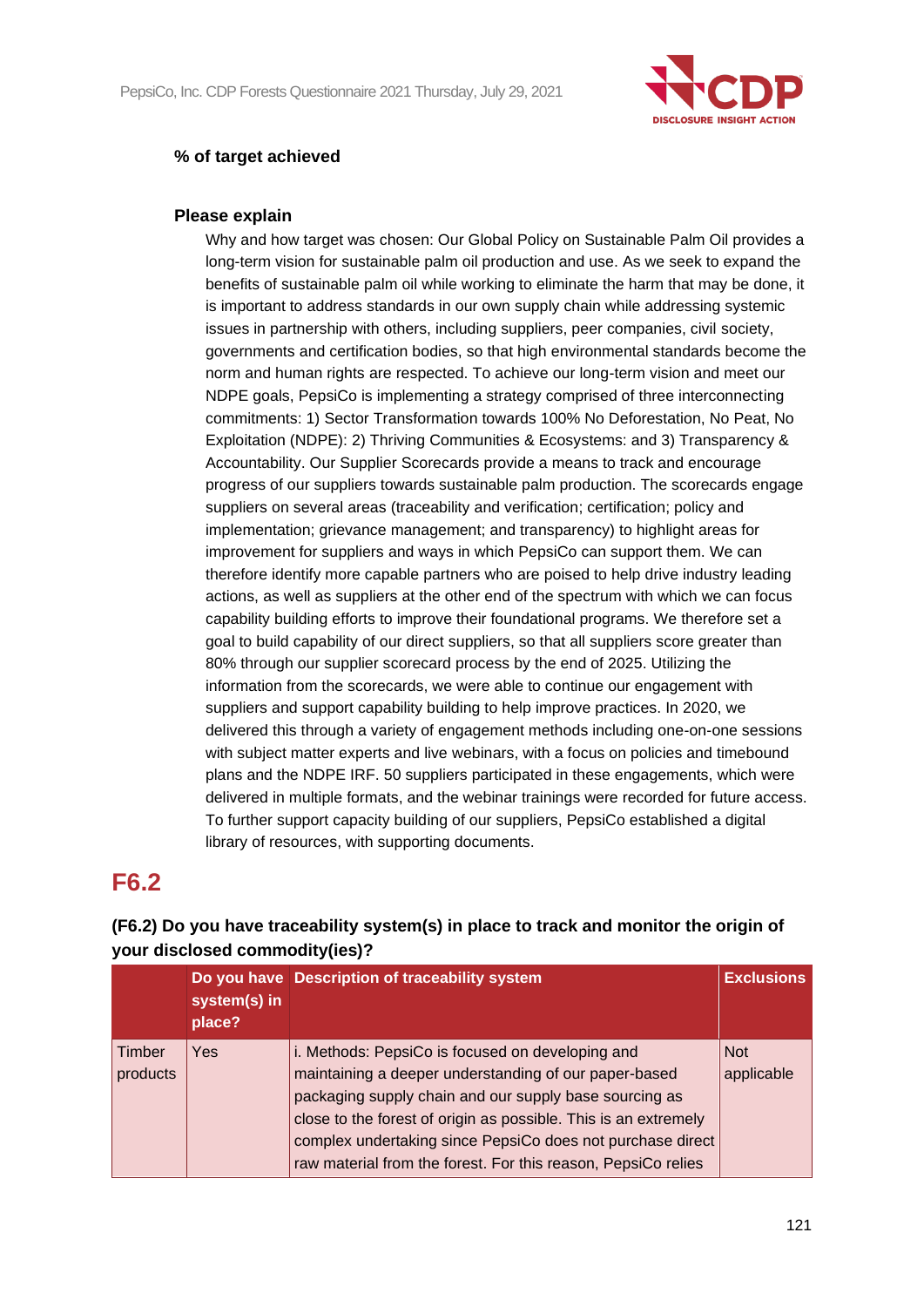**% of target achieved**

**Please explain**

Why and how target was chosen: Our Global Policy on Sustainable Palm Oil provides a long-term vision for sustainable palm oil production and use. As we seek to expand the benefits of sustainable palm oil while working to eliminate the harm that may be done, it is important to address standards in our own supply chain while addressing systemic issues in partnership with others, including suppliers, peer companies, civil society, governments and certification bodies, so that high environmental standards become the norm and human rights are respected. To achieve our long-term vision and meet our NDPE goals, PepsiCo is implementing a strategy comprised of three interconnecting commitments: 1) Sector Transformation towards 100% No Deforestation, No Peat, No Exploitation (NDPE): 2) Thriving Communities & Ecosystems: and 3) Transparency & Accountability. Our Supplier Scorecards provide a means to track and encourage progress of our suppliers towards sustainable palm production. The scorecards engage suppliers on several areas (traceability and verification; certification; policy and implementation; grievance management; and transparency) to highlight areas for improvement for suppliers and ways in which PepsiCo can support them. We can therefore identify more capable partners who are poised to help drive industry leading actions, as well as suppliers at the other end of the spectrum with which we can focus capability building efforts to improve their foundational programs. We therefore set a goal to build capability of our direct suppliers, so that all suppliers score greater than 80% through our supplier scorecard process by the end of 2025. Utilizing the information from the scorecards, we were able to continue our engagement with suppliers and support capability building to help improve practices. In 2020, we delivered this through a variety of engagement methods including one-on-one sessions with subject matter experts and live webinars, with a focus on policies and timebound plans and the NDPE IRF. 50 suppliers participated in these engagements, which were delivered in multiple formats, and the webinar trainings were recorded for future access. To further support capacity building of our suppliers, PepsiCo established a digital library of resources, with supporting documents.

# F6.2

**(F6.2) Do you have traceability system(s) in place to track and monitor the origin of your disclosed commodity(ies)?**

| | Do you have system(s) in place? | Description of traceability system | Exclusions |
|---|---|---|---|
| Timber products | Yes | i. Methods: PepsiCo is focused on developing and maintaining a deeper understanding of our paper-based packaging supply chain and our supply base sourcing as close to the forest of origin as possible. This is an extremely complex undertaking since PepsiCo does not purchase direct raw material from the forest. For this reason, PepsiCo relies | Not applicable |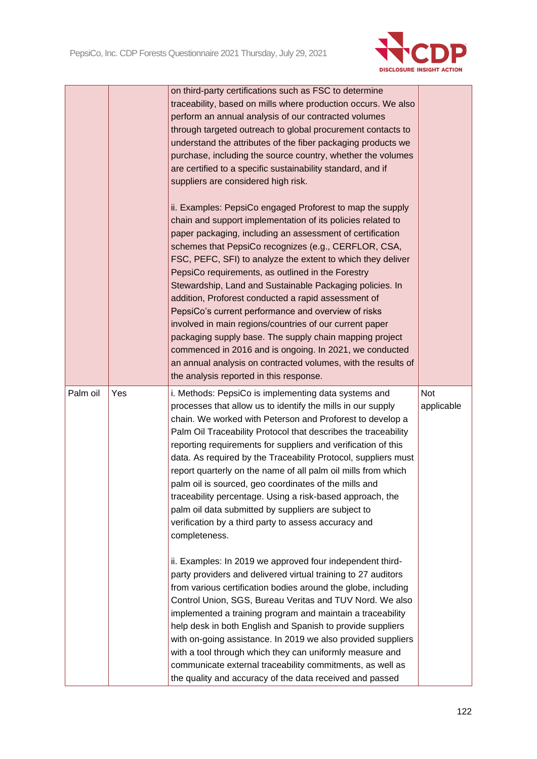| | | | |
|---|---|---|---|
| | | on third-party certifications such as FSC to determine traceability, based on mills where production occurs. We also perform an annual analysis of our contracted volumes through targeted outreach to global procurement contacts to understand the attributes of the fiber packaging products we purchase, including the source country, whether the volumes are certified to a specific sustainability standard, and if suppliers are considered high risk.<br><br>ii. Examples: PepsiCo engaged Proforest to map the supply chain and support implementation of its policies related to paper packaging, including an assessment of certification schemes that PepsiCo recognizes (e.g., CERFLOR, CSA, FSC, PEFC, SFI) to analyze the extent to which they deliver PepsiCo requirements, as outlined in the Forestry Stewardship, Land and Sustainable Packaging policies. In addition, Proforest conducted a rapid assessment of PepsiCo's current performance and overview of risks involved in main regions/countries of our current paper packaging supply base. The supply chain mapping project commenced in 2016 and is ongoing. In 2021, we conducted an annual analysis on contracted volumes, with the results of the analysis reported in this response. | |
| Palm oil | Yes | i. Methods: PepsiCo is implementing data systems and processes that allow us to identify the mills in our supply chain. We worked with Peterson and Proforest to develop a Palm Oil Traceability Protocol that describes the traceability reporting requirements for suppliers and verification of this data. As required by the Traceability Protocol, suppliers must report quarterly on the name of all palm oil mills from which palm oil is sourced, geo coordinates of the mills and traceability percentage. Using a risk-based approach, the palm oil data submitted by suppliers are subject to verification by a third party to assess accuracy and completeness.<br><br>ii. Examples: In 2019 we approved four independent third-party providers and delivered virtual training to 27 auditors from various certification bodies around the globe, including Control Union, SGS, Bureau Veritas and TUV Nord. We also implemented a training program and maintain a traceability help desk in both English and Spanish to provide suppliers with on-going assistance. In 2019 we also provided suppliers with a tool through which they can uniformly measure and communicate external traceability commitments, as well as the quality and accuracy of the data received and passed | Not applicable |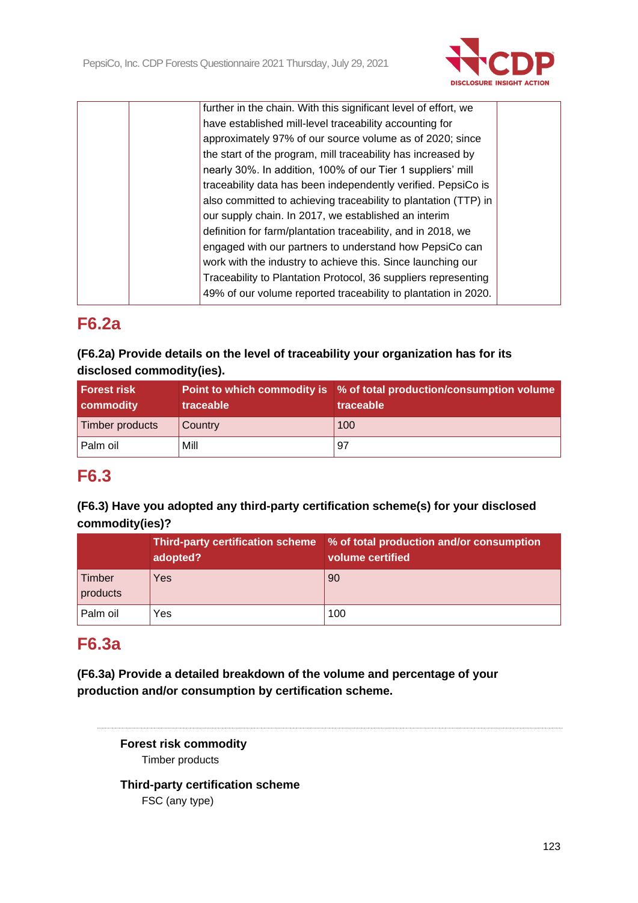| | | further in the chain. With this significant level of effort, we have established mill-level traceability accounting for approximately 97% of our source volume as of 2020; since the start of the program, mill traceability has increased by nearly 30%. In addition, 100% of our Tier 1 suppliers' mill traceability data has been independently verified. PepsiCo is also committed to achieving traceability to plantation (TTP) in our supply chain. In 2017, we established an interim definition for farm/plantation traceability, and in 2018, we engaged with our partners to understand how PepsiCo can work with the industry to achieve this. Since launching our Traceability to Plantation Protocol, 36 suppliers representing 49% of our volume reported traceability to plantation in 2020. | |
|---|---|---|---|

## F6.2a

**(F6.2a) Provide details on the level of traceability your organization has for its disclosed commodity(ies).**

| Forest risk commodity | Point to which commodity is traceable | % of total production/consumption volume traceable |
|---|---|---|
| Timber products | Country | 100 |
| Palm oil | Mill | 97 |

## F6.3

**(F6.3) Have you adopted any third-party certification scheme(s) for your disclosed commodity(ies)?**

| | Third-party certification scheme adopted? | % of total production and/or consumption volume certified |
|---|---|---|
| Timber products | Yes | 90 |
| Palm oil | Yes | 100 |

## F6.3a

**(F6.3a) Provide a detailed breakdown of the volume and percentage of your production and/or consumption by certification scheme.**

---

**Forest risk commodity**

Timber products

**Third-party certification scheme**

FSC (any type)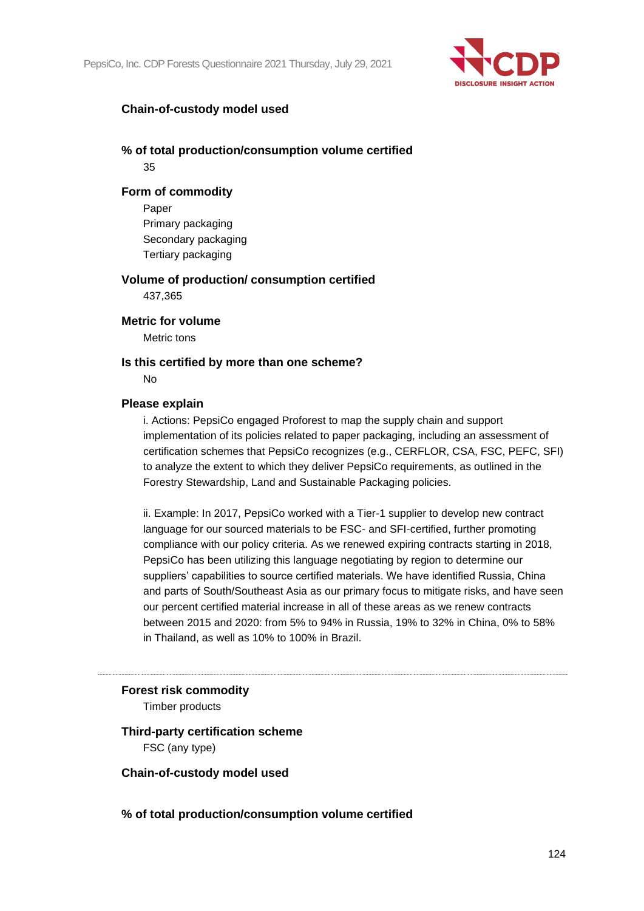**Chain-of-custody model used**

**% of total production/consumption volume certified**

35

**Form of commodity**

Paper

Primary packaging

Secondary packaging

Tertiary packaging

**Volume of production/ consumption certified**

437,365

**Metric for volume**

Metric tons

**Is this certified by more than one scheme?**

No

**Please explain**

i. Actions: PepsiCo engaged Proforest to map the supply chain and support implementation of its policies related to paper packaging, including an assessment of certification schemes that PepsiCo recognizes (e.g., CERFLOR, CSA, FSC, PEFC, SFI) to analyze the extent to which they deliver PepsiCo requirements, as outlined in the Forestry Stewardship, Land and Sustainable Packaging policies.

ii. Example: In 2017, PepsiCo worked with a Tier-1 supplier to develop new contract language for our sourced materials to be FSC- and SFI-certified, further promoting compliance with our policy criteria. As we renewed expiring contracts starting in 2018, PepsiCo has been utilizing this language negotiating by region to determine our suppliers' capabilities to source certified materials. We have identified Russia, China and parts of South/Southeast Asia as our primary focus to mitigate risks, and have seen our percent certified material increase in all of these areas as we renew contracts between 2015 and 2020: from 5% to 94% in Russia, 19% to 32% in China, 0% to 58% in Thailand, as well as 10% to 100% in Brazil.

---

**Forest risk commodity**

Timber products

**Third-party certification scheme**

FSC (any type)

**Chain-of-custody model used**

**% of total production/consumption volume certified**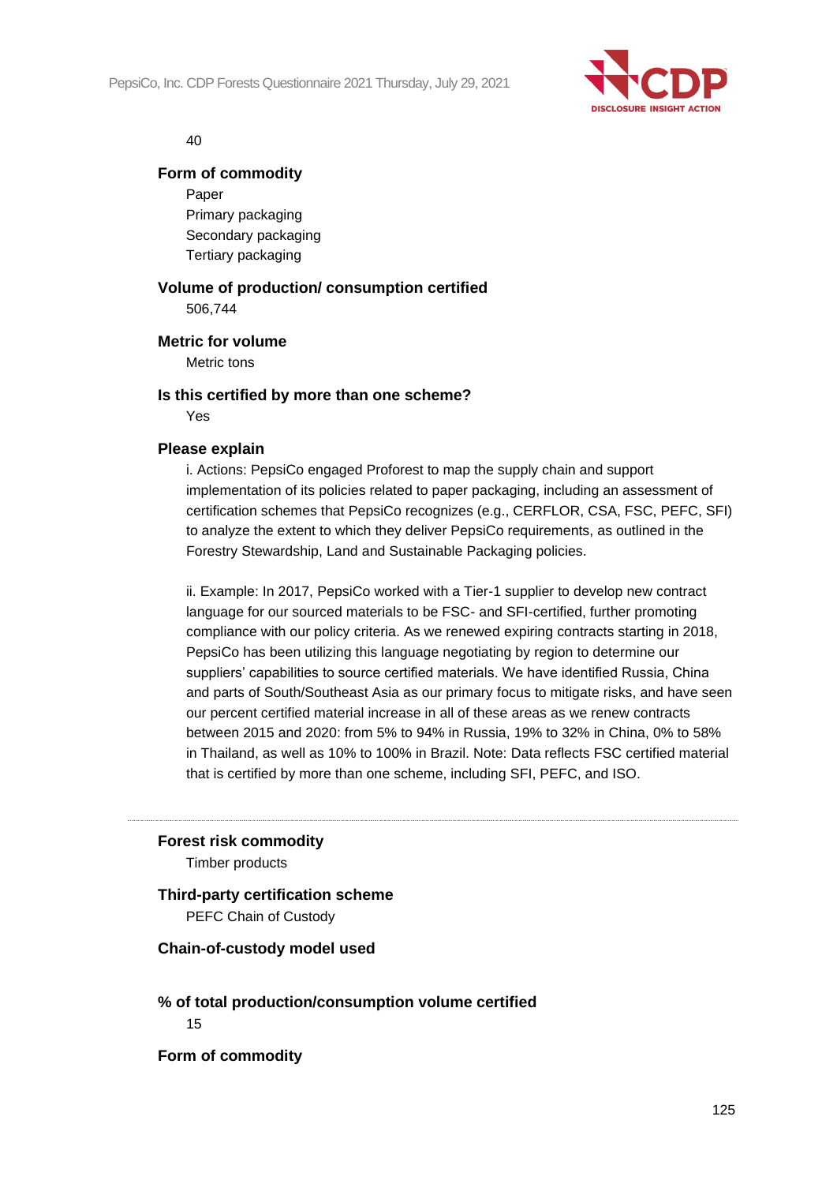40

**Form of commodity**

Paper
Primary packaging
Secondary packaging
Tertiary packaging

**Volume of production/ consumption certified**

506,744

**Metric for volume**

Metric tons

**Is this certified by more than one scheme?**

Yes

**Please explain**

i. Actions: PepsiCo engaged Proforest to map the supply chain and support implementation of its policies related to paper packaging, including an assessment of certification schemes that PepsiCo recognizes (e.g., CERFLOR, CSA, FSC, PEFC, SFI) to analyze the extent to which they deliver PepsiCo requirements, as outlined in the Forestry Stewardship, Land and Sustainable Packaging policies.

ii. Example: In 2017, PepsiCo worked with a Tier-1 supplier to develop new contract language for our sourced materials to be FSC- and SFI-certified, further promoting compliance with our policy criteria. As we renewed expiring contracts starting in 2018, PepsiCo has been utilizing this language negotiating by region to determine our suppliers' capabilities to source certified materials. We have identified Russia, China and parts of South/Southeast Asia as our primary focus to mitigate risks, and have seen our percent certified material increase in all of these areas as we renew contracts between 2015 and 2020: from 5% to 94% in Russia, 19% to 32% in China, 0% to 58% in Thailand, as well as 10% to 100% in Brazil. Note: Data reflects FSC certified material that is certified by more than one scheme, including SFI, PEFC, and ISO.

---

**Forest risk commodity**

Timber products

**Third-party certification scheme**

PEFC Chain of Custody

**Chain-of-custody model used**

**% of total production/consumption volume certified**

15

**Form of commodity**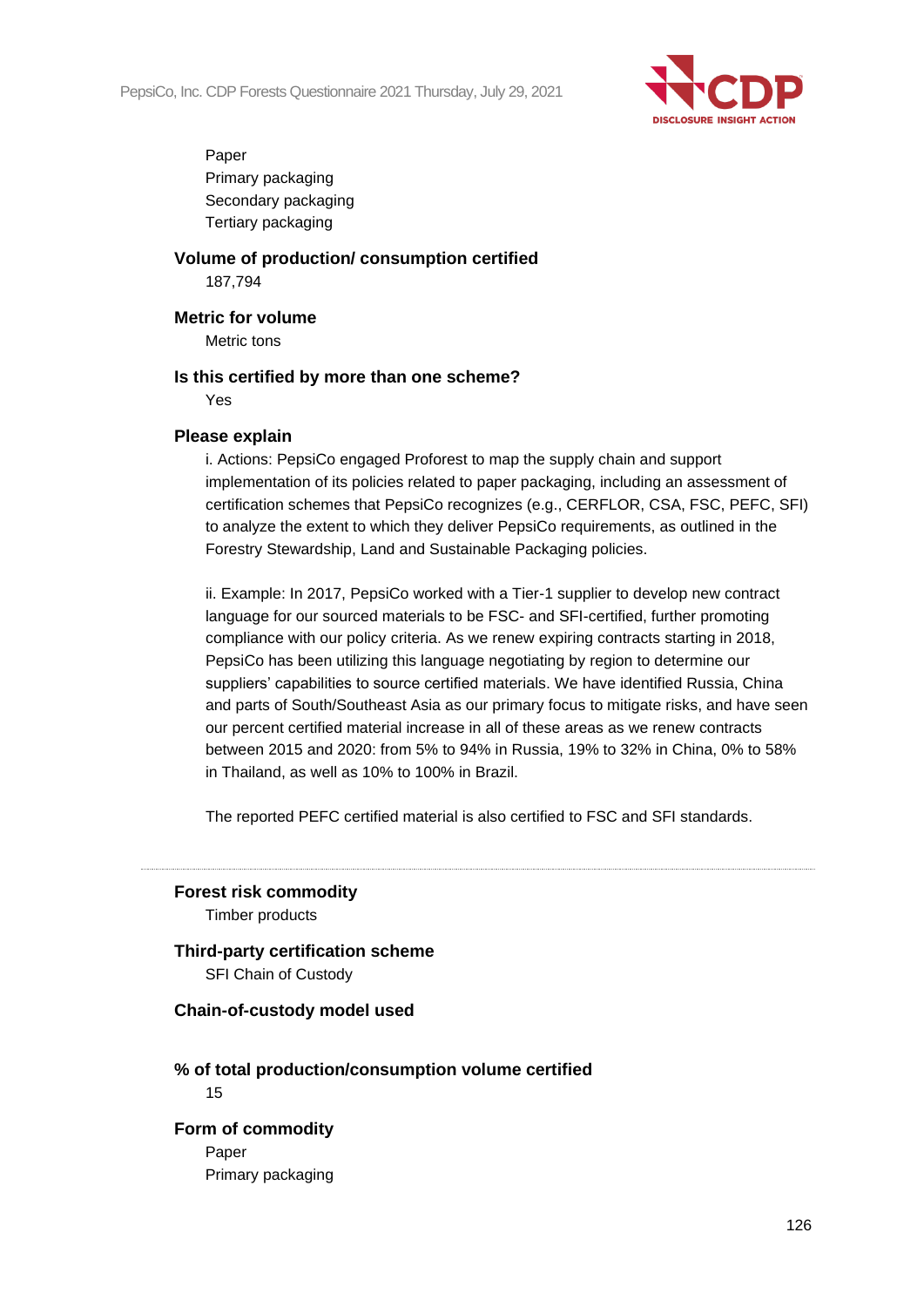Paper
Primary packaging
Secondary packaging
Tertiary packaging

**Volume of production/ consumption certified**
187,794

**Metric for volume**
Metric tons

**Is this certified by more than one scheme?**
Yes

**Please explain**
i. Actions: PepsiCo engaged Proforest to map the supply chain and support implementation of its policies related to paper packaging, including an assessment of certification schemes that PepsiCo recognizes (e.g., CERFLOR, CSA, FSC, PEFC, SFI) to analyze the extent to which they deliver PepsiCo requirements, as outlined in the Forestry Stewardship, Land and Sustainable Packaging policies.

ii. Example: In 2017, PepsiCo worked with a Tier-1 supplier to develop new contract language for our sourced materials to be FSC- and SFI-certified, further promoting compliance with our policy criteria. As we renew expiring contracts starting in 2018, PepsiCo has been utilizing this language negotiating by region to determine our suppliers' capabilities to source certified materials. We have identified Russia, China and parts of South/Southeast Asia as our primary focus to mitigate risks, and have seen our percent certified material increase in all of these areas as we renew contracts between 2015 and 2020: from 5% to 94% in Russia, 19% to 32% in China, 0% to 58% in Thailand, as well as 10% to 100% in Brazil.

The reported PEFC certified material is also certified to FSC and SFI standards.

---

**Forest risk commodity**
Timber products

**Third-party certification scheme**
SFI Chain of Custody

**Chain-of-custody model used**

**% of total production/consumption volume certified**
15

**Form of commodity**
Paper
Primary packaging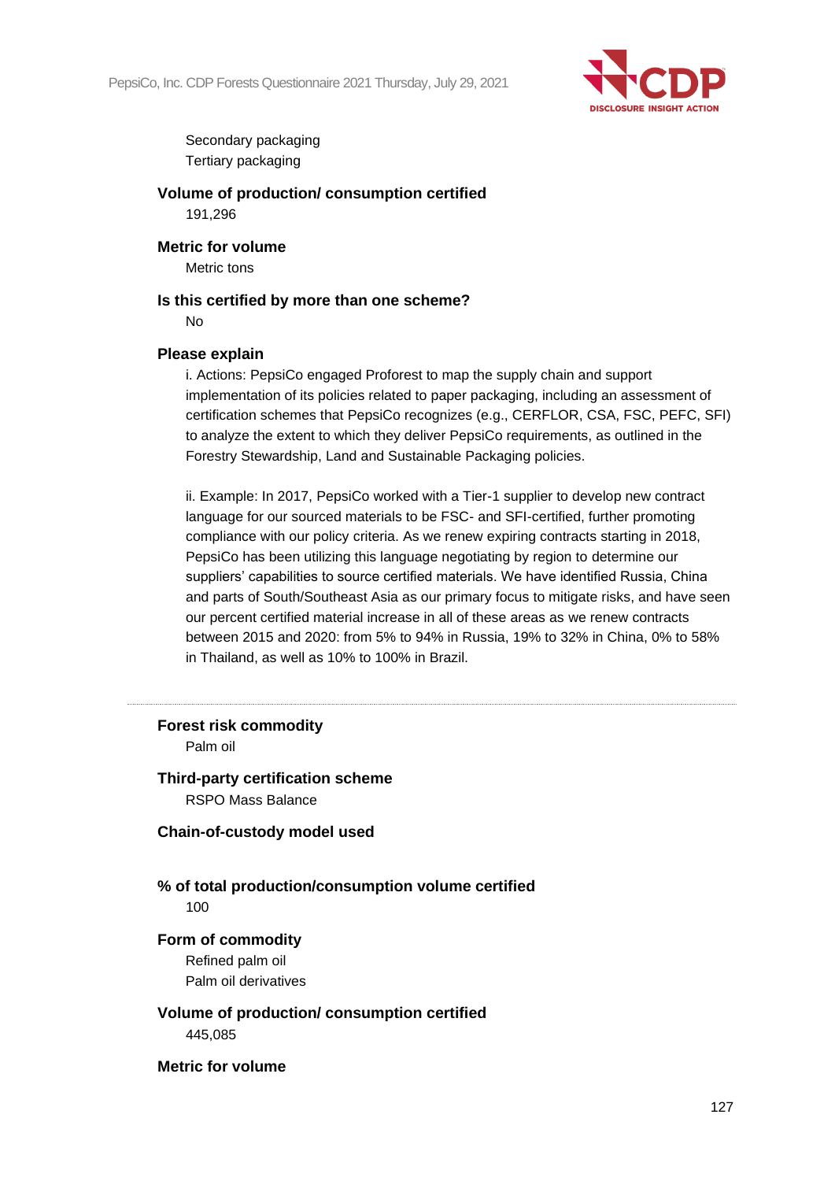Secondary packaging
Tertiary packaging

**Volume of production/ consumption certified**
191,296

**Metric for volume**
Metric tons

**Is this certified by more than one scheme?**
No

**Please explain**
i. Actions: PepsiCo engaged Proforest to map the supply chain and support implementation of its policies related to paper packaging, including an assessment of certification schemes that PepsiCo recognizes (e.g., CERFLOR, CSA, FSC, PEFC, SFI) to analyze the extent to which they deliver PepsiCo requirements, as outlined in the Forestry Stewardship, Land and Sustainable Packaging policies.

ii. Example: In 2017, PepsiCo worked with a Tier-1 supplier to develop new contract language for our sourced materials to be FSC- and SFI-certified, further promoting compliance with our policy criteria. As we renew expiring contracts starting in 2018, PepsiCo has been utilizing this language negotiating by region to determine our suppliers' capabilities to source certified materials. We have identified Russia, China and parts of South/Southeast Asia as our primary focus to mitigate risks, and have seen our percent certified material increase in all of these areas as we renew contracts between 2015 and 2020: from 5% to 94% in Russia, 19% to 32% in China, 0% to 58% in Thailand, as well as 10% to 100% in Brazil.

---

**Forest risk commodity**
Palm oil

**Third-party certification scheme**
RSPO Mass Balance

**Chain-of-custody model used**

**% of total production/consumption volume certified**
100

**Form of commodity**
Refined palm oil
Palm oil derivatives

**Volume of production/ consumption certified**
445,085

**Metric for volume**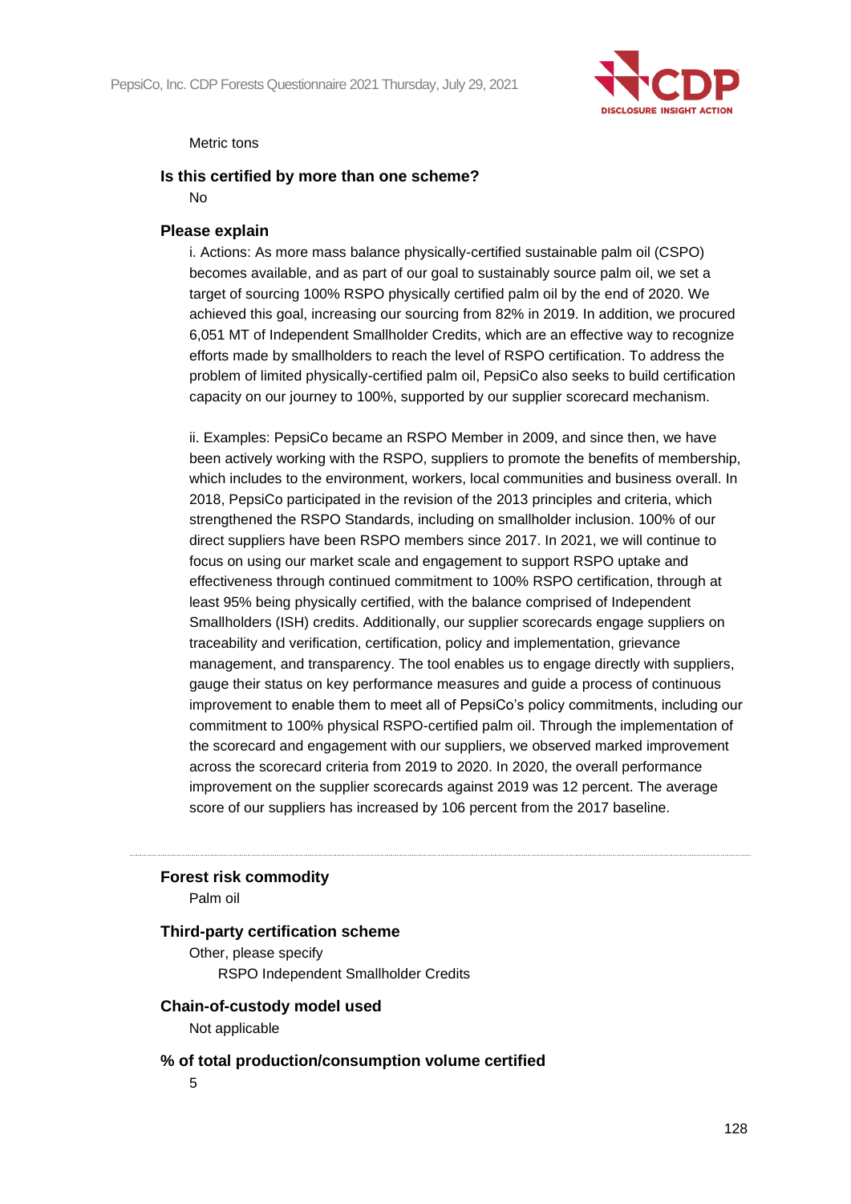Metric tons

**Is this certified by more than one scheme?**

No

**Please explain**

i. Actions: As more mass balance physically-certified sustainable palm oil (CSPO) becomes available, and as part of our goal to sustainably source palm oil, we set a target of sourcing 100% RSPO physically certified palm oil by the end of 2020. We achieved this goal, increasing our sourcing from 82% in 2019. In addition, we procured 6,051 MT of Independent Smallholder Credits, which are an effective way to recognize efforts made by smallholders to reach the level of RSPO certification. To address the problem of limited physically-certified palm oil, PepsiCo also seeks to build certification capacity on our journey to 100%, supported by our supplier scorecard mechanism.

ii. Examples: PepsiCo became an RSPO Member in 2009, and since then, we have been actively working with the RSPO, suppliers to promote the benefits of membership, which includes to the environment, workers, local communities and business overall. In 2018, PepsiCo participated in the revision of the 2013 principles and criteria, which strengthened the RSPO Standards, including on smallholder inclusion. 100% of our direct suppliers have been RSPO members since 2017. In 2021, we will continue to focus on using our market scale and engagement to support RSPO uptake and effectiveness through continued commitment to 100% RSPO certification, through at least 95% being physically certified, with the balance comprised of Independent Smallholders (ISH) credits. Additionally, our supplier scorecards engage suppliers on traceability and verification, certification, policy and implementation, grievance management, and transparency. The tool enables us to engage directly with suppliers, gauge their status on key performance measures and guide a process of continuous improvement to enable them to meet all of PepsiCo's policy commitments, including our commitment to 100% physical RSPO-certified palm oil. Through the implementation of the scorecard and engagement with our suppliers, we observed marked improvement across the scorecard criteria from 2019 to 2020. In 2020, the overall performance improvement on the supplier scorecards against 2019 was 12 percent. The average score of our suppliers has increased by 106 percent from the 2017 baseline.

---

**Forest risk commodity**

Palm oil

**Third-party certification scheme**

Other, please specify

RSPO Independent Smallholder Credits

**Chain-of-custody model used**

Not applicable

**% of total production/consumption volume certified**

5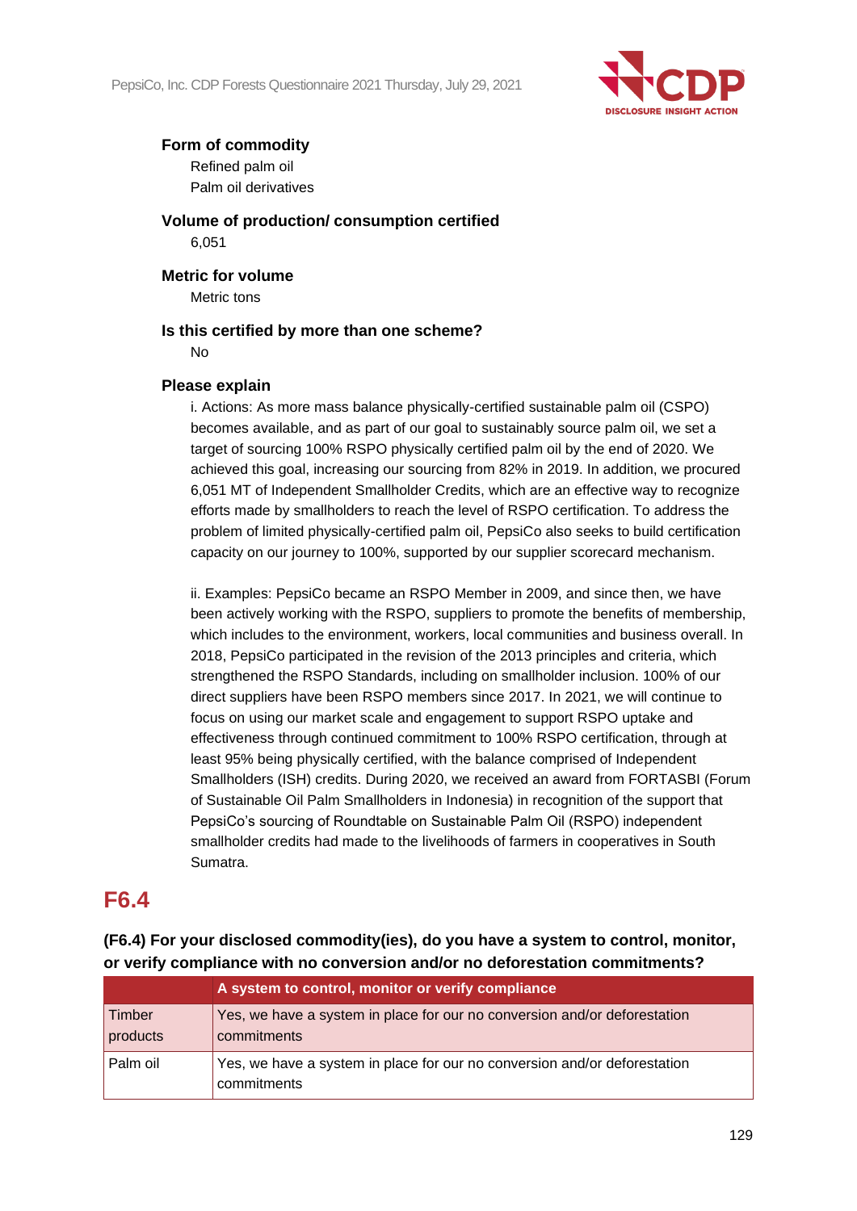**Form of commodity**

Refined palm oil
Palm oil derivatives

**Volume of production/ consumption certified**

6,051

**Metric for volume**

Metric tons

**Is this certified by more than one scheme?**

No

**Please explain**

i. Actions: As more mass balance physically-certified sustainable palm oil (CSPO) becomes available, and as part of our goal to sustainably source palm oil, we set a target of sourcing 100% RSPO physically certified palm oil by the end of 2020. We achieved this goal, increasing our sourcing from 82% in 2019. In addition, we procured 6,051 MT of Independent Smallholder Credits, which are an effective way to recognize efforts made by smallholders to reach the level of RSPO certification. To address the problem of limited physically-certified palm oil, PepsiCo also seeks to build certification capacity on our journey to 100%, supported by our supplier scorecard mechanism.

ii. Examples: PepsiCo became an RSPO Member in 2009, and since then, we have been actively working with the RSPO, suppliers to promote the benefits of membership, which includes to the environment, workers, local communities and business overall. In 2018, PepsiCo participated in the revision of the 2013 principles and criteria, which strengthened the RSPO Standards, including on smallholder inclusion. 100% of our direct suppliers have been RSPO members since 2017. In 2021, we will continue to focus on using our market scale and engagement to support RSPO uptake and effectiveness through continued commitment to 100% RSPO certification, through at least 95% being physically certified, with the balance comprised of Independent Smallholders (ISH) credits. During 2020, we received an award from FORTASBI (Forum of Sustainable Oil Palm Smallholders in Indonesia) in recognition of the support that PepsiCo's sourcing of Roundtable on Sustainable Palm Oil (RSPO) independent smallholder credits had made to the livelihoods of farmers in cooperatives in South Sumatra.

## F6.4

**(F6.4) For your disclosed commodity(ies), do you have a system to control, monitor, or verify compliance with no conversion and/or no deforestation commitments?**

| | A system to control, monitor or verify compliance |
|---|---|
| Timber products | Yes, we have a system in place for our no conversion and/or deforestation commitments |
| Palm oil | Yes, we have a system in place for our no conversion and/or deforestation commitments |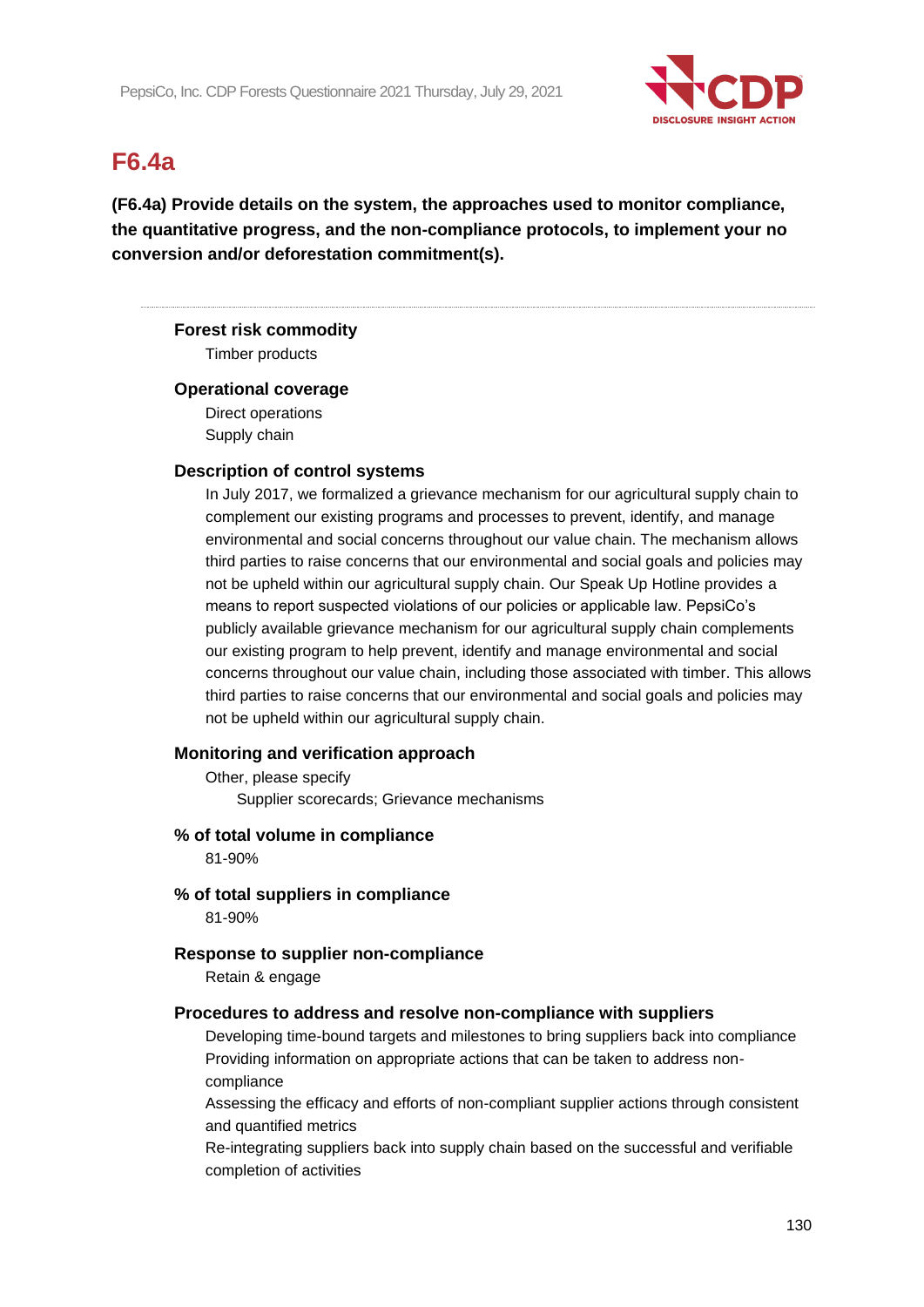# F6.4a

**(F6.4a) Provide details on the system, the approaches used to monitor compliance, the quantitative progress, and the non-compliance protocols, to implement your no conversion and/or deforestation commitment(s).**

---

**Forest risk commodity**

Timber products

**Operational coverage**

Direct operations
Supply chain

**Description of control systems**

In July 2017, we formalized a grievance mechanism for our agricultural supply chain to complement our existing programs and processes to prevent, identify, and manage environmental and social concerns throughout our value chain. The mechanism allows third parties to raise concerns that our environmental and social goals and policies may not be upheld within our agricultural supply chain. Our Speak Up Hotline provides a means to report suspected violations of our policies or applicable law. PepsiCo's publicly available grievance mechanism for our agricultural supply chain complements our existing program to help prevent, identify and manage environmental and social concerns throughout our value chain, including those associated with timber. This allows third parties to raise concerns that our environmental and social goals and policies may not be upheld within our agricultural supply chain.

**Monitoring and verification approach**

Other, please specify
Supplier scorecards; Grievance mechanisms

**% of total volume in compliance**

81-90%

**% of total suppliers in compliance**

81-90%

**Response to supplier non-compliance**

Retain & engage

**Procedures to address and resolve non-compliance with suppliers**

Developing time-bound targets and milestones to bring suppliers back into compliance
Providing information on appropriate actions that can be taken to address non-compliance
Assessing the efficacy and efforts of non-compliant supplier actions through consistent and quantified metrics
Re-integrating suppliers back into supply chain based on the successful and verifiable completion of activities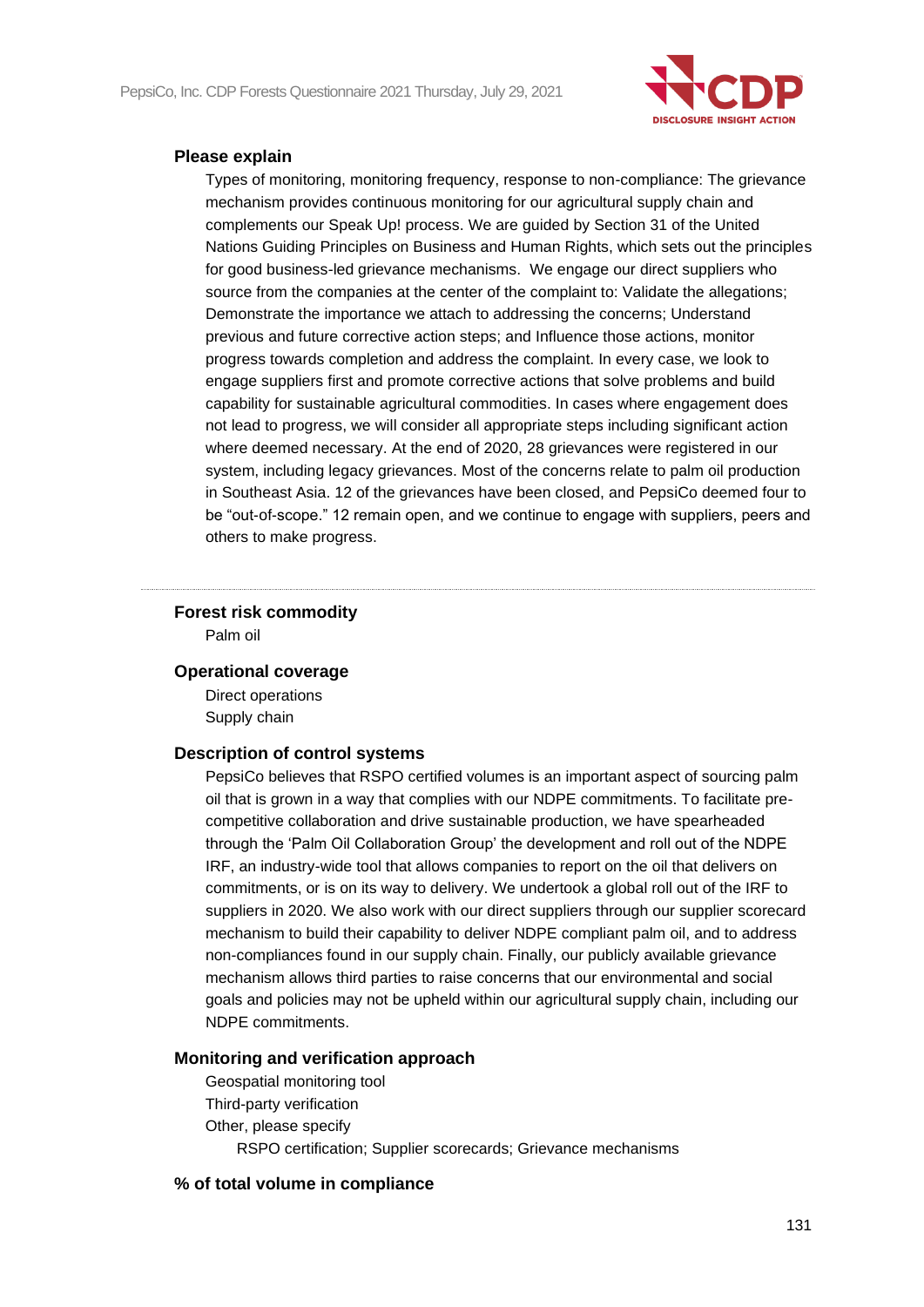**Please explain**

Types of monitoring, monitoring frequency, response to non-compliance: The grievance mechanism provides continuous monitoring for our agricultural supply chain and complements our Speak Up! process. We are guided by Section 31 of the United Nations Guiding Principles on Business and Human Rights, which sets out the principles for good business-led grievance mechanisms. We engage our direct suppliers who source from the companies at the center of the complaint to: Validate the allegations; Demonstrate the importance we attach to addressing the concerns; Understand previous and future corrective action steps; and Influence those actions, monitor progress towards completion and address the complaint. In every case, we look to engage suppliers first and promote corrective actions that solve problems and build capability for sustainable agricultural commodities. In cases where engagement does not lead to progress, we will consider all appropriate steps including significant action where deemed necessary. At the end of 2020, 28 grievances were registered in our system, including legacy grievances. Most of the concerns relate to palm oil production in Southeast Asia. 12 of the grievances have been closed, and PepsiCo deemed four to be "out-of-scope." 12 remain open, and we continue to engage with suppliers, peers and others to make progress.

---

**Forest risk commodity**

Palm oil

**Operational coverage**

Direct operations
Supply chain

**Description of control systems**

PepsiCo believes that RSPO certified volumes is an important aspect of sourcing palm oil that is grown in a way that complies with our NDPE commitments. To facilitate pre-competitive collaboration and drive sustainable production, we have spearheaded through the 'Palm Oil Collaboration Group' the development and roll out of the NDPE IRF, an industry-wide tool that allows companies to report on the oil that delivers on commitments, or is on its way to delivery. We undertook a global roll out of the IRF to suppliers in 2020. We also work with our direct suppliers through our supplier scorecard mechanism to build their capability to deliver NDPE compliant palm oil, and to address non-compliances found in our supply chain. Finally, our publicly available grievance mechanism allows third parties to raise concerns that our environmental and social goals and policies may not be upheld within our agricultural supply chain, including our NDPE commitments.

**Monitoring and verification approach**

Geospatial monitoring tool
Third-party verification
Other, please specify
RSPO certification; Supplier scorecards; Grievance mechanisms

**% of total volume in compliance**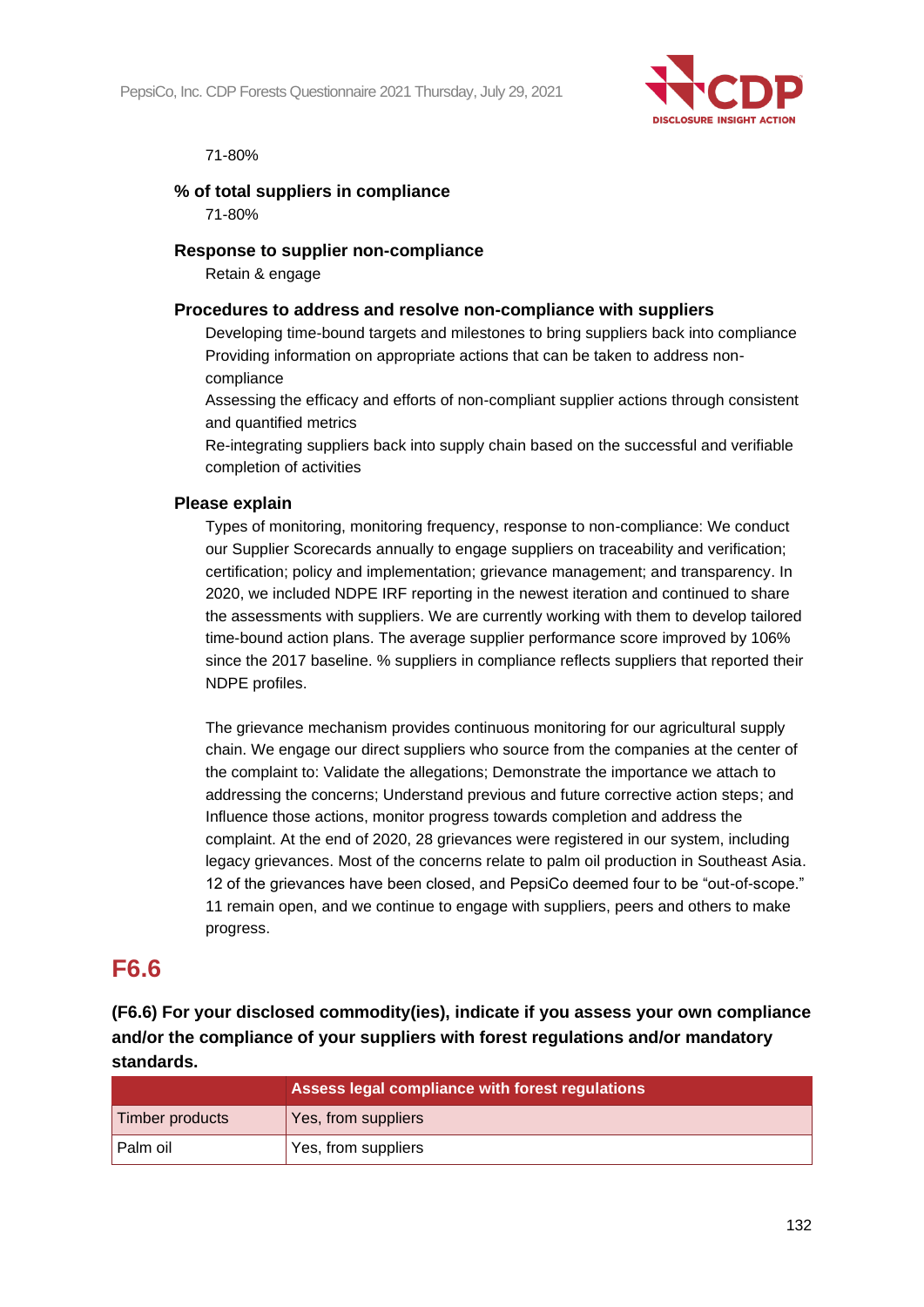71-80%

**% of total suppliers in compliance**

71-80%

**Response to supplier non-compliance**

Retain & engage

**Procedures to address and resolve non-compliance with suppliers**

Developing time-bound targets and milestones to bring suppliers back into compliance
Providing information on appropriate actions that can be taken to address non-compliance
Assessing the efficacy and efforts of non-compliant supplier actions through consistent and quantified metrics
Re-integrating suppliers back into supply chain based on the successful and verifiable completion of activities

**Please explain**

Types of monitoring, monitoring frequency, response to non-compliance: We conduct our Supplier Scorecards annually to engage suppliers on traceability and verification; certification; policy and implementation; grievance management; and transparency. In 2020, we included NDPE IRF reporting in the newest iteration and continued to share the assessments with suppliers. We are currently working with them to develop tailored time-bound action plans. The average supplier performance score improved by 106% since the 2017 baseline. % suppliers in compliance reflects suppliers that reported their NDPE profiles.

The grievance mechanism provides continuous monitoring for our agricultural supply chain. We engage our direct suppliers who source from the companies at the center of the complaint to: Validate the allegations; Demonstrate the importance we attach to addressing the concerns; Understand previous and future corrective action steps; and Influence those actions, monitor progress towards completion and address the complaint. At the end of 2020, 28 grievances were registered in our system, including legacy grievances. Most of the concerns relate to palm oil production in Southeast Asia. 12 of the grievances have been closed, and PepsiCo deemed four to be "out-of-scope." 11 remain open, and we continue to engage with suppliers, peers and others to make progress.

## F6.6

**(F6.6) For your disclosed commodity(ies), indicate if you assess your own compliance and/or the compliance of your suppliers with forest regulations and/or mandatory standards.**

| | Assess legal compliance with forest regulations |
|---|---|
| Timber products | Yes, from suppliers |
| Palm oil | Yes, from suppliers |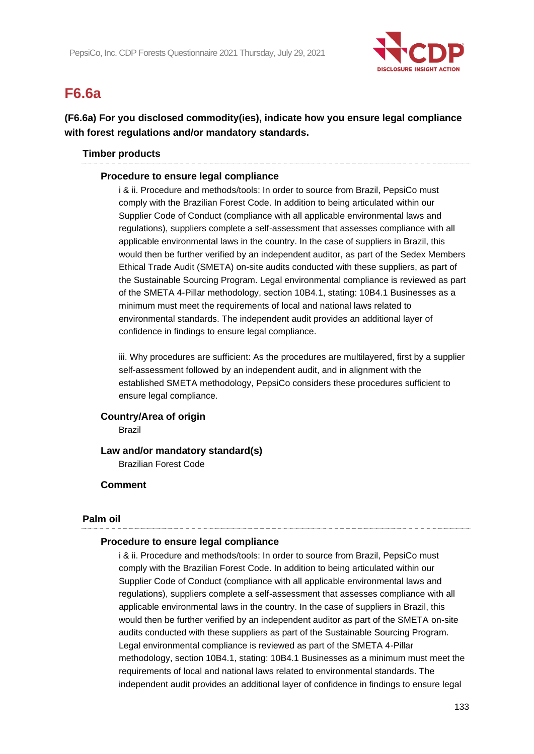## F6.6a

**(F6.6a) For you disclosed commodity(ies), indicate how you ensure legal compliance with forest regulations and/or mandatory standards.**

### Timber products

**Procedure to ensure legal compliance**

i & ii. Procedure and methods/tools: In order to source from Brazil, PepsiCo must comply with the Brazilian Forest Code. In addition to being articulated within our Supplier Code of Conduct (compliance with all applicable environmental laws and regulations), suppliers complete a self-assessment that assesses compliance with all applicable environmental laws in the country. In the case of suppliers in Brazil, this would then be further verified by an independent auditor, as part of the Sedex Members Ethical Trade Audit (SMETA) on-site audits conducted with these suppliers, as part of the Sustainable Sourcing Program. Legal environmental compliance is reviewed as part of the SMETA 4-Pillar methodology, section 10B4.1, stating: 10B4.1 Businesses as a minimum must meet the requirements of local and national laws related to environmental standards. The independent audit provides an additional layer of confidence in findings to ensure legal compliance.

iii. Why procedures are sufficient: As the procedures are multilayered, first by a supplier self-assessment followed by an independent audit, and in alignment with the established SMETA methodology, PepsiCo considers these procedures sufficient to ensure legal compliance.

**Country/Area of origin**

Brazil

**Law and/or mandatory standard(s)**

Brazilian Forest Code

**Comment**

### Palm oil

**Procedure to ensure legal compliance**

i & ii. Procedure and methods/tools: In order to source from Brazil, PepsiCo must comply with the Brazilian Forest Code. In addition to being articulated within our Supplier Code of Conduct (compliance with all applicable environmental laws and regulations), suppliers complete a self-assessment that assesses compliance with all applicable environmental laws in the country. In the case of suppliers in Brazil, this would then be further verified by an independent auditor as part of the SMETA on-site audits conducted with these suppliers as part of the Sustainable Sourcing Program. Legal environmental compliance is reviewed as part of the SMETA 4-Pillar methodology, section 10B4.1, stating: 10B4.1 Businesses as a minimum must meet the requirements of local and national laws related to environmental standards. The independent audit provides an additional layer of confidence in findings to ensure legal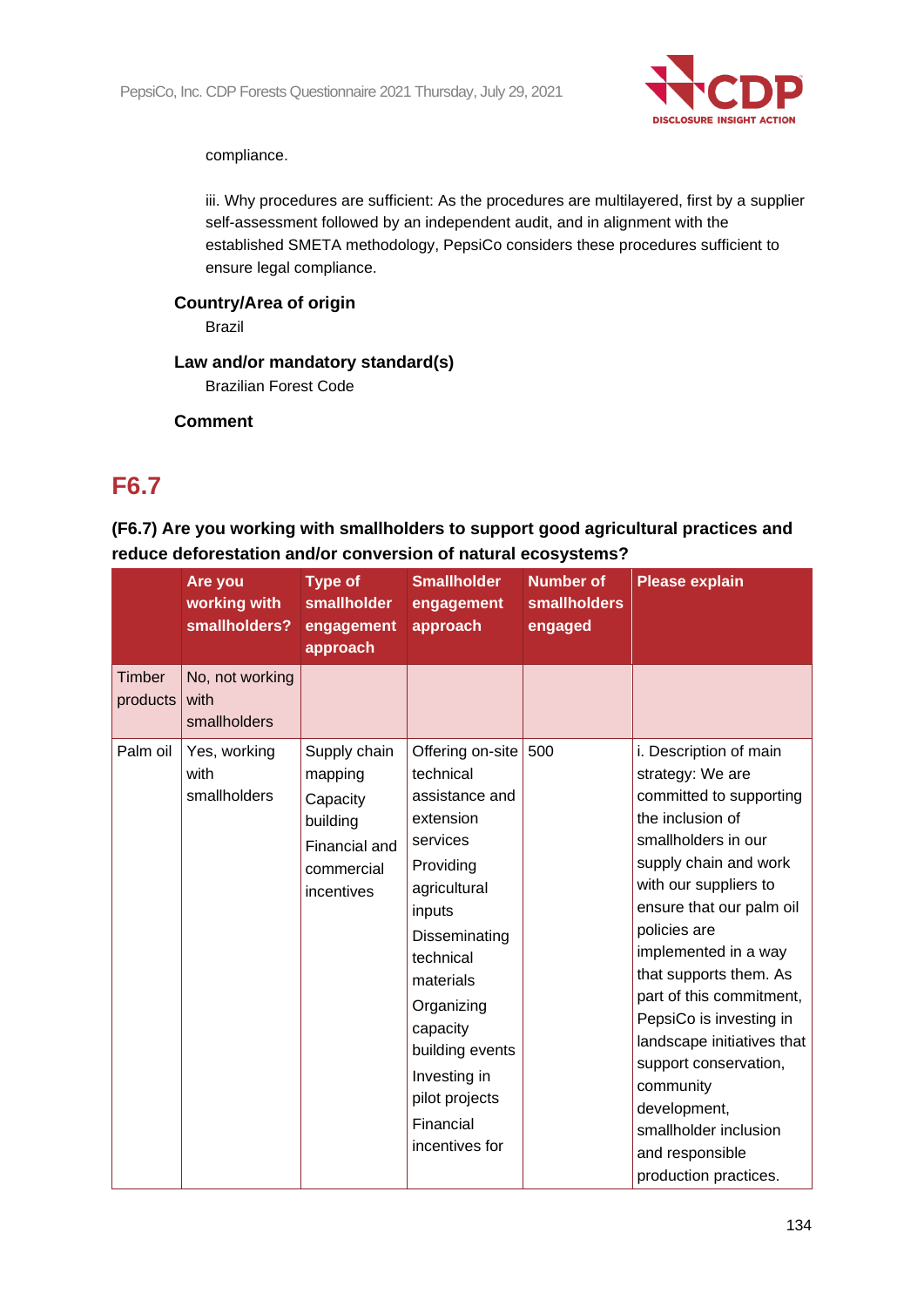compliance.

iii. Why procedures are sufficient: As the procedures are multilayered, first by a supplier self-assessment followed by an independent audit, and in alignment with the established SMETA methodology, PepsiCo considers these procedures sufficient to ensure legal compliance.

**Country/Area of origin**

Brazil

**Law and/or mandatory standard(s)**

Brazilian Forest Code

**Comment**

## F6.7

**(F6.7) Are you working with smallholders to support good agricultural practices and reduce deforestation and/or conversion of natural ecosystems?**

| | Are you working with smallholders? | Type of smallholder engagement approach | Smallholder engagement approach | Number of smallholders engaged | Please explain |
|---|---|---|---|---|---|
| Timber products | No, not working with smallholders | | | | |
| Palm oil | Yes, working with smallholders | Supply chain mapping<br>Capacity building<br>Financial and commercial incentives | Offering on-site technical assistance and extension services<br>Providing agricultural inputs<br>Disseminating technical materials<br>Organizing capacity building events<br>Investing in pilot projects<br>Financial incentives for | 500 | i. Description of main strategy: We are committed to supporting the inclusion of smallholders in our supply chain and work with our suppliers to ensure that our palm oil policies are implemented in a way that supports them. As part of this commitment, PepsiCo is investing in landscape initiatives that support conservation, community development, smallholder inclusion and responsible production practices. |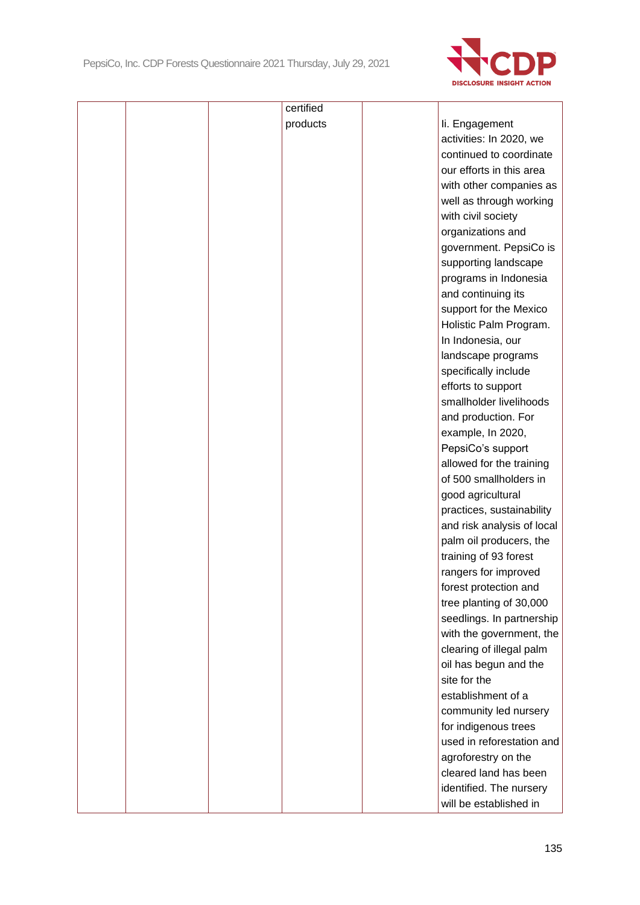|  |  |  | certified products |  | Ii. Engagement activities: In 2020, we continued to coordinate our efforts in this area with other companies as well as through working with civil society organizations and government. PepsiCo is supporting landscape programs in Indonesia and continuing its support for the Mexico Holistic Palm Program. In Indonesia, our landscape programs specifically include efforts to support smallholder livelihoods and production. For example, In 2020, PepsiCo's support allowed for the training of 500 smallholders in good agricultural practices, sustainability and risk analysis of local palm oil producers, the training of 93 forest rangers for improved forest protection and tree planting of 30,000 seedlings. In partnership with the government, the clearing of illegal palm oil has begun and the site for the establishment of a community led nursery for indigenous trees used in reforestation and agroforestry on the cleared land has been identified. The nursery will be established in |
|---|---|---|---|---|---|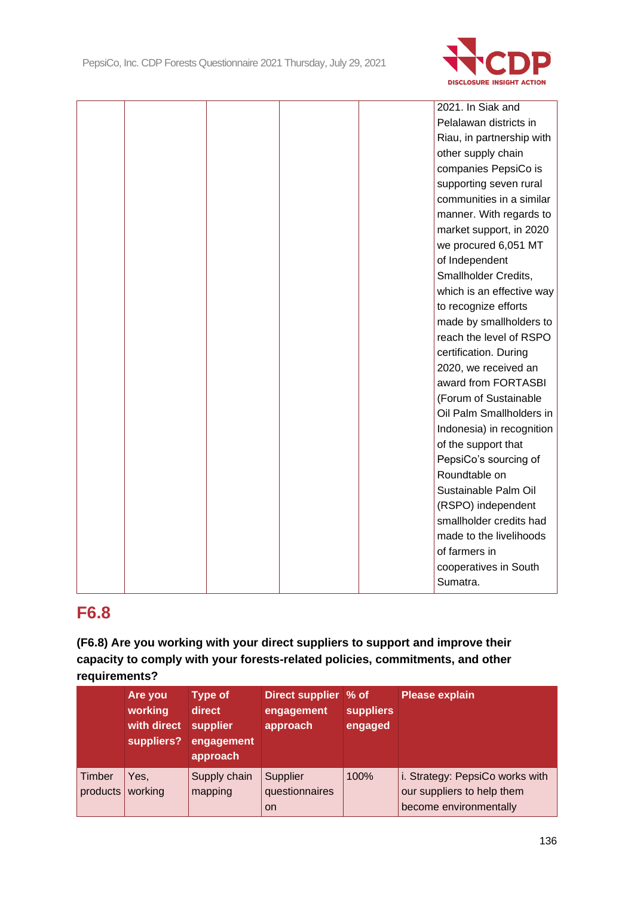| | | | | | |
|---|---|---|---|---|---|
| | | | | | 2021. In Siak and Pelalawan districts in Riau, in partnership with other supply chain companies PepsiCo is supporting seven rural communities in a similar manner. With regards to market support, in 2020 we procured 6,051 MT of Independent Smallholder Credits, which is an effective way to recognize efforts made by smallholders to reach the level of RSPO certification. During 2020, we received an award from FORTASBI (Forum of Sustainable Oil Palm Smallholders in Indonesia) in recognition of the support that PepsiCo's sourcing of Roundtable on Sustainable Palm Oil (RSPO) independent smallholder credits had made to the livelihoods of farmers in cooperatives in South Sumatra. |

## F6.8

**(F6.8) Are you working with your direct suppliers to support and improve their capacity to comply with your forests-related policies, commitments, and other requirements?**

| | Are you working with direct suppliers? | Type of direct supplier engagement approach | Direct supplier engagement approach | % of suppliers engaged | Please explain |
|---|---|---|---|---|---|
| Timber products | Yes, working | Supply chain mapping | Supplier questionnaires on | 100% | i. Strategy: PepsiCo works with our suppliers to help them become environmentally |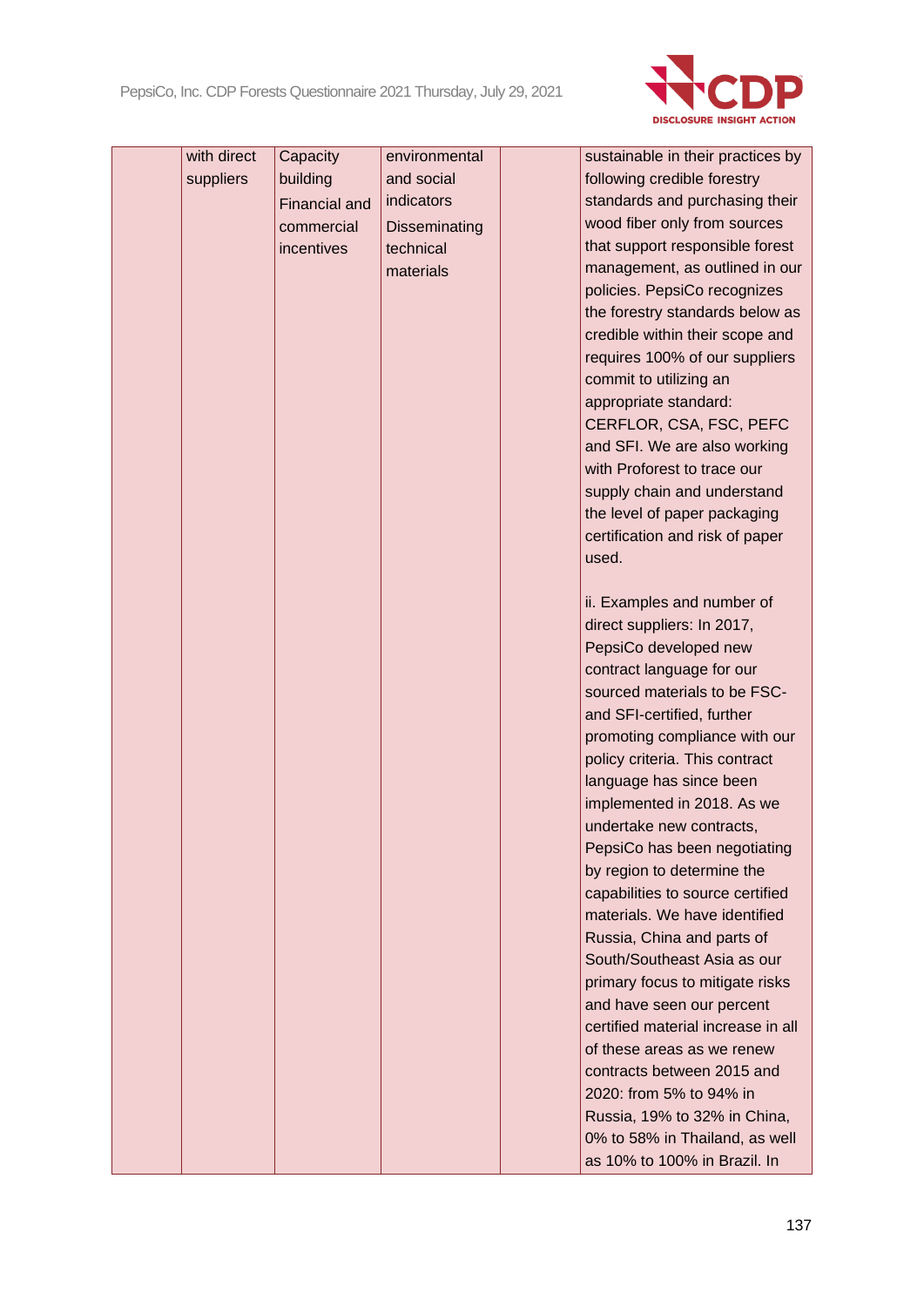| | with direct suppliers | Capacity building<br>Financial and commercial incentives | environmental and social indicators<br>Disseminating technical materials | | sustainable in their practices by following credible forestry standards and purchasing their wood fiber only from sources that support responsible forest management, as outlined in our policies. PepsiCo recognizes the forestry standards below as credible within their scope and requires 100% of our suppliers commit to utilizing an appropriate standard: CERFLOR, CSA, FSC, PEFC and SFI. We are also working with Proforest to trace our supply chain and understand the level of paper packaging certification and risk of paper used.<br><br>ii. Examples and number of direct suppliers: In 2017, PepsiCo developed new contract language for our sourced materials to be FSC- and SFI-certified, further promoting compliance with our policy criteria. This contract language has since been implemented in 2018. As we undertake new contracts, PepsiCo has been negotiating by region to determine the capabilities to source certified materials. We have identified Russia, China and parts of South/Southeast Asia as our primary focus to mitigate risks and have seen our percent certified material increase in all of these areas as we renew contracts between 2015 and 2020: from 5% to 94% in Russia, 19% to 32% in China, 0% to 58% in Thailand, as well as 10% to 100% in Brazil. In |
|---|---|---|---|---|---|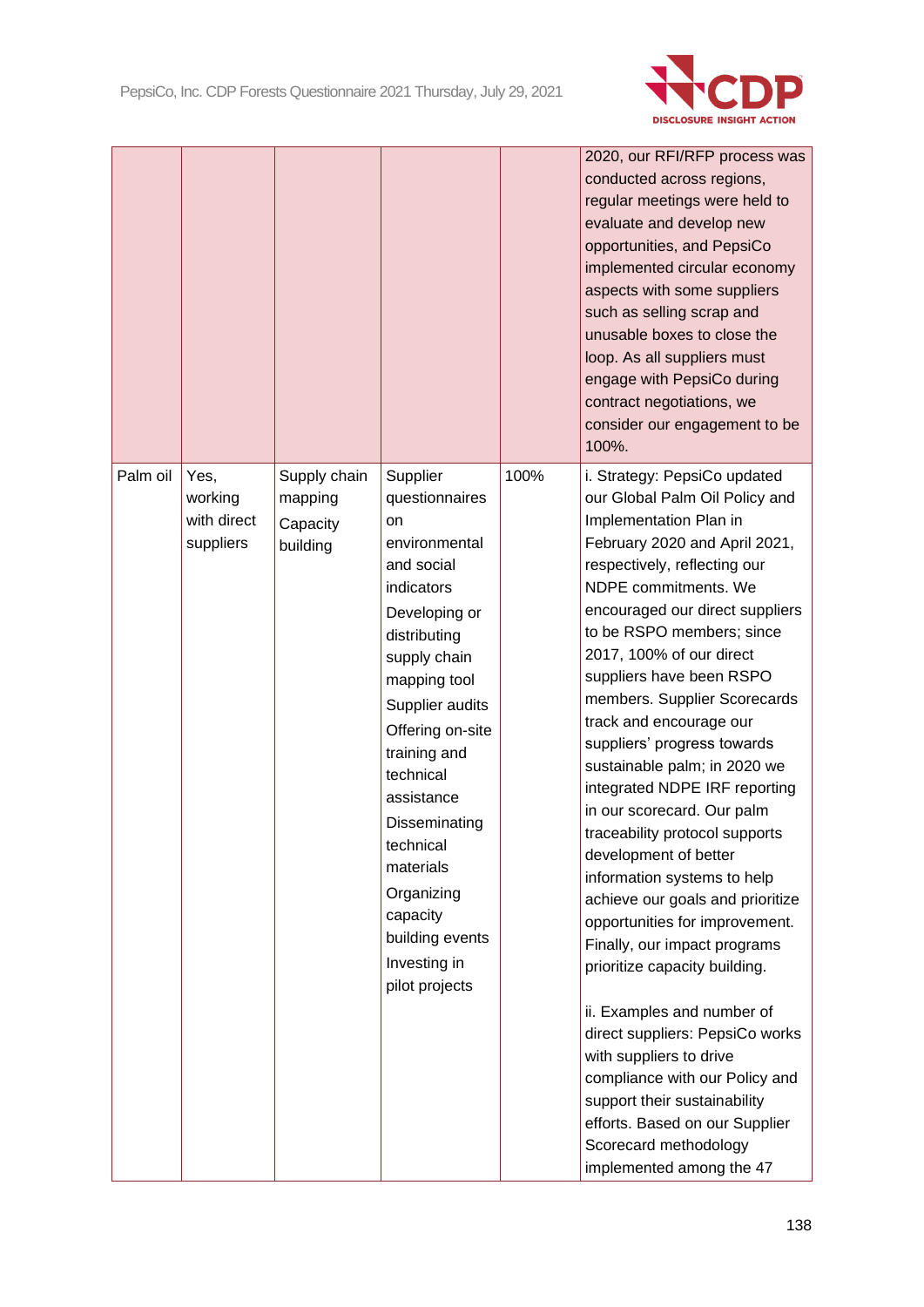| | | | | | |
|---|---|---|---|---|---|
| | | | | | 2020, our RFI/RFP process was conducted across regions, regular meetings were held to evaluate and develop new opportunities, and PepsiCo implemented circular economy aspects with some suppliers such as selling scrap and unusable boxes to close the loop. As all suppliers must engage with PepsiCo during contract negotiations, we consider our engagement to be 100%. |
| Palm oil | Yes, working with direct suppliers | Supply chain mapping<br>Capacity building | Supplier questionnaires on environmental and social indicators<br>Developing or distributing supply chain mapping tool<br>Supplier audits<br>Offering on-site training and technical assistance<br>Disseminating technical materials<br>Organizing capacity building events<br>Investing in pilot projects | 100% | i. Strategy: PepsiCo updated our Global Palm Oil Policy and Implementation Plan in February 2020 and April 2021, respectively, reflecting our NDPE commitments. We encouraged our direct suppliers to be RSPO members; since 2017, 100% of our direct suppliers have been RSPO members. Supplier Scorecards track and encourage our suppliers' progress towards sustainable palm; in 2020 we integrated NDPE IRF reporting in our scorecard. Our palm traceability protocol supports development of better information systems to help achieve our goals and prioritize opportunities for improvement. Finally, our impact programs prioritize capacity building.<br><br>ii. Examples and number of direct suppliers: PepsiCo works with suppliers to drive compliance with our Policy and support their sustainability efforts. Based on our Supplier Scorecard methodology implemented among the 47 |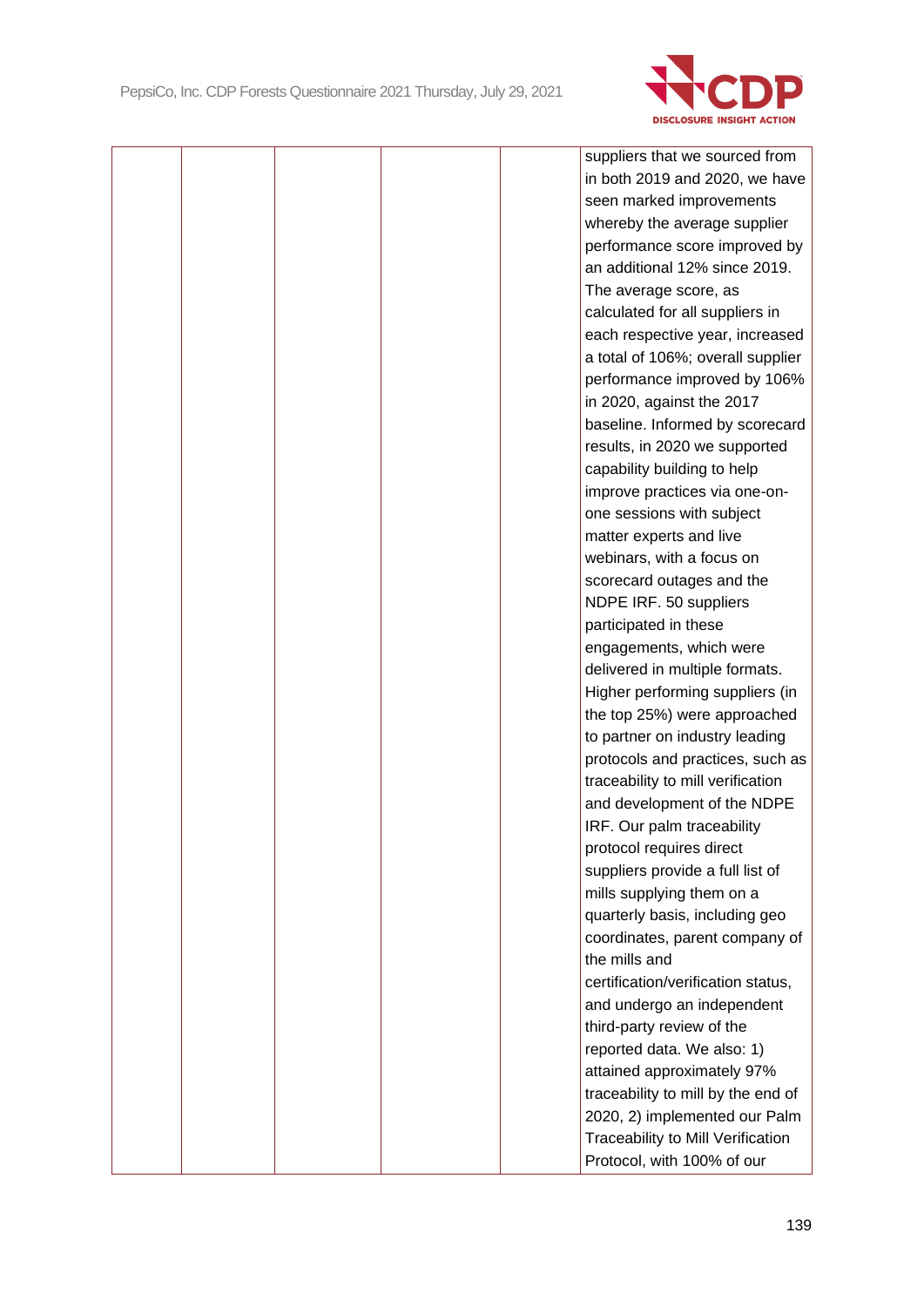|  |  |  |  |  |  |
|---|---|---|---|---|---|
|  |  |  |  |  | suppliers that we sourced from in both 2019 and 2020, we have seen marked improvements whereby the average supplier performance score improved by an additional 12% since 2019. The average score, as calculated for all suppliers in each respective year, increased a total of 106%; overall supplier performance improved by 106% in 2020, against the 2017 baseline. Informed by scorecard results, in 2020 we supported capability building to help improve practices via one-on-one sessions with subject matter experts and live webinars, with a focus on scorecard outages and the NDPE IRF. 50 suppliers participated in these engagements, which were delivered in multiple formats. Higher performing suppliers (in the top 25%) were approached to partner on industry leading protocols and practices, such as traceability to mill verification and development of the NDPE IRF. Our palm traceability protocol requires direct suppliers provide a full list of mills supplying them on a quarterly basis, including geo coordinates, parent company of the mills and certification/verification status, and undergo an independent third-party review of the reported data. We also: 1) attained approximately 97% traceability to mill by the end of 2020, 2) implemented our Palm Traceability to Mill Verification Protocol, with 100% of our |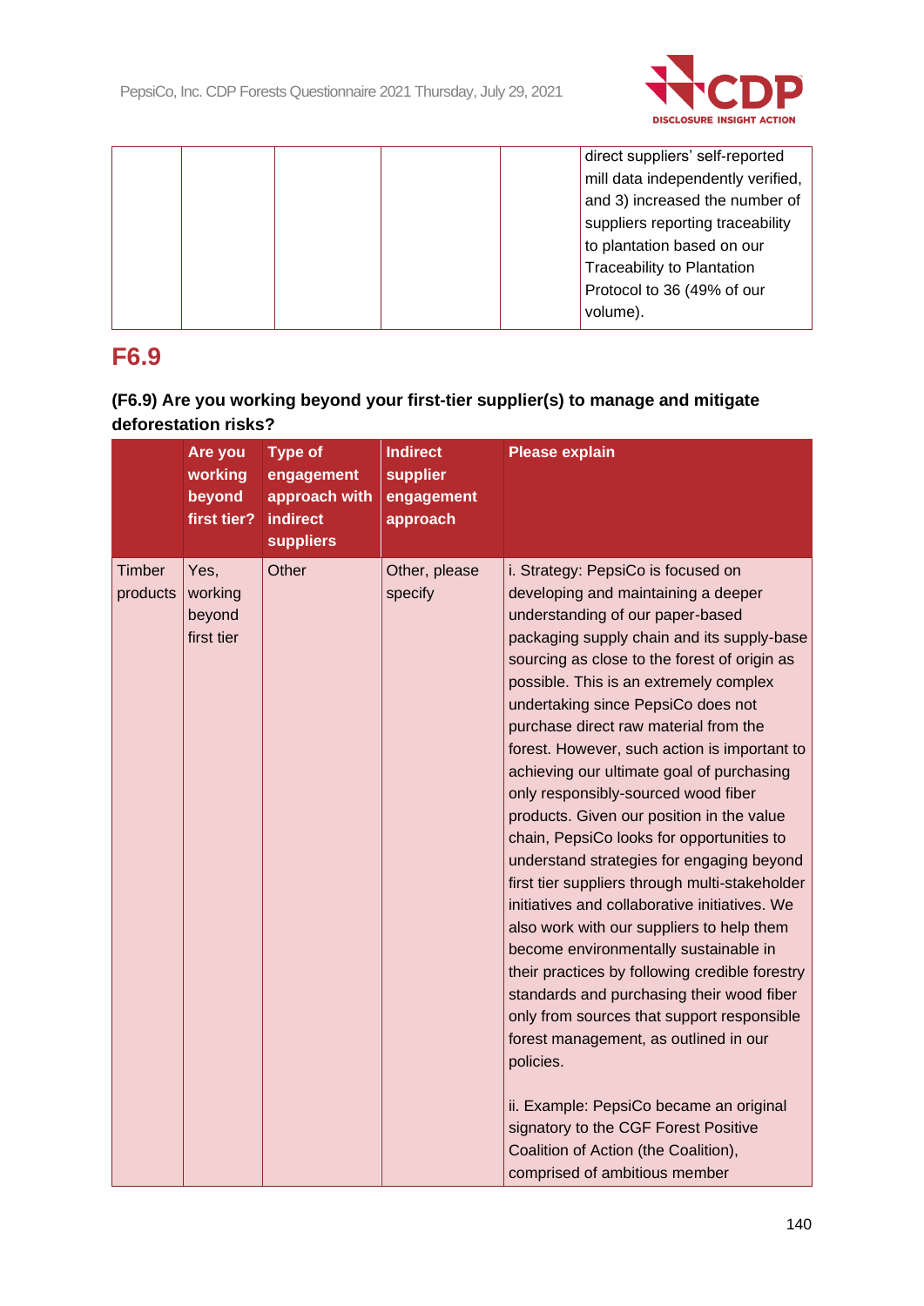| | | | | | |
|---|---|---|---|---|---|
| | | | | | direct suppliers' self-reported mill data independently verified, and 3) increased the number of suppliers reporting traceability to plantation based on our Traceability to Plantation Protocol to 36 (49% of our volume). |

## F6.9

### (F6.9) Are you working beyond your first-tier supplier(s) to manage and mitigate deforestation risks?

| | Are you working beyond first tier? | Type of engagement approach with indirect suppliers | Indirect supplier engagement approach | Please explain |
|---|---|---|---|---|
| Timber products | Yes, working beyond first tier | Other | Other, please specify | i. Strategy: PepsiCo is focused on developing and maintaining a deeper understanding of our paper-based packaging supply chain and its supply-base sourcing as close to the forest of origin as possible. This is an extremely complex undertaking since PepsiCo does not purchase direct raw material from the forest. However, such action is important to achieving our ultimate goal of purchasing only responsibly-sourced wood fiber products. Given our position in the value chain, PepsiCo looks for opportunities to understand strategies for engaging beyond first tier suppliers through multi-stakeholder initiatives and collaborative initiatives. We also work with our suppliers to help them become environmentally sustainable in their practices by following credible forestry standards and purchasing their wood fiber only from sources that support responsible forest management, as outlined in our policies.<br><br>ii. Example: PepsiCo became an original signatory to the CGF Forest Positive Coalition of Action (the Coalition), comprised of ambitious member |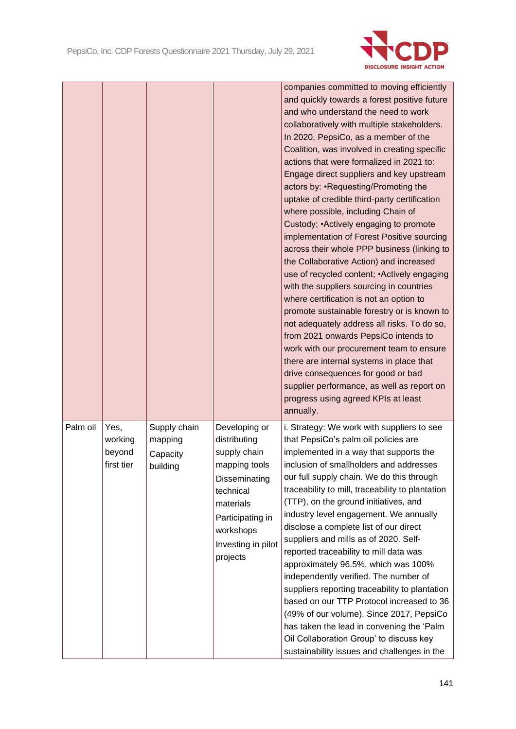|  |  |  |  |  |
|---|---|---|---|---|
|  |  |  |  | companies committed to moving efficiently and quickly towards a forest positive future and who understand the need to work collaboratively with multiple stakeholders. In 2020, PepsiCo, as a member of the Coalition, was involved in creating specific actions that were formalized in 2021 to: Engage direct suppliers and key upstream actors by: •Requesting/Promoting the uptake of credible third-party certification where possible, including Chain of Custody; •Actively engaging to promote implementation of Forest Positive sourcing across their whole PPP business (linking to the Collaborative Action) and increased use of recycled content; •Actively engaging with the suppliers sourcing in countries where certification is not an option to promote sustainable forestry or is known to not adequately address all risks. To do so, from 2021 onwards PepsiCo intends to work with our procurement team to ensure there are internal systems in place that drive consequences for good or bad supplier performance, as well as report on progress using agreed KPIs at least annually. |
| Palm oil | Yes, working beyond first tier | Supply chain mapping<br>Capacity building | Developing or distributing supply chain mapping tools<br>Disseminating technical materials<br>Participating in workshops<br>Investing in pilot projects | i. Strategy: We work with suppliers to see that PepsiCo's palm oil policies are implemented in a way that supports the inclusion of smallholders and addresses our full supply chain. We do this through traceability to mill, traceability to plantation (TTP), on the ground initiatives, and industry level engagement. We annually disclose a complete list of our direct suppliers and mills as of 2020. Self-reported traceability to mill data was approximately 96.5%, which was 100% independently verified. The number of suppliers reporting traceability to plantation based on our TTP Protocol increased to 36 (49% of our volume). Since 2017, PepsiCo has taken the lead in convening the 'Palm Oil Collaboration Group' to discuss key sustainability issues and challenges in the |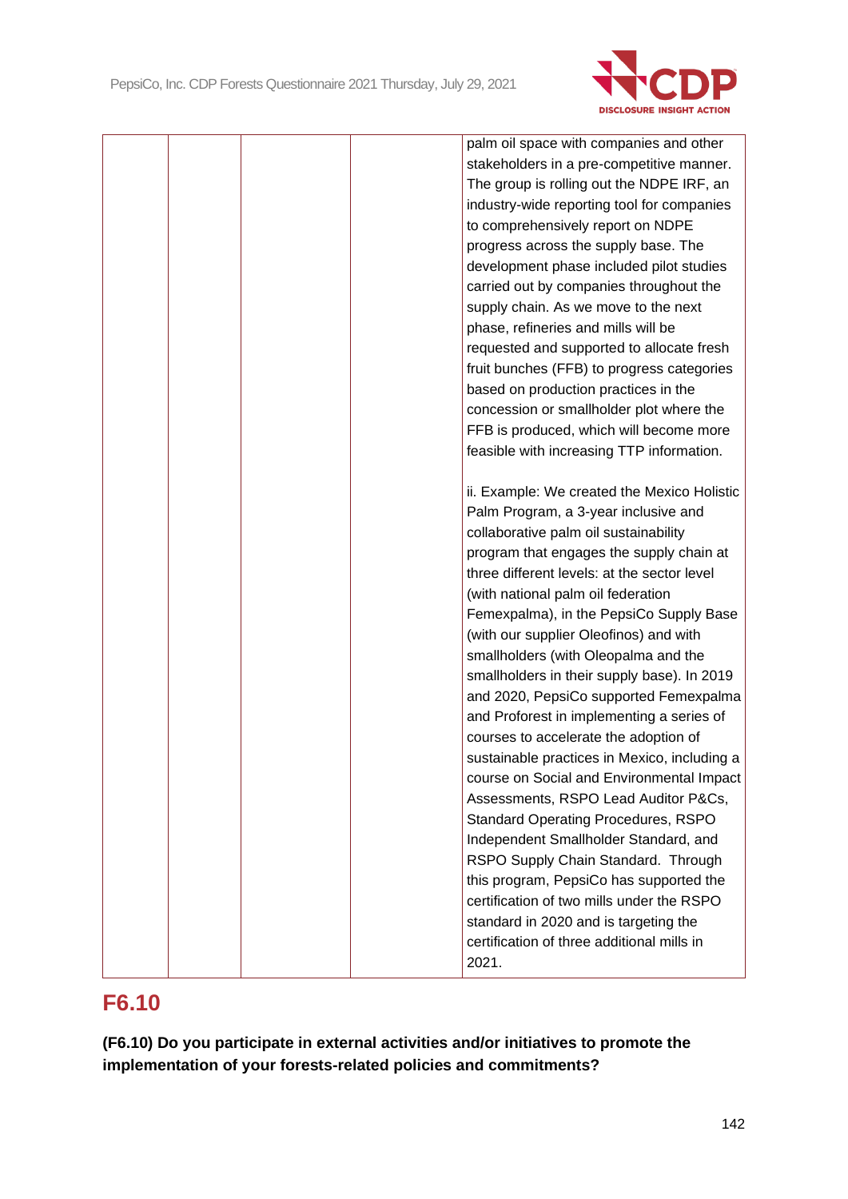| | | | | palm oil space with companies and other stakeholders in a pre-competitive manner. The group is rolling out the NDPE IRF, an industry-wide reporting tool for companies to comprehensively report on NDPE progress across the supply base. The development phase included pilot studies carried out by companies throughout the supply chain. As we move to the next phase, refineries and mills will be requested and supported to allocate fresh fruit bunches (FFB) to progress categories based on production practices in the concession or smallholder plot where the FFB is produced, which will become more feasible with increasing TTP information.<br><br>ii. Example: We created the Mexico Holistic Palm Program, a 3-year inclusive and collaborative palm oil sustainability program that engages the supply chain at three different levels: at the sector level (with national palm oil federation Femexpalma), in the PepsiCo Supply Base (with our supplier Oleofinos) and with smallholders (with Oleopalma and the smallholders in their supply base). In 2019 and 2020, PepsiCo supported Femexpalma and Proforest in implementing a series of courses to accelerate the adoption of sustainable practices in Mexico, including a course on Social and Environmental Impact Assessments, RSPO Lead Auditor P&Cs, Standard Operating Procedures, RSPO Independent Smallholder Standard, and RSPO Supply Chain Standard. Through this program, PepsiCo has supported the certification of two mills under the RSPO standard in 2020 and is targeting the certification of three additional mills in 2021. |
|---|---|---|---|---|

## F6.10

**(F6.10) Do you participate in external activities and/or initiatives to promote the implementation of your forests-related policies and commitments?**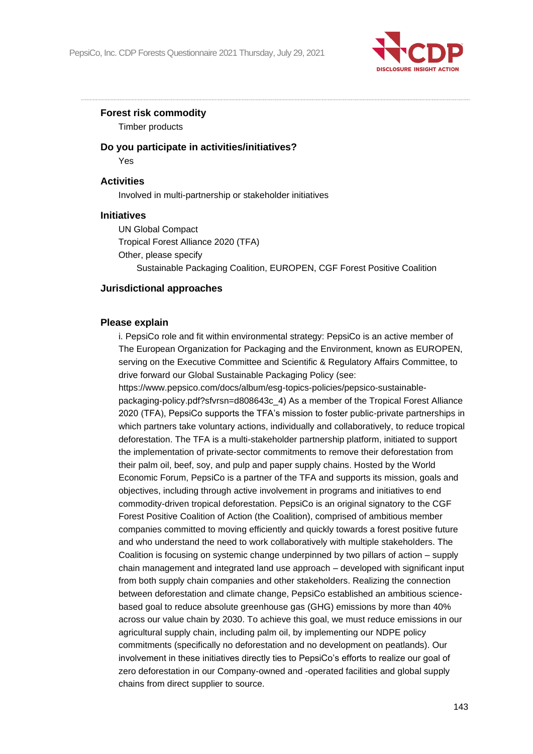**Forest risk commodity**

Timber products

**Do you participate in activities/initiatives?**

Yes

**Activities**

Involved in multi-partnership or stakeholder initiatives

**Initiatives**

UN Global Compact

Tropical Forest Alliance 2020 (TFA)

Other, please specify

Sustainable Packaging Coalition, EUROPEN, CGF Forest Positive Coalition

**Jurisdictional approaches**

**Please explain**

i. PepsiCo role and fit within environmental strategy: PepsiCo is an active member of The European Organization for Packaging and the Environment, known as EUROPEN, serving on the Executive Committee and Scientific & Regulatory Affairs Committee, to drive forward our Global Sustainable Packaging Policy (see: https://www.pepsico.com/docs/album/esg-topics-policies/pepsico-sustainable-packaging-policy.pdf?sfvrsn=d808643c_4) As a member of the Tropical Forest Alliance 2020 (TFA), PepsiCo supports the TFA's mission to foster public-private partnerships in which partners take voluntary actions, individually and collaboratively, to reduce tropical deforestation. The TFA is a multi-stakeholder partnership platform, initiated to support the implementation of private-sector commitments to remove their deforestation from their palm oil, beef, soy, and pulp and paper supply chains. Hosted by the World Economic Forum, PepsiCo is a partner of the TFA and supports its mission, goals and objectives, including through active involvement in programs and initiatives to end commodity-driven tropical deforestation. PepsiCo is an original signatory to the CGF Forest Positive Coalition of Action (the Coalition), comprised of ambitious member companies committed to moving efficiently and quickly towards a forest positive future and who understand the need to work collaboratively with multiple stakeholders. The Coalition is focusing on systemic change underpinned by two pillars of action – supply chain management and integrated land use approach – developed with significant input from both supply chain companies and other stakeholders. Realizing the connection between deforestation and climate change, PepsiCo established an ambitious science-based goal to reduce absolute greenhouse gas (GHG) emissions by more than 40% across our value chain by 2030. To achieve this goal, we must reduce emissions in our agricultural supply chain, including palm oil, by implementing our NDPE policy commitments (specifically no deforestation and no development on peatlands). Our involvement in these initiatives directly ties to PepsiCo's efforts to realize our goal of zero deforestation in our Company-owned and -operated facilities and global supply chains from direct supplier to source.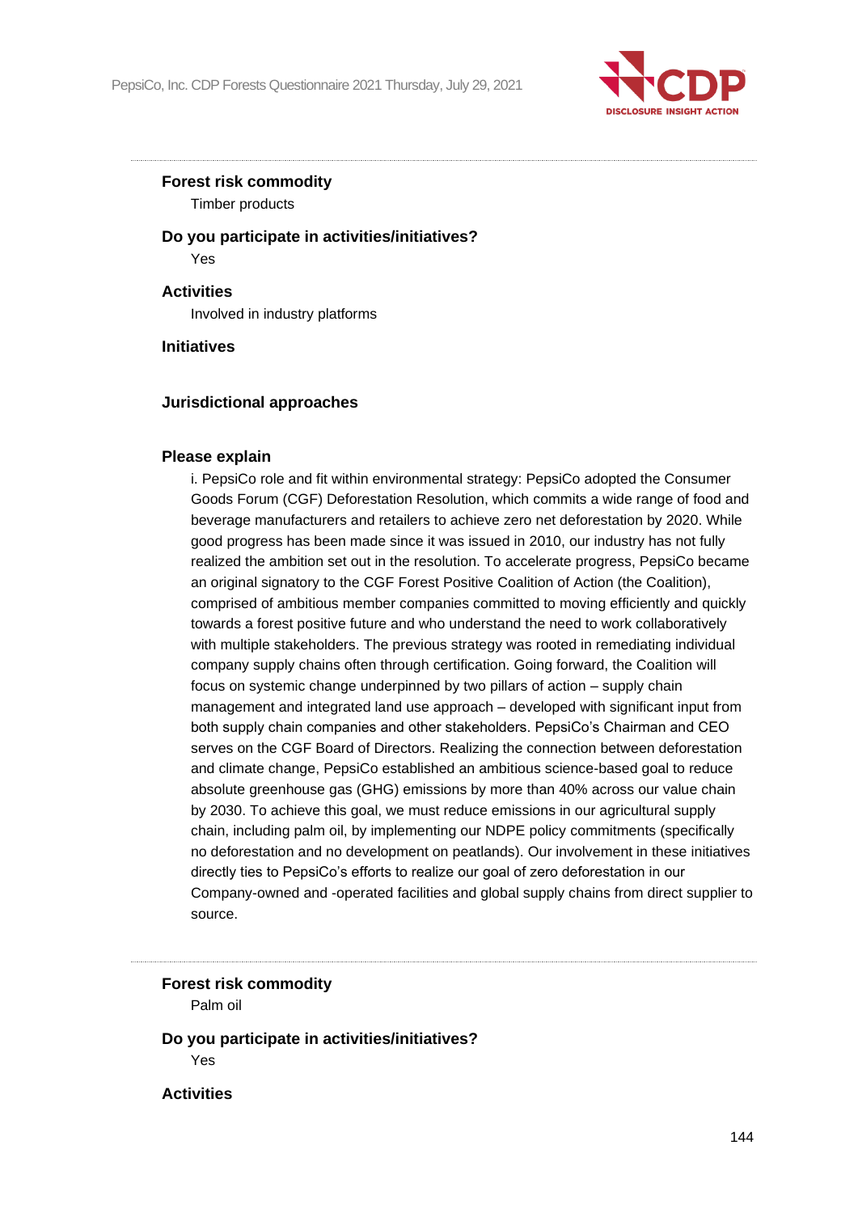**Forest risk commodity**

Timber products

**Do you participate in activities/initiatives?**

Yes

**Activities**

Involved in industry platforms

**Initiatives**

**Jurisdictional approaches**

**Please explain**

i. PepsiCo role and fit within environmental strategy: PepsiCo adopted the Consumer Goods Forum (CGF) Deforestation Resolution, which commits a wide range of food and beverage manufacturers and retailers to achieve zero net deforestation by 2020. While good progress has been made since it was issued in 2010, our industry has not fully realized the ambition set out in the resolution. To accelerate progress, PepsiCo became an original signatory to the CGF Forest Positive Coalition of Action (the Coalition), comprised of ambitious member companies committed to moving efficiently and quickly towards a forest positive future and who understand the need to work collaboratively with multiple stakeholders. The previous strategy was rooted in remediating individual company supply chains often through certification. Going forward, the Coalition will focus on systemic change underpinned by two pillars of action – supply chain management and integrated land use approach – developed with significant input from both supply chain companies and other stakeholders. PepsiCo's Chairman and CEO serves on the CGF Board of Directors. Realizing the connection between deforestation and climate change, PepsiCo established an ambitious science-based goal to reduce absolute greenhouse gas (GHG) emissions by more than 40% across our value chain by 2030. To achieve this goal, we must reduce emissions in our agricultural supply chain, including palm oil, by implementing our NDPE policy commitments (specifically no deforestation and no development on peatlands). Our involvement in these initiatives directly ties to PepsiCo's efforts to realize our goal of zero deforestation in our Company-owned and -operated facilities and global supply chains from direct supplier to source.

---

**Forest risk commodity**

Palm oil

**Do you participate in activities/initiatives?**

Yes

**Activities**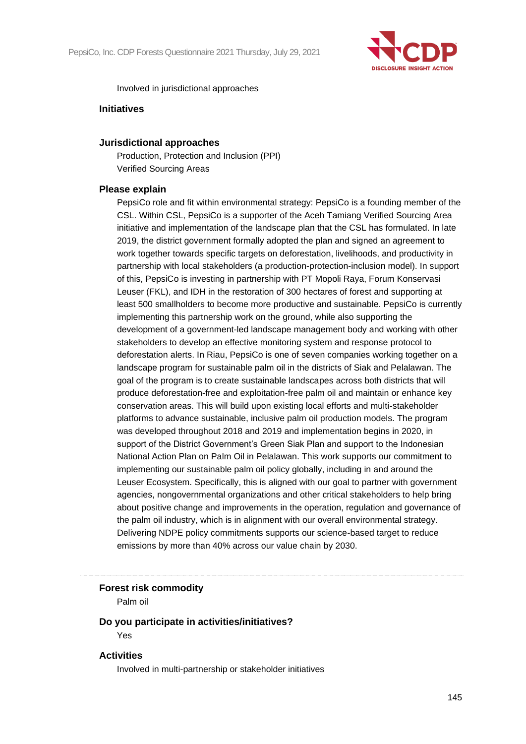Involved in jurisdictional approaches

**Initiatives**

**Jurisdictional approaches**

Production, Protection and Inclusion (PPI)
Verified Sourcing Areas

**Please explain**

PepsiCo role and fit within environmental strategy: PepsiCo is a founding member of the CSL. Within CSL, PepsiCo is a supporter of the Aceh Tamiang Verified Sourcing Area initiative and implementation of the landscape plan that the CSL has formulated. In late 2019, the district government formally adopted the plan and signed an agreement to work together towards specific targets on deforestation, livelihoods, and productivity in partnership with local stakeholders (a production-protection-inclusion model). In support of this, PepsiCo is investing in partnership with PT Mopoli Raya, Forum Konservasi Leuser (FKL), and IDH in the restoration of 300 hectares of forest and supporting at least 500 smallholders to become more productive and sustainable. PepsiCo is currently implementing this partnership work on the ground, while also supporting the development of a government-led landscape management body and working with other stakeholders to develop an effective monitoring system and response protocol to deforestation alerts. In Riau, PepsiCo is one of seven companies working together on a landscape program for sustainable palm oil in the districts of Siak and Pelalawan. The goal of the program is to create sustainable landscapes across both districts that will produce deforestation-free and exploitation-free palm oil and maintain or enhance key conservation areas. This will build upon existing local efforts and multi-stakeholder platforms to advance sustainable, inclusive palm oil production models. The program was developed throughout 2018 and 2019 and implementation begins in 2020, in support of the District Government's Green Siak Plan and support to the Indonesian National Action Plan on Palm Oil in Pelalawan. This work supports our commitment to implementing our sustainable palm oil policy globally, including in and around the Leuser Ecosystem. Specifically, this is aligned with our goal to partner with government agencies, nongovernmental organizations and other critical stakeholders to help bring about positive change and improvements in the operation, regulation and governance of the palm oil industry, which is in alignment with our overall environmental strategy. Delivering NDPE policy commitments supports our science-based target to reduce emissions by more than 40% across our value chain by 2030.

---

**Forest risk commodity**

Palm oil

**Do you participate in activities/initiatives?**

Yes

**Activities**

Involved in multi-partnership or stakeholder initiatives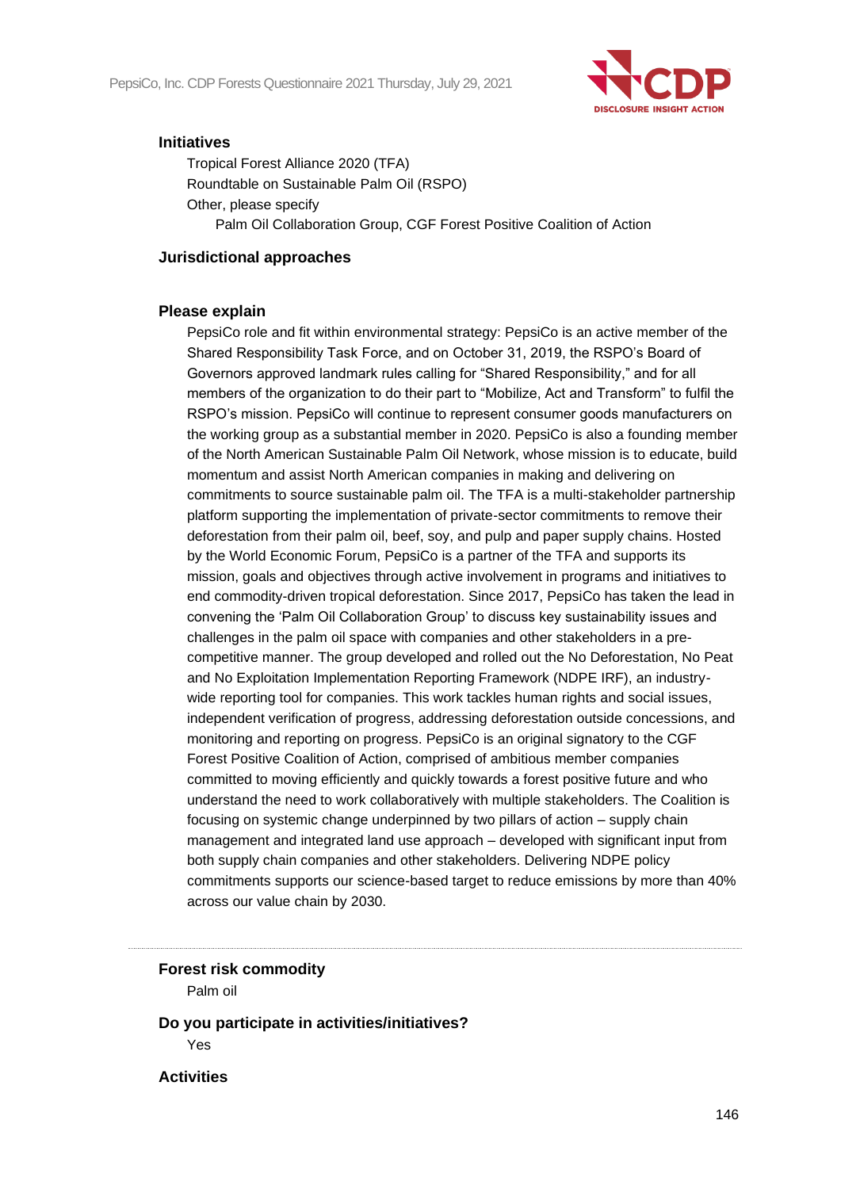**Initiatives**

Tropical Forest Alliance 2020 (TFA)

Roundtable on Sustainable Palm Oil (RSPO)

Other, please specify

Palm Oil Collaboration Group, CGF Forest Positive Coalition of Action

**Jurisdictional approaches**

**Please explain**

PepsiCo role and fit within environmental strategy: PepsiCo is an active member of the Shared Responsibility Task Force, and on October 31, 2019, the RSPO's Board of Governors approved landmark rules calling for "Shared Responsibility," and for all members of the organization to do their part to "Mobilize, Act and Transform" to fulfil the RSPO's mission. PepsiCo will continue to represent consumer goods manufacturers on the working group as a substantial member in 2020. PepsiCo is also a founding member of the North American Sustainable Palm Oil Network, whose mission is to educate, build momentum and assist North American companies in making and delivering on commitments to source sustainable palm oil. The TFA is a multi-stakeholder partnership platform supporting the implementation of private-sector commitments to remove their deforestation from their palm oil, beef, soy, and pulp and paper supply chains. Hosted by the World Economic Forum, PepsiCo is a partner of the TFA and supports its mission, goals and objectives through active involvement in programs and initiatives to end commodity-driven tropical deforestation. Since 2017, PepsiCo has taken the lead in convening the 'Palm Oil Collaboration Group' to discuss key sustainability issues and challenges in the palm oil space with companies and other stakeholders in a pre-competitive manner. The group developed and rolled out the No Deforestation, No Peat and No Exploitation Implementation Reporting Framework (NDPE IRF), an industry-wide reporting tool for companies. This work tackles human rights and social issues, independent verification of progress, addressing deforestation outside concessions, and monitoring and reporting on progress. PepsiCo is an original signatory to the CGF Forest Positive Coalition of Action, comprised of ambitious member companies committed to moving efficiently and quickly towards a forest positive future and who understand the need to work collaboratively with multiple stakeholders. The Coalition is focusing on systemic change underpinned by two pillars of action – supply chain management and integrated land use approach – developed with significant input from both supply chain companies and other stakeholders. Delivering NDPE policy commitments supports our science-based target to reduce emissions by more than 40% across our value chain by 2030.

---

**Forest risk commodity**

Palm oil

**Do you participate in activities/initiatives?**

Yes

**Activities**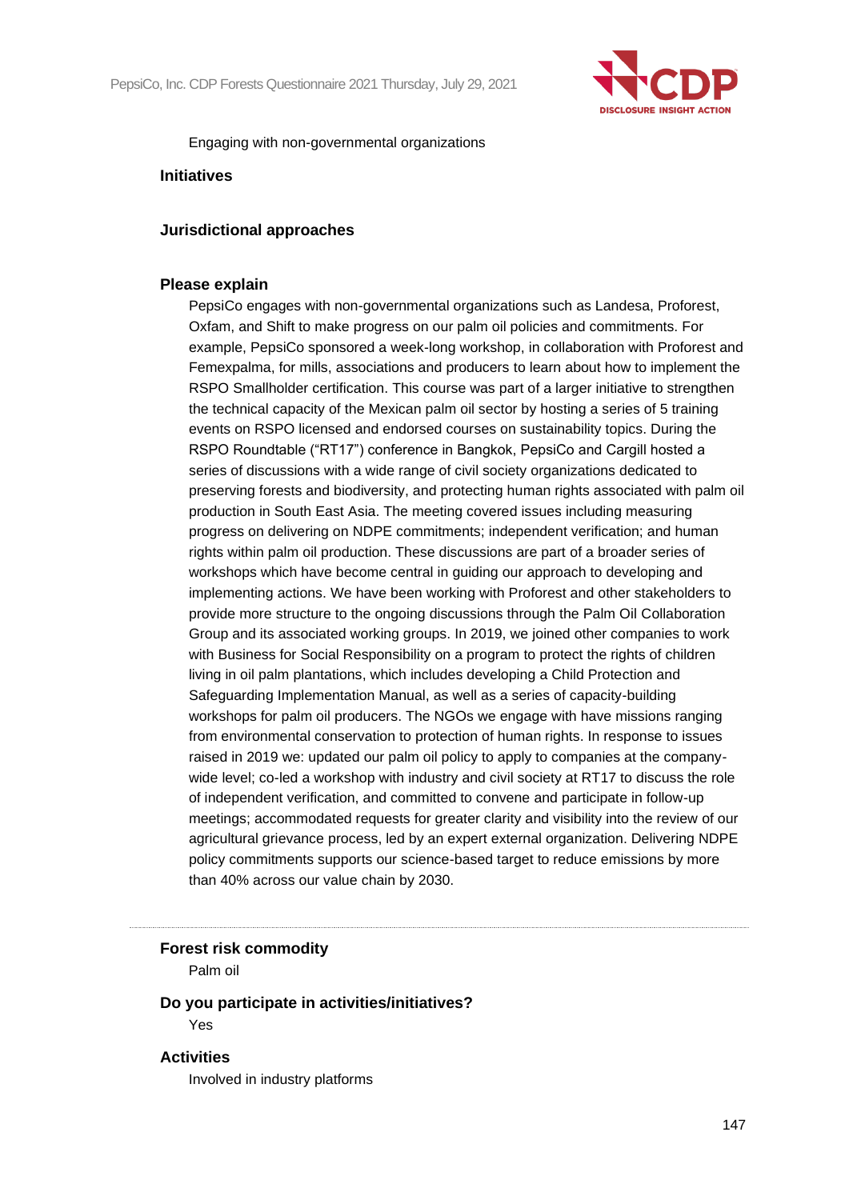Engaging with non-governmental organizations

**Initiatives**

**Jurisdictional approaches**

**Please explain**

PepsiCo engages with non-governmental organizations such as Landesa, Proforest, Oxfam, and Shift to make progress on our palm oil policies and commitments. For example, PepsiCo sponsored a week-long workshop, in collaboration with Proforest and Femexpalma, for mills, associations and producers to learn about how to implement the RSPO Smallholder certification. This course was part of a larger initiative to strengthen the technical capacity of the Mexican palm oil sector by hosting a series of 5 training events on RSPO licensed and endorsed courses on sustainability topics. During the RSPO Roundtable ("RT17") conference in Bangkok, PepsiCo and Cargill hosted a series of discussions with a wide range of civil society organizations dedicated to preserving forests and biodiversity, and protecting human rights associated with palm oil production in South East Asia. The meeting covered issues including measuring progress on delivering on NDPE commitments; independent verification; and human rights within palm oil production. These discussions are part of a broader series of workshops which have become central in guiding our approach to developing and implementing actions. We have been working with Proforest and other stakeholders to provide more structure to the ongoing discussions through the Palm Oil Collaboration Group and its associated working groups. In 2019, we joined other companies to work with Business for Social Responsibility on a program to protect the rights of children living in oil palm plantations, which includes developing a Child Protection and Safeguarding Implementation Manual, as well as a series of capacity-building workshops for palm oil producers. The NGOs we engage with have missions ranging from environmental conservation to protection of human rights. In response to issues raised in 2019 we: updated our palm oil policy to apply to companies at the company-wide level; co-led a workshop with industry and civil society at RT17 to discuss the role of independent verification, and committed to convene and participate in follow-up meetings; accommodated requests for greater clarity and visibility into the review of our agricultural grievance process, led by an expert external organization. Delivering NDPE policy commitments supports our science-based target to reduce emissions by more than 40% across our value chain by 2030.

---

**Forest risk commodity**

Palm oil

**Do you participate in activities/initiatives?**

Yes

**Activities**

Involved in industry platforms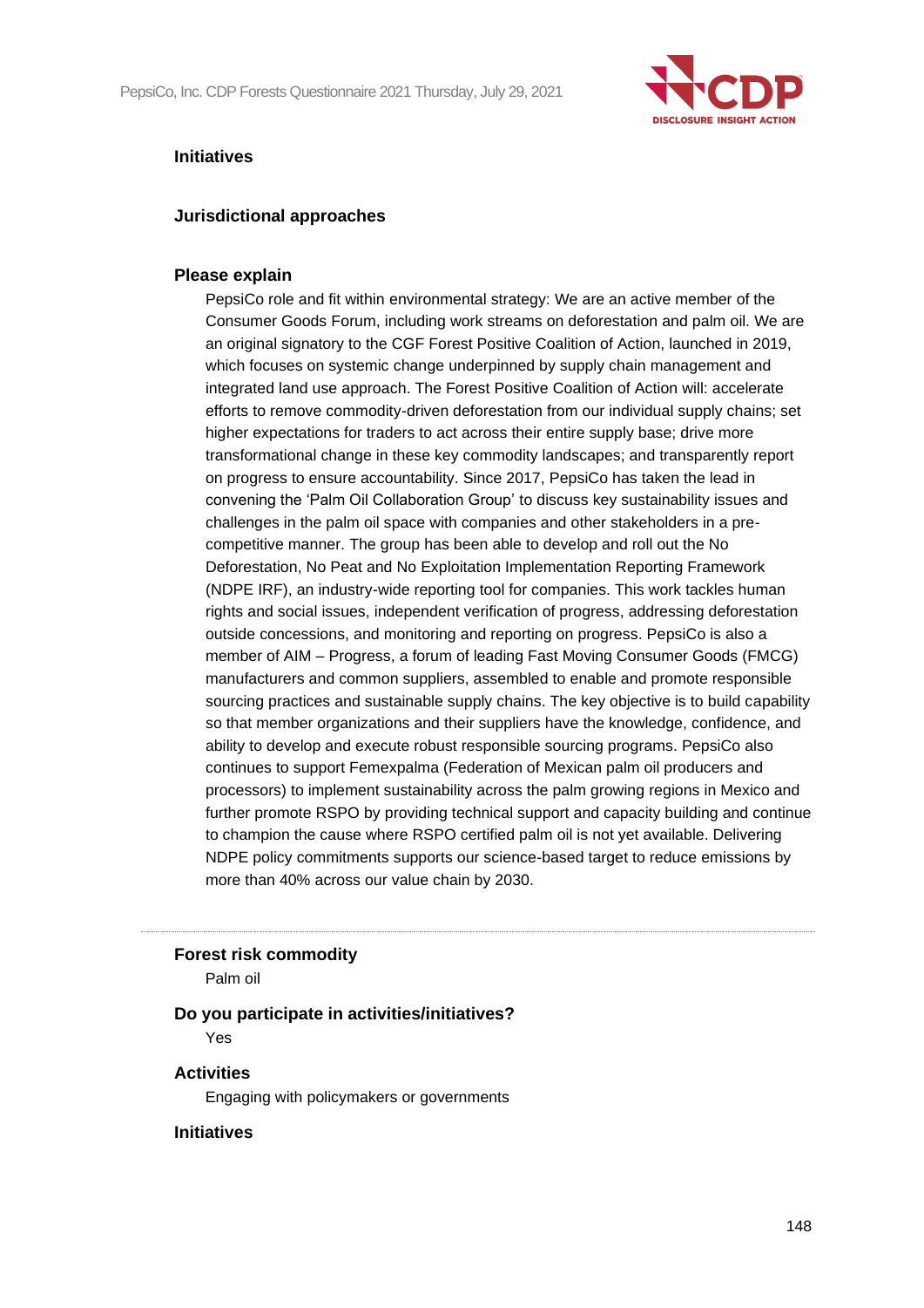**Initiatives**

Jurisdictional approaches

**Please explain**

PepsiCo role and fit within environmental strategy: We are an active member of the Consumer Goods Forum, including work streams on deforestation and palm oil. We are an original signatory to the CGF Forest Positive Coalition of Action, launched in 2019, which focuses on systemic change underpinned by supply chain management and integrated land use approach. The Forest Positive Coalition of Action will: accelerate efforts to remove commodity-driven deforestation from our individual supply chains; set higher expectations for traders to act across their entire supply base; drive more transformational change in these key commodity landscapes; and transparently report on progress to ensure accountability. Since 2017, PepsiCo has taken the lead in convening the 'Palm Oil Collaboration Group' to discuss key sustainability issues and challenges in the palm oil space with companies and other stakeholders in a pre-competitive manner. The group has been able to develop and roll out the No Deforestation, No Peat and No Exploitation Implementation Reporting Framework (NDPE IRF), an industry-wide reporting tool for companies. This work tackles human rights and social issues, independent verification of progress, addressing deforestation outside concessions, and monitoring and reporting on progress. PepsiCo is also a member of AIM – Progress, a forum of leading Fast Moving Consumer Goods (FMCG) manufacturers and common suppliers, assembled to enable and promote responsible sourcing practices and sustainable supply chains. The key objective is to build capability so that member organizations and their suppliers have the knowledge, confidence, and ability to develop and execute robust responsible sourcing programs. PepsiCo also continues to support Femexpalma (Federation of Mexican palm oil producers and processors) to implement sustainability across the palm growing regions in Mexico and further promote RSPO by providing technical support and capacity building and continue to champion the cause where RSPO certified palm oil is not yet available. Delivering NDPE policy commitments supports our science-based target to reduce emissions by more than 40% across our value chain by 2030.

---

**Forest risk commodity**

Palm oil

**Do you participate in activities/initiatives?**

Yes

**Activities**

Engaging with policymakers or governments

**Initiatives**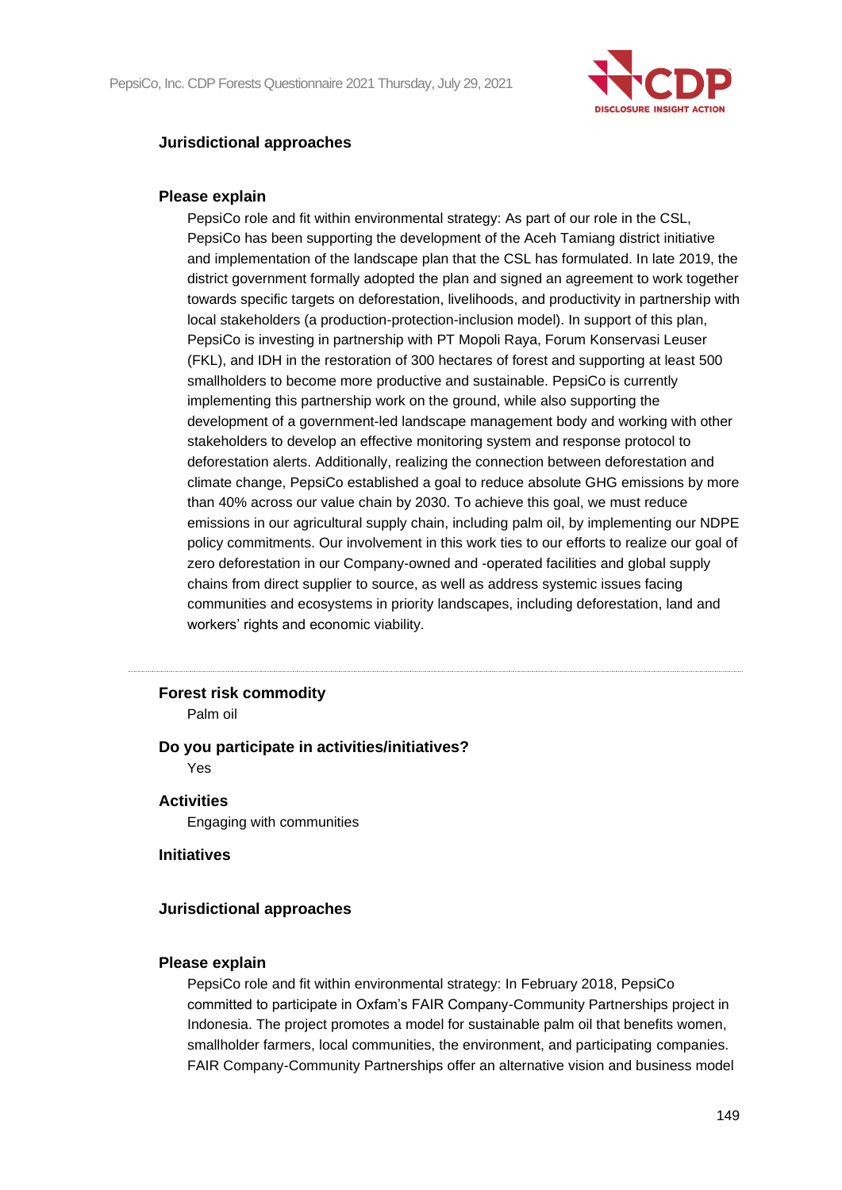**Jurisdictional approaches**

**Please explain**

PepsiCo role and fit within environmental strategy: As part of our role in the CSL, PepsiCo has been supporting the development of the Aceh Tamiang district initiative and implementation of the landscape plan that the CSL has formulated. In late 2019, the district government formally adopted the plan and signed an agreement to work together towards specific targets on deforestation, livelihoods, and productivity in partnership with local stakeholders (a production-protection-inclusion model). In support of this plan, PepsiCo is investing in partnership with PT Mopoli Raya, Forum Konservasi Leuser (FKL), and IDH in the restoration of 300 hectares of forest and supporting at least 500 smallholders to become more productive and sustainable. PepsiCo is currently implementing this partnership work on the ground, while also supporting the development of a government-led landscape management body and working with other stakeholders to develop an effective monitoring system and response protocol to deforestation alerts. Additionally, realizing the connection between deforestation and climate change, PepsiCo established a goal to reduce absolute GHG emissions by more than 40% across our value chain by 2030. To achieve this goal, we must reduce emissions in our agricultural supply chain, including palm oil, by implementing our NDPE policy commitments. Our involvement in this work ties to our efforts to realize our goal of zero deforestation in our Company-owned and -operated facilities and global supply chains from direct supplier to source, as well as address systemic issues facing communities and ecosystems in priority landscapes, including deforestation, land and workers' rights and economic viability.

---

**Forest risk commodity**

Palm oil

**Do you participate in activities/initiatives?**

Yes

**Activities**

Engaging with communities

**Initiatives**

**Jurisdictional approaches**

**Please explain**

PepsiCo role and fit within environmental strategy: In February 2018, PepsiCo committed to participate in Oxfam's FAIR Company-Community Partnerships project in Indonesia. The project promotes a model for sustainable palm oil that benefits women, smallholder farmers, local communities, the environment, and participating companies. FAIR Company-Community Partnerships offer an alternative vision and business model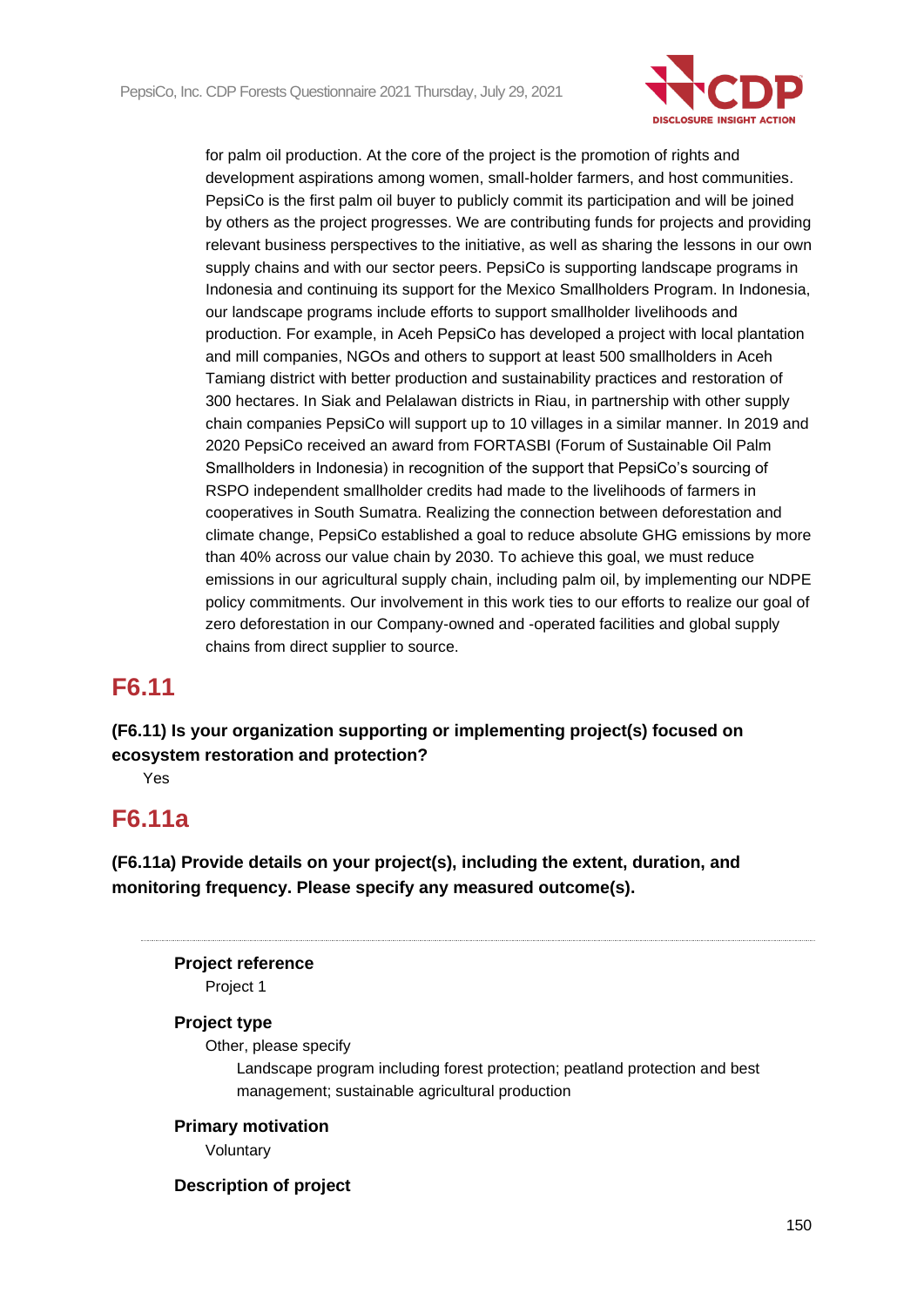for palm oil production. At the core of the project is the promotion of rights and development aspirations among women, small-holder farmers, and host communities. PepsiCo is the first palm oil buyer to publicly commit its participation and will be joined by others as the project progresses. We are contributing funds for projects and providing relevant business perspectives to the initiative, as well as sharing the lessons in our own supply chains and with our sector peers. PepsiCo is supporting landscape programs in Indonesia and continuing its support for the Mexico Smallholders Program. In Indonesia, our landscape programs include efforts to support smallholder livelihoods and production. For example, in Aceh PepsiCo has developed a project with local plantation and mill companies, NGOs and others to support at least 500 smallholders in Aceh Tamiang district with better production and sustainability practices and restoration of 300 hectares. In Siak and Pelalawan districts in Riau, in partnership with other supply chain companies PepsiCo will support up to 10 villages in a similar manner. In 2019 and 2020 PepsiCo received an award from FORTASBI (Forum of Sustainable Oil Palm Smallholders in Indonesia) in recognition of the support that PepsiCo's sourcing of RSPO independent smallholder credits had made to the livelihoods of farmers in cooperatives in South Sumatra. Realizing the connection between deforestation and climate change, PepsiCo established a goal to reduce absolute GHG emissions by more than 40% across our value chain by 2030. To achieve this goal, we must reduce emissions in our agricultural supply chain, including palm oil, by implementing our NDPE policy commitments. Our involvement in this work ties to our efforts to realize our goal of zero deforestation in our Company-owned and -operated facilities and global supply chains from direct supplier to source.

## F6.11

**(F6.11) Is your organization supporting or implementing project(s) focused on ecosystem restoration and protection?**

Yes

## F6.11a

**(F6.11a) Provide details on your project(s), including the extent, duration, and monitoring frequency. Please specify any measured outcome(s).**

---

**Project reference**

Project 1

**Project type**

Other, please specify

Landscape program including forest protection; peatland protection and best management; sustainable agricultural production

**Primary motivation**

Voluntary

**Description of project**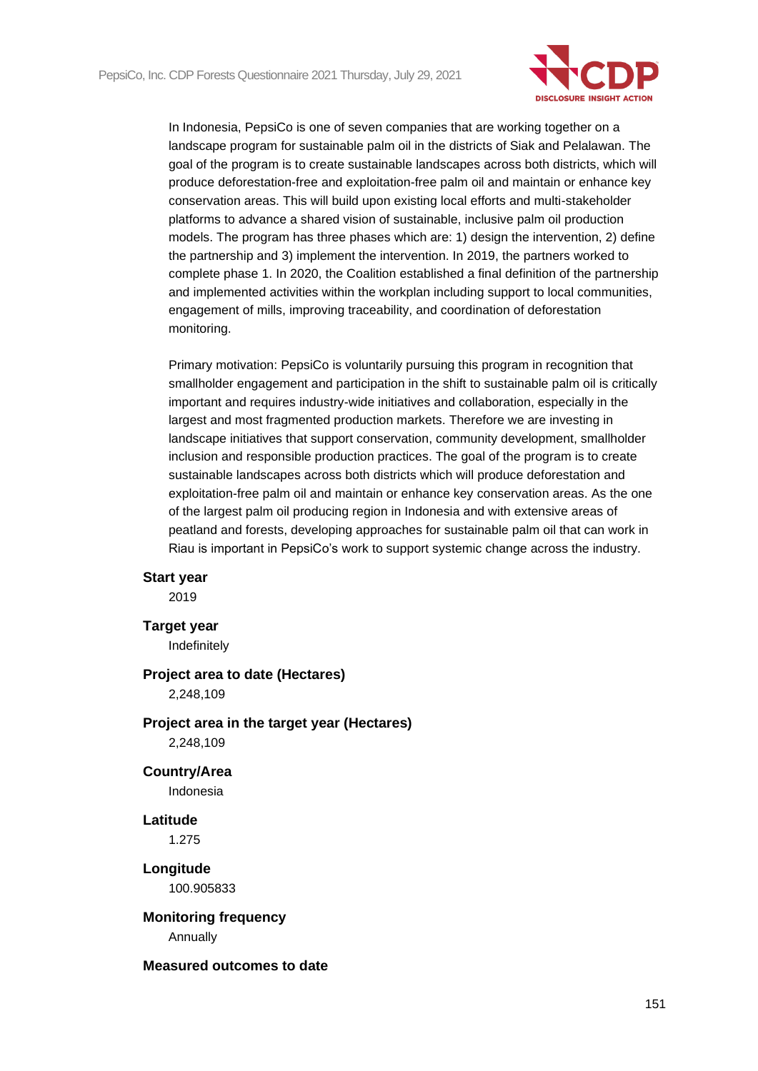In Indonesia, PepsiCo is one of seven companies that are working together on a landscape program for sustainable palm oil in the districts of Siak and Pelalawan. The goal of the program is to create sustainable landscapes across both districts, which will produce deforestation-free and exploitation-free palm oil and maintain or enhance key conservation areas. This will build upon existing local efforts and multi-stakeholder platforms to advance a shared vision of sustainable, inclusive palm oil production models. The program has three phases which are: 1) design the intervention, 2) define the partnership and 3) implement the intervention. In 2019, the partners worked to complete phase 1. In 2020, the Coalition established a final definition of the partnership and implemented activities within the workplan including support to local communities, engagement of mills, improving traceability, and coordination of deforestation monitoring.

Primary motivation: PepsiCo is voluntarily pursuing this program in recognition that smallholder engagement and participation in the shift to sustainable palm oil is critically important and requires industry-wide initiatives and collaboration, especially in the largest and most fragmented production markets. Therefore we are investing in landscape initiatives that support conservation, community development, smallholder inclusion and responsible production practices. The goal of the program is to create sustainable landscapes across both districts which will produce deforestation and exploitation-free palm oil and maintain or enhance key conservation areas. As the one of the largest palm oil producing region in Indonesia and with extensive areas of peatland and forests, developing approaches for sustainable palm oil that can work in Riau is important in PepsiCo's work to support systemic change across the industry.

**Start year**

2019

**Target year**

Indefinitely

**Project area to date (Hectares)**

2,248,109

**Project area in the target year (Hectares)**

2,248,109

**Country/Area**

Indonesia

**Latitude**

1.275

**Longitude**

100.905833

**Monitoring frequency**

Annually

**Measured outcomes to date**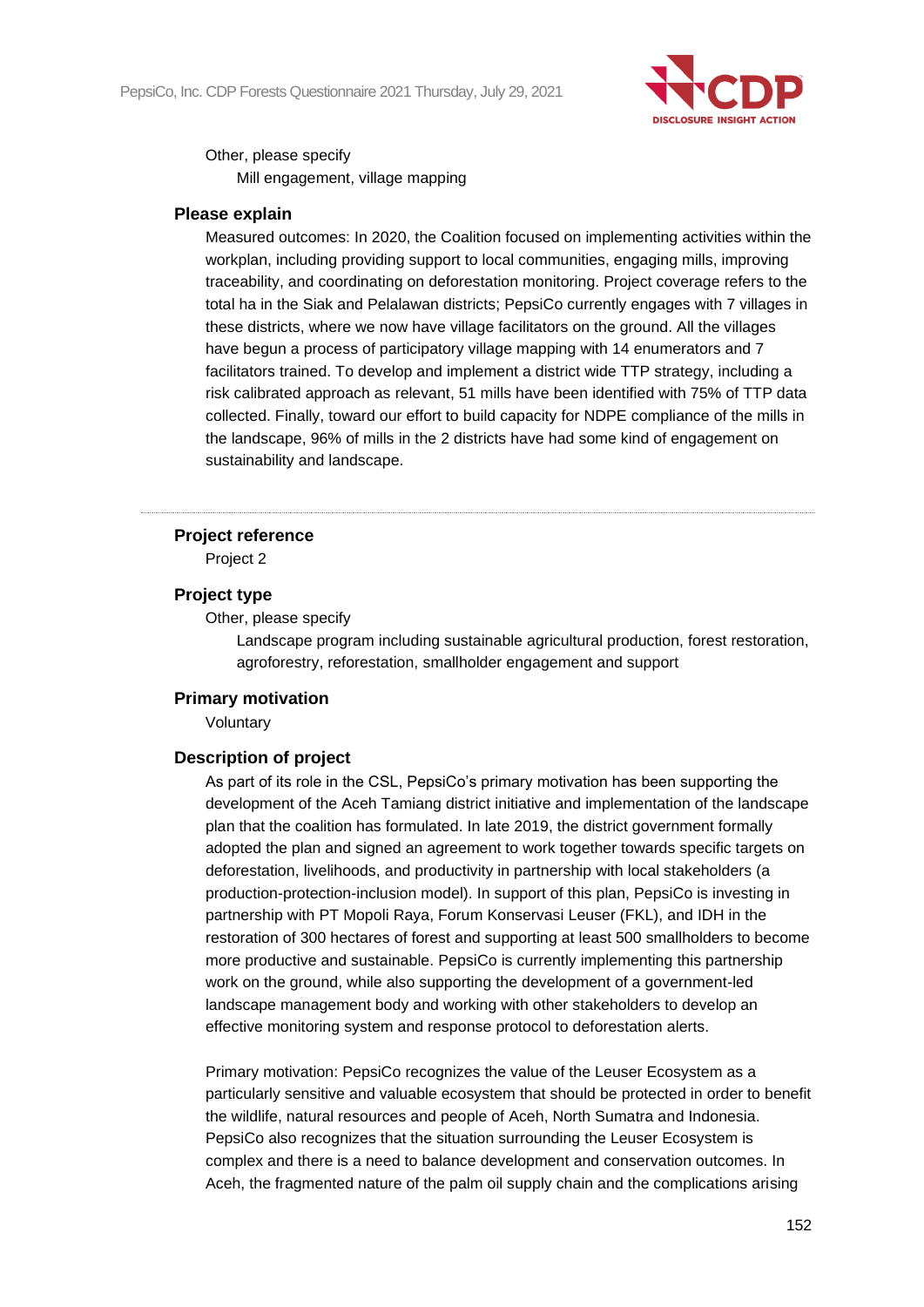Other, please specify

Mill engagement, village mapping

**Please explain**

Measured outcomes: In 2020, the Coalition focused on implementing activities within the workplan, including providing support to local communities, engaging mills, improving traceability, and coordinating on deforestation monitoring. Project coverage refers to the total ha in the Siak and Pelalawan districts; PepsiCo currently engages with 7 villages in these districts, where we now have village facilitators on the ground. All the villages have begun a process of participatory village mapping with 14 enumerators and 7 facilitators trained. To develop and implement a district wide TTP strategy, including a risk calibrated approach as relevant, 51 mills have been identified with 75% of TTP data collected. Finally, toward our effort to build capacity for NDPE compliance of the mills in the landscape, 96% of mills in the 2 districts have had some kind of engagement on sustainability and landscape.

---

**Project reference**

Project 2

**Project type**

Other, please specify

Landscape program including sustainable agricultural production, forest restoration, agroforestry, reforestation, smallholder engagement and support

**Primary motivation**

Voluntary

**Description of project**

As part of its role in the CSL, PepsiCo's primary motivation has been supporting the development of the Aceh Tamiang district initiative and implementation of the landscape plan that the coalition has formulated. In late 2019, the district government formally adopted the plan and signed an agreement to work together towards specific targets on deforestation, livelihoods, and productivity in partnership with local stakeholders (a production-protection-inclusion model). In support of this plan, PepsiCo is investing in partnership with PT Mopoli Raya, Forum Konservasi Leuser (FKL), and IDH in the restoration of 300 hectares of forest and supporting at least 500 smallholders to become more productive and sustainable. PepsiCo is currently implementing this partnership work on the ground, while also supporting the development of a government-led landscape management body and working with other stakeholders to develop an effective monitoring system and response protocol to deforestation alerts.

Primary motivation: PepsiCo recognizes the value of the Leuser Ecosystem as a particularly sensitive and valuable ecosystem that should be protected in order to benefit the wildlife, natural resources and people of Aceh, North Sumatra and Indonesia. PepsiCo also recognizes that the situation surrounding the Leuser Ecosystem is complex and there is a need to balance development and conservation outcomes. In Aceh, the fragmented nature of the palm oil supply chain and the complications arising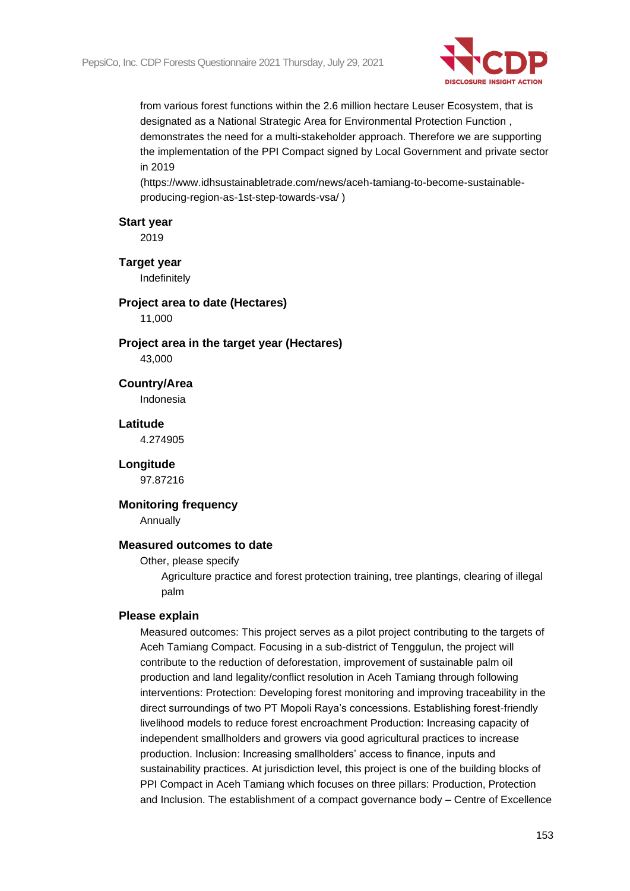from various forest functions within the 2.6 million hectare Leuser Ecosystem, that is designated as a National Strategic Area for Environmental Protection Function , demonstrates the need for a multi-stakeholder approach. Therefore we are supporting the implementation of the PPI Compact signed by Local Government and private sector in 2019 (https://www.idhsustainabletrade.com/news/aceh-tamiang-to-become-sustainable-producing-region-as-1st-step-towards-vsa/ )

**Start year**

2019

**Target year**

Indefinitely

**Project area to date (Hectares)**

11,000

**Project area in the target year (Hectares)**

43,000

**Country/Area**

Indonesia

**Latitude**

4.274905

**Longitude**

97.87216

**Monitoring frequency**

Annually

**Measured outcomes to date**

Other, please specify

Agriculture practice and forest protection training, tree plantings, clearing of illegal palm

**Please explain**

Measured outcomes: This project serves as a pilot project contributing to the targets of Aceh Tamiang Compact. Focusing in a sub-district of Tenggulun, the project will contribute to the reduction of deforestation, improvement of sustainable palm oil production and land legality/conflict resolution in Aceh Tamiang through following interventions: Protection: Developing forest monitoring and improving traceability in the direct surroundings of two PT Mopoli Raya's concessions. Establishing forest-friendly livelihood models to reduce forest encroachment Production: Increasing capacity of independent smallholders and growers via good agricultural practices to increase production. Inclusion: Increasing smallholders' access to finance, inputs and sustainability practices. At jurisdiction level, this project is one of the building blocks of PPI Compact in Aceh Tamiang which focuses on three pillars: Production, Protection and Inclusion. The establishment of a compact governance body – Centre of Excellence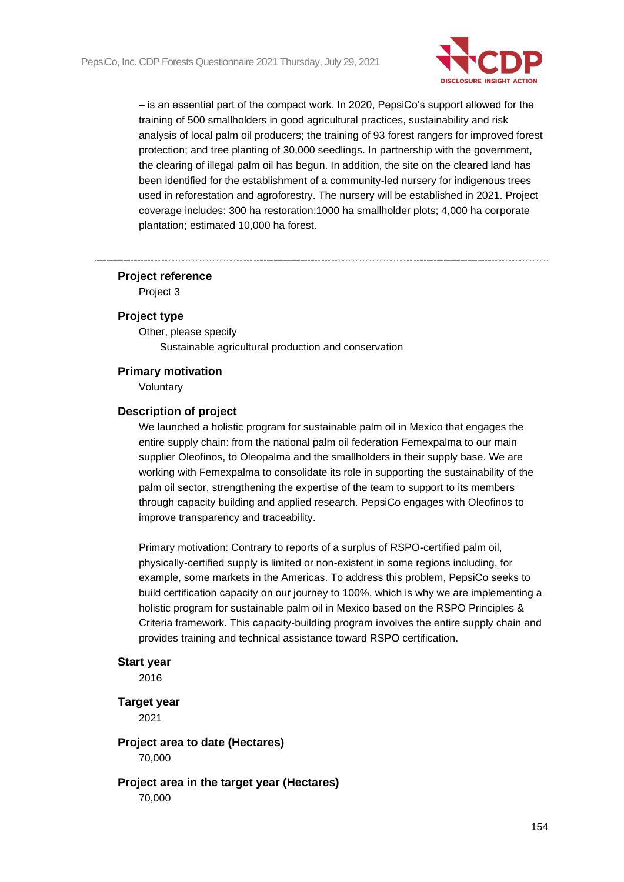– is an essential part of the compact work. In 2020, PepsiCo's support allowed for the training of 500 smallholders in good agricultural practices, sustainability and risk analysis of local palm oil producers; the training of 93 forest rangers for improved forest protection; and tree planting of 30,000 seedlings. In partnership with the government, the clearing of illegal palm oil has begun. In addition, the site on the cleared land has been identified for the establishment of a community-led nursery for indigenous trees used in reforestation and agroforestry. The nursery will be established in 2021. Project coverage includes: 300 ha restoration;1000 ha smallholder plots; 4,000 ha corporate plantation; estimated 10,000 ha forest.

---

**Project reference**

Project 3

**Project type**

Other, please specify

Sustainable agricultural production and conservation

**Primary motivation**

Voluntary

**Description of project**

We launched a holistic program for sustainable palm oil in Mexico that engages the entire supply chain: from the national palm oil federation Femexpalma to our main supplier Oleofinos, to Oleopalma and the smallholders in their supply base. We are working with Femexpalma to consolidate its role in supporting the sustainability of the palm oil sector, strengthening the expertise of the team to support to its members through capacity building and applied research. PepsiCo engages with Oleofinos to improve transparency and traceability.

Primary motivation: Contrary to reports of a surplus of RSPO-certified palm oil, physically-certified supply is limited or non-existent in some regions including, for example, some markets in the Americas. To address this problem, PepsiCo seeks to build certification capacity on our journey to 100%, which is why we are implementing a holistic program for sustainable palm oil in Mexico based on the RSPO Principles & Criteria framework. This capacity-building program involves the entire supply chain and provides training and technical assistance toward RSPO certification.

**Start year**

2016

**Target year**

2021

**Project area to date (Hectares)**

70,000

**Project area in the target year (Hectares)**

70,000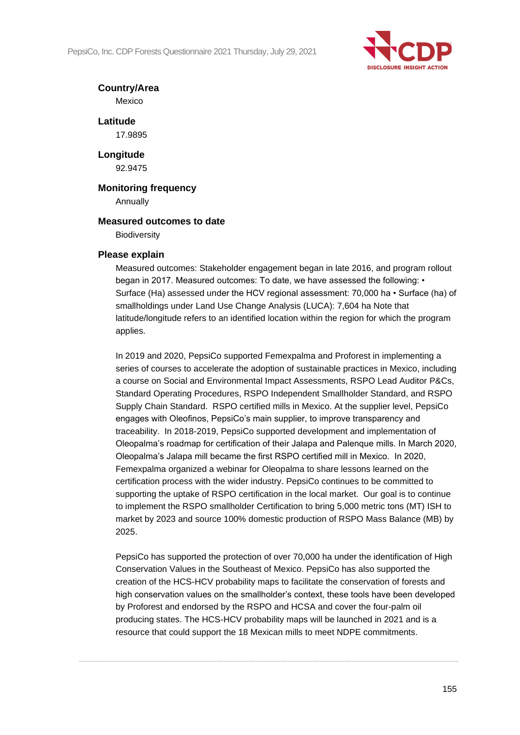**Country/Area**

Mexico

**Latitude**

17.9895

**Longitude**

92.9475

**Monitoring frequency**

Annually

**Measured outcomes to date**

Biodiversity

**Please explain**

Measured outcomes: Stakeholder engagement began in late 2016, and program rollout began in 2017. Measured outcomes: To date, we have assessed the following: • Surface (Ha) assessed under the HCV regional assessment: 70,000 ha • Surface (ha) of smallholdings under Land Use Change Analysis (LUCA): 7,604 ha Note that latitude/longitude refers to an identified location within the region for which the program applies.

In 2019 and 2020, PepsiCo supported Femexpalma and Proforest in implementing a series of courses to accelerate the adoption of sustainable practices in Mexico, including a course on Social and Environmental Impact Assessments, RSPO Lead Auditor P&Cs, Standard Operating Procedures, RSPO Independent Smallholder Standard, and RSPO Supply Chain Standard. RSPO certified mills in Mexico. At the supplier level, PepsiCo engages with Oleofinos, PepsiCo's main supplier, to improve transparency and traceability. In 2018-2019, PepsiCo supported development and implementation of Oleopalma's roadmap for certification of their Jalapa and Palenque mills. In March 2020, Oleopalma's Jalapa mill became the first RSPO certified mill in Mexico. In 2020, Femexpalma organized a webinar for Oleopalma to share lessons learned on the certification process with the wider industry. PepsiCo continues to be committed to supporting the uptake of RSPO certification in the local market. Our goal is to continue to implement the RSPO smallholder Certification to bring 5,000 metric tons (MT) ISH to market by 2023 and source 100% domestic production of RSPO Mass Balance (MB) by 2025.

PepsiCo has supported the protection of over 70,000 ha under the identification of High Conservation Values in the Southeast of Mexico. PepsiCo has also supported the creation of the HCS-HCV probability maps to facilitate the conservation of forests and high conservation values on the smallholder's context, these tools have been developed by Proforest and endorsed by the RSPO and HCSA and cover the four-palm oil producing states. The HCS-HCV probability maps will be launched in 2021 and is a resource that could support the 18 Mexican mills to meet NDPE commitments.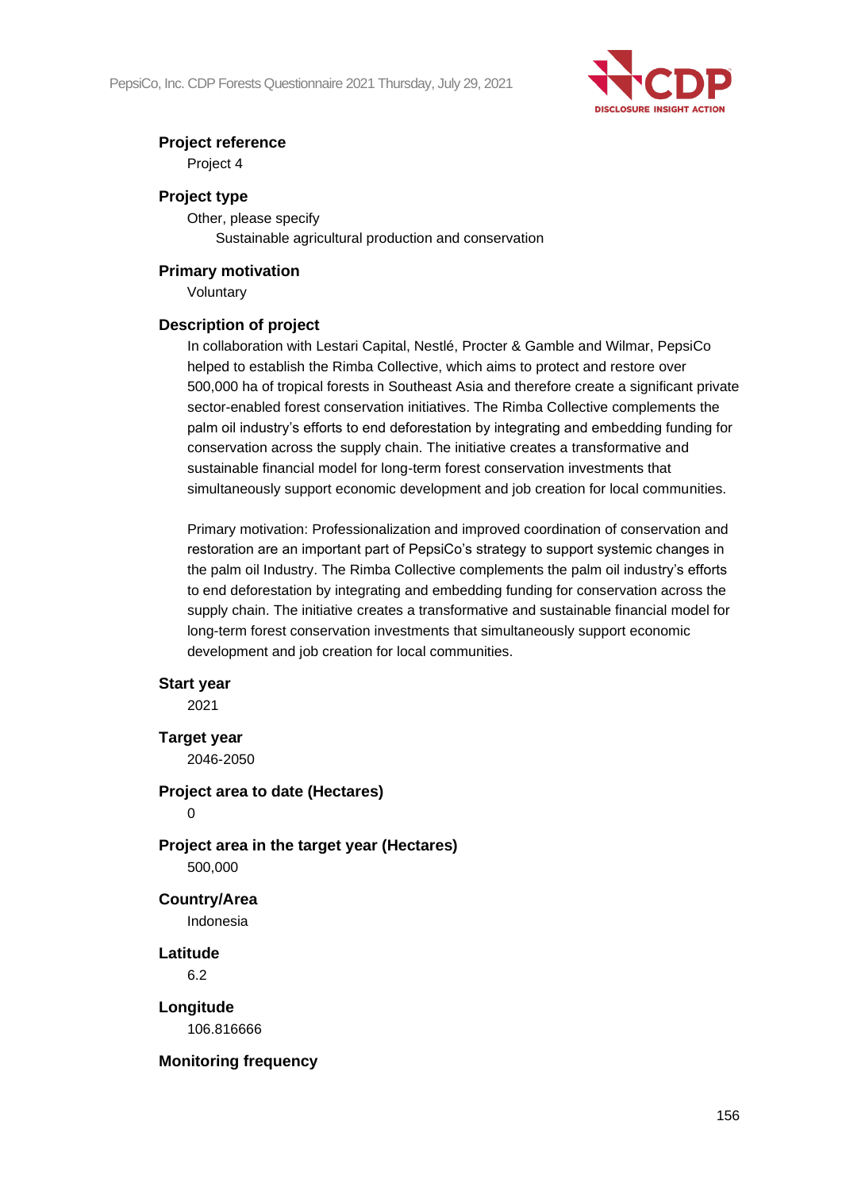**Project reference**

Project 4

**Project type**

Other, please specify

Sustainable agricultural production and conservation

**Primary motivation**

Voluntary

**Description of project**

In collaboration with Lestari Capital, Nestlé, Procter & Gamble and Wilmar, PepsiCo helped to establish the Rimba Collective, which aims to protect and restore over 500,000 ha of tropical forests in Southeast Asia and therefore create a significant private sector-enabled forest conservation initiatives. The Rimba Collective complements the palm oil industry's efforts to end deforestation by integrating and embedding funding for conservation across the supply chain. The initiative creates a transformative and sustainable financial model for long-term forest conservation investments that simultaneously support economic development and job creation for local communities.

Primary motivation: Professionalization and improved coordination of conservation and restoration are an important part of PepsiCo's strategy to support systemic changes in the palm oil Industry. The Rimba Collective complements the palm oil industry's efforts to end deforestation by integrating and embedding funding for conservation across the supply chain. The initiative creates a transformative and sustainable financial model for long-term forest conservation investments that simultaneously support economic development and job creation for local communities.

**Start year**

2021

**Target year**

2046-2050

**Project area to date (Hectares)**

0

**Project area in the target year (Hectares)**

500,000

**Country/Area**

Indonesia

**Latitude**

6.2

**Longitude**

106.816666

**Monitoring frequency**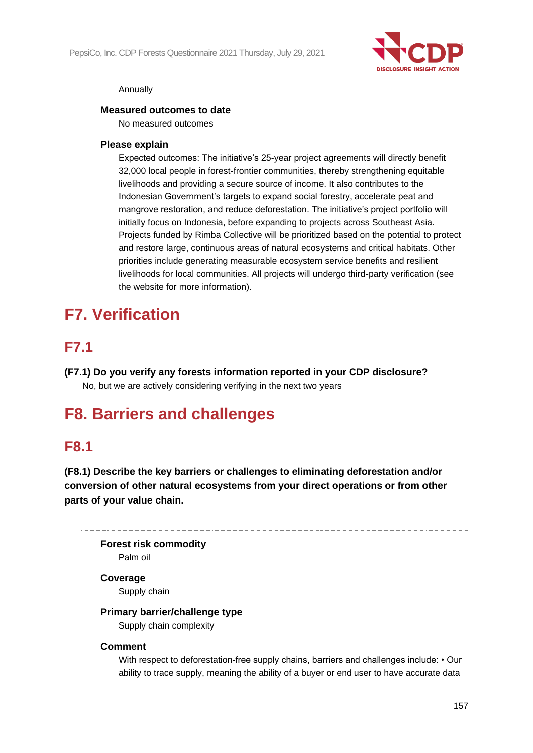Annually

**Measured outcomes to date**

No measured outcomes

**Please explain**

Expected outcomes: The initiative's 25-year project agreements will directly benefit 32,000 local people in forest-frontier communities, thereby strengthening equitable livelihoods and providing a secure source of income. It also contributes to the Indonesian Government's targets to expand social forestry, accelerate peat and mangrove restoration, and reduce deforestation. The initiative's project portfolio will initially focus on Indonesia, before expanding to projects across Southeast Asia. Projects funded by Rimba Collective will be prioritized based on the potential to protect and restore large, continuous areas of natural ecosystems and critical habitats. Other priorities include generating measurable ecosystem service benefits and resilient livelihoods for local communities. All projects will undergo third-party verification (see the website for more information).

# F7. Verification

## F7.1

**(F7.1) Do you verify any forests information reported in your CDP disclosure?**

No, but we are actively considering verifying in the next two years

# F8. Barriers and challenges

## F8.1

**(F8.1) Describe the key barriers or challenges to eliminating deforestation and/or conversion of other natural ecosystems from your direct operations or from other parts of your value chain.**

---

**Forest risk commodity**

Palm oil

**Coverage**

Supply chain

**Primary barrier/challenge type**

Supply chain complexity

**Comment**

With respect to deforestation-free supply chains, barriers and challenges include: • Our ability to trace supply, meaning the ability of a buyer or end user to have accurate data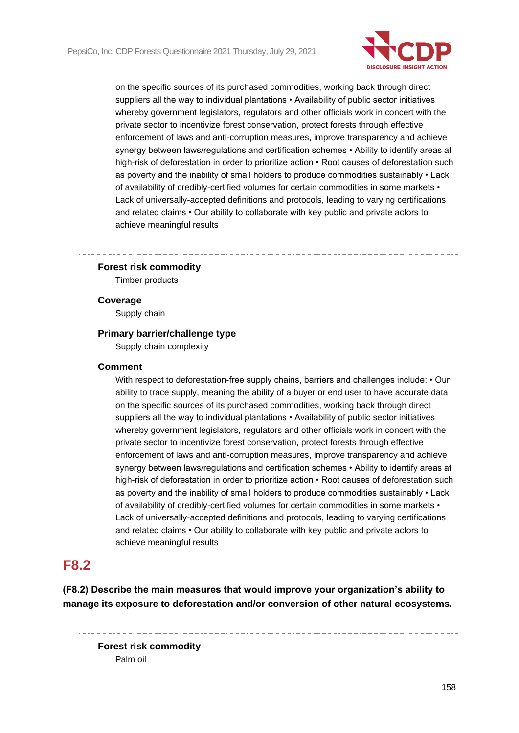on the specific sources of its purchased commodities, working back through direct suppliers all the way to individual plantations • Availability of public sector initiatives whereby government legislators, regulators and other officials work in concert with the private sector to incentivize forest conservation, protect forests through effective enforcement of laws and anti-corruption measures, improve transparency and achieve synergy between laws/regulations and certification schemes • Ability to identify areas at high-risk of deforestation in order to prioritize action • Root causes of deforestation such as poverty and the inability of small holders to produce commodities sustainably • Lack of availability of credibly-certified volumes for certain commodities in some markets • Lack of universally-accepted definitions and protocols, leading to varying certifications and related claims • Our ability to collaborate with key public and private actors to achieve meaningful results

---

**Forest risk commodity**

Timber products

**Coverage**

Supply chain

**Primary barrier/challenge type**

Supply chain complexity

**Comment**

With respect to deforestation-free supply chains, barriers and challenges include: • Our ability to trace supply, meaning the ability of a buyer or end user to have accurate data on the specific sources of its purchased commodities, working back through direct suppliers all the way to individual plantations • Availability of public sector initiatives whereby government legislators, regulators and other officials work in concert with the private sector to incentivize forest conservation, protect forests through effective enforcement of laws and anti-corruption measures, improve transparency and achieve synergy between laws/regulations and certification schemes • Ability to identify areas at high-risk of deforestation in order to prioritize action • Root causes of deforestation such as poverty and the inability of small holders to produce commodities sustainably • Lack of availability of credibly-certified volumes for certain commodities in some markets • Lack of universally-accepted definitions and protocols, leading to varying certifications and related claims • Our ability to collaborate with key public and private actors to achieve meaningful results

## F8.2

**(F8.2) Describe the main measures that would improve your organization's ability to manage its exposure to deforestation and/or conversion of other natural ecosystems.**

---

**Forest risk commodity**

Palm oil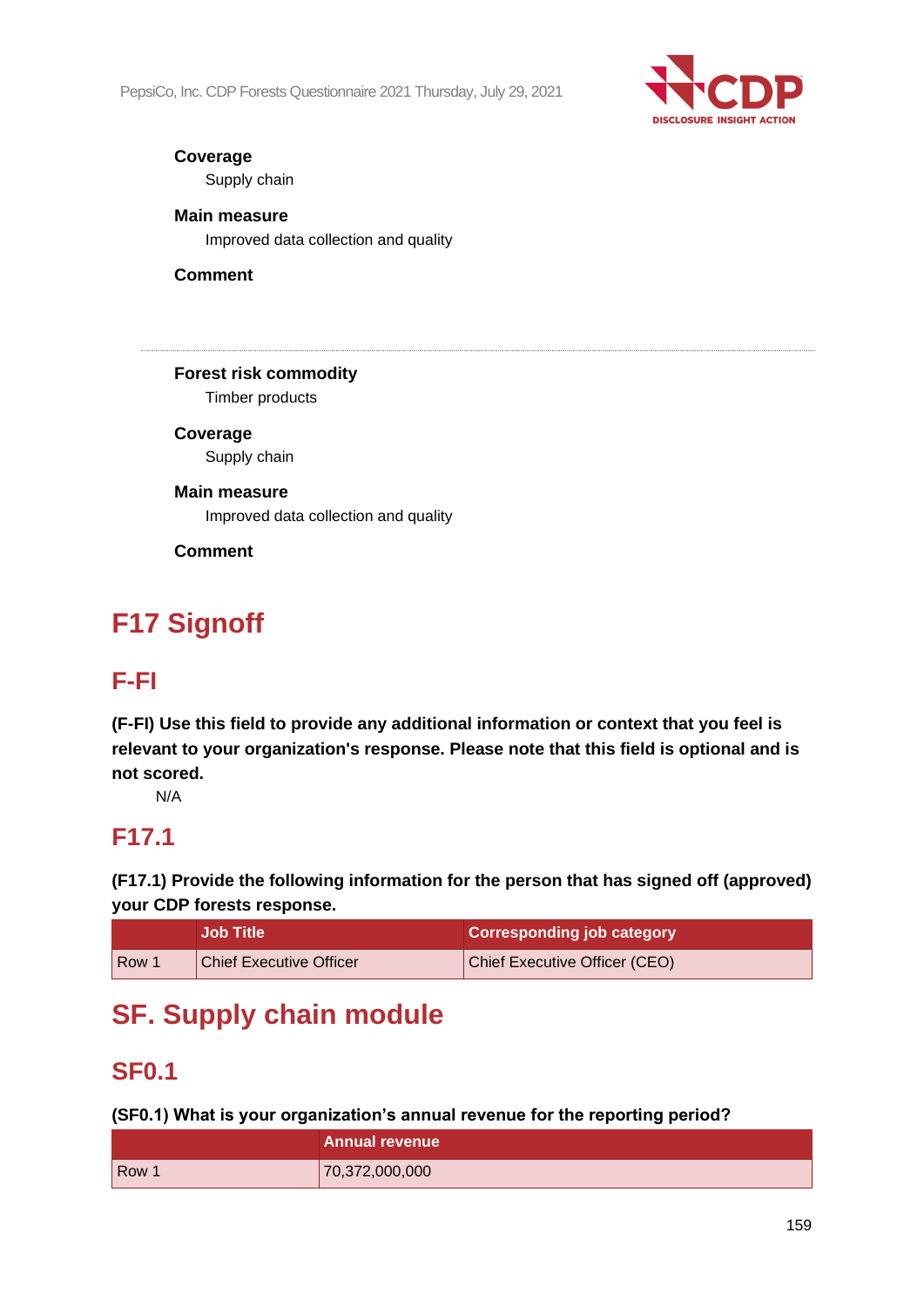**Coverage**

Supply chain

**Main measure**

Improved data collection and quality

**Comment**

---

**Forest risk commodity**

Timber products

**Coverage**

Supply chain

**Main measure**

Improved data collection and quality

**Comment**

# F17 Signoff

## F-FI

**(F-FI) Use this field to provide any additional information or context that you feel is relevant to your organization's response. Please note that this field is optional and is not scored.**

N/A

## F17.1

**(F17.1) Provide the following information for the person that has signed off (approved) your CDP forests response.**

| | Job Title | Corresponding job category |
|---|---|---|
| Row 1 | Chief Executive Officer | Chief Executive Officer (CEO) |

# SF. Supply chain module

## SF0.1

**(SF0.1) What is your organization's annual revenue for the reporting period?**

| | Annual revenue |
|---|---|
| Row 1 | 70,372,000,000 |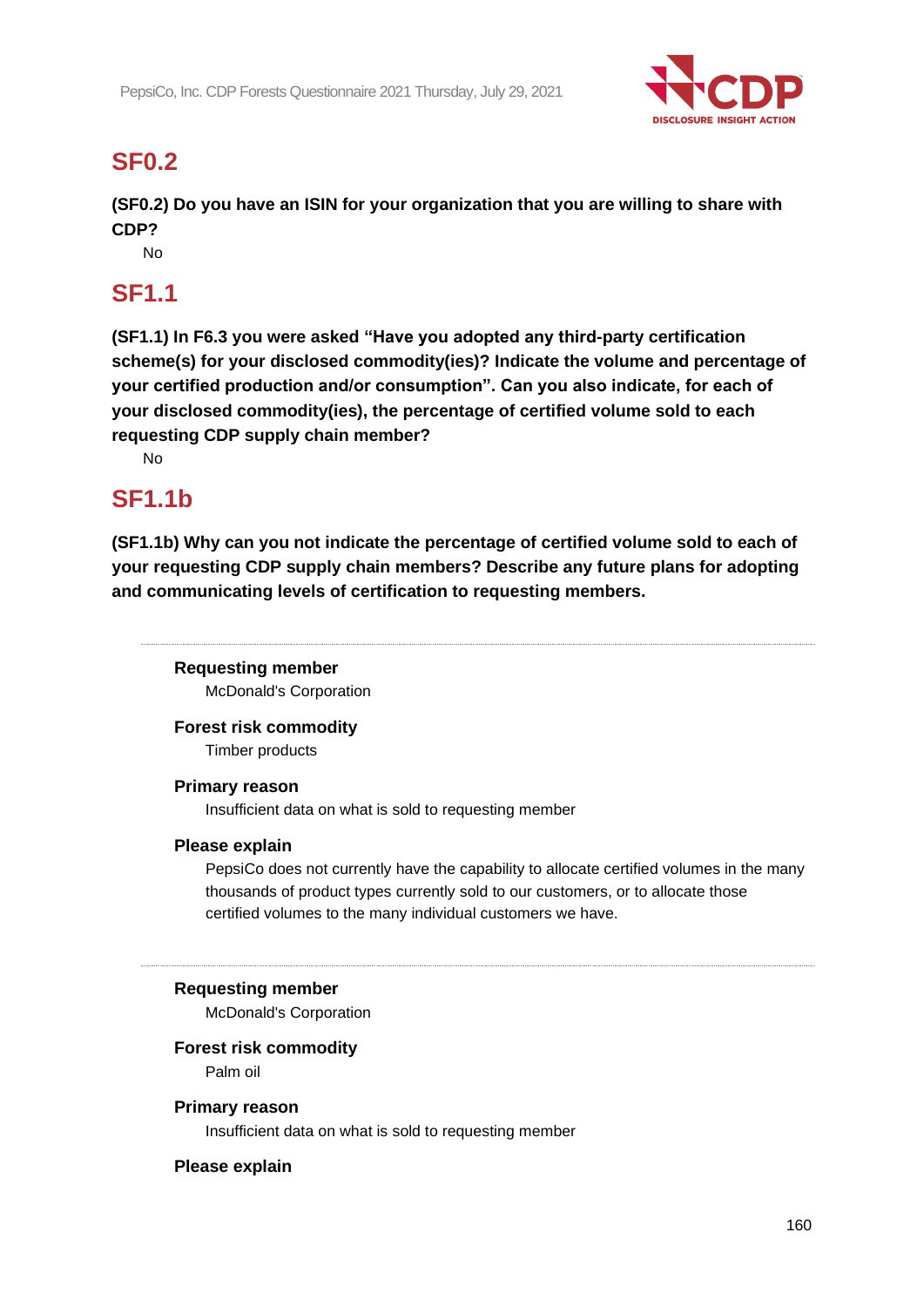## SF0.2

**(SF0.2) Do you have an ISIN for your organization that you are willing to share with CDP?**

No

## SF1.1

**(SF1.1) In F6.3 you were asked "Have you adopted any third-party certification scheme(s) for your disclosed commodity(ies)? Indicate the volume and percentage of your certified production and/or consumption". Can you also indicate, for each of your disclosed commodity(ies), the percentage of certified volume sold to each requesting CDP supply chain member?**

No

## SF1.1b

**(SF1.1b) Why can you not indicate the percentage of certified volume sold to each of your requesting CDP supply chain members? Describe any future plans for adopting and communicating levels of certification to requesting members.**

---

**Requesting member**

McDonald's Corporation

**Forest risk commodity**

Timber products

**Primary reason**

Insufficient data on what is sold to requesting member

**Please explain**

PepsiCo does not currently have the capability to allocate certified volumes in the many thousands of product types currently sold to our customers, or to allocate those certified volumes to the many individual customers we have.

---

**Requesting member**

McDonald's Corporation

**Forest risk commodity**

Palm oil

**Primary reason**

Insufficient data on what is sold to requesting member

**Please explain**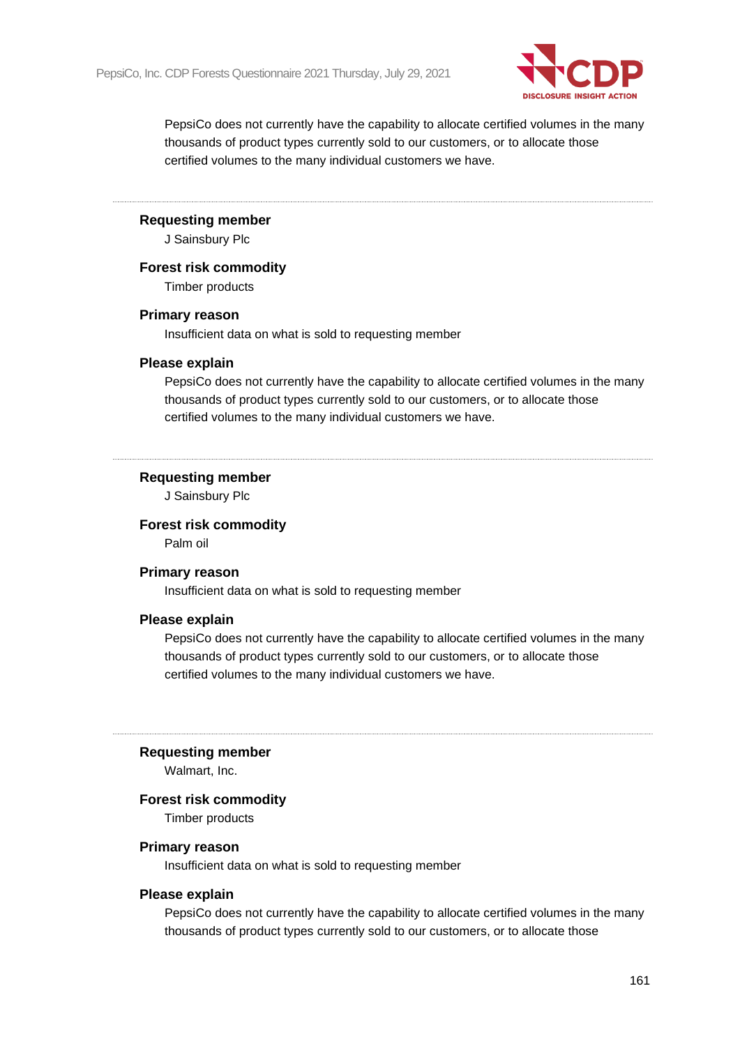PepsiCo does not currently have the capability to allocate certified volumes in the many thousands of product types currently sold to our customers, or to allocate those certified volumes to the many individual customers we have.

---

**Requesting member**

J Sainsbury Plc

**Forest risk commodity**

Timber products

**Primary reason**

Insufficient data on what is sold to requesting member

**Please explain**

PepsiCo does not currently have the capability to allocate certified volumes in the many thousands of product types currently sold to our customers, or to allocate those certified volumes to the many individual customers we have.

---

**Requesting member**

J Sainsbury Plc

**Forest risk commodity**

Palm oil

**Primary reason**

Insufficient data on what is sold to requesting member

**Please explain**

PepsiCo does not currently have the capability to allocate certified volumes in the many thousands of product types currently sold to our customers, or to allocate those certified volumes to the many individual customers we have.

---

**Requesting member**

Walmart, Inc.

**Forest risk commodity**

Timber products

**Primary reason**

Insufficient data on what is sold to requesting member

**Please explain**

PepsiCo does not currently have the capability to allocate certified volumes in the many thousands of product types currently sold to our customers, or to allocate those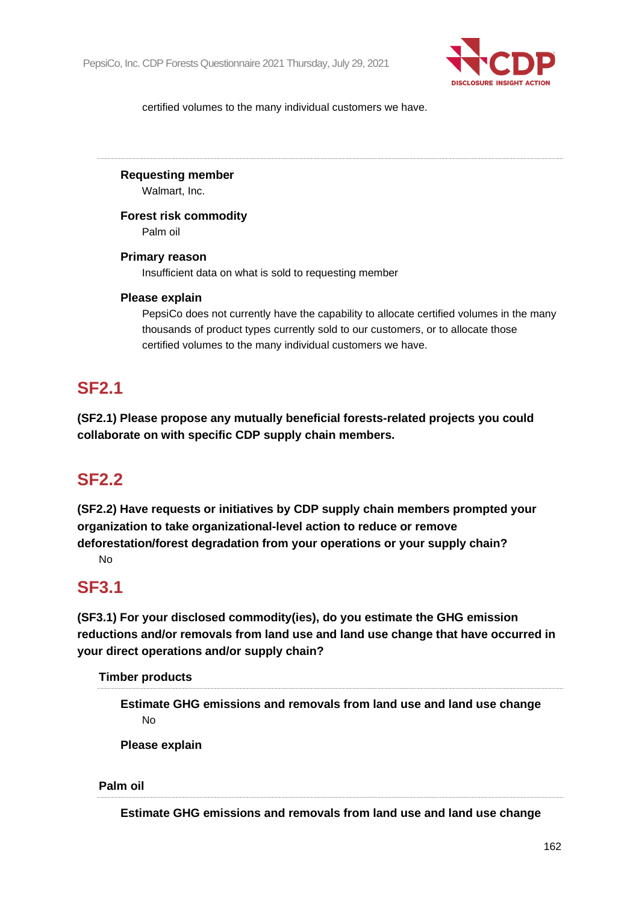certified volumes to the many individual customers we have.

---

**Requesting member**

Walmart, Inc.

**Forest risk commodity**

Palm oil

**Primary reason**

Insufficient data on what is sold to requesting member

**Please explain**

PepsiCo does not currently have the capability to allocate certified volumes in the many thousands of product types currently sold to our customers, or to allocate those certified volumes to the many individual customers we have.

## SF2.1

**(SF2.1) Please propose any mutually beneficial forests-related projects you could collaborate on with specific CDP supply chain members.**

## SF2.2

**(SF2.2) Have requests or initiatives by CDP supply chain members prompted your organization to take organizational-level action to reduce or remove deforestation/forest degradation from your operations or your supply chain?**

No

## SF3.1

**(SF3.1) For your disclosed commodity(ies), do you estimate the GHG emission reductions and/or removals from land use and land use change that have occurred in your direct operations and/or supply chain?**

**Timber products**

---

**Estimate GHG emissions and removals from land use and land use change**

No

**Please explain**

**Palm oil**

---

**Estimate GHG emissions and removals from land use and land use change**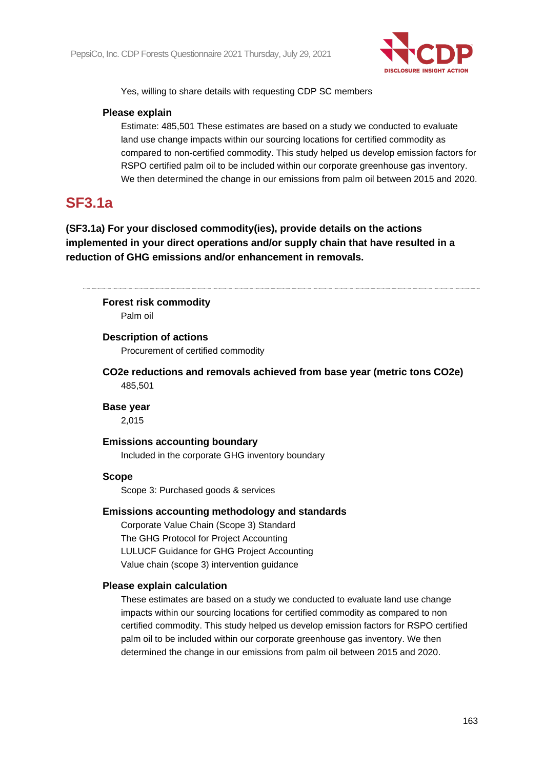Yes, willing to share details with requesting CDP SC members

**Please explain**

Estimate: 485,501 These estimates are based on a study we conducted to evaluate land use change impacts within our sourcing locations for certified commodity as compared to non-certified commodity. This study helped us develop emission factors for RSPO certified palm oil to be included within our corporate greenhouse gas inventory. We then determined the change in our emissions from palm oil between 2015 and 2020.

## SF3.1a

**(SF3.1a) For your disclosed commodity(ies), provide details on the actions implemented in your direct operations and/or supply chain that have resulted in a reduction of GHG emissions and/or enhancement in removals.**

---

**Forest risk commodity**

Palm oil

**Description of actions**

Procurement of certified commodity

**CO2e reductions and removals achieved from base year (metric tons CO2e)**

485,501

**Base year**

2,015

**Emissions accounting boundary**

Included in the corporate GHG inventory boundary

**Scope**

Scope 3: Purchased goods & services

**Emissions accounting methodology and standards**

Corporate Value Chain (Scope 3) Standard
The GHG Protocol for Project Accounting
LULUCF Guidance for GHG Project Accounting
Value chain (scope 3) intervention guidance

**Please explain calculation**

These estimates are based on a study we conducted to evaluate land use change impacts within our sourcing locations for certified commodity as compared to non certified commodity. This study helped us develop emission factors for RSPO certified palm oil to be included within our corporate greenhouse gas inventory. We then determined the change in our emissions from palm oil between 2015 and 2020.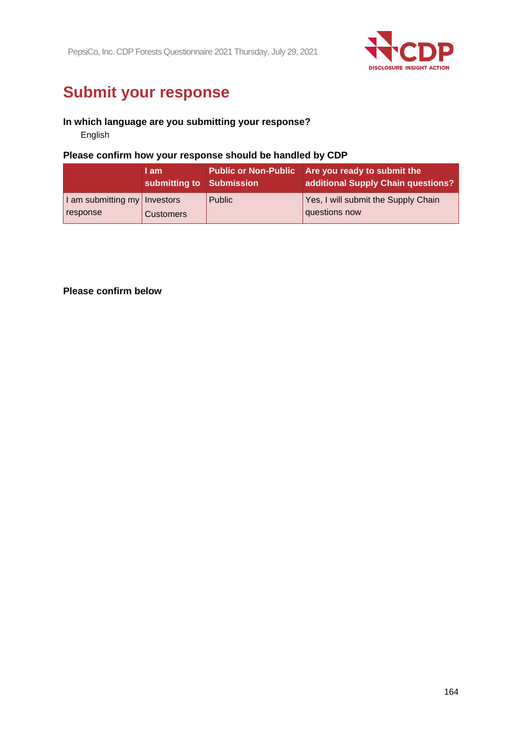# Submit your response

### In which language are you submitting your response?

English

### Please confirm how your response should be handled by CDP

| | I am submitting to | Public or Non-Public Submission | Are you ready to submit the additional Supply Chain questions? |
|---|---|---|---|
| I am submitting my response | Investors<br>Customers | Public | Yes, I will submit the Supply Chain questions now |

### Please confirm below